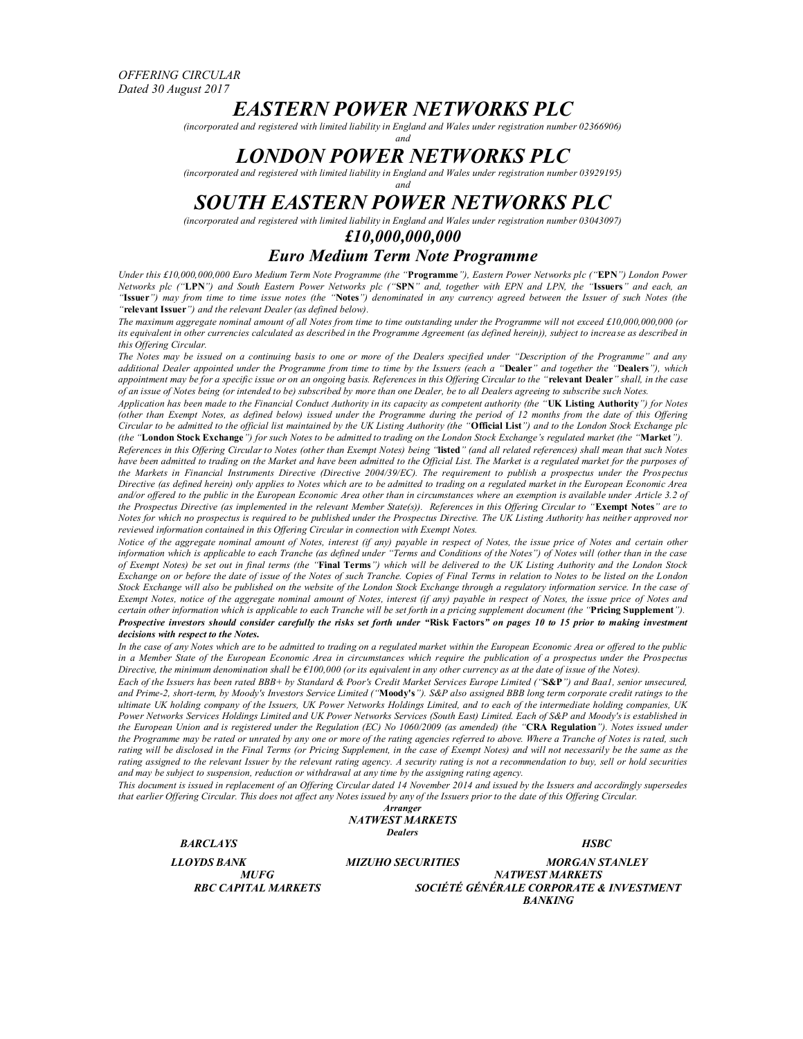*OFFERING CIRCULAR*
*Dated 30 August 2017*

# *EASTERN POWER NETWORKS PLC*

*(incorporated and registered with limited liability in England and Wales under registration number 02366906)*

*and*

# *LONDON POWER NETWORKS PLC*

*(incorporated and registered with limited liability in England and Wales under registration number 03929195)*

*and*

# *SOUTH EASTERN POWER NETWORKS PLC*

*(incorporated and registered with limited liability in England and Wales under registration number 03043097)*

## *£10,000,000,000*

## *Euro Medium Term Note Programme*

*Under this £10,000,000,000 Euro Medium Term Note Programme (the "***Programme***"), Eastern Power Networks plc ("***EPN***") London Power Networks plc ("***LPN***") and South Eastern Power Networks plc ("***SPN***" and, together with EPN and LPN, the "***Issuers***" and each, an "***Issuer***") may from time to time issue notes (the "***Notes***") denominated in any currency agreed between the Issuer of such Notes (the "***relevant Issuer***") and the relevant Dealer (as defined below).*

*The maximum aggregate nominal amount of all Notes from time to time outstanding under the Programme will not exceed £10,000,000,000 (or its equivalent in other currencies calculated as described in the Programme Agreement (as defined herein)), subject to increase as described in this Offering Circular.*

*The Notes may be issued on a continuing basis to one or more of the Dealers specified under "Description of the Programme" and any additional Dealer appointed under the Programme from time to time by the Issuers (each a "***Dealer***" and together the "***Dealers***"), which appointment may be for a specific issue or on an ongoing basis. References in this Offering Circular to the "***relevant Dealer***" shall, in the case of an issue of Notes being (or intended to be) subscribed by more than one Dealer, be to all Dealers agreeing to subscribe such Notes.*

*Application has been made to the Financial Conduct Authority in its capacity as competent authority (the "***UK Listing Authority***") for Notes (other than Exempt Notes, as defined below) issued under the Programme during the period of 12 months from the date of this Offering Circular to be admitted to the official list maintained by the UK Listing Authority (the "***Official List***") and to the London Stock Exchange plc (the "***London Stock Exchange***") for such Notes to be admitted to trading on the London Stock Exchange's regulated market (the "***Market***").*

*References in this Offering Circular to Notes (other than Exempt Notes) being "***listed***" (and all related references) shall mean that such Notes have been admitted to trading on the Market and have been admitted to the Official List. The Market is a regulated market for the purposes of the Markets in Financial Instruments Directive (Directive 2004/39/EC). The requirement to publish a prospectus under the Prospectus Directive (as defined herein) only applies to Notes which are to be admitted to trading on a regulated market in the European Economic Area and/or offered to the public in the European Economic Area other than in circumstances where an exemption is available under Article 3.2 of the Prospectus Directive (as implemented in the relevant Member State(s)). References in this Offering Circular to "***Exempt Notes***" are to Notes for which no prospectus is required to be published under the Prospectus Directive. The UK Listing Authority has neither approved nor reviewed information contained in this Offering Circular in connection with Exempt Notes.*

*Notice of the aggregate nominal amount of Notes, interest (if any) payable in respect of Notes, the issue price of Notes and certain other information which is applicable to each Tranche (as defined under "Terms and Conditions of the Notes") of Notes will (other than in the case of Exempt Notes) be set out in final terms (the "***Final Terms***") which will be delivered to the UK Listing Authority and the London Stock Exchange on or before the date of issue of the Notes of such Tranche. Copies of Final Terms in relation to Notes to be listed on the London Stock Exchange will also be published on the website of the London Stock Exchange through a regulatory information service. In the case of Exempt Notes, notice of the aggregate nominal amount of Notes, interest (if any) payable in respect of Notes, the issue price of Notes and certain other information which is applicable to each Tranche will be set forth in a pricing supplement document (the "***Pricing Supplement***").*

***Prospective investors should consider carefully the risks set forth under "Risk Factors" on pages 10 to 15 prior to making investment decisions with respect to the Notes.***

*In the case of any Notes which are to be admitted to trading on a regulated market within the European Economic Area or offered to the public in a Member State of the European Economic Area in circumstances which require the publication of a prospectus under the Prospectus Directive, the minimum denomination shall be €100,000 (or its equivalent in any other currency as at the date of issue of the Notes).*

*Each of the Issuers has been rated BBB+ by Standard & Poor's Credit Market Services Europe Limited ("***S&P***") and Baa1, senior unsecured, and Prime-2, short-term, by Moody's Investors Service Limited ("***Moody's***"). S&P also assigned BBB long term corporate credit ratings to the ultimate UK holding company of the Issuers, UK Power Networks Holdings Limited, and to each of the intermediate holding companies, UK Power Networks Services Holdings Limited and UK Power Networks Services (South East) Limited. Each of S&P and Moody's is established in the European Union and is registered under the Regulation (EC) No 1060/2009 (as amended) (the "***CRA Regulation***"). Notes issued under the Programme may be rated or unrated by any one or more of the rating agencies referred to above. Where a Tranche of Notes is rated, such rating will be disclosed in the Final Terms (or Pricing Supplement, in the case of Exempt Notes) and will not necessarily be the same as the rating assigned to the relevant Issuer by the relevant rating agency. A security rating is not a recommendation to buy, sell or hold securities and may be subject to suspension, reduction or withdrawal at any time by the assigning rating agency.*

*This document is issued in replacement of an Offering Circular dated 14 November 2014 and issued by the Issuers and accordingly supersedes that earlier Offering Circular. This does not affect any Notes issued by any of the Issuers prior to the date of this Offering Circular.*

***Arranger***

***NATWEST MARKETS***

***Dealers***

***BARCLAYS*** | ***HSBC***

***LLOYDS BANK*** | ***MIZUHO SECURITIES*** | ***MORGAN STANLEY***

***MUFG*** | ***NATWEST MARKETS***

***RBC CAPITAL MARKETS*** | ***SOCIÉTÉ GÉNÉRALE CORPORATE & INVESTMENT BANKING***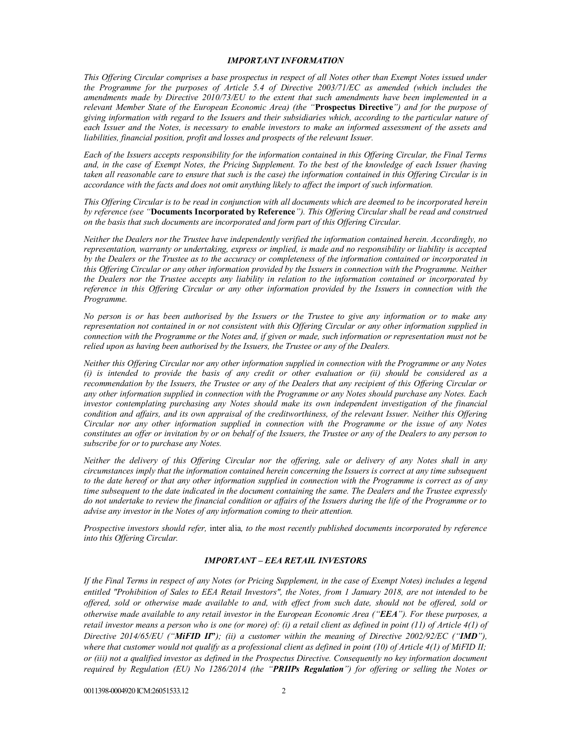### *IMPORTANT INFORMATION*

*This Offering Circular comprises a base prospectus in respect of all Notes other than Exempt Notes issued under the Programme for the purposes of Article 5.4 of Directive 2003/71/EC as amended (which includes the amendments made by Directive 2010/73/EU to the extent that such amendments have been implemented in a relevant Member State of the European Economic Area) (the "***Prospectus Directive***") and for the purpose of giving information with regard to the Issuers and their subsidiaries which, according to the particular nature of each Issuer and the Notes, is necessary to enable investors to make an informed assessment of the assets and liabilities, financial position, profit and losses and prospects of the relevant Issuer.*

*Each of the Issuers accepts responsibility for the information contained in this Offering Circular, the Final Terms and, in the case of Exempt Notes, the Pricing Supplement. To the best of the knowledge of each Issuer (having taken all reasonable care to ensure that such is the case) the information contained in this Offering Circular is in accordance with the facts and does not omit anything likely to affect the import of such information.*

*This Offering Circular is to be read in conjunction with all documents which are deemed to be incorporated herein by reference (see "***Documents Incorporated by Reference***"). This Offering Circular shall be read and construed on the basis that such documents are incorporated and form part of this Offering Circular.*

*Neither the Dealers nor the Trustee have independently verified the information contained herein. Accordingly, no representation, warranty or undertaking, express or implied, is made and no responsibility or liability is accepted by the Dealers or the Trustee as to the accuracy or completeness of the information contained or incorporated in this Offering Circular or any other information provided by the Issuers in connection with the Programme. Neither the Dealers nor the Trustee accepts any liability in relation to the information contained or incorporated by reference in this Offering Circular or any other information provided by the Issuers in connection with the Programme.*

*No person is or has been authorised by the Issuers or the Trustee to give any information or to make any representation not contained in or not consistent with this Offering Circular or any other information supplied in connection with the Programme or the Notes and, if given or made, such information or representation must not be relied upon as having been authorised by the Issuers, the Trustee or any of the Dealers.*

*Neither this Offering Circular nor any other information supplied in connection with the Programme or any Notes (i) is intended to provide the basis of any credit or other evaluation or (ii) should be considered as a recommendation by the Issuers, the Trustee or any of the Dealers that any recipient of this Offering Circular or any other information supplied in connection with the Programme or any Notes should purchase any Notes. Each investor contemplating purchasing any Notes should make its own independent investigation of the financial condition and affairs, and its own appraisal of the creditworthiness, of the relevant Issuer. Neither this Offering Circular nor any other information supplied in connection with the Programme or the issue of any Notes constitutes an offer or invitation by or on behalf of the Issuers, the Trustee or any of the Dealers to any person to subscribe for or to purchase any Notes.*

*Neither the delivery of this Offering Circular nor the offering, sale or delivery of any Notes shall in any circumstances imply that the information contained herein concerning the Issuers is correct at any time subsequent to the date hereof or that any other information supplied in connection with the Programme is correct as of any time subsequent to the date indicated in the document containing the same. The Dealers and the Trustee expressly do not undertake to review the financial condition or affairs of the Issuers during the life of the Programme or to advise any investor in the Notes of any information coming to their attention.*

*Prospective investors should refer,* inter alia*, to the most recently published documents incorporated by reference into this Offering Circular.*

### *IMPORTANT – EEA RETAIL INVESTORS*

*If the Final Terms in respect of any Notes (or Pricing Supplement, in the case of Exempt Notes) includes a legend entitled "Prohibition of Sales to EEA Retail Investors", the Notes, from 1 January 2018, are not intended to be offered, sold or otherwise made available to and, with effect from such date, should not be offered, sold or otherwise made available to any retail investor in the European Economic Area ("***EEA***"). For these purposes, a retail investor means a person who is one (or more) of: (i) a retail client as defined in point (11) of Article 4(1) of Directive 2014/65/EU ("***MiFID II***"); (ii) a customer within the meaning of Directive 2002/92/EC ("***IMD***"), where that customer would not qualify as a professional client as defined in point (10) of Article 4(1) of MiFID II; or (iii) not a qualified investor as defined in the Prospectus Directive. Consequently no key information document required by Regulation (EU) No 1286/2014 (the "***PRIIPs Regulation***") for offering or selling the Notes or*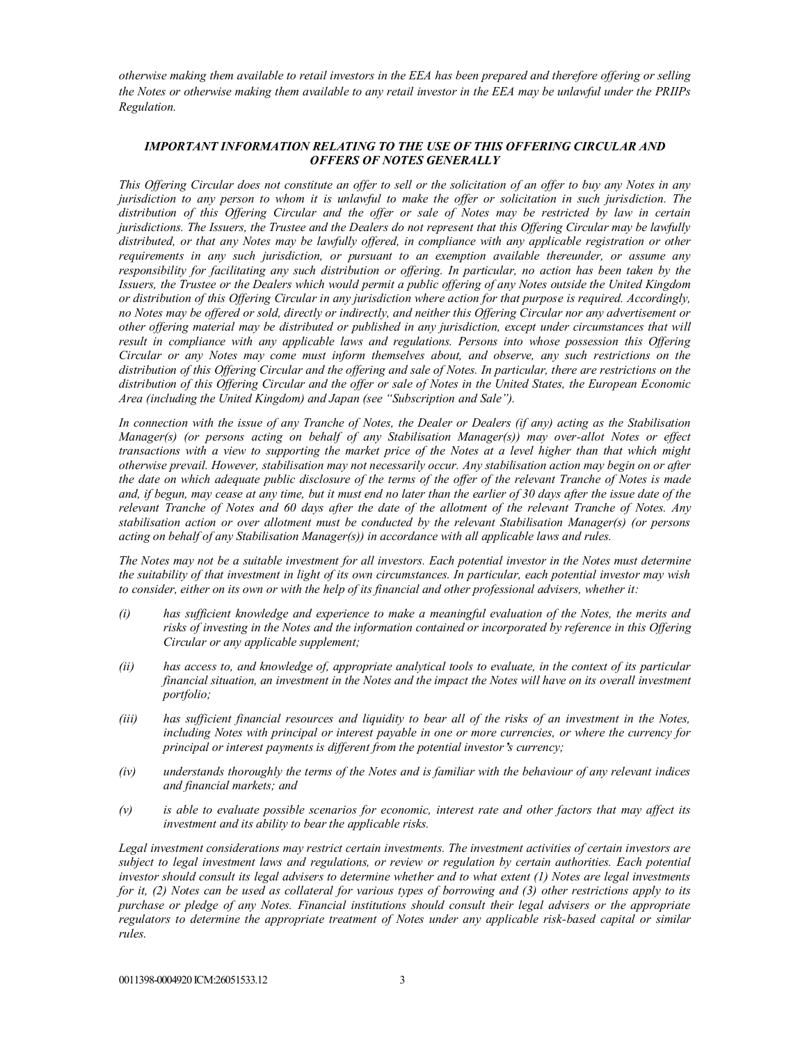*otherwise making them available to retail investors in the EEA has been prepared and therefore offering or selling the Notes or otherwise making them available to any retail investor in the EEA may be unlawful under the PRIIPs Regulation.*

### *IMPORTANT INFORMATION RELATING TO THE USE OF THIS OFFERING CIRCULAR AND OFFERS OF NOTES GENERALLY*

*This Offering Circular does not constitute an offer to sell or the solicitation of an offer to buy any Notes in any jurisdiction to any person to whom it is unlawful to make the offer or solicitation in such jurisdiction. The distribution of this Offering Circular and the offer or sale of Notes may be restricted by law in certain jurisdictions. The Issuers, the Trustee and the Dealers do not represent that this Offering Circular may be lawfully distributed, or that any Notes may be lawfully offered, in compliance with any applicable registration or other requirements in any such jurisdiction, or pursuant to an exemption available thereunder, or assume any responsibility for facilitating any such distribution or offering. In particular, no action has been taken by the Issuers, the Trustee or the Dealers which would permit a public offering of any Notes outside the United Kingdom or distribution of this Offering Circular in any jurisdiction where action for that purpose is required. Accordingly, no Notes may be offered or sold, directly or indirectly, and neither this Offering Circular nor any advertisement or other offering material may be distributed or published in any jurisdiction, except under circumstances that will result in compliance with any applicable laws and regulations. Persons into whose possession this Offering Circular or any Notes may come must inform themselves about, and observe, any such restrictions on the distribution of this Offering Circular and the offering and sale of Notes. In particular, there are restrictions on the distribution of this Offering Circular and the offer or sale of Notes in the United States, the European Economic Area (including the United Kingdom) and Japan (see "Subscription and Sale").*

*In connection with the issue of any Tranche of Notes, the Dealer or Dealers (if any) acting as the Stabilisation Manager(s) (or persons acting on behalf of any Stabilisation Manager(s)) may over-allot Notes or effect transactions with a view to supporting the market price of the Notes at a level higher than that which might otherwise prevail. However, stabilisation may not necessarily occur. Any stabilisation action may begin on or after the date on which adequate public disclosure of the terms of the offer of the relevant Tranche of Notes is made and, if begun, may cease at any time, but it must end no later than the earlier of 30 days after the issue date of the relevant Tranche of Notes and 60 days after the date of the allotment of the relevant Tranche of Notes. Any stabilisation action or over allotment must be conducted by the relevant Stabilisation Manager(s) (or persons acting on behalf of any Stabilisation Manager(s)) in accordance with all applicable laws and rules.*

*The Notes may not be a suitable investment for all investors. Each potential investor in the Notes must determine the suitability of that investment in light of its own circumstances. In particular, each potential investor may wish to consider, either on its own or with the help of its financial and other professional advisers, whether it:*

- *(i) has sufficient knowledge and experience to make a meaningful evaluation of the Notes, the merits and risks of investing in the Notes and the information contained or incorporated by reference in this Offering Circular or any applicable supplement;*
- *(ii) has access to, and knowledge of, appropriate analytical tools to evaluate, in the context of its particular financial situation, an investment in the Notes and the impact the Notes will have on its overall investment portfolio;*
- *(iii) has sufficient financial resources and liquidity to bear all of the risks of an investment in the Notes, including Notes with principal or interest payable in one or more currencies, or where the currency for principal or interest payments is different from the potential investor's currency;*
- *(iv) understands thoroughly the terms of the Notes and is familiar with the behaviour of any relevant indices and financial markets; and*
- *(v) is able to evaluate possible scenarios for economic, interest rate and other factors that may affect its investment and its ability to bear the applicable risks.*

*Legal investment considerations may restrict certain investments. The investment activities of certain investors are subject to legal investment laws and regulations, or review or regulation by certain authorities. Each potential investor should consult its legal advisers to determine whether and to what extent (1) Notes are legal investments for it, (2) Notes can be used as collateral for various types of borrowing and (3) other restrictions apply to its purchase or pledge of any Notes. Financial institutions should consult their legal advisers or the appropriate regulators to determine the appropriate treatment of Notes under any applicable risk-based capital or similar rules.*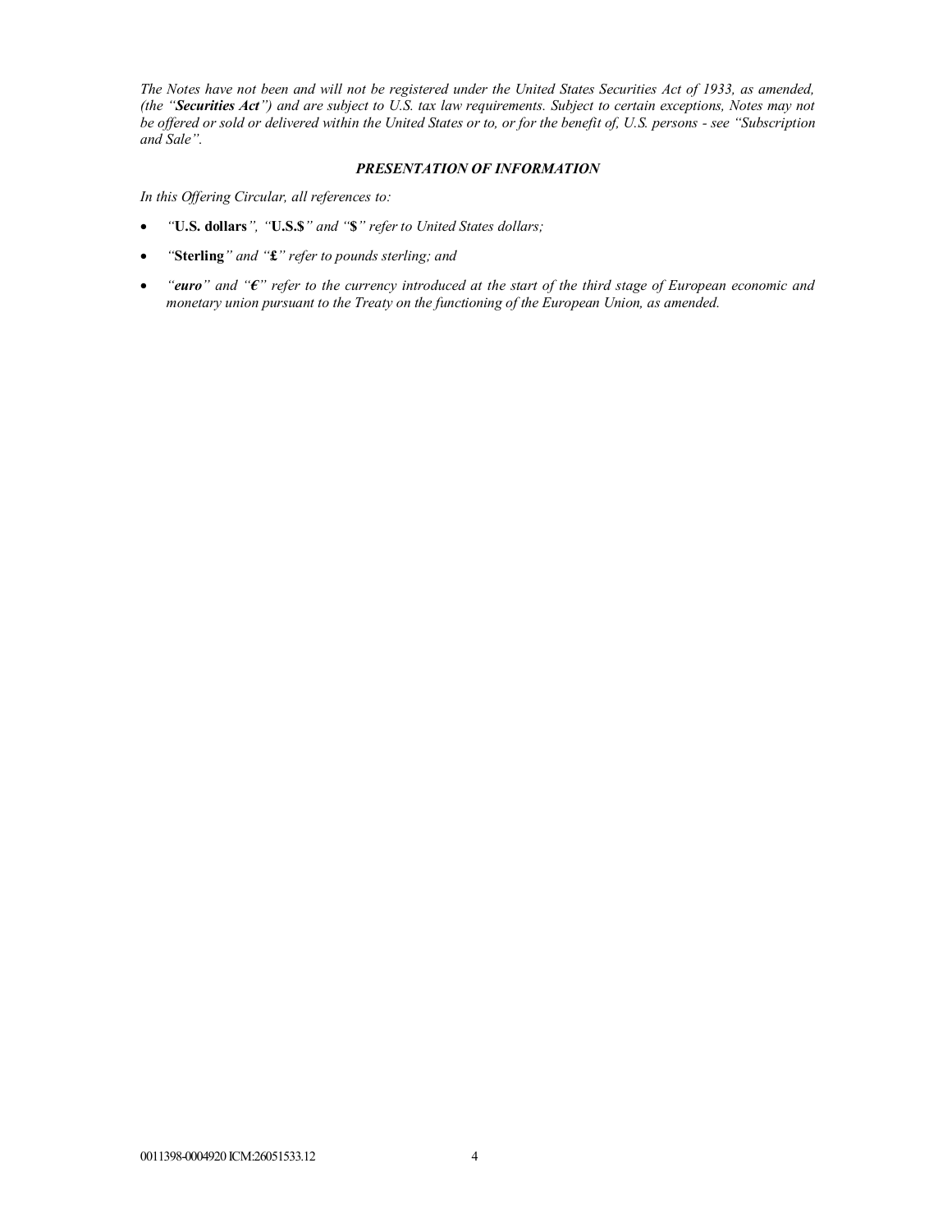*The Notes have not been and will not be registered under the United States Securities Act of 1933, as amended, (the "**Securities Act**") and are subject to U.S. tax law requirements. Subject to certain exceptions, Notes may not be offered or sold or delivered within the United States or to, or for the benefit of, U.S. persons - see "Subscription and Sale".*

### *PRESENTATION OF INFORMATION*

*In this Offering Circular, all references to:*

- *"***U.S. dollars***", "***U.S.$***" and "***$***" refer to United States dollars;*
- *"***Sterling***" and "***£***" refer to pounds sterling; and*
- *"**euro**" and "**€**" refer to the currency introduced at the start of the third stage of European economic and monetary union pursuant to the Treaty on the functioning of the European Union, as amended.*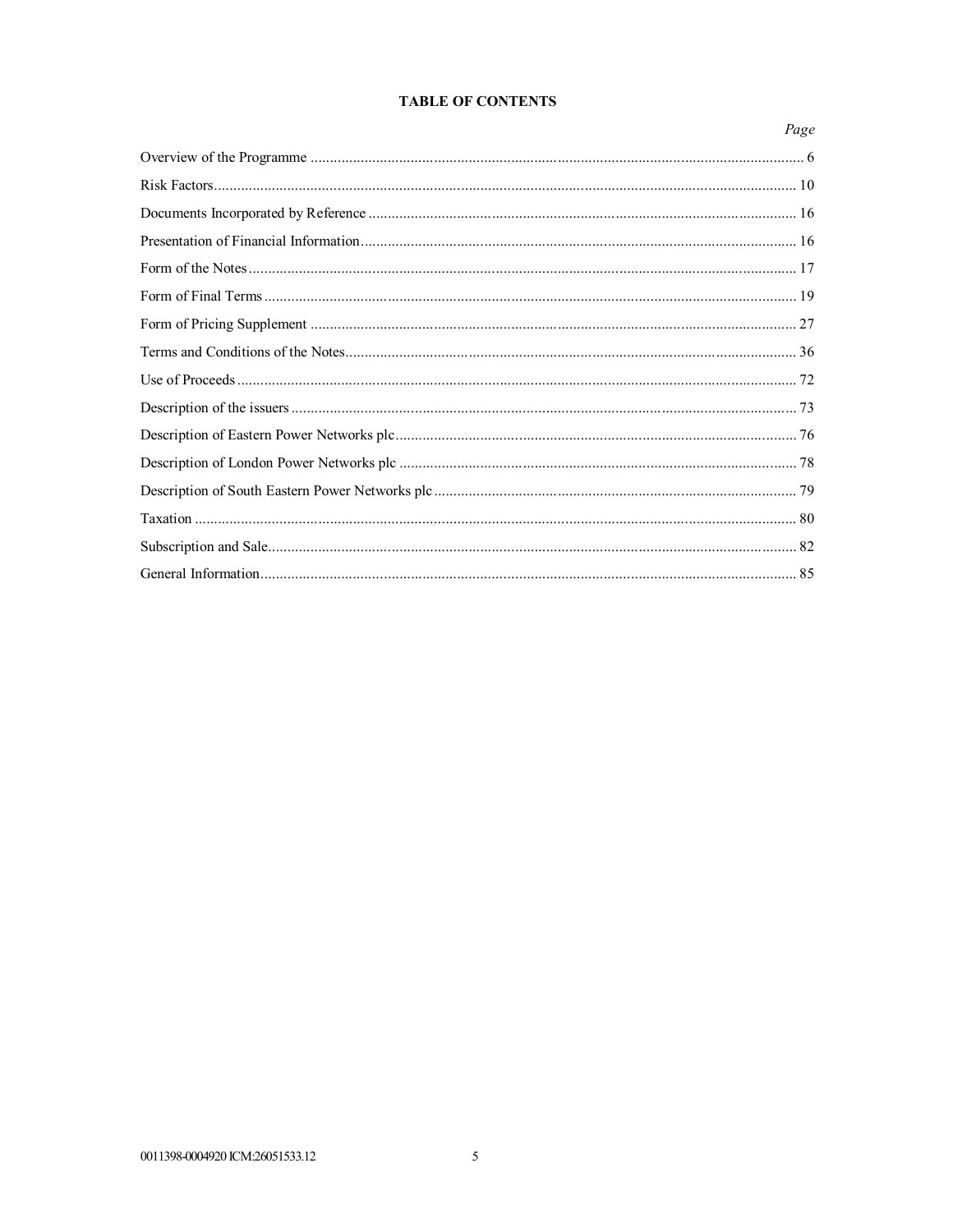# TABLE OF CONTENTS

| | *Page* |
|---|---|
| Overview of the Programme | 6 |
| Risk Factors | 10 |
| Documents Incorporated by Reference | 16 |
| Presentation of Financial Information | 16 |
| Form of the Notes | 17 |
| Form of Final Terms | 19 |
| Form of Pricing Supplement | 27 |
| Terms and Conditions of the Notes | 36 |
| Use of Proceeds | 72 |
| Description of the issuers | 73 |
| Description of Eastern Power Networks plc | 76 |
| Description of London Power Networks plc | 78 |
| Description of South Eastern Power Networks plc | 79 |
| Taxation | 80 |
| Subscription and Sale | 82 |
| General Information | 85 |

0011398-0004920 ICM:26051533.12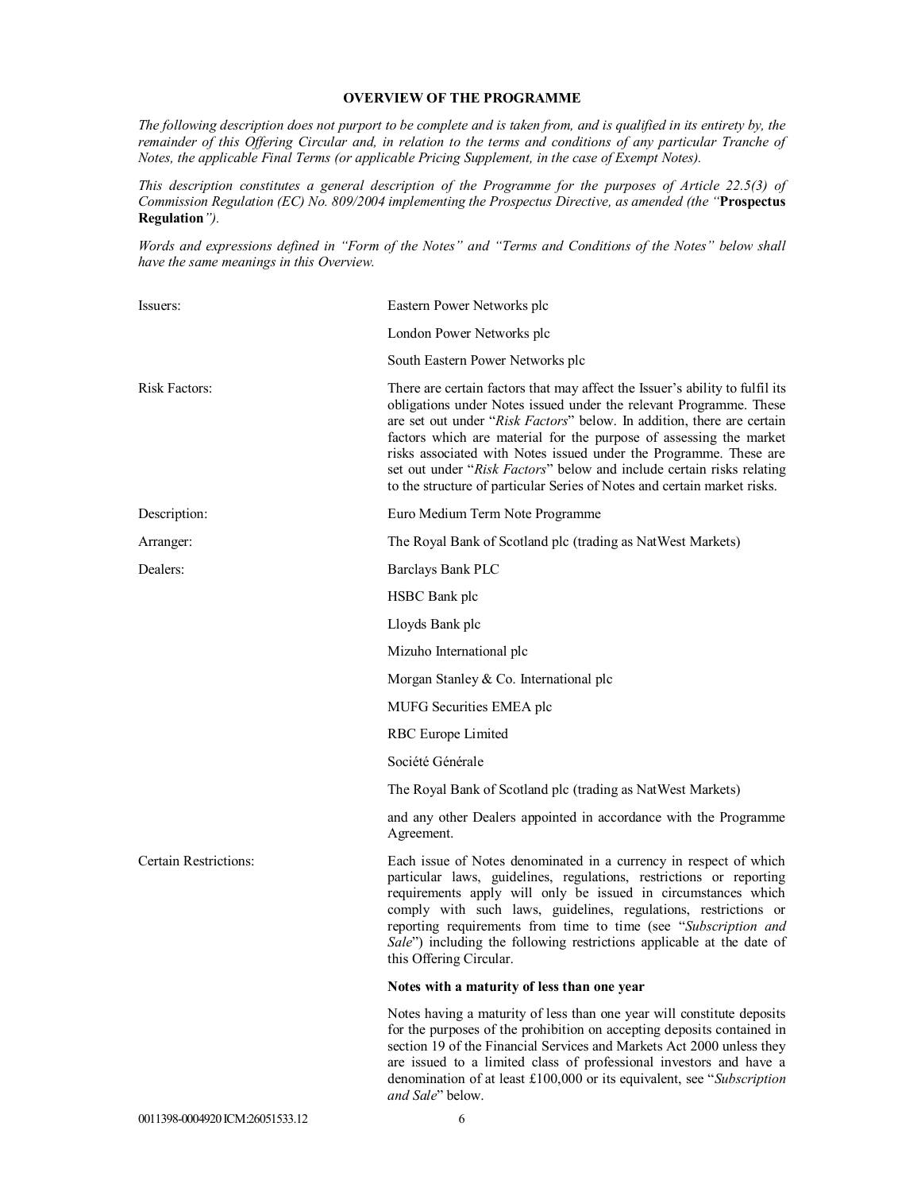## OVERVIEW OF THE PROGRAMME

*The following description does not purport to be complete and is taken from, and is qualified in its entirety by, the remainder of this Offering Circular and, in relation to the terms and conditions of any particular Tranche of Notes, the applicable Final Terms (or applicable Pricing Supplement, in the case of Exempt Notes).*

*This description constitutes a general description of the Programme for the purposes of Article 22.5(3) of Commission Regulation (EC) No. 809/2004 implementing the Prospectus Directive, as amended (the "***Prospectus Regulation***").*

*Words and expressions defined in "Form of the Notes" and "Terms and Conditions of the Notes" below shall have the same meanings in this Overview.*

| | |
|---|---|
| Issuers: | Eastern Power Networks plc<br><br>London Power Networks plc<br><br>South Eastern Power Networks plc |
| Risk Factors: | There are certain factors that may affect the Issuer's ability to fulfil its obligations under Notes issued under the relevant Programme. These are set out under "*Risk Factors*" below. In addition, there are certain factors which are material for the purpose of assessing the market risks associated with Notes issued under the Programme. These are set out under "*Risk Factors*" below and include certain risks relating to the structure of particular Series of Notes and certain market risks. |
| Description: | Euro Medium Term Note Programme |
| Arranger: | The Royal Bank of Scotland plc (trading as NatWest Markets) |
| Dealers: | Barclays Bank PLC<br><br>HSBC Bank plc<br><br>Lloyds Bank plc<br><br>Mizuho International plc<br><br>Morgan Stanley & Co. International plc<br><br>MUFG Securities EMEA plc<br><br>RBC Europe Limited<br><br>Société Générale<br><br>The Royal Bank of Scotland plc (trading as NatWest Markets)<br><br>and any other Dealers appointed in accordance with the Programme Agreement. |
| Certain Restrictions: | Each issue of Notes denominated in a currency in respect of which particular laws, guidelines, regulations, restrictions or reporting requirements apply will only be issued in circumstances which comply with such laws, guidelines, regulations, restrictions or reporting requirements from time to time (see "*Subscription and Sale*") including the following restrictions applicable at the date of this Offering Circular.<br><br>**Notes with a maturity of less than one year**<br><br>Notes having a maturity of less than one year will constitute deposits for the purposes of the prohibition on accepting deposits contained in section 19 of the Financial Services and Markets Act 2000 unless they are issued to a limited class of professional investors and have a denomination of at least £100,000 or its equivalent, see "*Subscription and Sale*" below. |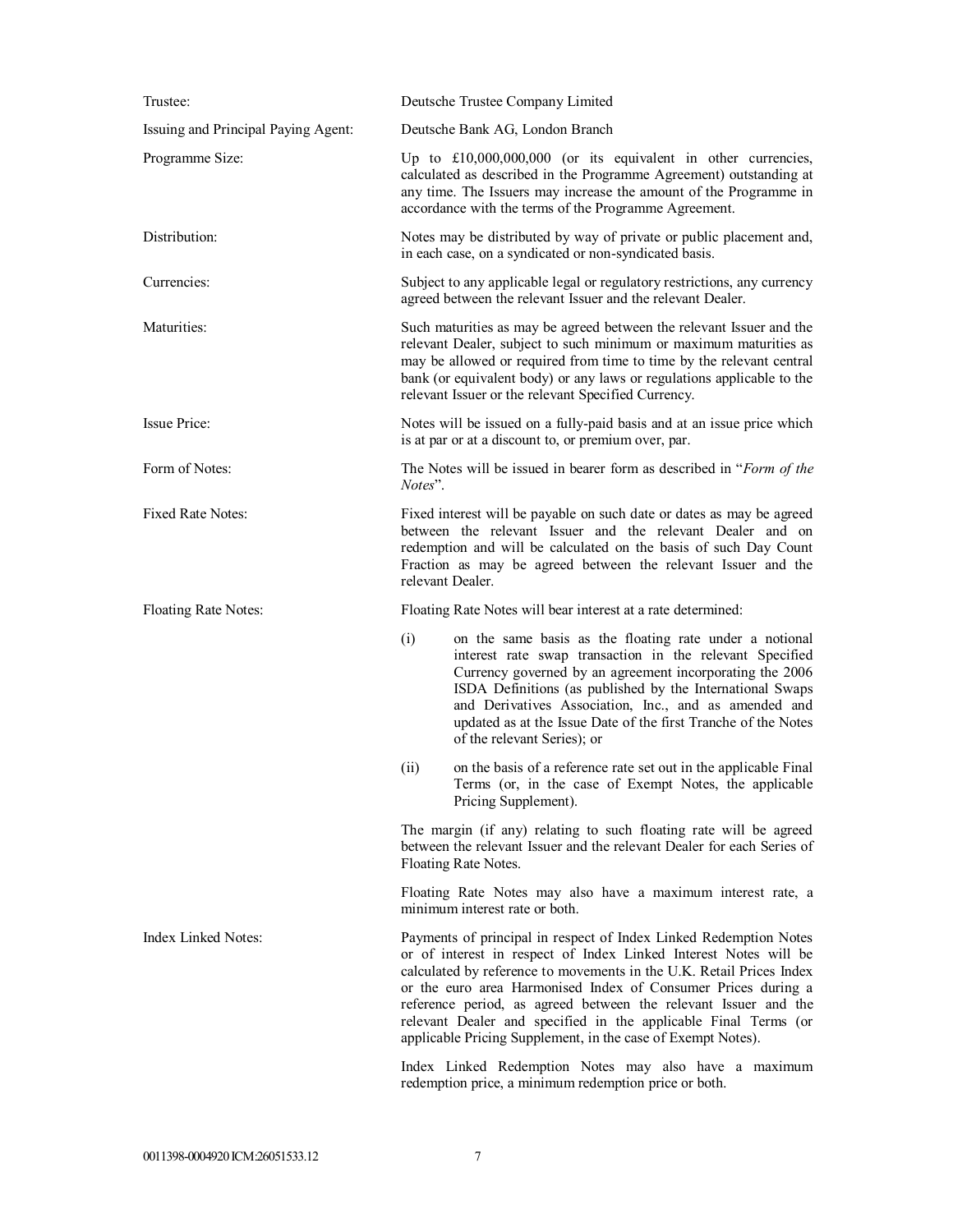| | |
|---|---|
| Trustee: | Deutsche Trustee Company Limited |
| Issuing and Principal Paying Agent: | Deutsche Bank AG, London Branch |
| Programme Size: | Up to £10,000,000,000 (or its equivalent in other currencies, calculated as described in the Programme Agreement) outstanding at any time. The Issuers may increase the amount of the Programme in accordance with the terms of the Programme Agreement. |
| Distribution: | Notes may be distributed by way of private or public placement and, in each case, on a syndicated or non-syndicated basis. |
| Currencies: | Subject to any applicable legal or regulatory restrictions, any currency agreed between the relevant Issuer and the relevant Dealer. |
| Maturities: | Such maturities as may be agreed between the relevant Issuer and the relevant Dealer, subject to such minimum or maximum maturities as may be allowed or required from time to time by the relevant central bank (or equivalent body) or any laws or regulations applicable to the relevant Issuer or the relevant Specified Currency. |
| Issue Price: | Notes will be issued on a fully-paid basis and at an issue price which is at par or at a discount to, or premium over, par. |
| Form of Notes: | The Notes will be issued in bearer form as described in "*Form of the Notes*". |
| Fixed Rate Notes: | Fixed interest will be payable on such date or dates as may be agreed between the relevant Issuer and the relevant Dealer and on redemption and will be calculated on the basis of such Day Count Fraction as may be agreed between the relevant Issuer and the relevant Dealer. |
| Floating Rate Notes: | Floating Rate Notes will bear interest at a rate determined:<br><br>(i) on the same basis as the floating rate under a notional interest rate swap transaction in the relevant Specified Currency governed by an agreement incorporating the 2006 ISDA Definitions (as published by the International Swaps and Derivatives Association, Inc., and as amended and updated as at the Issue Date of the first Tranche of the Notes of the relevant Series); or<br><br>(ii) on the basis of a reference rate set out in the applicable Final Terms (or, in the case of Exempt Notes, the applicable Pricing Supplement).<br><br>The margin (if any) relating to such floating rate will be agreed between the relevant Issuer and the relevant Dealer for each Series of Floating Rate Notes.<br><br>Floating Rate Notes may also have a maximum interest rate, a minimum interest rate or both. |
| Index Linked Notes: | Payments of principal in respect of Index Linked Redemption Notes or of interest in respect of Index Linked Interest Notes will be calculated by reference to movements in the U.K. Retail Prices Index or the euro area Harmonised Index of Consumer Prices during a reference period, as agreed between the relevant Issuer and the relevant Dealer and specified in the applicable Final Terms (or applicable Pricing Supplement, in the case of Exempt Notes).<br><br>Index Linked Redemption Notes may also have a maximum redemption price, a minimum redemption price or both. |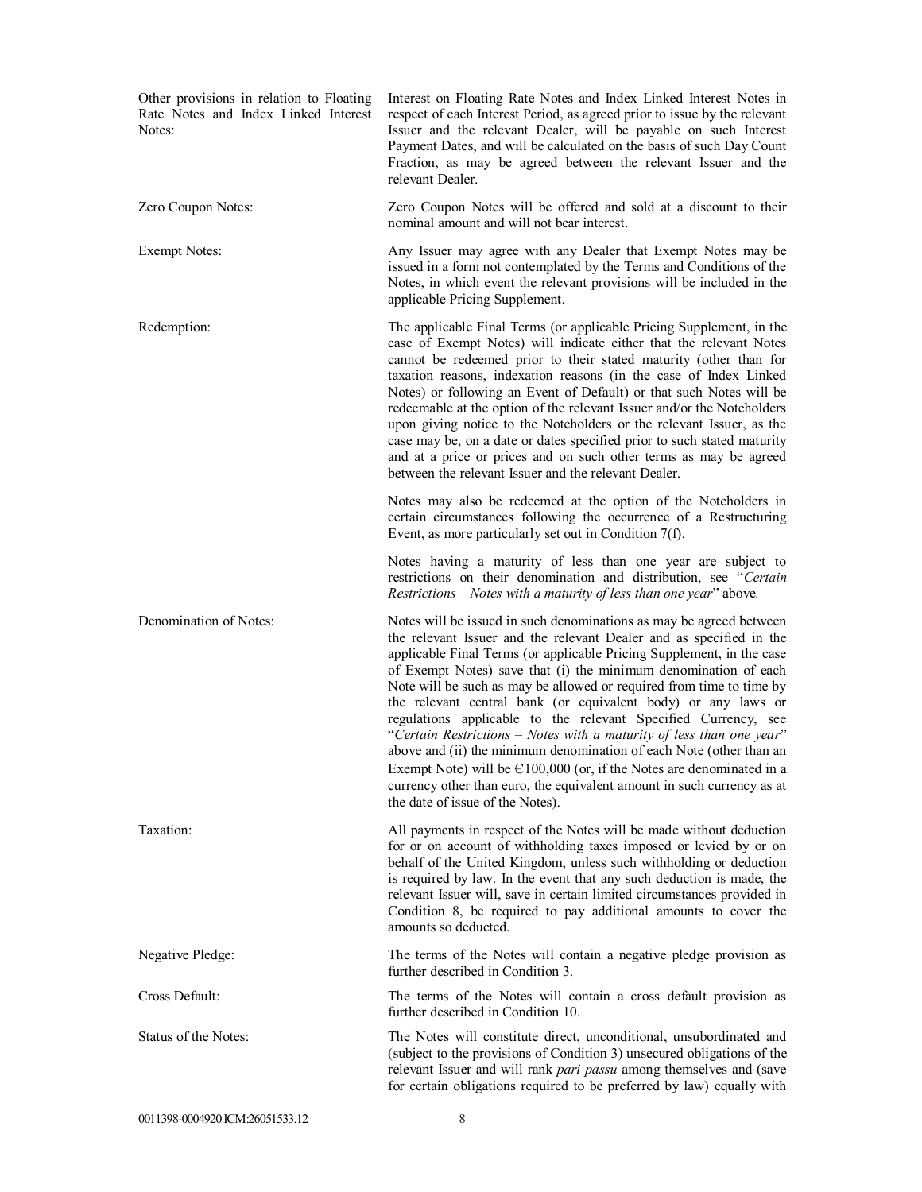| | |
|---|---|
| Other provisions in relation to Floating Rate Notes and Index Linked Interest Notes: | Interest on Floating Rate Notes and Index Linked Interest Notes in respect of each Interest Period, as agreed prior to issue by the relevant Issuer and the relevant Dealer, will be payable on such Interest Payment Dates, and will be calculated on the basis of such Day Count Fraction, as may be agreed between the relevant Issuer and the relevant Dealer. |
| Zero Coupon Notes: | Zero Coupon Notes will be offered and sold at a discount to their nominal amount and will not bear interest. |
| Exempt Notes: | Any Issuer may agree with any Dealer that Exempt Notes may be issued in a form not contemplated by the Terms and Conditions of the Notes, in which event the relevant provisions will be included in the applicable Pricing Supplement. |
| Redemption: | The applicable Final Terms (or applicable Pricing Supplement, in the case of Exempt Notes) will indicate either that the relevant Notes cannot be redeemed prior to their stated maturity (other than for taxation reasons, indexation reasons (in the case of Index Linked Notes) or following an Event of Default) or that such Notes will be redeemable at the option of the relevant Issuer and/or the Noteholders upon giving notice to the Noteholders or the relevant Issuer, as the case may be, on a date or dates specified prior to such stated maturity and at a price or prices and on such other terms as may be agreed between the relevant Issuer and the relevant Dealer.<br><br>Notes may also be redeemed at the option of the Noteholders in certain circumstances following the occurrence of a Restructuring Event, as more particularly set out in Condition 7(f).<br><br>Notes having a maturity of less than one year are subject to restrictions on their denomination and distribution, see "*Certain Restrictions – Notes with a maturity of less than one year*" above. |
| Denomination of Notes: | Notes will be issued in such denominations as may be agreed between the relevant Issuer and the relevant Dealer and as specified in the applicable Final Terms (or applicable Pricing Supplement, in the case of Exempt Notes) save that (i) the minimum denomination of each Note will be such as may be allowed or required from time to time by the relevant central bank (or equivalent body) or any laws or regulations applicable to the relevant Specified Currency, see "*Certain Restrictions – Notes with a maturity of less than one year*" above and (ii) the minimum denomination of each Note (other than an Exempt Note) will be €100,000 (or, if the Notes are denominated in a currency other than euro, the equivalent amount in such currency as at the date of issue of the Notes). |
| Taxation: | All payments in respect of the Notes will be made without deduction for or on account of withholding taxes imposed or levied by or on behalf of the United Kingdom, unless such withholding or deduction is required by law. In the event that any such deduction is made, the relevant Issuer will, save in certain limited circumstances provided in Condition 8, be required to pay additional amounts to cover the amounts so deducted. |
| Negative Pledge: | The terms of the Notes will contain a negative pledge provision as further described in Condition 3. |
| Cross Default: | The terms of the Notes will contain a cross default provision as further described in Condition 10. |
| Status of the Notes: | The Notes will constitute direct, unconditional, unsubordinated and (subject to the provisions of Condition 3) unsecured obligations of the relevant Issuer and will rank *pari passu* among themselves and (save for certain obligations required to be preferred by law) equally with |

0011398-0004920 ICM:26051533.12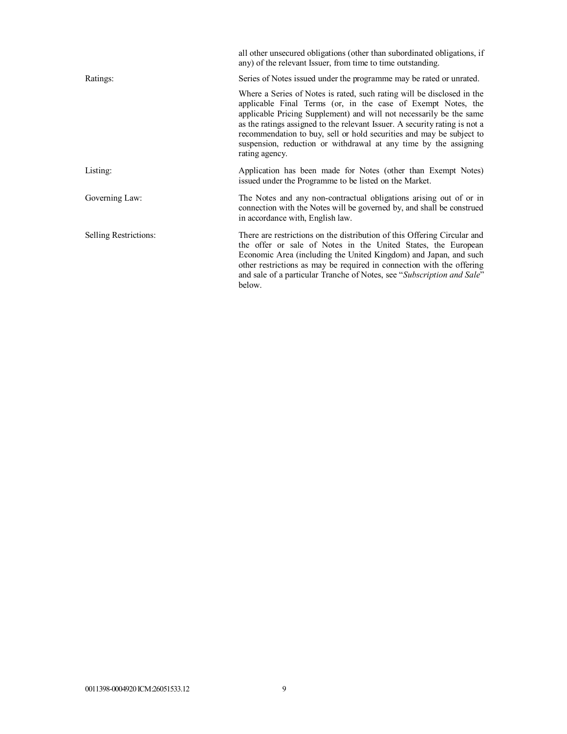| | |
|---|---|
| | all other unsecured obligations (other than subordinated obligations, if any) of the relevant Issuer, from time to time outstanding. |
| Ratings: | Series of Notes issued under the programme may be rated or unrated. |
| | Where a Series of Notes is rated, such rating will be disclosed in the applicable Final Terms (or, in the case of Exempt Notes, the applicable Pricing Supplement) and will not necessarily be the same as the ratings assigned to the relevant Issuer. A security rating is not a recommendation to buy, sell or hold securities and may be subject to suspension, reduction or withdrawal at any time by the assigning rating agency. |
| Listing: | Application has been made for Notes (other than Exempt Notes) issued under the Programme to be listed on the Market. |
| Governing Law: | The Notes and any non-contractual obligations arising out of or in connection with the Notes will be governed by, and shall be construed in accordance with, English law. |
| Selling Restrictions: | There are restrictions on the distribution of this Offering Circular and the offer or sale of Notes in the United States, the European Economic Area (including the United Kingdom) and Japan, and such other restrictions as may be required in connection with the offering and sale of a particular Tranche of Notes, see "*Subscription and Sale*" below. |

0011398-0004920 ICM:26051533.12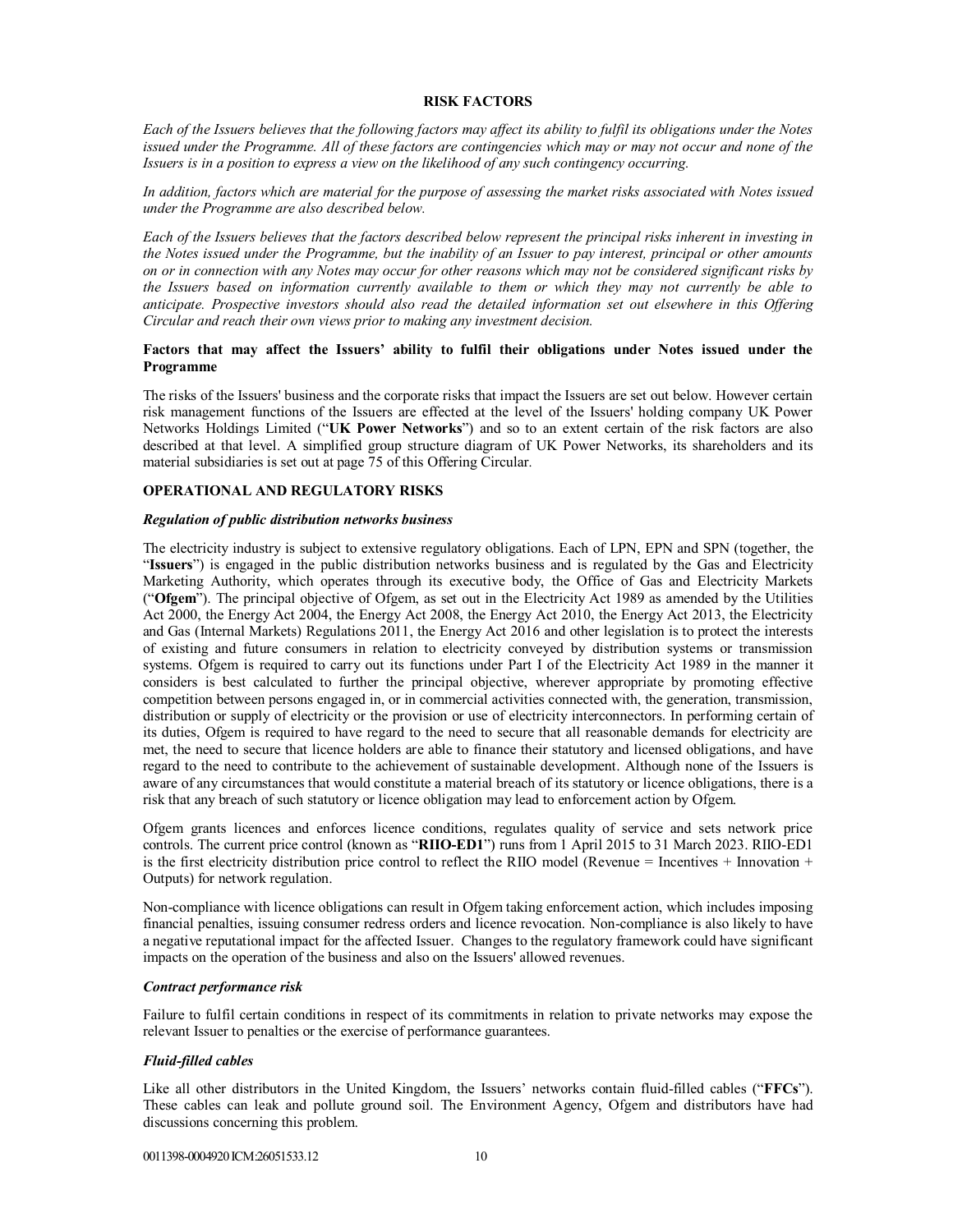## RISK FACTORS

*Each of the Issuers believes that the following factors may affect its ability to fulfil its obligations under the Notes issued under the Programme. All of these factors are contingencies which may or may not occur and none of the Issuers is in a position to express a view on the likelihood of any such contingency occurring.*

*In addition, factors which are material for the purpose of assessing the market risks associated with Notes issued under the Programme are also described below.*

*Each of the Issuers believes that the factors described below represent the principal risks inherent in investing in the Notes issued under the Programme, but the inability of an Issuer to pay interest, principal or other amounts on or in connection with any Notes may occur for other reasons which may not be considered significant risks by the Issuers based on information currently available to them or which they may not currently be able to anticipate. Prospective investors should also read the detailed information set out elsewhere in this Offering Circular and reach their own views prior to making any investment decision.*

### Factors that may affect the Issuers' ability to fulfil their obligations under Notes issued under the Programme

The risks of the Issuers' business and the corporate risks that impact the Issuers are set out below. However certain risk management functions of the Issuers are effected at the level of the Issuers' holding company UK Power Networks Holdings Limited ("**UK Power Networks**") and so to an extent certain of the risk factors are also described at that level. A simplified group structure diagram of UK Power Networks, its shareholders and its material subsidiaries is set out at page 75 of this Offering Circular.

### OPERATIONAL AND REGULATORY RISKS

#### *Regulation of public distribution networks business*

The electricity industry is subject to extensive regulatory obligations. Each of LPN, EPN and SPN (together, the "**Issuers**") is engaged in the public distribution networks business and is regulated by the Gas and Electricity Marketing Authority, which operates through its executive body, the Office of Gas and Electricity Markets ("**Ofgem**"). The principal objective of Ofgem, as set out in the Electricity Act 1989 as amended by the Utilities Act 2000, the Energy Act 2004, the Energy Act 2008, the Energy Act 2010, the Energy Act 2013, the Electricity and Gas (Internal Markets) Regulations 2011, the Energy Act 2016 and other legislation is to protect the interests of existing and future consumers in relation to electricity conveyed by distribution systems or transmission systems. Ofgem is required to carry out its functions under Part I of the Electricity Act 1989 in the manner it considers is best calculated to further the principal objective, wherever appropriate by promoting effective competition between persons engaged in, or in commercial activities connected with, the generation, transmission, distribution or supply of electricity or the provision or use of electricity interconnectors. In performing certain of its duties, Ofgem is required to have regard to the need to secure that all reasonable demands for electricity are met, the need to secure that licence holders are able to finance their statutory and licensed obligations, and have regard to the need to contribute to the achievement of sustainable development. Although none of the Issuers is aware of any circumstances that would constitute a material breach of its statutory or licence obligations, there is a risk that any breach of such statutory or licence obligation may lead to enforcement action by Ofgem.

Ofgem grants licences and enforces licence conditions, regulates quality of service and sets network price controls. The current price control (known as "**RIIO-ED1**") runs from 1 April 2015 to 31 March 2023. RIIO-ED1 is the first electricity distribution price control to reflect the RIIO model (Revenue = Incentives + Innovation + Outputs) for network regulation.

Non-compliance with licence obligations can result in Ofgem taking enforcement action, which includes imposing financial penalties, issuing consumer redress orders and licence revocation. Non-compliance is also likely to have a negative reputational impact for the affected Issuer. Changes to the regulatory framework could have significant impacts on the operation of the business and also on the Issuers' allowed revenues.

#### *Contract performance risk*

Failure to fulfil certain conditions in respect of its commitments in relation to private networks may expose the relevant Issuer to penalties or the exercise of performance guarantees.

#### *Fluid-filled cables*

Like all other distributors in the United Kingdom, the Issuers' networks contain fluid-filled cables ("**FFCs**"). These cables can leak and pollute ground soil. The Environment Agency, Ofgem and distributors have had discussions concerning this problem.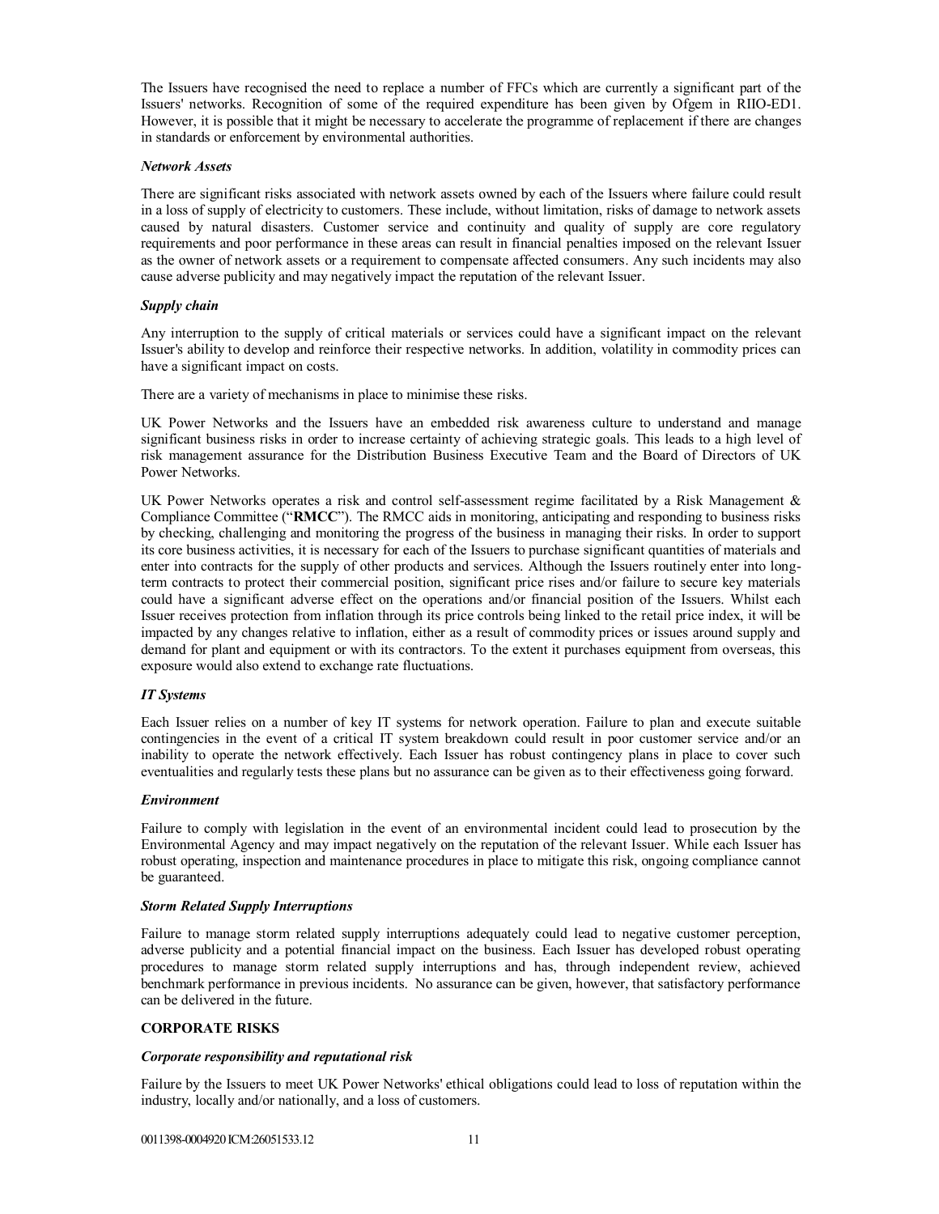The Issuers have recognised the need to replace a number of FFCs which are currently a significant part of the Issuers' networks. Recognition of some of the required expenditure has been given by Ofgem in RIIO-ED1. However, it is possible that it might be necessary to accelerate the programme of replacement if there are changes in standards or enforcement by environmental authorities.

***Network Assets***

There are significant risks associated with network assets owned by each of the Issuers where failure could result in a loss of supply of electricity to customers. These include, without limitation, risks of damage to network assets caused by natural disasters. Customer service and continuity and quality of supply are core regulatory requirements and poor performance in these areas can result in financial penalties imposed on the relevant Issuer as the owner of network assets or a requirement to compensate affected consumers. Any such incidents may also cause adverse publicity and may negatively impact the reputation of the relevant Issuer.

***Supply chain***

Any interruption to the supply of critical materials or services could have a significant impact on the relevant Issuer's ability to develop and reinforce their respective networks. In addition, volatility in commodity prices can have a significant impact on costs.

There are a variety of mechanisms in place to minimise these risks.

UK Power Networks and the Issuers have an embedded risk awareness culture to understand and manage significant business risks in order to increase certainty of achieving strategic goals. This leads to a high level of risk management assurance for the Distribution Business Executive Team and the Board of Directors of UK Power Networks.

UK Power Networks operates a risk and control self-assessment regime facilitated by a Risk Management & Compliance Committee ("**RMCC**"). The RMCC aids in monitoring, anticipating and responding to business risks by checking, challenging and monitoring the progress of the business in managing their risks. In order to support its core business activities, it is necessary for each of the Issuers to purchase significant quantities of materials and enter into contracts for the supply of other products and services. Although the Issuers routinely enter into long-term contracts to protect their commercial position, significant price rises and/or failure to secure key materials could have a significant adverse effect on the operations and/or financial position of the Issuers. Whilst each Issuer receives protection from inflation through its price controls being linked to the retail price index, it will be impacted by any changes relative to inflation, either as a result of commodity prices or issues around supply and demand for plant and equipment or with its contractors. To the extent it purchases equipment from overseas, this exposure would also extend to exchange rate fluctuations.

***IT Systems***

Each Issuer relies on a number of key IT systems for network operation. Failure to plan and execute suitable contingencies in the event of a critical IT system breakdown could result in poor customer service and/or an inability to operate the network effectively. Each Issuer has robust contingency plans in place to cover such eventualities and regularly tests these plans but no assurance can be given as to their effectiveness going forward.

***Environment***

Failure to comply with legislation in the event of an environmental incident could lead to prosecution by the Environmental Agency and may impact negatively on the reputation of the relevant Issuer. While each Issuer has robust operating, inspection and maintenance procedures in place to mitigate this risk, ongoing compliance cannot be guaranteed.

***Storm Related Supply Interruptions***

Failure to manage storm related supply interruptions adequately could lead to negative customer perception, adverse publicity and a potential financial impact on the business. Each Issuer has developed robust operating procedures to manage storm related supply interruptions and has, through independent review, achieved benchmark performance in previous incidents. No assurance can be given, however, that satisfactory performance can be delivered in the future.

**CORPORATE RISKS**

***Corporate responsibility and reputational risk***

Failure by the Issuers to meet UK Power Networks' ethical obligations could lead to loss of reputation within the industry, locally and/or nationally, and a loss of customers.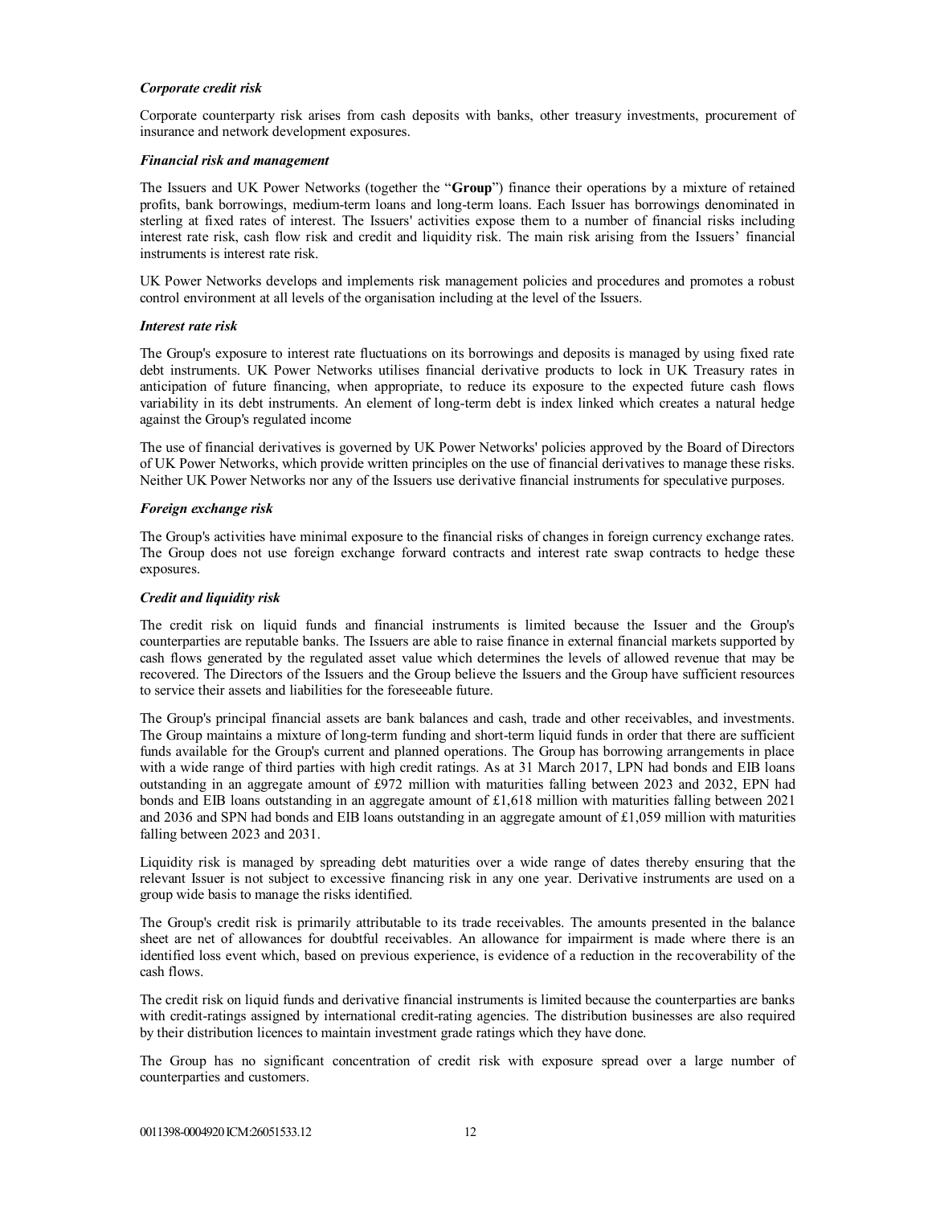*Corporate credit risk*

Corporate counterparty risk arises from cash deposits with banks, other treasury investments, procurement of insurance and network development exposures.

*Financial risk and management*

The Issuers and UK Power Networks (together the "**Group**") finance their operations by a mixture of retained profits, bank borrowings, medium-term loans and long-term loans. Each Issuer has borrowings denominated in sterling at fixed rates of interest. The Issuers' activities expose them to a number of financial risks including interest rate risk, cash flow risk and credit and liquidity risk. The main risk arising from the Issuers' financial instruments is interest rate risk.

UK Power Networks develops and implements risk management policies and procedures and promotes a robust control environment at all levels of the organisation including at the level of the Issuers.

*Interest rate risk*

The Group's exposure to interest rate fluctuations on its borrowings and deposits is managed by using fixed rate debt instruments. UK Power Networks utilises financial derivative products to lock in UK Treasury rates in anticipation of future financing, when appropriate, to reduce its exposure to the expected future cash flows variability in its debt instruments. An element of long-term debt is index linked which creates a natural hedge against the Group's regulated income

The use of financial derivatives is governed by UK Power Networks' policies approved by the Board of Directors of UK Power Networks, which provide written principles on the use of financial derivatives to manage these risks. Neither UK Power Networks nor any of the Issuers use derivative financial instruments for speculative purposes.

*Foreign exchange risk*

The Group's activities have minimal exposure to the financial risks of changes in foreign currency exchange rates. The Group does not use foreign exchange forward contracts and interest rate swap contracts to hedge these exposures.

*Credit and liquidity risk*

The credit risk on liquid funds and financial instruments is limited because the Issuer and the Group's counterparties are reputable banks. The Issuers are able to raise finance in external financial markets supported by cash flows generated by the regulated asset value which determines the levels of allowed revenue that may be recovered. The Directors of the Issuers and the Group believe the Issuers and the Group have sufficient resources to service their assets and liabilities for the foreseeable future.

The Group's principal financial assets are bank balances and cash, trade and other receivables, and investments. The Group maintains a mixture of long-term funding and short-term liquid funds in order that there are sufficient funds available for the Group's current and planned operations. The Group has borrowing arrangements in place with a wide range of third parties with high credit ratings. As at 31 March 2017, LPN had bonds and EIB loans outstanding in an aggregate amount of £972 million with maturities falling between 2023 and 2032, EPN had bonds and EIB loans outstanding in an aggregate amount of £1,618 million with maturities falling between 2021 and 2036 and SPN had bonds and EIB loans outstanding in an aggregate amount of £1,059 million with maturities falling between 2023 and 2031.

Liquidity risk is managed by spreading debt maturities over a wide range of dates thereby ensuring that the relevant Issuer is not subject to excessive financing risk in any one year. Derivative instruments are used on a group wide basis to manage the risks identified.

The Group's credit risk is primarily attributable to its trade receivables. The amounts presented in the balance sheet are net of allowances for doubtful receivables. An allowance for impairment is made where there is an identified loss event which, based on previous experience, is evidence of a reduction in the recoverability of the cash flows.

The credit risk on liquid funds and derivative financial instruments is limited because the counterparties are banks with credit-ratings assigned by international credit-rating agencies. The distribution businesses are also required by their distribution licences to maintain investment grade ratings which they have done.

The Group has no significant concentration of credit risk with exposure spread over a large number of counterparties and customers.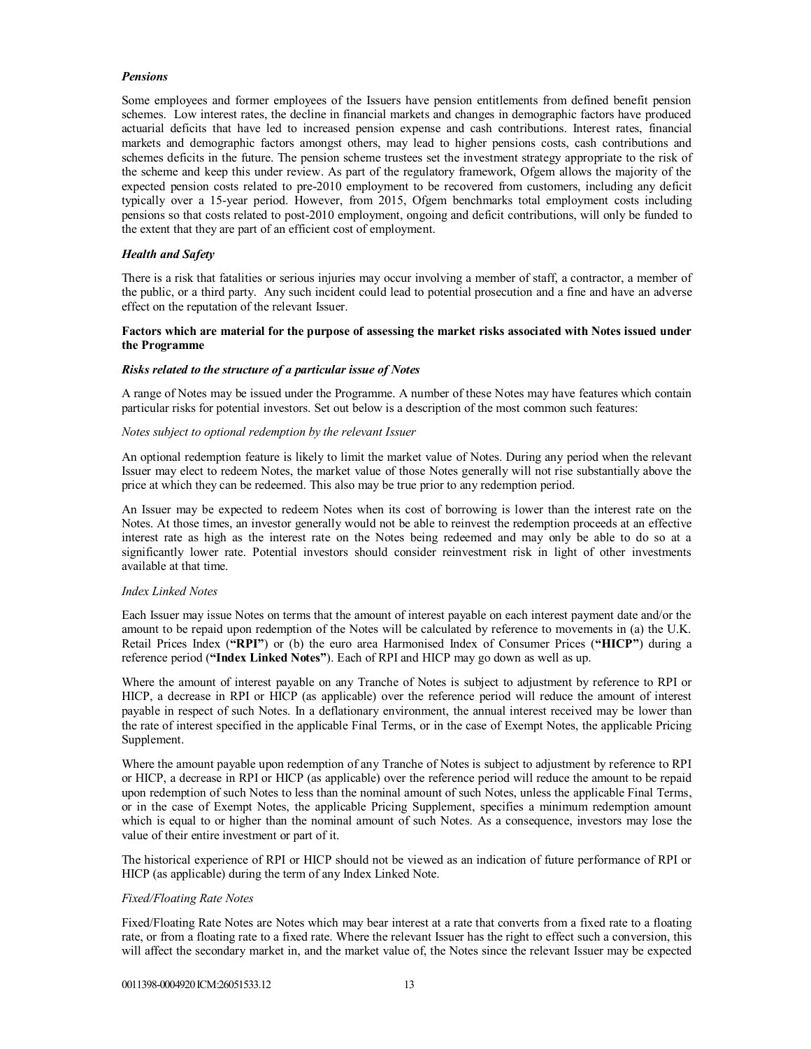*Pensions*

Some employees and former employees of the Issuers have pension entitlements from defined benefit pension schemes. Low interest rates, the decline in financial markets and changes in demographic factors have produced actuarial deficits that have led to increased pension expense and cash contributions. Interest rates, financial markets and demographic factors amongst others, may lead to higher pensions costs, cash contributions and schemes deficits in the future. The pension scheme trustees set the investment strategy appropriate to the risk of the scheme and keep this under review. As part of the regulatory framework, Ofgem allows the majority of the expected pension costs related to pre-2010 employment to be recovered from customers, including any deficit typically over a 15-year period. However, from 2015, Ofgem benchmarks total employment costs including pensions so that costs related to post-2010 employment, ongoing and deficit contributions, will only be funded to the extent that they are part of an efficient cost of employment.

*Health and Safety*

There is a risk that fatalities or serious injuries may occur involving a member of staff, a contractor, a member of the public, or a third party. Any such incident could lead to potential prosecution and a fine and have an adverse effect on the reputation of the relevant Issuer.

**Factors which are material for the purpose of assessing the market risks associated with Notes issued under the Programme**

***Risks related to the structure of a particular issue of Notes***

A range of Notes may be issued under the Programme. A number of these Notes may have features which contain particular risks for potential investors. Set out below is a description of the most common such features:

*Notes subject to optional redemption by the relevant Issuer*

An optional redemption feature is likely to limit the market value of Notes. During any period when the relevant Issuer may elect to redeem Notes, the market value of those Notes generally will not rise substantially above the price at which they can be redeemed. This also may be true prior to any redemption period.

An Issuer may be expected to redeem Notes when its cost of borrowing is lower than the interest rate on the Notes. At those times, an investor generally would not be able to reinvest the redemption proceeds at an effective interest rate as high as the interest rate on the Notes being redeemed and may only be able to do so at a significantly lower rate. Potential investors should consider reinvestment risk in light of other investments available at that time.

*Index Linked Notes*

Each Issuer may issue Notes on terms that the amount of interest payable on each interest payment date and/or the amount to be repaid upon redemption of the Notes will be calculated by reference to movements in (a) the U.K. Retail Prices Index (**"RPI"**) or (b) the euro area Harmonised Index of Consumer Prices (**"HICP"**) during a reference period (**"Index Linked Notes"**). Each of RPI and HICP may go down as well as up.

Where the amount of interest payable on any Tranche of Notes is subject to adjustment by reference to RPI or HICP, a decrease in RPI or HICP (as applicable) over the reference period will reduce the amount of interest payable in respect of such Notes. In a deflationary environment, the annual interest received may be lower than the rate of interest specified in the applicable Final Terms, or in the case of Exempt Notes, the applicable Pricing Supplement.

Where the amount payable upon redemption of any Tranche of Notes is subject to adjustment by reference to RPI or HICP, a decrease in RPI or HICP (as applicable) over the reference period will reduce the amount to be repaid upon redemption of such Notes to less than the nominal amount of such Notes, unless the applicable Final Terms, or in the case of Exempt Notes, the applicable Pricing Supplement, specifies a minimum redemption amount which is equal to or higher than the nominal amount of such Notes. As a consequence, investors may lose the value of their entire investment or part of it.

The historical experience of RPI or HICP should not be viewed as an indication of future performance of RPI or HICP (as applicable) during the term of any Index Linked Note.

*Fixed/Floating Rate Notes*

Fixed/Floating Rate Notes are Notes which may bear interest at a rate that converts from a fixed rate to a floating rate, or from a floating rate to a fixed rate. Where the relevant Issuer has the right to effect such a conversion, this will affect the secondary market in, and the market value of, the Notes since the relevant Issuer may be expected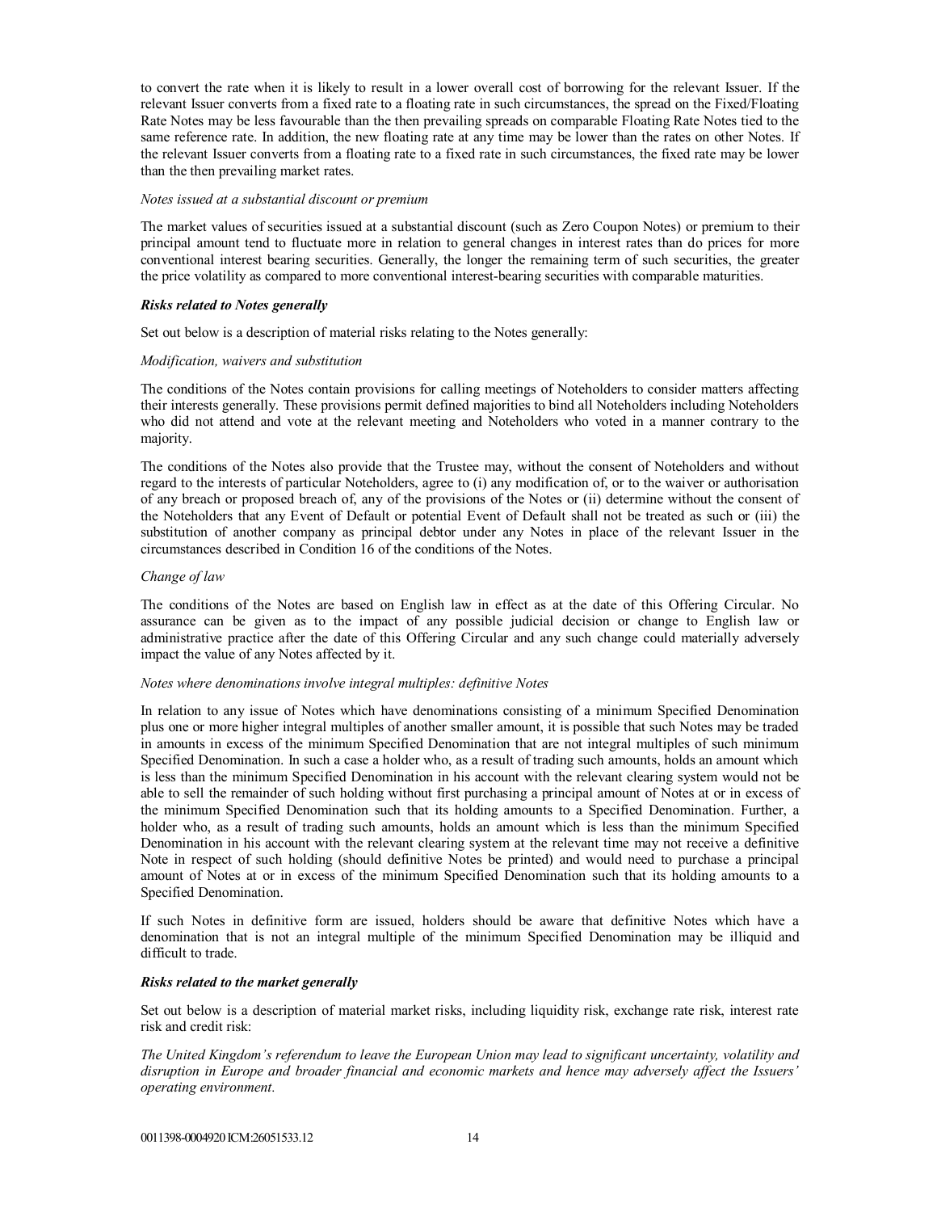to convert the rate when it is likely to result in a lower overall cost of borrowing for the relevant Issuer. If the relevant Issuer converts from a fixed rate to a floating rate in such circumstances, the spread on the Fixed/Floating Rate Notes may be less favourable than the then prevailing spreads on comparable Floating Rate Notes tied to the same reference rate. In addition, the new floating rate at any time may be lower than the rates on other Notes. If the relevant Issuer converts from a floating rate to a fixed rate in such circumstances, the fixed rate may be lower than the then prevailing market rates.

*Notes issued at a substantial discount or premium*

The market values of securities issued at a substantial discount (such as Zero Coupon Notes) or premium to their principal amount tend to fluctuate more in relation to general changes in interest rates than do prices for more conventional interest bearing securities. Generally, the longer the remaining term of such securities, the greater the price volatility as compared to more conventional interest-bearing securities with comparable maturities.

***Risks related to Notes generally***

Set out below is a description of material risks relating to the Notes generally:

*Modification, waivers and substitution*

The conditions of the Notes contain provisions for calling meetings of Noteholders to consider matters affecting their interests generally. These provisions permit defined majorities to bind all Noteholders including Noteholders who did not attend and vote at the relevant meeting and Noteholders who voted in a manner contrary to the majority.

The conditions of the Notes also provide that the Trustee may, without the consent of Noteholders and without regard to the interests of particular Noteholders, agree to (i) any modification of, or to the waiver or authorisation of any breach or proposed breach of, any of the provisions of the Notes or (ii) determine without the consent of the Noteholders that any Event of Default or potential Event of Default shall not be treated as such or (iii) the substitution of another company as principal debtor under any Notes in place of the relevant Issuer in the circumstances described in Condition 16 of the conditions of the Notes.

*Change of law*

The conditions of the Notes are based on English law in effect as at the date of this Offering Circular. No assurance can be given as to the impact of any possible judicial decision or change to English law or administrative practice after the date of this Offering Circular and any such change could materially adversely impact the value of any Notes affected by it.

*Notes where denominations involve integral multiples: definitive Notes*

In relation to any issue of Notes which have denominations consisting of a minimum Specified Denomination plus one or more higher integral multiples of another smaller amount, it is possible that such Notes may be traded in amounts in excess of the minimum Specified Denomination that are not integral multiples of such minimum Specified Denomination. In such a case a holder who, as a result of trading such amounts, holds an amount which is less than the minimum Specified Denomination in his account with the relevant clearing system would not be able to sell the remainder of such holding without first purchasing a principal amount of Notes at or in excess of the minimum Specified Denomination such that its holding amounts to a Specified Denomination. Further, a holder who, as a result of trading such amounts, holds an amount which is less than the minimum Specified Denomination in his account with the relevant clearing system at the relevant time may not receive a definitive Note in respect of such holding (should definitive Notes be printed) and would need to purchase a principal amount of Notes at or in excess of the minimum Specified Denomination such that its holding amounts to a Specified Denomination.

If such Notes in definitive form are issued, holders should be aware that definitive Notes which have a denomination that is not an integral multiple of the minimum Specified Denomination may be illiquid and difficult to trade.

***Risks related to the market generally***

Set out below is a description of material market risks, including liquidity risk, exchange rate risk, interest rate risk and credit risk:

*The United Kingdom's referendum to leave the European Union may lead to significant uncertainty, volatility and disruption in Europe and broader financial and economic markets and hence may adversely affect the Issuers' operating environment.*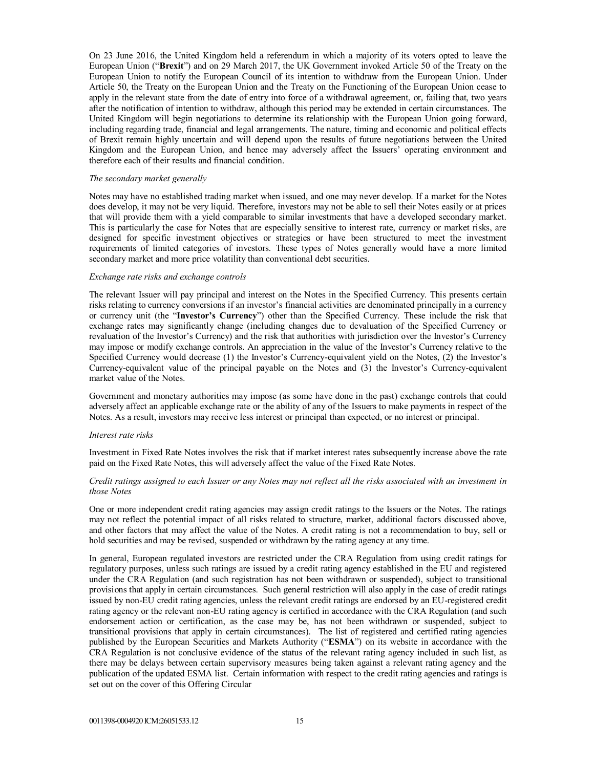On 23 June 2016, the United Kingdom held a referendum in which a majority of its voters opted to leave the European Union ("**Brexit**") and on 29 March 2017, the UK Government invoked Article 50 of the Treaty on the European Union to notify the European Council of its intention to withdraw from the European Union. Under Article 50, the Treaty on the European Union and the Treaty on the Functioning of the European Union cease to apply in the relevant state from the date of entry into force of a withdrawal agreement, or, failing that, two years after the notification of intention to withdraw, although this period may be extended in certain circumstances. The United Kingdom will begin negotiations to determine its relationship with the European Union going forward, including regarding trade, financial and legal arrangements. The nature, timing and economic and political effects of Brexit remain highly uncertain and will depend upon the results of future negotiations between the United Kingdom and the European Union, and hence may adversely affect the Issuers' operating environment and therefore each of their results and financial condition.

*The secondary market generally*

Notes may have no established trading market when issued, and one may never develop. If a market for the Notes does develop, it may not be very liquid. Therefore, investors may not be able to sell their Notes easily or at prices that will provide them with a yield comparable to similar investments that have a developed secondary market. This is particularly the case for Notes that are especially sensitive to interest rate, currency or market risks, are designed for specific investment objectives or strategies or have been structured to meet the investment requirements of limited categories of investors. These types of Notes generally would have a more limited secondary market and more price volatility than conventional debt securities.

*Exchange rate risks and exchange controls*

The relevant Issuer will pay principal and interest on the Notes in the Specified Currency. This presents certain risks relating to currency conversions if an investor's financial activities are denominated principally in a currency or currency unit (the "**Investor's Currency**") other than the Specified Currency. These include the risk that exchange rates may significantly change (including changes due to devaluation of the Specified Currency or revaluation of the Investor's Currency) and the risk that authorities with jurisdiction over the Investor's Currency may impose or modify exchange controls. An appreciation in the value of the Investor's Currency relative to the Specified Currency would decrease (1) the Investor's Currency-equivalent yield on the Notes, (2) the Investor's Currency-equivalent value of the principal payable on the Notes and (3) the Investor's Currency-equivalent market value of the Notes.

Government and monetary authorities may impose (as some have done in the past) exchange controls that could adversely affect an applicable exchange rate or the ability of any of the Issuers to make payments in respect of the Notes. As a result, investors may receive less interest or principal than expected, or no interest or principal.

*Interest rate risks*

Investment in Fixed Rate Notes involves the risk that if market interest rates subsequently increase above the rate paid on the Fixed Rate Notes, this will adversely affect the value of the Fixed Rate Notes.

*Credit ratings assigned to each Issuer or any Notes may not reflect all the risks associated with an investment in those Notes*

One or more independent credit rating agencies may assign credit ratings to the Issuers or the Notes. The ratings may not reflect the potential impact of all risks related to structure, market, additional factors discussed above, and other factors that may affect the value of the Notes. A credit rating is not a recommendation to buy, sell or hold securities and may be revised, suspended or withdrawn by the rating agency at any time.

In general, European regulated investors are restricted under the CRA Regulation from using credit ratings for regulatory purposes, unless such ratings are issued by a credit rating agency established in the EU and registered under the CRA Regulation (and such registration has not been withdrawn or suspended), subject to transitional provisions that apply in certain circumstances. Such general restriction will also apply in the case of credit ratings issued by non-EU credit rating agencies, unless the relevant credit ratings are endorsed by an EU-registered credit rating agency or the relevant non-EU rating agency is certified in accordance with the CRA Regulation (and such endorsement action or certification, as the case may be, has not been withdrawn or suspended, subject to transitional provisions that apply in certain circumstances). The list of registered and certified rating agencies published by the European Securities and Markets Authority ("**ESMA**") on its website in accordance with the CRA Regulation is not conclusive evidence of the status of the relevant rating agency included in such list, as there may be delays between certain supervisory measures being taken against a relevant rating agency and the publication of the updated ESMA list. Certain information with respect to the credit rating agencies and ratings is set out on the cover of this Offering Circular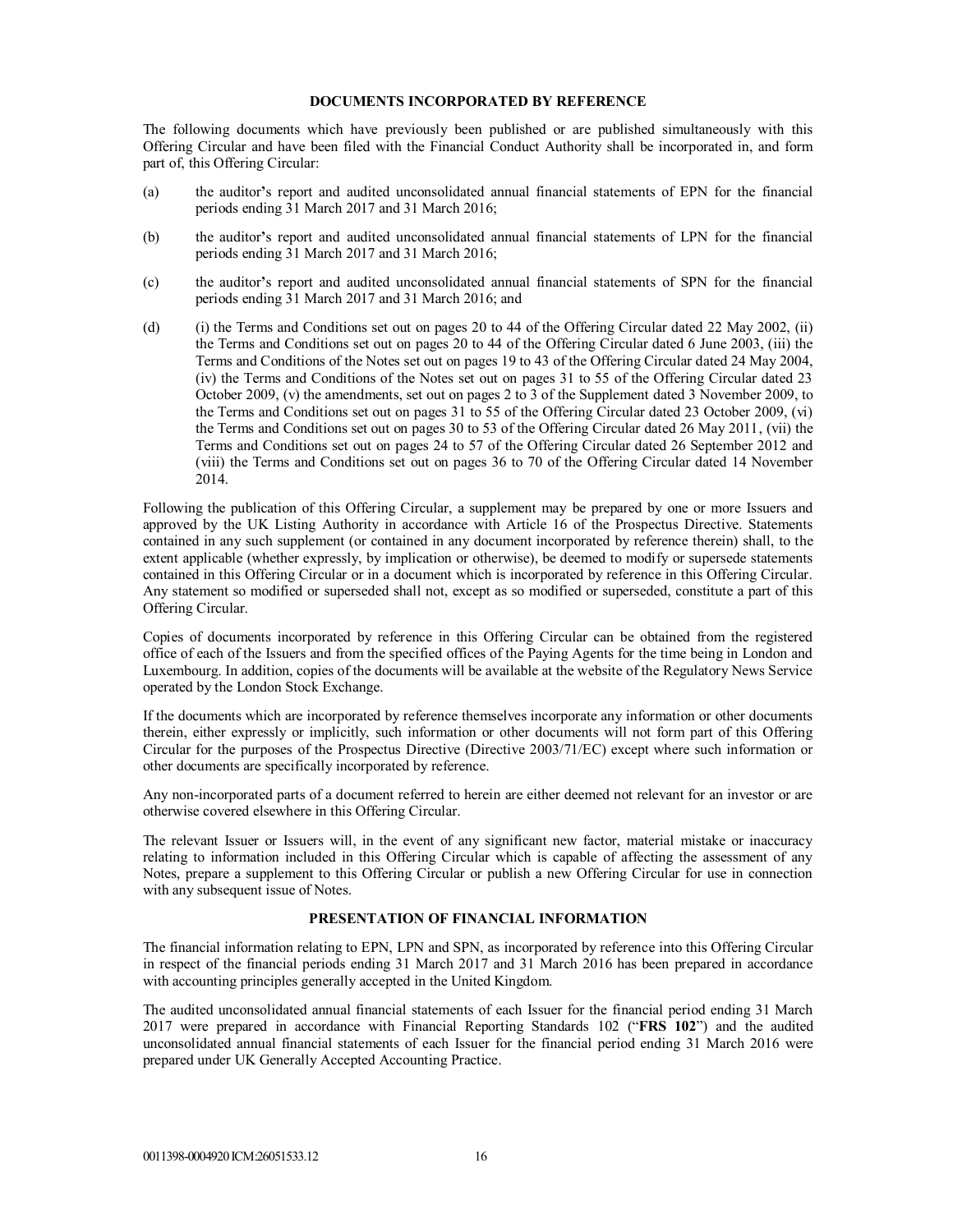## DOCUMENTS INCORPORATED BY REFERENCE

The following documents which have previously been published or are published simultaneously with this Offering Circular and have been filed with the Financial Conduct Authority shall be incorporated in, and form part of, this Offering Circular:

(a) the auditor's report and audited unconsolidated annual financial statements of EPN for the financial periods ending 31 March 2017 and 31 March 2016;

(b) the auditor's report and audited unconsolidated annual financial statements of LPN for the financial periods ending 31 March 2017 and 31 March 2016;

(c) the auditor's report and audited unconsolidated annual financial statements of SPN for the financial periods ending 31 March 2017 and 31 March 2016; and

(d) (i) the Terms and Conditions set out on pages 20 to 44 of the Offering Circular dated 22 May 2002, (ii) the Terms and Conditions set out on pages 20 to 44 of the Offering Circular dated 6 June 2003, (iii) the Terms and Conditions of the Notes set out on pages 19 to 43 of the Offering Circular dated 24 May 2004, (iv) the Terms and Conditions of the Notes set out on pages 31 to 55 of the Offering Circular dated 23 October 2009, (v) the amendments, set out on pages 2 to 3 of the Supplement dated 3 November 2009, to the Terms and Conditions set out on pages 31 to 55 of the Offering Circular dated 23 October 2009, (vi) the Terms and Conditions set out on pages 30 to 53 of the Offering Circular dated 26 May 2011, (vii) the Terms and Conditions set out on pages 24 to 57 of the Offering Circular dated 26 September 2012 and (viii) the Terms and Conditions set out on pages 36 to 70 of the Offering Circular dated 14 November 2014.

Following the publication of this Offering Circular, a supplement may be prepared by one or more Issuers and approved by the UK Listing Authority in accordance with Article 16 of the Prospectus Directive. Statements contained in any such supplement (or contained in any document incorporated by reference therein) shall, to the extent applicable (whether expressly, by implication or otherwise), be deemed to modify or supersede statements contained in this Offering Circular or in a document which is incorporated by reference in this Offering Circular. Any statement so modified or superseded shall not, except as so modified or superseded, constitute a part of this Offering Circular.

Copies of documents incorporated by reference in this Offering Circular can be obtained from the registered office of each of the Issuers and from the specified offices of the Paying Agents for the time being in London and Luxembourg. In addition, copies of the documents will be available at the website of the Regulatory News Service operated by the London Stock Exchange.

If the documents which are incorporated by reference themselves incorporate any information or other documents therein, either expressly or implicitly, such information or other documents will not form part of this Offering Circular for the purposes of the Prospectus Directive (Directive 2003/71/EC) except where such information or other documents are specifically incorporated by reference.

Any non-incorporated parts of a document referred to herein are either deemed not relevant for an investor or are otherwise covered elsewhere in this Offering Circular.

The relevant Issuer or Issuers will, in the event of any significant new factor, material mistake or inaccuracy relating to information included in this Offering Circular which is capable of affecting the assessment of any Notes, prepare a supplement to this Offering Circular or publish a new Offering Circular for use in connection with any subsequent issue of Notes.

## PRESENTATION OF FINANCIAL INFORMATION

The financial information relating to EPN, LPN and SPN, as incorporated by reference into this Offering Circular in respect of the financial periods ending 31 March 2017 and 31 March 2016 has been prepared in accordance with accounting principles generally accepted in the United Kingdom.

The audited unconsolidated annual financial statements of each Issuer for the financial period ending 31 March 2017 were prepared in accordance with Financial Reporting Standards 102 ("**FRS 102**") and the audited unconsolidated annual financial statements of each Issuer for the financial period ending 31 March 2016 were prepared under UK Generally Accepted Accounting Practice.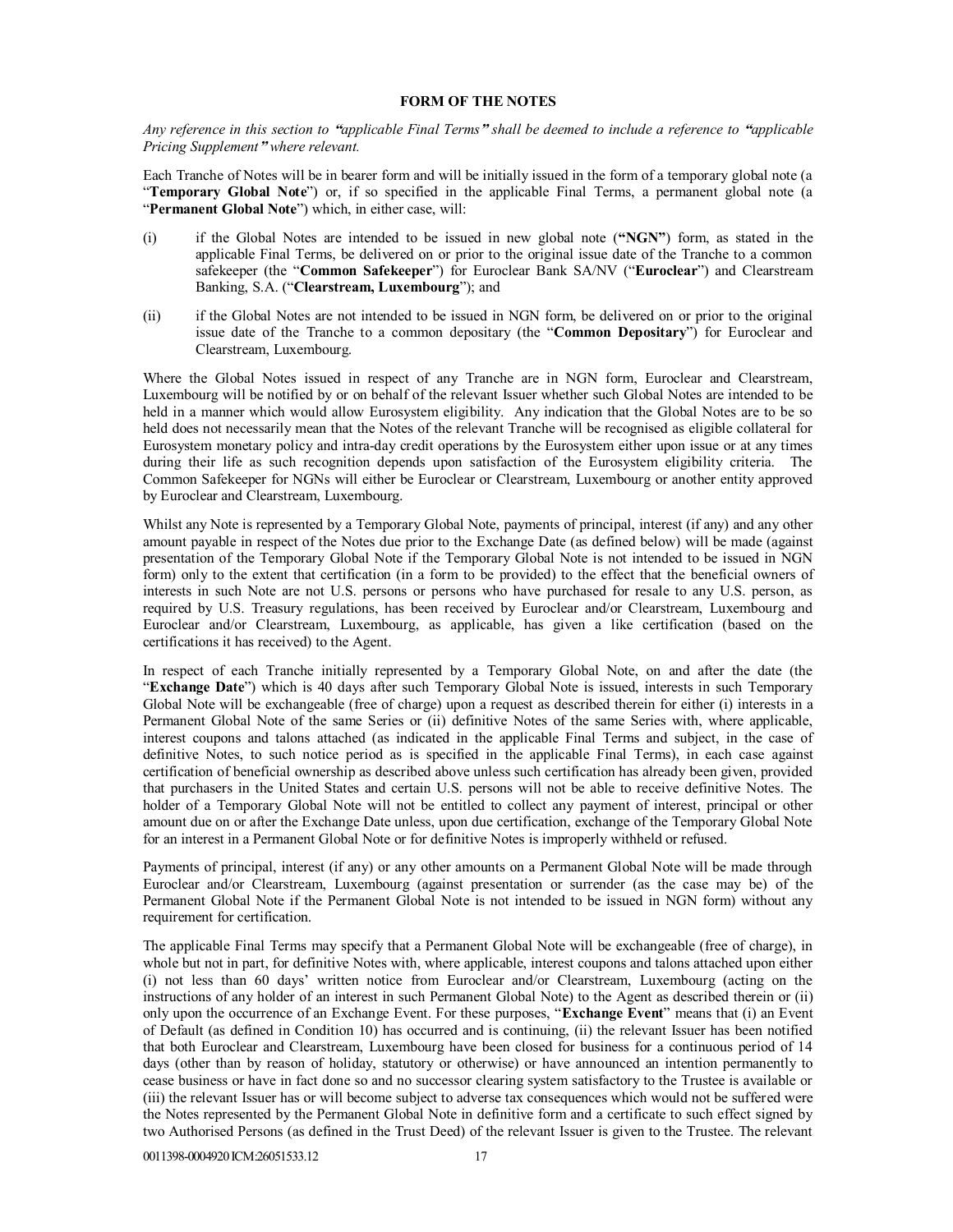## FORM OF THE NOTES

*Any reference in this section to "applicable Final Terms" shall be deemed to include a reference to "applicable Pricing Supplement" where relevant.*

Each Tranche of Notes will be in bearer form and will be initially issued in the form of a temporary global note (a "**Temporary Global Note**") or, if so specified in the applicable Final Terms, a permanent global note (a "**Permanent Global Note**") which, in either case, will:

(i) if the Global Notes are intended to be issued in new global note (**"NGN"**) form, as stated in the applicable Final Terms, be delivered on or prior to the original issue date of the Tranche to a common safekeeper (the "**Common Safekeeper**") for Euroclear Bank SA/NV ("**Euroclear**") and Clearstream Banking, S.A. ("**Clearstream, Luxembourg**"); and

(ii) if the Global Notes are not intended to be issued in NGN form, be delivered on or prior to the original issue date of the Tranche to a common depositary (the "**Common Depositary**") for Euroclear and Clearstream, Luxembourg.

Where the Global Notes issued in respect of any Tranche are in NGN form, Euroclear and Clearstream, Luxembourg will be notified by or on behalf of the relevant Issuer whether such Global Notes are intended to be held in a manner which would allow Eurosystem eligibility. Any indication that the Global Notes are to be so held does not necessarily mean that the Notes of the relevant Tranche will be recognised as eligible collateral for Eurosystem monetary policy and intra-day credit operations by the Eurosystem either upon issue or at any times during their life as such recognition depends upon satisfaction of the Eurosystem eligibility criteria. The Common Safekeeper for NGNs will either be Euroclear or Clearstream, Luxembourg or another entity approved by Euroclear and Clearstream, Luxembourg.

Whilst any Note is represented by a Temporary Global Note, payments of principal, interest (if any) and any other amount payable in respect of the Notes due prior to the Exchange Date (as defined below) will be made (against presentation of the Temporary Global Note if the Temporary Global Note is not intended to be issued in NGN form) only to the extent that certification (in a form to be provided) to the effect that the beneficial owners of interests in such Note are not U.S. persons or persons who have purchased for resale to any U.S. person, as required by U.S. Treasury regulations, has been received by Euroclear and/or Clearstream, Luxembourg and Euroclear and/or Clearstream, Luxembourg, as applicable, has given a like certification (based on the certifications it has received) to the Agent.

In respect of each Tranche initially represented by a Temporary Global Note, on and after the date (the "**Exchange Date**") which is 40 days after such Temporary Global Note is issued, interests in such Temporary Global Note will be exchangeable (free of charge) upon a request as described therein for either (i) interests in a Permanent Global Note of the same Series or (ii) definitive Notes of the same Series with, where applicable, interest coupons and talons attached (as indicated in the applicable Final Terms and subject, in the case of definitive Notes, to such notice period as is specified in the applicable Final Terms), in each case against certification of beneficial ownership as described above unless such certification has already been given, provided that purchasers in the United States and certain U.S. persons will not be able to receive definitive Notes. The holder of a Temporary Global Note will not be entitled to collect any payment of interest, principal or other amount due on or after the Exchange Date unless, upon due certification, exchange of the Temporary Global Note for an interest in a Permanent Global Note or for definitive Notes is improperly withheld or refused.

Payments of principal, interest (if any) or any other amounts on a Permanent Global Note will be made through Euroclear and/or Clearstream, Luxembourg (against presentation or surrender (as the case may be) of the Permanent Global Note if the Permanent Global Note is not intended to be issued in NGN form) without any requirement for certification.

The applicable Final Terms may specify that a Permanent Global Note will be exchangeable (free of charge), in whole but not in part, for definitive Notes with, where applicable, interest coupons and talons attached upon either (i) not less than 60 days' written notice from Euroclear and/or Clearstream, Luxembourg (acting on the instructions of any holder of an interest in such Permanent Global Note) to the Agent as described therein or (ii) only upon the occurrence of an Exchange Event. For these purposes, "**Exchange Event**" means that (i) an Event of Default (as defined in Condition 10) has occurred and is continuing, (ii) the relevant Issuer has been notified that both Euroclear and Clearstream, Luxembourg have been closed for business for a continuous period of 14 days (other than by reason of holiday, statutory or otherwise) or have announced an intention permanently to cease business or have in fact done so and no successor clearing system satisfactory to the Trustee is available or (iii) the relevant Issuer has or will become subject to adverse tax consequences which would not be suffered were the Notes represented by the Permanent Global Note in definitive form and a certificate to such effect signed by two Authorised Persons (as defined in the Trust Deed) of the relevant Issuer is given to the Trustee. The relevant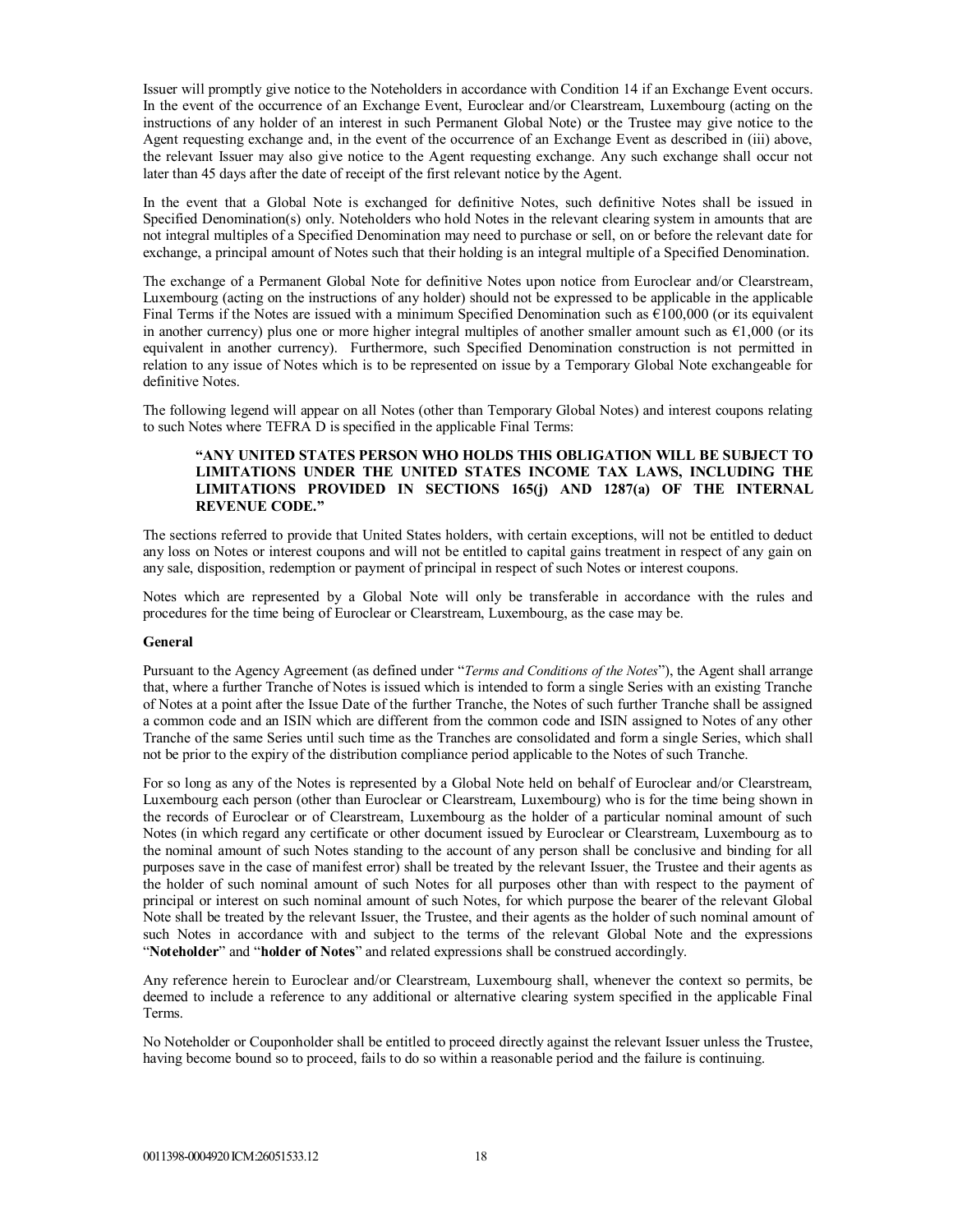Issuer will promptly give notice to the Noteholders in accordance with Condition 14 if an Exchange Event occurs. In the event of the occurrence of an Exchange Event, Euroclear and/or Clearstream, Luxembourg (acting on the instructions of any holder of an interest in such Permanent Global Note) or the Trustee may give notice to the Agent requesting exchange and, in the event of the occurrence of an Exchange Event as described in (iii) above, the relevant Issuer may also give notice to the Agent requesting exchange. Any such exchange shall occur not later than 45 days after the date of receipt of the first relevant notice by the Agent.

In the event that a Global Note is exchanged for definitive Notes, such definitive Notes shall be issued in Specified Denomination(s) only. Noteholders who hold Notes in the relevant clearing system in amounts that are not integral multiples of a Specified Denomination may need to purchase or sell, on or before the relevant date for exchange, a principal amount of Notes such that their holding is an integral multiple of a Specified Denomination.

The exchange of a Permanent Global Note for definitive Notes upon notice from Euroclear and/or Clearstream, Luxembourg (acting on the instructions of any holder) should not be expressed to be applicable in the applicable Final Terms if the Notes are issued with a minimum Specified Denomination such as €100,000 (or its equivalent in another currency) plus one or more higher integral multiples of another smaller amount such as €1,000 (or its equivalent in another currency). Furthermore, such Specified Denomination construction is not permitted in relation to any issue of Notes which is to be represented on issue by a Temporary Global Note exchangeable for definitive Notes.

The following legend will appear on all Notes (other than Temporary Global Notes) and interest coupons relating to such Notes where TEFRA D is specified in the applicable Final Terms:

> **"ANY UNITED STATES PERSON WHO HOLDS THIS OBLIGATION WILL BE SUBJECT TO LIMITATIONS UNDER THE UNITED STATES INCOME TAX LAWS, INCLUDING THE LIMITATIONS PROVIDED IN SECTIONS 165(j) AND 1287(a) OF THE INTERNAL REVENUE CODE."**

The sections referred to provide that United States holders, with certain exceptions, will not be entitled to deduct any loss on Notes or interest coupons and will not be entitled to capital gains treatment in respect of any gain on any sale, disposition, redemption or payment of principal in respect of such Notes or interest coupons.

Notes which are represented by a Global Note will only be transferable in accordance with the rules and procedures for the time being of Euroclear or Clearstream, Luxembourg, as the case may be.

**General**

Pursuant to the Agency Agreement (as defined under "*Terms and Conditions of the Notes*"), the Agent shall arrange that, where a further Tranche of Notes is issued which is intended to form a single Series with an existing Tranche of Notes at a point after the Issue Date of the further Tranche, the Notes of such further Tranche shall be assigned a common code and an ISIN which are different from the common code and ISIN assigned to Notes of any other Tranche of the same Series until such time as the Tranches are consolidated and form a single Series, which shall not be prior to the expiry of the distribution compliance period applicable to the Notes of such Tranche.

For so long as any of the Notes is represented by a Global Note held on behalf of Euroclear and/or Clearstream, Luxembourg each person (other than Euroclear or Clearstream, Luxembourg) who is for the time being shown in the records of Euroclear or of Clearstream, Luxembourg as the holder of a particular nominal amount of such Notes (in which regard any certificate or other document issued by Euroclear or Clearstream, Luxembourg as to the nominal amount of such Notes standing to the account of any person shall be conclusive and binding for all purposes save in the case of manifest error) shall be treated by the relevant Issuer, the Trustee and their agents as the holder of such nominal amount of such Notes for all purposes other than with respect to the payment of principal or interest on such nominal amount of such Notes, for which purpose the bearer of the relevant Global Note shall be treated by the relevant Issuer, the Trustee, and their agents as the holder of such nominal amount of such Notes in accordance with and subject to the terms of the relevant Global Note and the expressions "**Noteholder**" and "**holder of Notes**" and related expressions shall be construed accordingly.

Any reference herein to Euroclear and/or Clearstream, Luxembourg shall, whenever the context so permits, be deemed to include a reference to any additional or alternative clearing system specified in the applicable Final Terms.

No Noteholder or Couponholder shall be entitled to proceed directly against the relevant Issuer unless the Trustee, having become bound so to proceed, fails to do so within a reasonable period and the failure is continuing.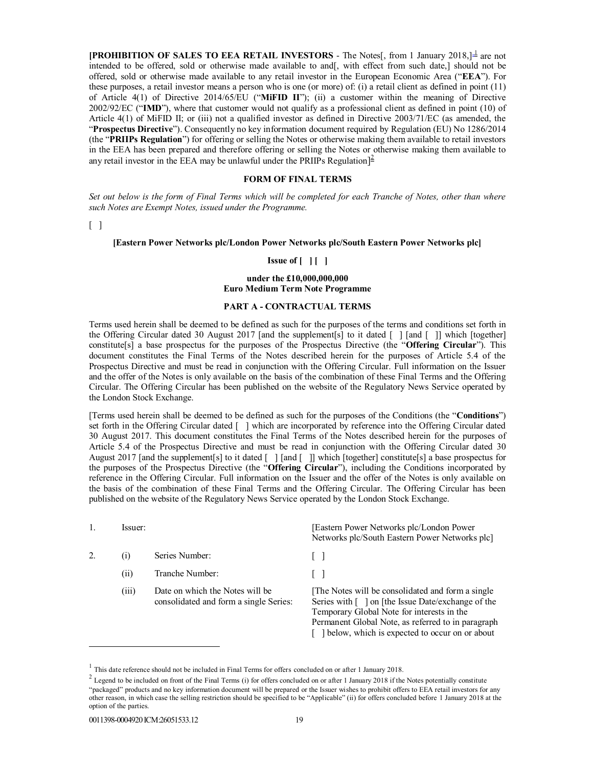**[PROHIBITION OF SALES TO EEA RETAIL INVESTORS** - The Notes[, from 1 January 2018,][1] are not intended to be offered, sold or otherwise made available to and[, with effect from such date,] should not be offered, sold or otherwise made available to any retail investor in the European Economic Area ("**EEA**"). For these purposes, a retail investor means a person who is one (or more) of: (i) a retail client as defined in point (11) of Article 4(1) of Directive 2014/65/EU ("**MiFID II**"); (ii) a customer within the meaning of Directive 2002/92/EC ("**IMD**"), where that customer would not qualify as a professional client as defined in point (10) of Article 4(1) of MiFID II; or (iii) not a qualified investor as defined in Directive 2003/71/EC (as amended, the "**Prospectus Directive**"). Consequently no key information document required by Regulation (EU) No 1286/2014 (the "**PRIIPs Regulation**") for offering or selling the Notes or otherwise making them available to retail investors in the EEA has been prepared and therefore offering or selling the Notes or otherwise making them available to any retail investor in the EEA may be unlawful under the PRIIPs Regulation][2]

## FORM OF FINAL TERMS

*Set out below is the form of Final Terms which will be completed for each Tranche of Notes, other than where such Notes are Exempt Notes, issued under the Programme.*

[ ]

**[Eastern Power Networks plc/London Power Networks plc/South Eastern Power Networks plc]**

**Issue of [ ] [ ]**

**under the £10,000,000,000**
**Euro Medium Term Note Programme**

## PART A - CONTRACTUAL TERMS

Terms used herein shall be deemed to be defined as such for the purposes of the terms and conditions set forth in the Offering Circular dated 30 August 2017 [and the supplement[s] to it dated [ ] [and [ ]] which [together] constitute[s] a base prospectus for the purposes of the Prospectus Directive (the "**Offering Circular**"). This document constitutes the Final Terms of the Notes described herein for the purposes of Article 5.4 of the Prospectus Directive and must be read in conjunction with the Offering Circular. Full information on the Issuer and the offer of the Notes is only available on the basis of the combination of these Final Terms and the Offering Circular. The Offering Circular has been published on the website of the Regulatory News Service operated by the London Stock Exchange.

[Terms used herein shall be deemed to be defined as such for the purposes of the Conditions (the "**Conditions**") set forth in the Offering Circular dated [ ] which are incorporated by reference into the Offering Circular dated 30 August 2017. This document constitutes the Final Terms of the Notes described herein for the purposes of Article 5.4 of the Prospectus Directive and must be read in conjunction with the Offering Circular dated 30 August 2017 [and the supplement[s] to it dated [ ] [and [ ]] which [together] constitute[s] a base prospectus for the purposes of the Prospectus Directive (the "**Offering Circular**"), including the Conditions incorporated by reference in the Offering Circular. Full information on the Issuer and the offer of the Notes is only available on the basis of the combination of these Final Terms and the Offering Circular. The Offering Circular has been published on the website of the Regulatory News Service operated by the London Stock Exchange.

| | | | |
|---|---|---|---|
| 1. | Issuer: | | [Eastern Power Networks plc/London Power Networks plc/South Eastern Power Networks plc] |
| 2. | (i) | Series Number: | [ ] |
| | (ii) | Tranche Number: | [ ] |
| | (iii) | Date on which the Notes will be consolidated and form a single Series: | [The Notes will be consolidated and form a single Series with [ ] on [the Issue Date/exchange of the Temporary Global Note for interests in the Permanent Global Note, as referred to in paragraph [ ] below, which is expected to occur on or about |

[1] This date reference should not be included in Final Terms for offers concluded on or after 1 January 2018.

[2] Legend to be included on front of the Final Terms (i) for offers concluded on or after 1 January 2018 if the Notes potentially constitute "packaged" products and no key information document will be prepared or the Issuer wishes to prohibit offers to EEA retail investors for any other reason, in which case the selling restriction should be specified to be "Applicable" (ii) for offers concluded before 1 January 2018 at the option of the parties.

0011398-0004920 ICM:26051533.12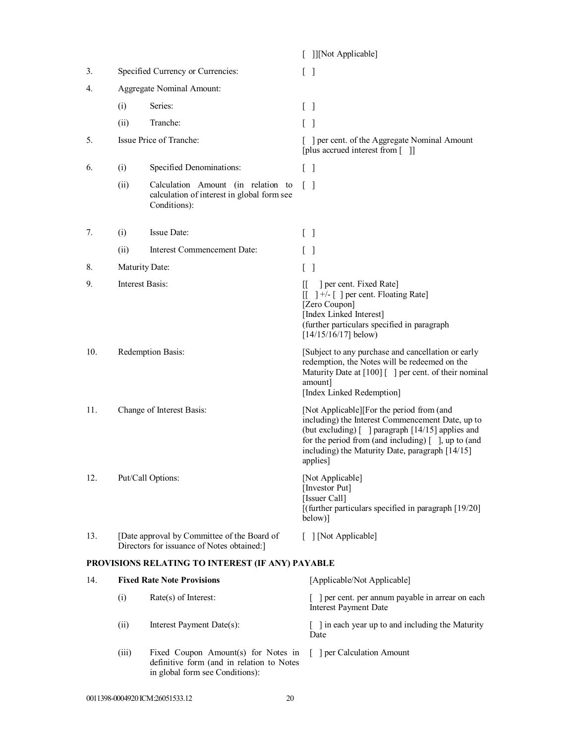| | | | |
|---|---|---|---|
| | | | [ ]][Not Applicable] |
| 3. | Specified Currency or Currencies: | | [ ] |
| 4. | Aggregate Nominal Amount: | | |
| | (i) | Series: | [ ] |
| | (ii) | Tranche: | [ ] |
| 5. | Issue Price of Tranche: | | [ ] per cent. of the Aggregate Nominal Amount [plus accrued interest from [ ]] |
| 6. | (i) | Specified Denominations: | [ ] |
| | (ii) | Calculation Amount (in relation to calculation of interest in global form see Conditions): | [ ] |
| 7. | (i) | Issue Date: | [ ] |
| | (ii) | Interest Commencement Date: | [ ] |
| 8. | Maturity Date: | | [ ] |
| 9. | Interest Basis: | | [[ ] per cent. Fixed Rate]<br>[[ ] +/- [ ] per cent. Floating Rate]<br>[Zero Coupon]<br>[Index Linked Interest]<br>(further particulars specified in paragraph [14/15/16/17] below) |
| 10. | Redemption Basis: | | [Subject to any purchase and cancellation or early redemption, the Notes will be redeemed on the Maturity Date at [100] [ ] per cent. of their nominal amount]<br>[Index Linked Redemption] |
| 11. | Change of Interest Basis: | | [Not Applicable][For the period from (and including) the Interest Commencement Date, up to (but excluding) [ ] paragraph [14/15] applies and for the period from (and including) [ ], up to (and including) the Maturity Date, paragraph [14/15] applies] |
| 12. | Put/Call Options: | | [Not Applicable]<br>[Investor Put]<br>[Issuer Call]<br>[(further particulars specified in paragraph [19/20] below)] |
| 13. | [Date approval by Committee of the Board of Directors for issuance of Notes obtained:] | | [ ] [Not Applicable] |

**PROVISIONS RELATING TO INTEREST (IF ANY) PAYABLE**

| | | | |
|---|---|---|---|
| 14. | **Fixed Rate Note Provisions** | | [Applicable/Not Applicable] |
| | (i) | Rate(s) of Interest: | [ ] per cent. per annum payable in arrear on each Interest Payment Date |
| | (ii) | Interest Payment Date(s): | [ ] in each year up to and including the Maturity Date |
| | (iii) | Fixed Coupon Amount(s) for Notes in definitive form (and in relation to Notes in global form see Conditions): | [ ] per Calculation Amount |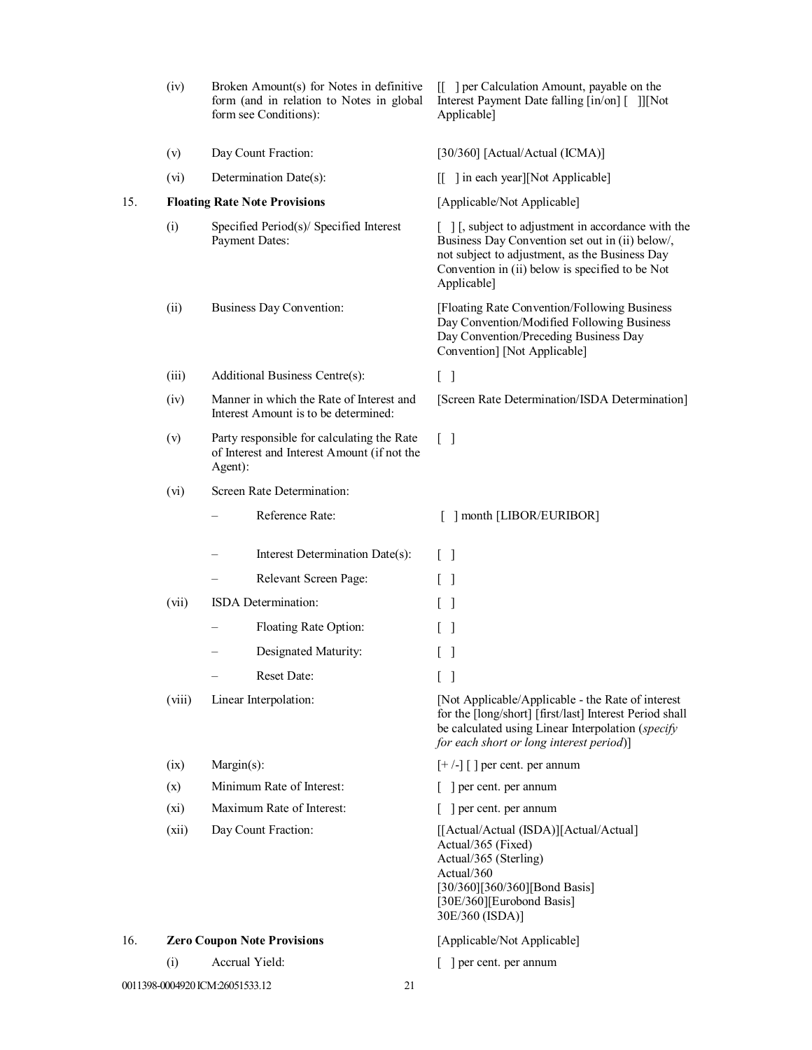| | | | |
|---|---|---|---|
| | (iv) | Broken Amount(s) for Notes in definitive form (and in relation to Notes in global form see Conditions): | [[ ] per Calculation Amount, payable on the Interest Payment Date falling [in/on] [ ]][Not Applicable] |
| | (v) | Day Count Fraction: | [30/360] [Actual/Actual (ICMA)] |
| | (vi) | Determination Date(s): | [[ ] in each year][Not Applicable] |
| 15. | **Floating Rate Note Provisions** | | [Applicable/Not Applicable] |
| | (i) | Specified Period(s)/ Specified Interest Payment Dates: | [ ] [, subject to adjustment in accordance with the Business Day Convention set out in (ii) below/, not subject to adjustment, as the Business Day Convention in (ii) below is specified to be Not Applicable] |
| | (ii) | Business Day Convention: | [Floating Rate Convention/Following Business Day Convention/Modified Following Business Day Convention/Preceding Business Day Convention] [Not Applicable] |
| | (iii) | Additional Business Centre(s): | [ ] |
| | (iv) | Manner in which the Rate of Interest and Interest Amount is to be determined: | [Screen Rate Determination/ISDA Determination] |
| | (v) | Party responsible for calculating the Rate of Interest and Interest Amount (if not the Agent): | [ ] |
| | (vi) | Screen Rate Determination: | |
| | | – Reference Rate: | [ ] month [LIBOR/EURIBOR] |
| | | – Interest Determination Date(s): | [ ] |
| | | – Relevant Screen Page: | [ ] |
| | (vii) | ISDA Determination: | [ ] |
| | | – Floating Rate Option: | [ ] |
| | | – Designated Maturity: | [ ] |
| | | – Reset Date: | [ ] |
| | (viii) | Linear Interpolation: | [Not Applicable/Applicable - the Rate of interest for the [long/short] [first/last] Interest Period shall be calculated using Linear Interpolation (*specify for each short or long interest period*)] |
| | (ix) | Margin(s): | [+ /-] [ ] per cent. per annum |
| | (x) | Minimum Rate of Interest: | [ ] per cent. per annum |
| | (xi) | Maximum Rate of Interest: | [ ] per cent. per annum |
| | (xii) | Day Count Fraction: | [[Actual/Actual (ISDA)][Actual/Actual] Actual/365 (Fixed) Actual/365 (Sterling) Actual/360 [30/360][360/360][Bond Basis] [30E/360][Eurobond Basis] 30E/360 (ISDA)] |
| 16. | **Zero Coupon Note Provisions** | | [Applicable/Not Applicable] |
| | (i) | Accrual Yield: | [ ] per cent. per annum |

0011398-0004920 ICM:26051533.12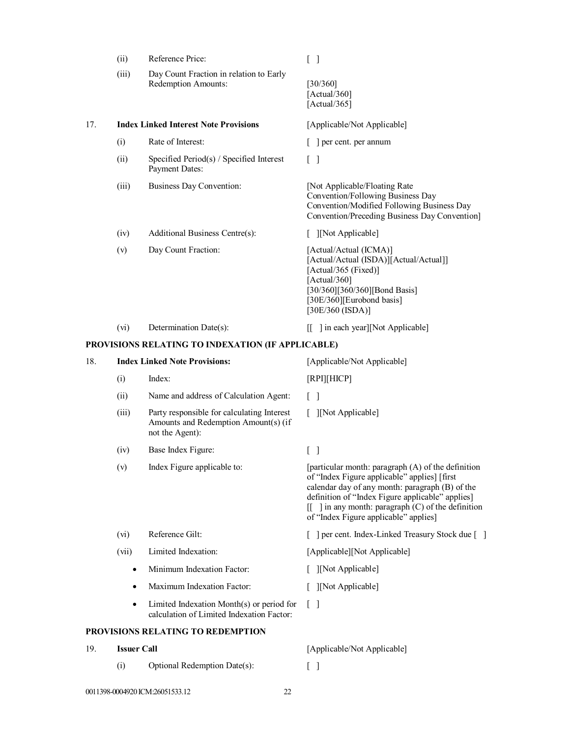| | | | |
|---|---|---|---|
| | (ii) | Reference Price: | [ ] |
| | (iii) | Day Count Fraction in relation to Early Redemption Amounts: | [30/360]<br>[Actual/360]<br>[Actual/365] |
| 17. | **Index Linked Interest Note Provisions** | | [Applicable/Not Applicable] |
| | (i) | Rate of Interest: | [ ] per cent. per annum |
| | (ii) | Specified Period(s) / Specified Interest Payment Dates: | [ ] |
| | (iii) | Business Day Convention: | [Not Applicable/Floating Rate Convention/Following Business Day Convention/Modified Following Business Day Convention/Preceding Business Day Convention] |
| | (iv) | Additional Business Centre(s): | [ ][Not Applicable] |
| | (v) | Day Count Fraction: | [Actual/Actual (ICMA)]<br>[Actual/Actual (ISDA)][Actual/Actual]]<br>[Actual/365 (Fixed)]<br>[Actual/360]<br>[30/360][360/360][Bond Basis]<br>[30E/360][Eurobond basis]<br>[30E/360 (ISDA)] |
| | (vi) | Determination Date(s): | [[ ] in each year][Not Applicable] |

**PROVISIONS RELATING TO INDEXATION (IF APPLICABLE)**

| | | | |
|---|---|---|---|
| 18. | **Index Linked Note Provisions:** | | [Applicable/Not Applicable] |
| | (i) | Index: | [RPI][HICP] |
| | (ii) | Name and address of Calculation Agent: | [ ] |
| | (iii) | Party responsible for calculating Interest Amounts and Redemption Amount(s) (if not the Agent): | [ ][Not Applicable] |
| | (iv) | Base Index Figure: | [ ] |
| | (v) | Index Figure applicable to: | [particular month: paragraph (A) of the definition of "Index Figure applicable" applies] [first calendar day of any month: paragraph (B) of the definition of "Index Figure applicable" applies] [[ ] in any month: paragraph (C) of the definition of "Index Figure applicable" applies] |
| | (vi) | Reference Gilt: | [ ] per cent. Index-Linked Treasury Stock due [ ] |
| | (vii) | Limited Indexation: | [Applicable][Not Applicable] |
| | • | Minimum Indexation Factor: | [ ][Not Applicable] |
| | • | Maximum Indexation Factor: | [ ][Not Applicable] |
| | • | Limited Indexation Month(s) or period for calculation of Limited Indexation Factor: | [ ] |

**PROVISIONS RELATING TO REDEMPTION**

| | | | |
|---|---|---|---|
| 19. | **Issuer Call** | | [Applicable/Not Applicable] |
| | (i) | Optional Redemption Date(s): | [ ] |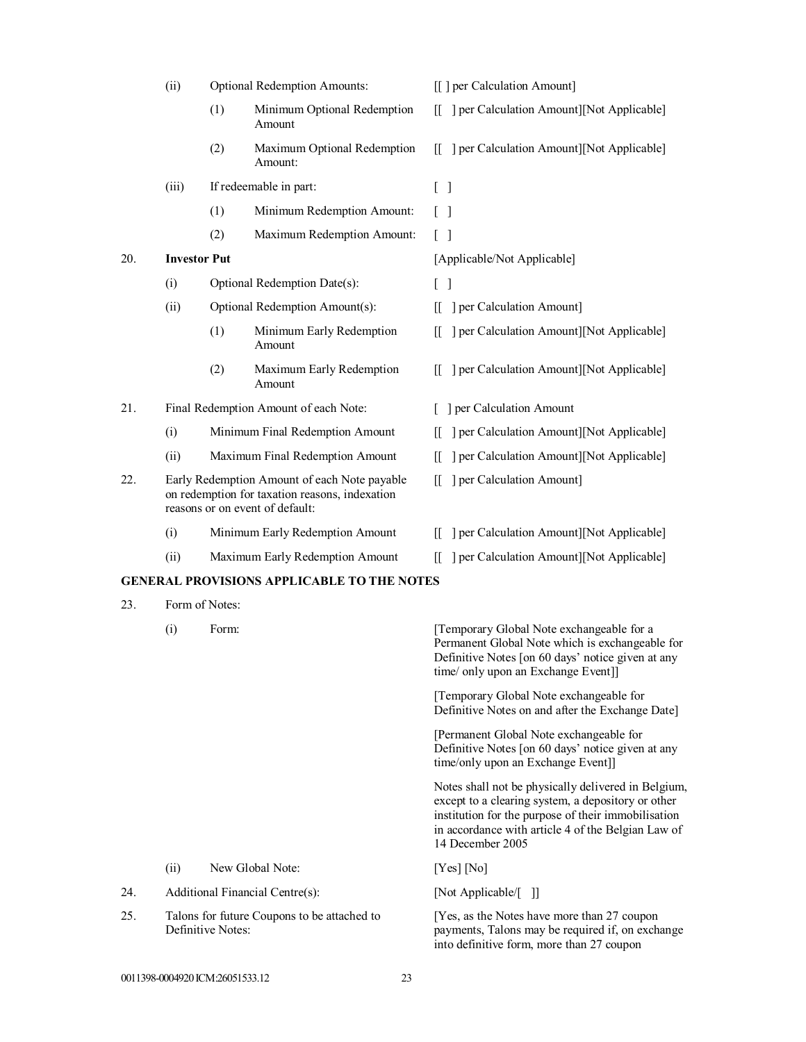| | | | | |
|---|---|---|---|---|
| | (ii) | Optional Redemption Amounts: | | [[ ] per Calculation Amount] |
| | | (1) | Minimum Optional Redemption Amount | [[ ] per Calculation Amount][Not Applicable] |
| | | (2) | Maximum Optional Redemption Amount: | [[ ] per Calculation Amount][Not Applicable] |
| | (iii) | If redeemable in part: | | [ ] |
| | | (1) | Minimum Redemption Amount: | [ ] |
| | | (2) | Maximum Redemption Amount: | [ ] |
| 20. | **Investor Put** | | | [Applicable/Not Applicable] |
| | (i) | Optional Redemption Date(s): | | [ ] |
| | (ii) | Optional Redemption Amount(s): | | [[ ] per Calculation Amount] |
| | | (1) | Minimum Early Redemption Amount | [[ ] per Calculation Amount][Not Applicable] |
| | | (2) | Maximum Early Redemption Amount | [[ ] per Calculation Amount][Not Applicable] |
| 21. | Final Redemption Amount of each Note: | | | [ ] per Calculation Amount |
| | (i) | Minimum Final Redemption Amount | | [[ ] per Calculation Amount][Not Applicable] |
| | (ii) | Maximum Final Redemption Amount | | [[ ] per Calculation Amount][Not Applicable] |
| 22. | Early Redemption Amount of each Note payable on redemption for taxation reasons, indexation reasons or on event of default: | | | [[ ] per Calculation Amount] |
| | (i) | Minimum Early Redemption Amount | | [[ ] per Calculation Amount][Not Applicable] |
| | (ii) | Maximum Early Redemption Amount | | [[ ] per Calculation Amount][Not Applicable] |

**GENERAL PROVISIONS APPLICABLE TO THE NOTES**

| | | | | |
|---|---|---|---|---|
| 23. | Form of Notes: | | | |
| | (i) | Form: | | [Temporary Global Note exchangeable for a Permanent Global Note which is exchangeable for Definitive Notes [on 60 days' notice given at any time/ only upon an Exchange Event]]<br><br>[Temporary Global Note exchangeable for Definitive Notes on and after the Exchange Date]<br><br>[Permanent Global Note exchangeable for Definitive Notes [on 60 days' notice given at any time/only upon an Exchange Event]]<br><br>Notes shall not be physically delivered in Belgium, except to a clearing system, a depository or other institution for the purpose of their immobilisation in accordance with article 4 of the Belgian Law of 14 December 2005 |
| | (ii) | New Global Note: | | [Yes] [No] |
| 24. | Additional Financial Centre(s): | | | [Not Applicable/[ ]] |
| 25. | Talons for future Coupons to be attached to Definitive Notes: | | | [Yes, as the Notes have more than 27 coupon payments, Talons may be required if, on exchange into definitive form, more than 27 coupon |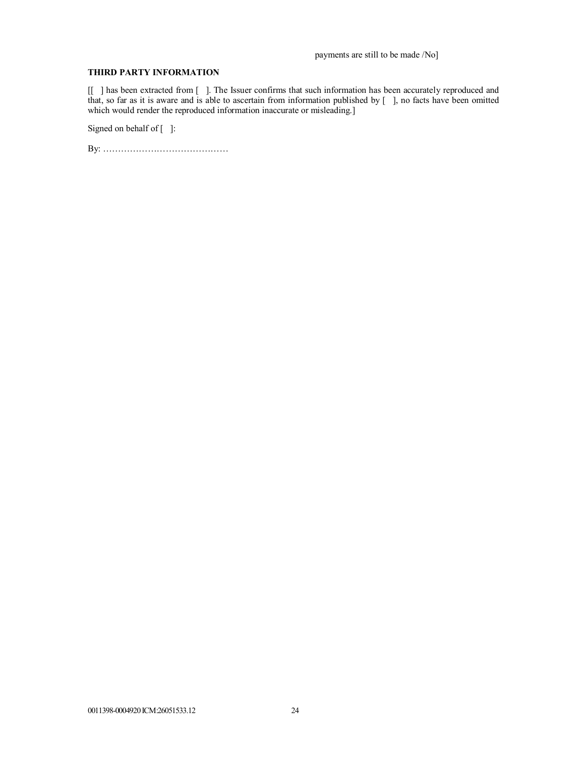payments are still to be made /No]

**THIRD PARTY INFORMATION**

[[ ] has been extracted from [ ]. The Issuer confirms that such information has been accurately reproduced and that, so far as it is aware and is able to ascertain from information published by [ ], no facts have been omitted which would render the reproduced information inaccurate or misleading.]

Signed on behalf of [ ]:

By: ……………………………………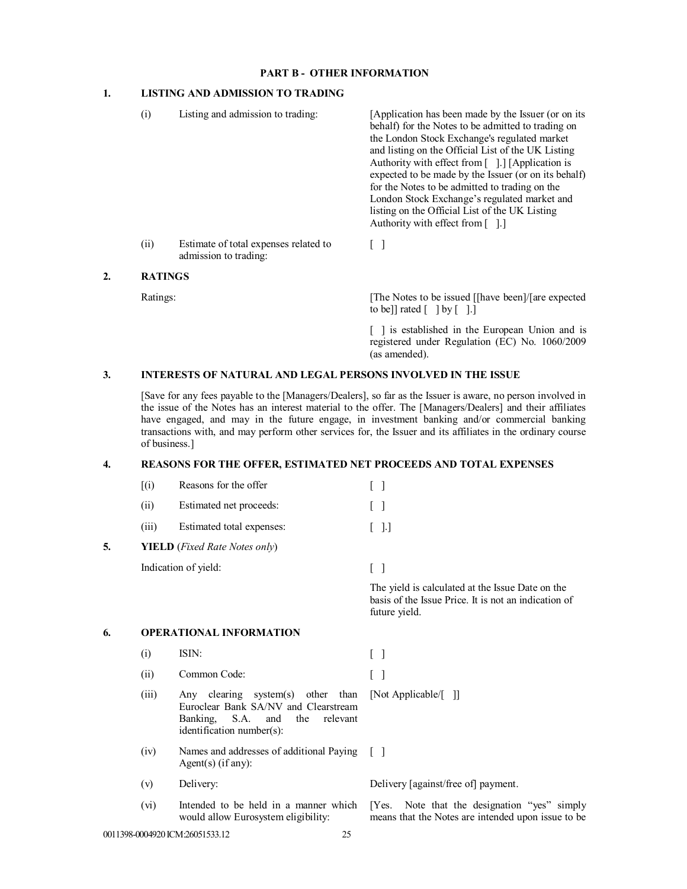# PART B - OTHER INFORMATION

## 1. LISTING AND ADMISSION TO TRADING

| | | |
|---|---|---|
| (i) | Listing and admission to trading: | [Application has been made by the Issuer (or on its behalf) for the Notes to be admitted to trading on the London Stock Exchange's regulated market and listing on the Official List of the UK Listing Authority with effect from [ ].] [Application is expected to be made by the Issuer (or on its behalf) for the Notes to be admitted to trading on the London Stock Exchange's regulated market and listing on the Official List of the UK Listing Authority with effect from [ ].] |
| (ii) | Estimate of total expenses related to admission to trading: | [ ] |

## 2. RATINGS

| | |
|---|---|
| Ratings: | [The Notes to be issued [[have been]/[are expected to be]] rated [ ] by [ ].] |
| | [ ] is established in the European Union and is registered under Regulation (EC) No. 1060/2009 (as amended). |

## 3. INTERESTS OF NATURAL AND LEGAL PERSONS INVOLVED IN THE ISSUE

[Save for any fees payable to the [Managers/Dealers], so far as the Issuer is aware, no person involved in the issue of the Notes has an interest material to the offer. The [Managers/Dealers] and their affiliates have engaged, and may in the future engage, in investment banking and/or commercial banking transactions with, and may perform other services for, the Issuer and its affiliates in the ordinary course of business.]

## 4. REASONS FOR THE OFFER, ESTIMATED NET PROCEEDS AND TOTAL EXPENSES

| | | |
|---|---|---|
| [(i) | Reasons for the offer | [ ] |
| (ii) | Estimated net proceeds: | [ ] |
| (iii) | Estimated total expenses: | [ ].] |

## 5. YIELD (*Fixed Rate Notes only*)

| | |
|---|---|
| Indication of yield: | [ ] |
| | The yield is calculated at the Issue Date on the basis of the Issue Price. It is not an indication of future yield. |

## 6. OPERATIONAL INFORMATION

| | | |
|---|---|---|
| (i) | ISIN: | [ ] |
| (ii) | Common Code: | [ ] |
| (iii) | Any clearing system(s) other than Euroclear Bank SA/NV and Clearstream Banking, S.A. and the relevant identification number(s): | [Not Applicable/[ ]] |
| (iv) | Names and addresses of additional Paying Agent(s) (if any): | [ ] |
| (v) | Delivery: | Delivery [against/free of] payment. |
| (vi) | Intended to be held in a manner which would allow Eurosystem eligibility: | [Yes. Note that the designation "yes" simply means that the Notes are intended upon issue to be |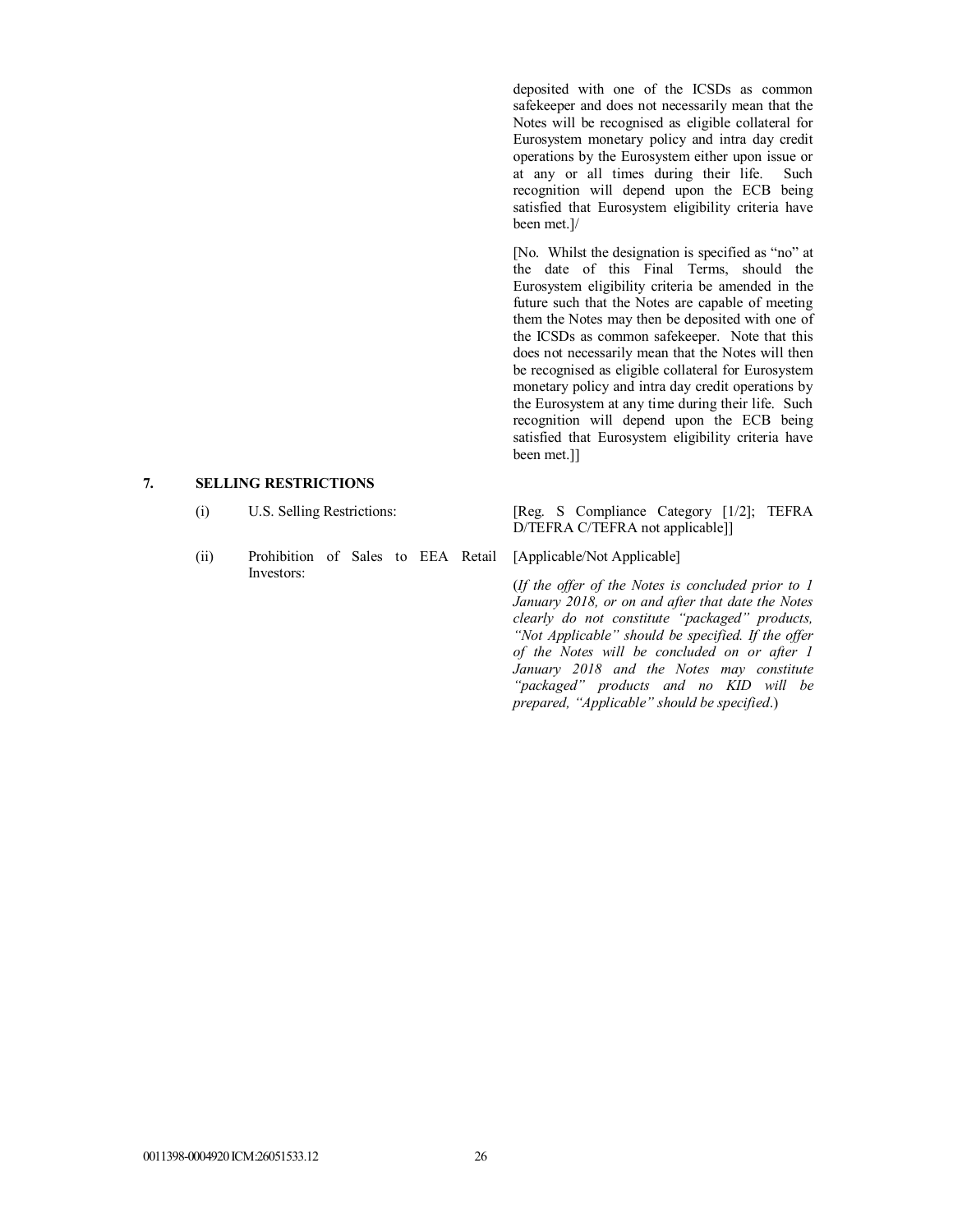deposited with one of the ICSDs as common safekeeper and does not necessarily mean that the Notes will be recognised as eligible collateral for Eurosystem monetary policy and intra day credit operations by the Eurosystem either upon issue or at any or all times during their life. Such recognition will depend upon the ECB being satisfied that Eurosystem eligibility criteria have been met.]/

[No. Whilst the designation is specified as "no" at the date of this Final Terms, should the Eurosystem eligibility criteria be amended in the future such that the Notes are capable of meeting them the Notes may then be deposited with one of the ICSDs as common safekeeper. Note that this does not necessarily mean that the Notes will then be recognised as eligible collateral for Eurosystem monetary policy and intra day credit operations by the Eurosystem at any time during their life. Such recognition will depend upon the ECB being satisfied that Eurosystem eligibility criteria have been met.]]

## 7. SELLING RESTRICTIONS

| | | |
|---|---|---|
| (i) | U.S. Selling Restrictions: | [Reg. S Compliance Category [1/2]; TEFRA D/TEFRA C/TEFRA not applicable]] |
| (ii) | Prohibition of Sales to EEA Retail Investors: | [Applicable/Not Applicable]<br><br>(*If the offer of the Notes is concluded prior to 1 January 2018, or on and after that date the Notes clearly do not constitute "packaged" products, "Not Applicable" should be specified. If the offer of the Notes will be concluded on or after 1 January 2018 and the Notes may constitute "packaged" products and no KID will be prepared, "Applicable" should be specified*.) |

0011398-0004920 ICM:26051533.12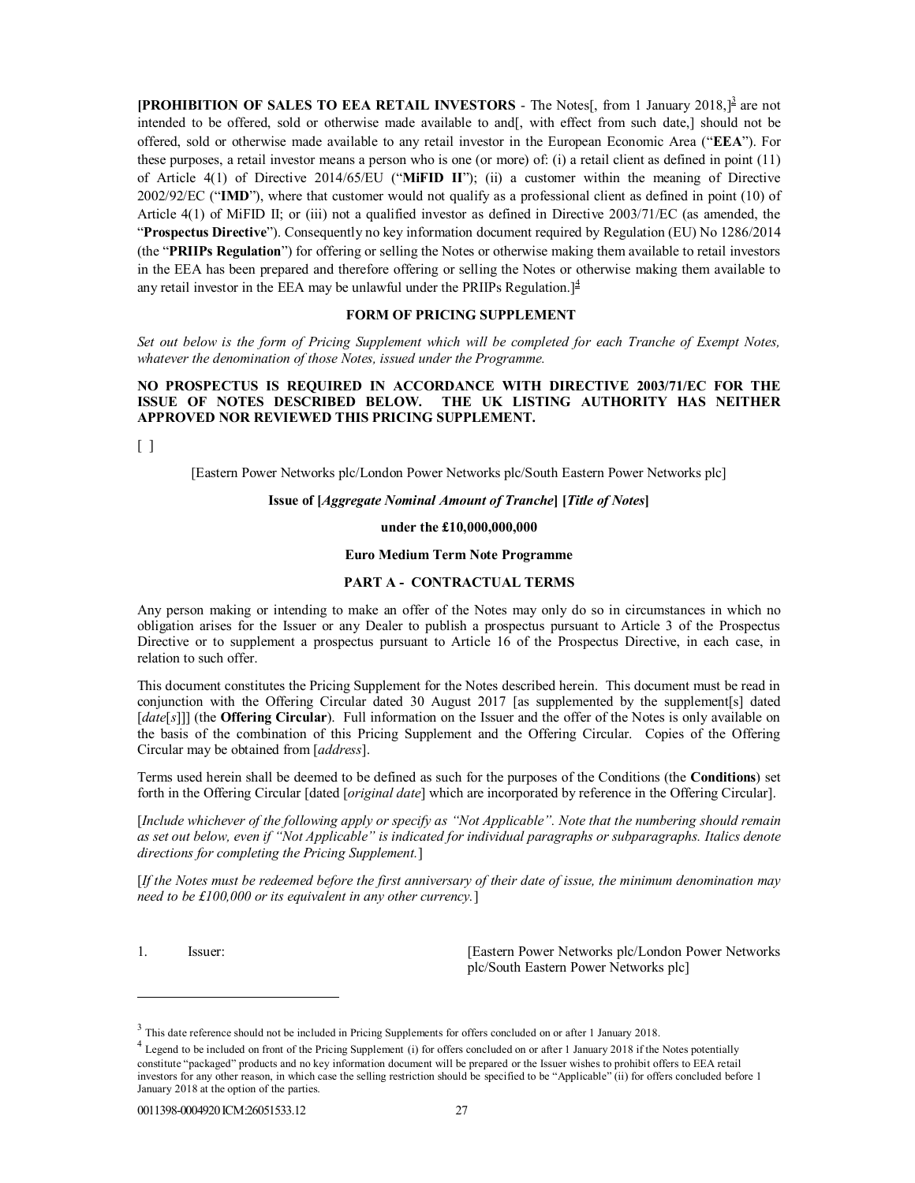**[PROHIBITION OF SALES TO EEA RETAIL INVESTORS** - The Notes[, from 1 January 2018,][3] are not intended to be offered, sold or otherwise made available to and[, with effect from such date,] should not be offered, sold or otherwise made available to any retail investor in the European Economic Area ("**EEA**"). For these purposes, a retail investor means a person who is one (or more) of: (i) a retail client as defined in point (11) of Article 4(1) of Directive 2014/65/EU ("**MiFID II**"); (ii) a customer within the meaning of Directive 2002/92/EC ("**IMD**"), where that customer would not qualify as a professional client as defined in point (10) of Article 4(1) of MiFID II; or (iii) not a qualified investor as defined in Directive 2003/71/EC (as amended, the "**Prospectus Directive**"). Consequently no key information document required by Regulation (EU) No 1286/2014 (the "**PRIIPs Regulation**") for offering or selling the Notes or otherwise making them available to retail investors in the EEA has been prepared and therefore offering or selling the Notes or otherwise making them available to any retail investor in the EEA may be unlawful under the PRIIPs Regulation.][4]

**FORM OF PRICING SUPPLEMENT**

*Set out below is the form of Pricing Supplement which will be completed for each Tranche of Exempt Notes, whatever the denomination of those Notes, issued under the Programme.*

**NO PROSPECTUS IS REQUIRED IN ACCORDANCE WITH DIRECTIVE 2003/71/EC FOR THE ISSUE OF NOTES DESCRIBED BELOW. THE UK LISTING AUTHORITY HAS NEITHER APPROVED NOR REVIEWED THIS PRICING SUPPLEMENT.**

[ ]

[Eastern Power Networks plc/London Power Networks plc/South Eastern Power Networks plc]

**Issue of [*Aggregate Nominal Amount of Tranche*] [*Title of Notes*]**

**under the £10,000,000,000**

**Euro Medium Term Note Programme**

**PART A - CONTRACTUAL TERMS**

Any person making or intending to make an offer of the Notes may only do so in circumstances in which no obligation arises for the Issuer or any Dealer to publish a prospectus pursuant to Article 3 of the Prospectus Directive or to supplement a prospectus pursuant to Article 16 of the Prospectus Directive, in each case, in relation to such offer.

This document constitutes the Pricing Supplement for the Notes described herein. This document must be read in conjunction with the Offering Circular dated 30 August 2017 [as supplemented by the supplement[s] dated [*date*[*s*]]] (the **Offering Circular**). Full information on the Issuer and the offer of the Notes is only available on the basis of the combination of this Pricing Supplement and the Offering Circular. Copies of the Offering Circular may be obtained from [*address*].

Terms used herein shall be deemed to be defined as such for the purposes of the Conditions (the **Conditions**) set forth in the Offering Circular [dated [*original date*] which are incorporated by reference in the Offering Circular].

[*Include whichever of the following apply or specify as "Not Applicable". Note that the numbering should remain as set out below, even if "Not Applicable" is indicated for individual paragraphs or subparagraphs. Italics denote directions for completing the Pricing Supplement.*]

[*If the Notes must be redeemed before the first anniversary of their date of issue, the minimum denomination may need to be £100,000 or its equivalent in any other currency.*]

| | | |
|---|---|---|
| 1. | Issuer: | [Eastern Power Networks plc/London Power Networks plc/South Eastern Power Networks plc] |

---

[3] This date reference should not be included in Pricing Supplements for offers concluded on or after 1 January 2018.

[4] Legend to be included on front of the Pricing Supplement (i) for offers concluded on or after 1 January 2018 if the Notes potentially constitute "packaged" products and no key information document will be prepared or the Issuer wishes to prohibit offers to EEA retail investors for any other reason, in which case the selling restriction should be specified to be "Applicable" (ii) for offers concluded before 1 January 2018 at the option of the parties.

0011398-0004920 ICM:26051533.12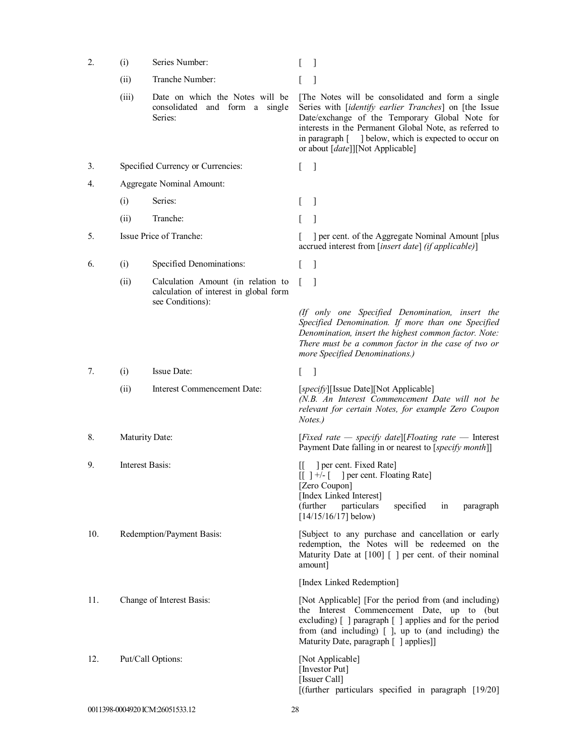| | | | |
|---|---|---|---|
| 2. | (i) | Series Number: | [ ] |
| | (ii) | Tranche Number: | [ ] |
| | (iii) | Date on which the Notes will be consolidated and form a single Series: | [The Notes will be consolidated and form a single Series with [*identify earlier Tranches*] on [the Issue Date/exchange of the Temporary Global Note for interests in the Permanent Global Note, as referred to in paragraph [ ] below, which is expected to occur on or about [*date*]][Not Applicable] |
| 3. | Specified Currency or Currencies: | | [ ] |
| 4. | Aggregate Nominal Amount: | | |
| | (i) | Series: | [ ] |
| | (ii) | Tranche: | [ ] |
| 5. | Issue Price of Tranche: | | [ ] per cent. of the Aggregate Nominal Amount [plus accrued interest from [*insert date*] *(if applicable)*] |
| 6. | (i) | Specified Denominations: | [ ] |
| | (ii) | Calculation Amount (in relation to calculation of interest in global form see Conditions): | [ ]<br><br>*(If only one Specified Denomination, insert the Specified Denomination. If more than one Specified Denomination, insert the highest common factor. Note: There must be a common factor in the case of two or more Specified Denominations.)* |
| 7. | (i) | Issue Date: | [ ] |
| | (ii) | Interest Commencement Date: | [*specify*][Issue Date][Not Applicable]<br>*(N.B. An Interest Commencement Date will not be relevant for certain Notes, for example Zero Coupon Notes.)* |
| 8. | Maturity Date: | | [*Fixed rate — specify date*][*Floating rate* — Interest Payment Date falling in or nearest to [*specify month*]] |
| 9. | Interest Basis: | | [[ ] per cent. Fixed Rate]<br>[[ ] +/- [ ] per cent. Floating Rate]<br>[Zero Coupon]<br>[Index Linked Interest]<br>(further particulars specified in paragraph [14/15/16/17] below) |
| 10. | Redemption/Payment Basis: | | [Subject to any purchase and cancellation or early redemption, the Notes will be redeemed on the Maturity Date at [100] [ ] per cent. of their nominal amount]<br><br>[Index Linked Redemption] |
| 11. | Change of Interest Basis: | | [Not Applicable] [For the period from (and including) the Interest Commencement Date, up to (but excluding) [ ] paragraph [ ] applies and for the period from (and including) [ ], up to (and including) the Maturity Date, paragraph [ ] applies]] |
| 12. | Put/Call Options: | | [Not Applicable]<br>[Investor Put]<br>[Issuer Call]<br>[(further particulars specified in paragraph [19/20] |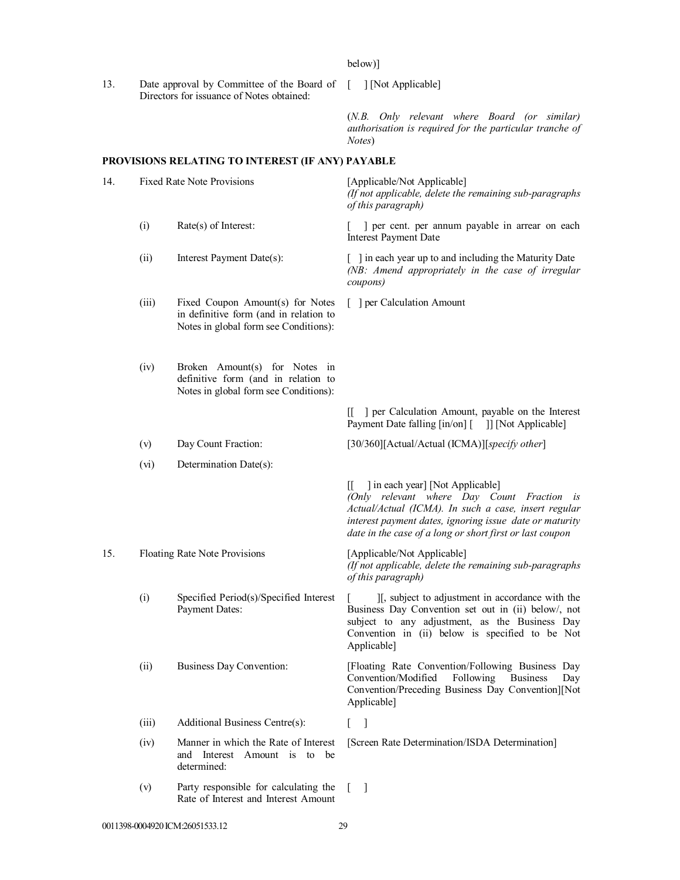below)]

| | | | |
|---|---|---|---|
| 13. | Date approval by Committee of the Board of Directors for issuance of Notes obtained: | | [ ] [Not Applicable] |
| | | | (*N.B. Only relevant where Board (or similar) authorisation is required for the particular tranche of Notes*) |

**PROVISIONS RELATING TO INTEREST (IF ANY) PAYABLE**

| | | | |
|---|---|---|---|
| 14. | Fixed Rate Note Provisions | | [Applicable/Not Applicable] *(If not applicable, delete the remaining sub-paragraphs of this paragraph)* |
| | (i) | Rate(s) of Interest: | [ ] per cent. per annum payable in arrear on each Interest Payment Date |
| | (ii) | Interest Payment Date(s): | [ ] in each year up to and including the Maturity Date *(NB: Amend appropriately in the case of irregular coupons)* |
| | (iii) | Fixed Coupon Amount(s) for Notes in definitive form (and in relation to Notes in global form see Conditions): | [ ] per Calculation Amount |
| | (iv) | Broken Amount(s) for Notes in definitive form (and in relation to Notes in global form see Conditions): | [[ ] per Calculation Amount, payable on the Interest Payment Date falling [in/on] [ ]] [Not Applicable] |
| | (v) | Day Count Fraction: | [30/360][Actual/Actual (ICMA)][*specify other*] |
| | (vi) | Determination Date(s): | [[ ] in each year] [Not Applicable] *(Only relevant where Day Count Fraction is Actual/Actual (ICMA). In such a case, insert regular interest payment dates, ignoring issue date or maturity date in the case of a long or short first or last coupon* |
| 15. | Floating Rate Note Provisions | | [Applicable/Not Applicable] *(If not applicable, delete the remaining sub-paragraphs of this paragraph)* |
| | (i) | Specified Period(s)/Specified Interest Payment Dates: | [ ][, subject to adjustment in accordance with the Business Day Convention set out in (ii) below/, not subject to any adjustment, as the Business Day Convention in (ii) below is specified to be Not Applicable] |
| | (ii) | Business Day Convention: | [Floating Rate Convention/Following Business Day Convention/Modified Following Business Day Convention/Preceding Business Day Convention][Not Applicable] |
| | (iii) | Additional Business Centre(s): | [ ] |
| | (iv) | Manner in which the Rate of Interest and Interest Amount is to be determined: | [Screen Rate Determination/ISDA Determination] |
| | (v) | Party responsible for calculating the Rate of Interest and Interest Amount | [ ] |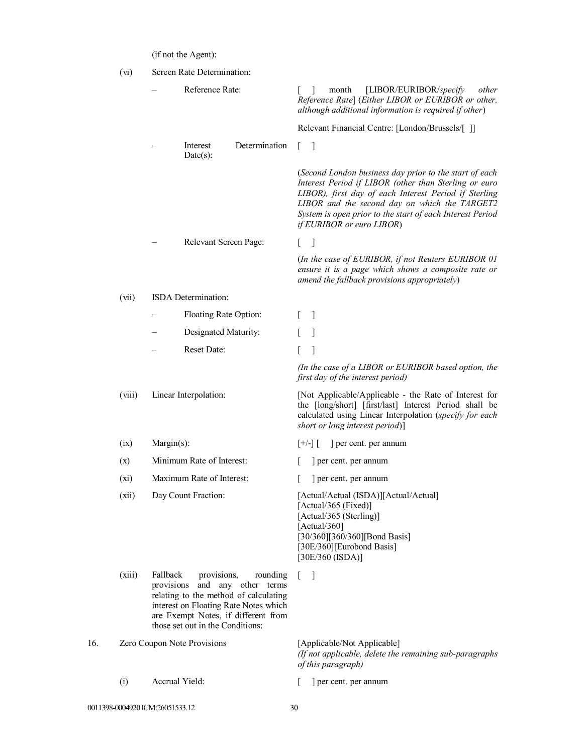| | | |
|---|---|---|
| | (if not the Agent): | |
| (vi) | Screen Rate Determination: | |
| | – Reference Rate: | [ ] month [LIBOR/EURIBOR/*specify other Reference Rate*] (*Either LIBOR or EURIBOR or other, although additional information is required if other*)<br><br>Relevant Financial Centre: [London/Brussels/[ ]] |
| | – Interest Determination Date(s): | [ ]<br><br>(*Second London business day prior to the start of each Interest Period if LIBOR (other than Sterling or euro LIBOR), first day of each Interest Period if Sterling LIBOR and the second day on which the TARGET2 System is open prior to the start of each Interest Period if EURIBOR or euro LIBOR*) |
| | – Relevant Screen Page: | [ ]<br><br>(*In the case of EURIBOR, if not Reuters EURIBOR 01 ensure it is a page which shows a composite rate or amend the fallback provisions appropriately*) |
| (vii) | ISDA Determination: | |
| | – Floating Rate Option: | [ ] |
| | – Designated Maturity: | [ ] |
| | – Reset Date: | [ ]<br><br>*(In the case of a LIBOR or EURIBOR based option, the first day of the interest period)* |
| (viii) | Linear Interpolation: | [Not Applicable/Applicable - the Rate of Interest for the [long/short] [first/last] Interest Period shall be calculated using Linear Interpolation (*specify for each short or long interest period*)] |
| (ix) | Margin(s): | [+/-] [ ] per cent. per annum |
| (x) | Minimum Rate of Interest: | [ ] per cent. per annum |
| (xi) | Maximum Rate of Interest: | [ ] per cent. per annum |
| (xii) | Day Count Fraction: | [Actual/Actual (ISDA)][Actual/Actual]<br>[Actual/365 (Fixed)]<br>[Actual/365 (Sterling)]<br>[Actual/360]<br>[30/360][360/360][Bond Basis]<br>[30E/360][Eurobond Basis]<br>[30E/360 (ISDA)] |
| (xiii) | Fallback provisions, rounding provisions and any other terms relating to the method of calculating interest on Floating Rate Notes which are Exempt Notes, if different from those set out in the Conditions: | [ ] |

16. Zero Coupon Note Provisions — [Applicable/Not Applicable]
*(If not applicable, delete the remaining sub-paragraphs of this paragraph)*

| | | |
|---|---|---|
| (i) | Accrual Yield: | [ ] per cent. per annum |

0011398-0004920 ICM:26051533.12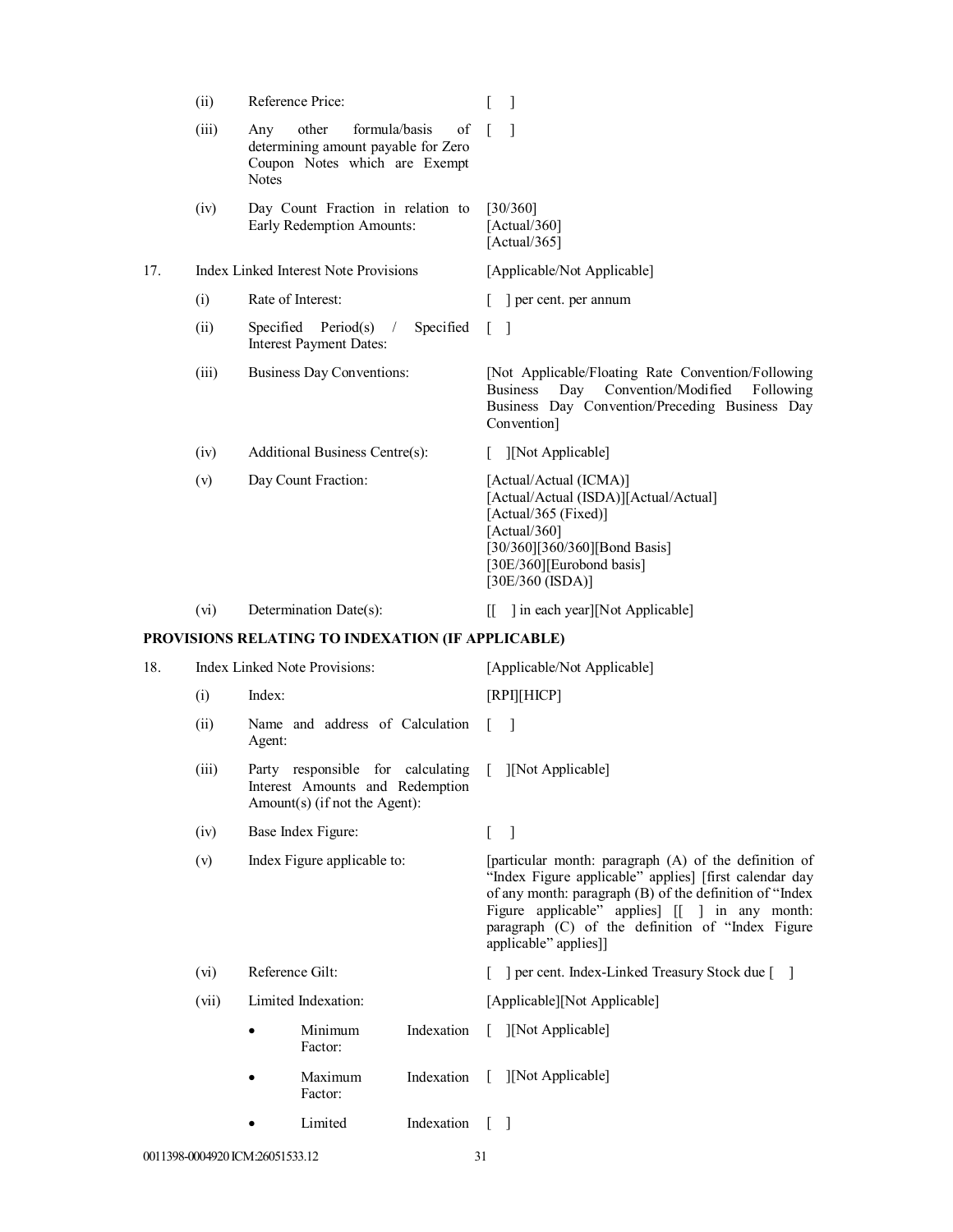| | | | |
|---|---|---|---|
| | (ii) | Reference Price: | [ ] |
| | (iii) | Any other formula/basis of determining amount payable for Zero Coupon Notes which are Exempt Notes | [ ] |
| | (iv) | Day Count Fraction in relation to Early Redemption Amounts: | [30/360]<br>[Actual/360]<br>[Actual/365] |
| 17. | Index Linked Interest Note Provisions | | [Applicable/Not Applicable] |
| | (i) | Rate of Interest: | [ ] per cent. per annum |
| | (ii) | Specified Period(s) / Specified Interest Payment Dates: | [ ] |
| | (iii) | Business Day Conventions: | [Not Applicable/Floating Rate Convention/Following Business Day Convention/Modified Following Business Day Convention/Preceding Business Day Convention] |
| | (iv) | Additional Business Centre(s): | [ ][Not Applicable] |
| | (v) | Day Count Fraction: | [Actual/Actual (ICMA)]<br>[Actual/Actual (ISDA)][Actual/Actual]<br>[Actual/365 (Fixed)]<br>[Actual/360]<br>[30/360][360/360][Bond Basis]<br>[30E/360][Eurobond basis]<br>[30E/360 (ISDA)] |
| | (vi) | Determination Date(s): | [[ ] in each year][Not Applicable] |

**PROVISIONS RELATING TO INDEXATION (IF APPLICABLE)**

| | | | |
|---|---|---|---|
| 18. | Index Linked Note Provisions: | | [Applicable/Not Applicable] |
| | (i) | Index: | [RPI][HICP] |
| | (ii) | Name and address of Calculation Agent: | [ ] |
| | (iii) | Party responsible for calculating Interest Amounts and Redemption Amount(s) (if not the Agent): | [ ][Not Applicable] |
| | (iv) | Base Index Figure: | [ ] |
| | (v) | Index Figure applicable to: | [particular month: paragraph (A) of the definition of "Index Figure applicable" applies] [first calendar day of any month: paragraph (B) of the definition of "Index Figure applicable" applies] [[ ] in any month: paragraph (C) of the definition of "Index Figure applicable" applies]] |
| | (vi) | Reference Gilt: | [ ] per cent. Index-Linked Treasury Stock due [ ] |
| | (vii) | Limited Indexation: | [Applicable][Not Applicable] |
| | | • Minimum Indexation Factor: | [ ][Not Applicable] |
| | | • Maximum Indexation Factor: | [ ][Not Applicable] |
| | | • Limited Indexation | [ ] |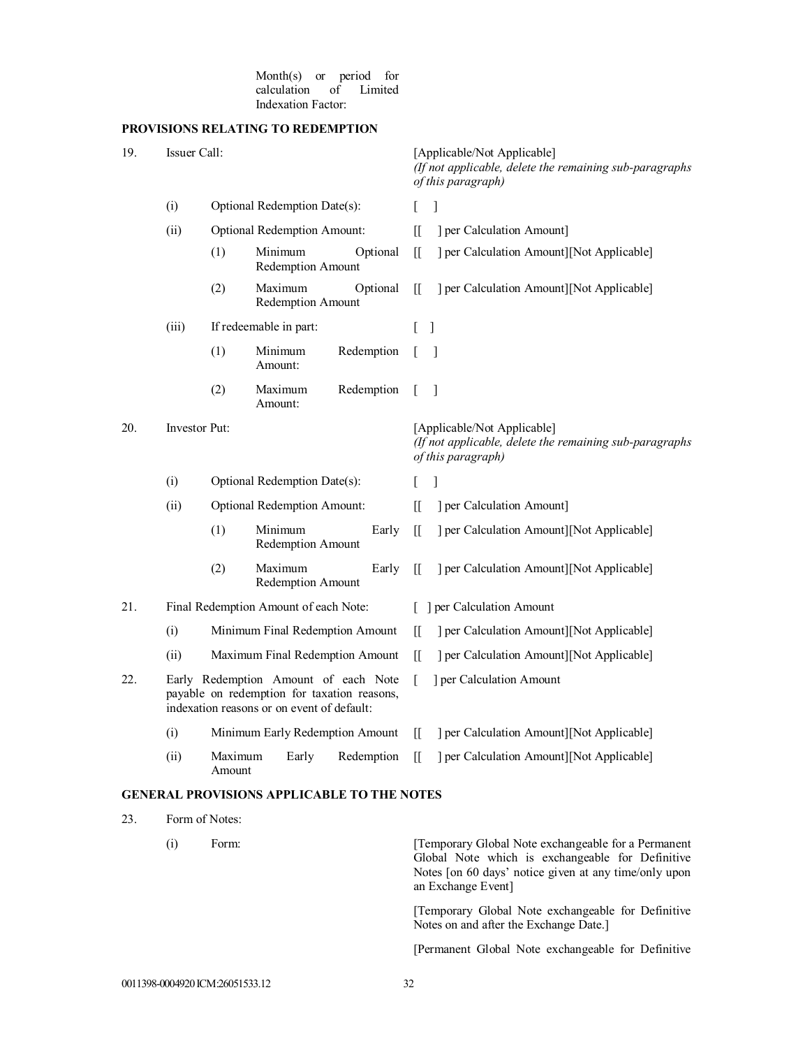| | | | |
|---|---|---|---|
| | | Month(s) or period for calculation of Limited Indexation Factor: | |

**PROVISIONS RELATING TO REDEMPTION**

| | | | |
|---|---|---|---|
| 19. | Issuer Call: | | [Applicable/Not Applicable] *(If not applicable, delete the remaining sub-paragraphs of this paragraph)* |
| | (i) | Optional Redemption Date(s): | [ ] |
| | (ii) | Optional Redemption Amount: | [[ ] per Calculation Amount] |
| | | (1) Minimum Optional Redemption Amount | [[ ] per Calculation Amount][Not Applicable] |
| | | (2) Maximum Optional Redemption Amount | [[ ] per Calculation Amount][Not Applicable] |
| | (iii) | If redeemable in part: | [ ] |
| | | (1) Minimum Redemption Amount: | [ ] |
| | | (2) Maximum Redemption Amount: | [ ] |
| 20. | Investor Put: | | [Applicable/Not Applicable] *(If not applicable, delete the remaining sub-paragraphs of this paragraph)* |
| | (i) | Optional Redemption Date(s): | [ ] |
| | (ii) | Optional Redemption Amount: | [[ ] per Calculation Amount] |
| | | (1) Minimum Early Redemption Amount | [[ ] per Calculation Amount][Not Applicable] |
| | | (2) Maximum Early Redemption Amount | [[ ] per Calculation Amount][Not Applicable] |
| 21. | Final Redemption Amount of each Note: | | [ ] per Calculation Amount |
| | (i) | Minimum Final Redemption Amount | [[ ] per Calculation Amount][Not Applicable] |
| | (ii) | Maximum Final Redemption Amount | [[ ] per Calculation Amount][Not Applicable] |
| 22. | Early Redemption Amount of each Note payable on redemption for taxation reasons, indexation reasons or on event of default: | | [ ] per Calculation Amount |
| | (i) | Minimum Early Redemption Amount | [[ ] per Calculation Amount][Not Applicable] |
| | (ii) | Maximum Early Redemption Amount | [[ ] per Calculation Amount][Not Applicable] |

**GENERAL PROVISIONS APPLICABLE TO THE NOTES**

| | | | |
|---|---|---|---|
| 23. | Form of Notes: | | |
| | (i) | Form: | [Temporary Global Note exchangeable for a Permanent Global Note which is exchangeable for Definitive Notes [on 60 days' notice given at any time/only upon an Exchange Event]<br><br>[Temporary Global Note exchangeable for Definitive Notes on and after the Exchange Date.]<br><br>[Permanent Global Note exchangeable for Definitive |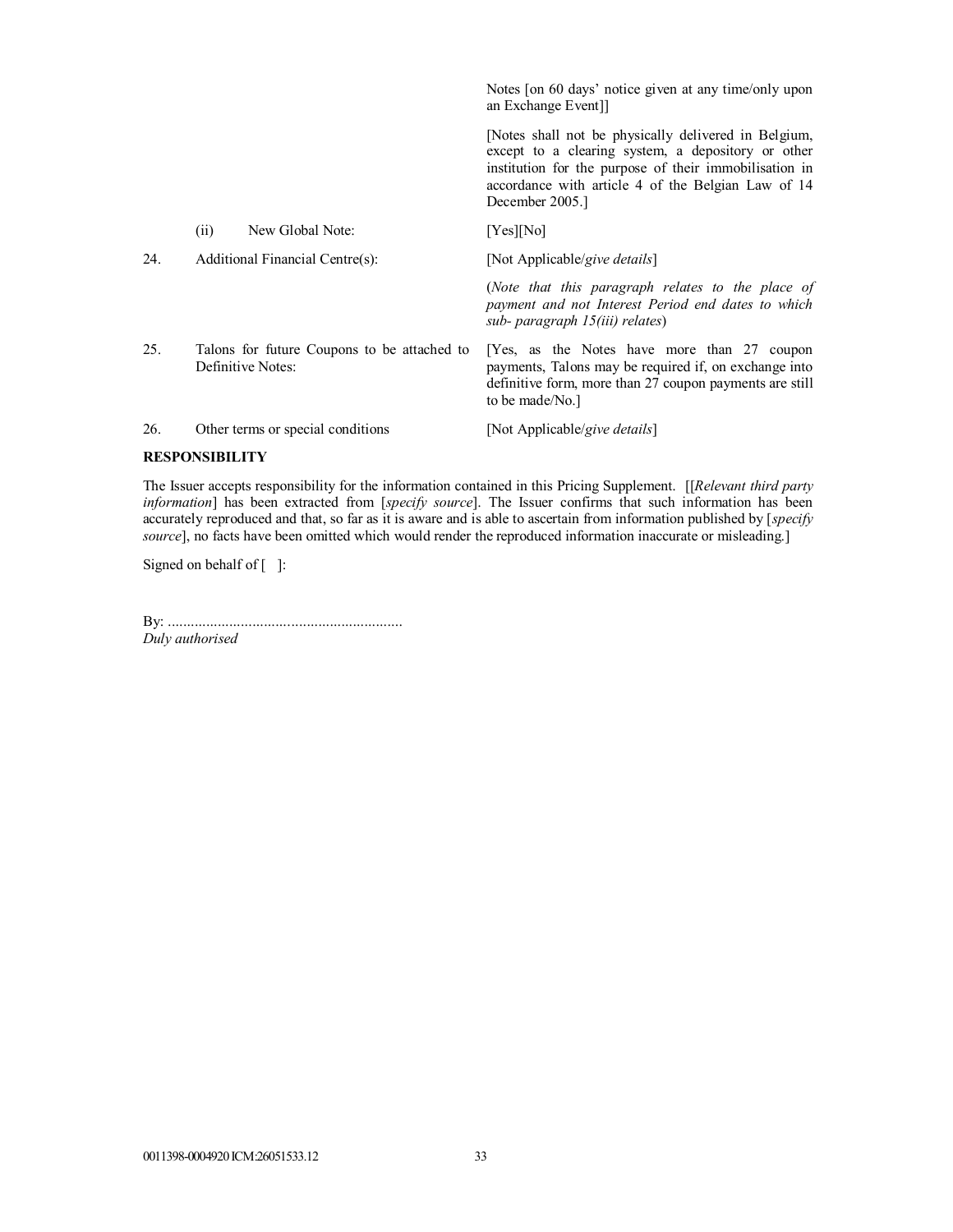| | | |
|---|---|---|
| | | Notes [on 60 days' notice given at any time/only upon an Exchange Event]] |
| | | [Notes shall not be physically delivered in Belgium, except to a clearing system, a depository or other institution for the purpose of their immobilisation in accordance with article 4 of the Belgian Law of 14 December 2005.] |
| | (ii) New Global Note: | [Yes][No] |
| 24. | Additional Financial Centre(s): | [Not Applicable/*give details*] |
| | | (*Note that this paragraph relates to the place of payment and not Interest Period end dates to which sub- paragraph 15(iii) relates*) |
| 25. | Talons for future Coupons to be attached to Definitive Notes: | [Yes, as the Notes have more than 27 coupon payments, Talons may be required if, on exchange into definitive form, more than 27 coupon payments are still to be made/No.] |
| 26. | Other terms or special conditions | [Not Applicable/*give details*] |

**RESPONSIBILITY**

The Issuer accepts responsibility for the information contained in this Pricing Supplement. [[*Relevant third party information*] has been extracted from [*specify source*]. The Issuer confirms that such information has been accurately reproduced and that, so far as it is aware and is able to ascertain from information published by [*specify source*], no facts have been omitted which would render the reproduced information inaccurate or misleading.]

Signed on behalf of [ ]:

By: .............................................................

*Duly authorised*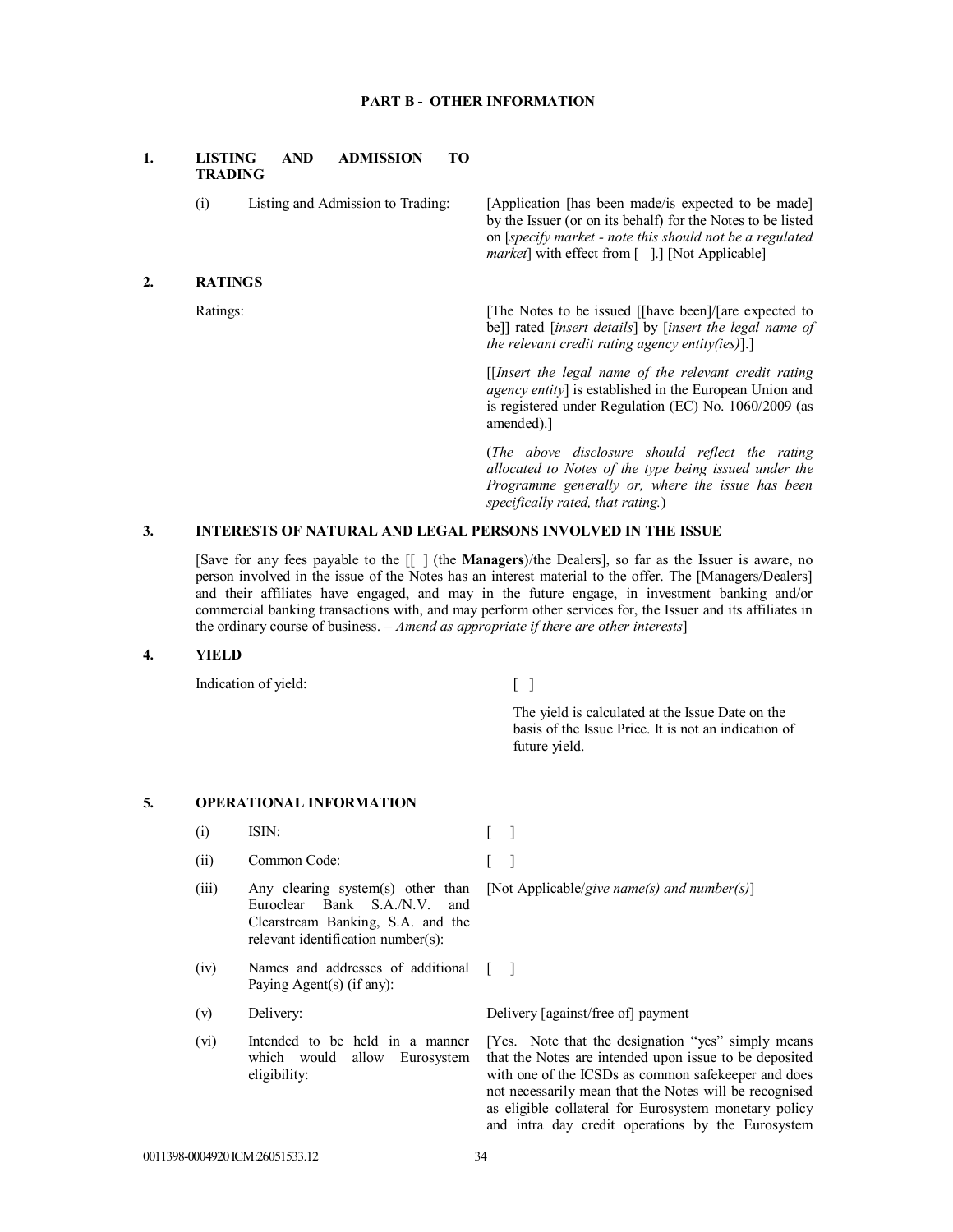## PART B - OTHER INFORMATION

**1. LISTING AND ADMISSION TO TRADING**

| | | |
|---|---|---|
| (i) | Listing and Admission to Trading: | [Application [has been made/is expected to be made] by the Issuer (or on its behalf) for the Notes to be listed on [*specify market - note this should not be a regulated market*] with effect from [ ].] [Not Applicable] |

**2. RATINGS**

| | |
|---|---|
| Ratings: | [The Notes to be issued [[have been]/[are expected to be]] rated [*insert details*] by [*insert the legal name of the relevant credit rating agency entity(ies)*].]<br><br>[[*Insert the legal name of the relevant credit rating agency entity*] is established in the European Union and is registered under Regulation (EC) No. 1060/2009 (as amended).]<br><br>(*The above disclosure should reflect the rating allocated to Notes of the type being issued under the Programme generally or, where the issue has been specifically rated, that rating.*) |

**3. INTERESTS OF NATURAL AND LEGAL PERSONS INVOLVED IN THE ISSUE**

[Save for any fees payable to the [[ ] (the **Managers**)/the Dealers], so far as the Issuer is aware, no person involved in the issue of the Notes has an interest material to the offer. The [Managers/Dealers] and their affiliates have engaged, and may in the future engage, in investment banking and/or commercial banking transactions with, and may perform other services for, the Issuer and its affiliates in the ordinary course of business. – *Amend as appropriate if there are other interests*]

**4. YIELD**

| | |
|---|---|
| Indication of yield: | [ ]<br><br>The yield is calculated at the Issue Date on the basis of the Issue Price. It is not an indication of future yield. |

**5. OPERATIONAL INFORMATION**

| | | |
|---|---|---|
| (i) | ISIN: | [ ] |
| (ii) | Common Code: | [ ] |
| (iii) | Any clearing system(s) other than Euroclear Bank S.A./N.V. and Clearstream Banking, S.A. and the relevant identification number(s): | [Not Applicable/*give name(s) and number(s)*] |
| (iv) | Names and addresses of additional Paying Agent(s) (if any): | [ ] |
| (v) | Delivery: | Delivery [against/free of] payment |
| (vi) | Intended to be held in a manner which would allow Eurosystem eligibility: | [Yes. Note that the designation "yes" simply means that the Notes are intended upon issue to be deposited with one of the ICSDs as common safekeeper and does not necessarily mean that the Notes will be recognised as eligible collateral for Eurosystem monetary policy and intra day credit operations by the Eurosystem |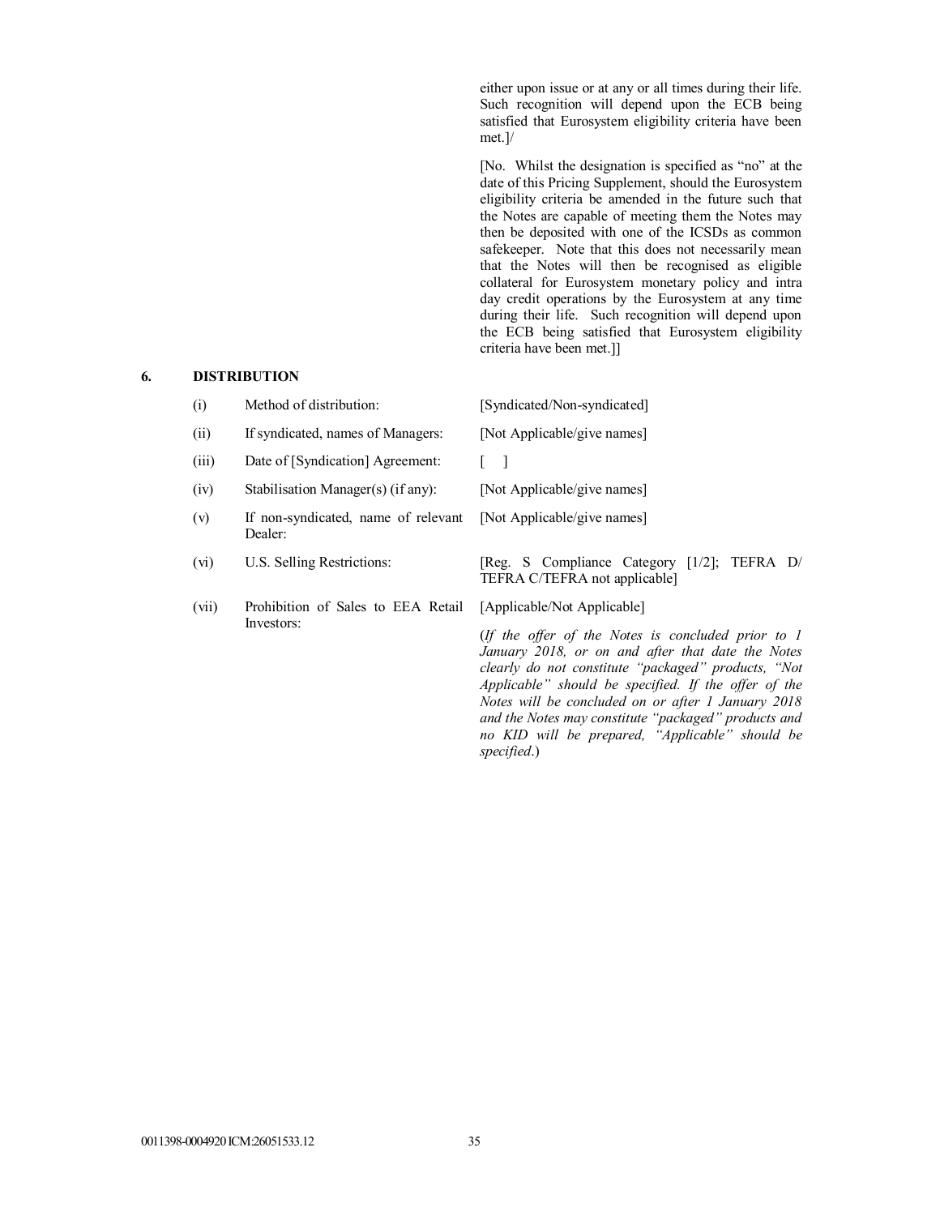either upon issue or at any or all times during their life. Such recognition will depend upon the ECB being satisfied that Eurosystem eligibility criteria have been met.]/

[No. Whilst the designation is specified as "no" at the date of this Pricing Supplement, should the Eurosystem eligibility criteria be amended in the future such that the Notes are capable of meeting them the Notes may then be deposited with one of the ICSDs as common safekeeper. Note that this does not necessarily mean that the Notes will then be recognised as eligible collateral for Eurosystem monetary policy and intra day credit operations by the Eurosystem at any time during their life. Such recognition will depend upon the ECB being satisfied that Eurosystem eligibility criteria have been met.]]

## 6. DISTRIBUTION

| | | |
|---|---|---|
| (i) | Method of distribution: | [Syndicated/Non-syndicated] |
| (ii) | If syndicated, names of Managers: | [Not Applicable/give names] |
| (iii) | Date of [Syndication] Agreement: | [ ] |
| (iv) | Stabilisation Manager(s) (if any): | [Not Applicable/give names] |
| (v) | If non-syndicated, name of relevant Dealer: | [Not Applicable/give names] |
| (vi) | U.S. Selling Restrictions: | [Reg. S Compliance Category [1/2]; TEFRA D/ TEFRA C/TEFRA not applicable] |
| (vii) | Prohibition of Sales to EEA Retail Investors: | [Applicable/Not Applicable]<br>(*If the offer of the Notes is concluded prior to 1 January 2018, or on and after that date the Notes clearly do not constitute "packaged" products, "Not Applicable" should be specified. If the offer of the Notes will be concluded on or after 1 January 2018 and the Notes may constitute "packaged" products and no KID will be prepared, "Applicable" should be specified*.) |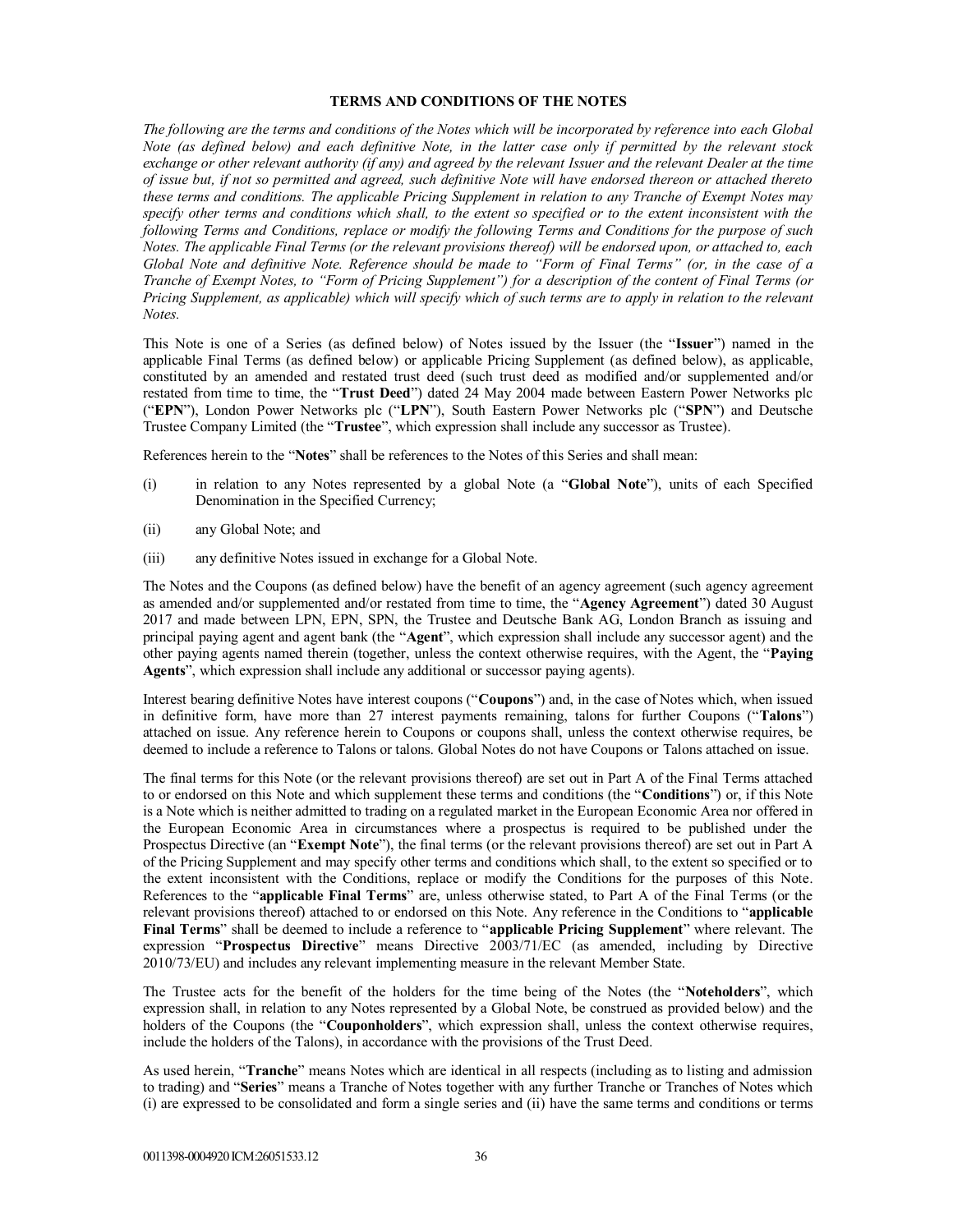# TERMS AND CONDITIONS OF THE NOTES

*The following are the terms and conditions of the Notes which will be incorporated by reference into each Global Note (as defined below) and each definitive Note, in the latter case only if permitted by the relevant stock exchange or other relevant authority (if any) and agreed by the relevant Issuer and the relevant Dealer at the time of issue but, if not so permitted and agreed, such definitive Note will have endorsed thereon or attached thereto these terms and conditions. The applicable Pricing Supplement in relation to any Tranche of Exempt Notes may specify other terms and conditions which shall, to the extent so specified or to the extent inconsistent with the following Terms and Conditions, replace or modify the following Terms and Conditions for the purpose of such Notes. The applicable Final Terms (or the relevant provisions thereof) will be endorsed upon, or attached to, each Global Note and definitive Note. Reference should be made to "Form of Final Terms" (or, in the case of a Tranche of Exempt Notes, to "Form of Pricing Supplement") for a description of the content of Final Terms (or Pricing Supplement, as applicable) which will specify which of such terms are to apply in relation to the relevant Notes.*

This Note is one of a Series (as defined below) of Notes issued by the Issuer (the "**Issuer**") named in the applicable Final Terms (as defined below) or applicable Pricing Supplement (as defined below), as applicable, constituted by an amended and restated trust deed (such trust deed as modified and/or supplemented and/or restated from time to time, the "**Trust Deed**") dated 24 May 2004 made between Eastern Power Networks plc ("**EPN**"), London Power Networks plc ("**LPN**"), South Eastern Power Networks plc ("**SPN**") and Deutsche Trustee Company Limited (the "**Trustee**", which expression shall include any successor as Trustee).

References herein to the "**Notes**" shall be references to the Notes of this Series and shall mean:

(i) in relation to any Notes represented by a global Note (a "**Global Note**"), units of each Specified Denomination in the Specified Currency;

(ii) any Global Note; and

(iii) any definitive Notes issued in exchange for a Global Note.

The Notes and the Coupons (as defined below) have the benefit of an agency agreement (such agency agreement as amended and/or supplemented and/or restated from time to time, the "**Agency Agreement**") dated 30 August 2017 and made between LPN, EPN, SPN, the Trustee and Deutsche Bank AG, London Branch as issuing and principal paying agent and agent bank (the "**Agent**", which expression shall include any successor agent) and the other paying agents named therein (together, unless the context otherwise requires, with the Agent, the "**Paying Agents**", which expression shall include any additional or successor paying agents).

Interest bearing definitive Notes have interest coupons ("**Coupons**") and, in the case of Notes which, when issued in definitive form, have more than 27 interest payments remaining, talons for further Coupons ("**Talons**") attached on issue. Any reference herein to Coupons or coupons shall, unless the context otherwise requires, be deemed to include a reference to Talons or talons. Global Notes do not have Coupons or Talons attached on issue.

The final terms for this Note (or the relevant provisions thereof) are set out in Part A of the Final Terms attached to or endorsed on this Note and which supplement these terms and conditions (the "**Conditions**") or, if this Note is a Note which is neither admitted to trading on a regulated market in the European Economic Area nor offered in the European Economic Area in circumstances where a prospectus is required to be published under the Prospectus Directive (an "**Exempt Note**"), the final terms (or the relevant provisions thereof) are set out in Part A of the Pricing Supplement and may specify other terms and conditions which shall, to the extent so specified or to the extent inconsistent with the Conditions, replace or modify the Conditions for the purposes of this Note. References to the "**applicable Final Terms**" are, unless otherwise stated, to Part A of the Final Terms (or the relevant provisions thereof) attached to or endorsed on this Note. Any reference in the Conditions to "**applicable Final Terms**" shall be deemed to include a reference to "**applicable Pricing Supplement**" where relevant. The expression "**Prospectus Directive**" means Directive 2003/71/EC (as amended, including by Directive 2010/73/EU) and includes any relevant implementing measure in the relevant Member State.

The Trustee acts for the benefit of the holders for the time being of the Notes (the "**Noteholders**", which expression shall, in relation to any Notes represented by a Global Note, be construed as provided below) and the holders of the Coupons (the "**Couponholders**", which expression shall, unless the context otherwise requires, include the holders of the Talons), in accordance with the provisions of the Trust Deed.

As used herein, "**Tranche**" means Notes which are identical in all respects (including as to listing and admission to trading) and "**Series**" means a Tranche of Notes together with any further Tranche or Tranches of Notes which (i) are expressed to be consolidated and form a single series and (ii) have the same terms and conditions or terms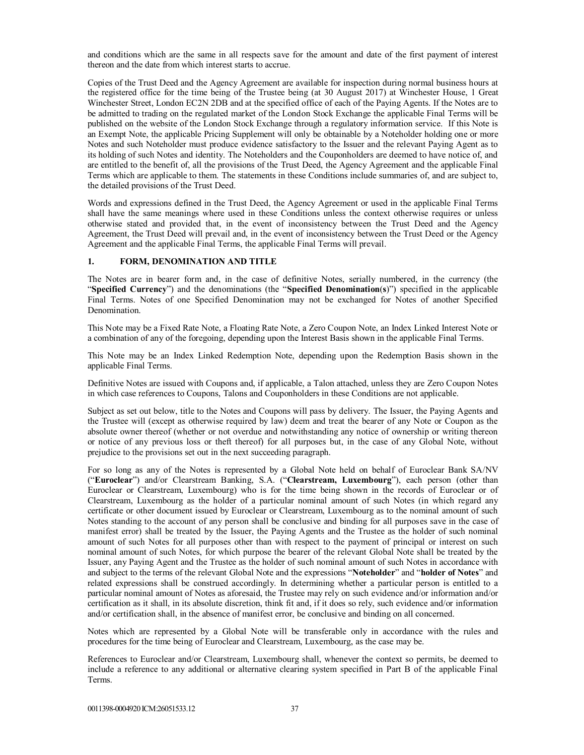and conditions which are the same in all respects save for the amount and date of the first payment of interest thereon and the date from which interest starts to accrue.

Copies of the Trust Deed and the Agency Agreement are available for inspection during normal business hours at the registered office for the time being of the Trustee being (at 30 August 2017) at Winchester House, 1 Great Winchester Street, London EC2N 2DB and at the specified office of each of the Paying Agents. If the Notes are to be admitted to trading on the regulated market of the London Stock Exchange the applicable Final Terms will be published on the website of the London Stock Exchange through a regulatory information service. If this Note is an Exempt Note, the applicable Pricing Supplement will only be obtainable by a Noteholder holding one or more Notes and such Noteholder must produce evidence satisfactory to the Issuer and the relevant Paying Agent as to its holding of such Notes and identity. The Noteholders and the Couponholders are deemed to have notice of, and are entitled to the benefit of, all the provisions of the Trust Deed, the Agency Agreement and the applicable Final Terms which are applicable to them. The statements in these Conditions include summaries of, and are subject to, the detailed provisions of the Trust Deed.

Words and expressions defined in the Trust Deed, the Agency Agreement or used in the applicable Final Terms shall have the same meanings where used in these Conditions unless the context otherwise requires or unless otherwise stated and provided that, in the event of inconsistency between the Trust Deed and the Agency Agreement, the Trust Deed will prevail and, in the event of inconsistency between the Trust Deed or the Agency Agreement and the applicable Final Terms, the applicable Final Terms will prevail.

## 1. FORM, DENOMINATION AND TITLE

The Notes are in bearer form and, in the case of definitive Notes, serially numbered, in the currency (the "**Specified Currency**") and the denominations (the "**Specified Denomination(s)**") specified in the applicable Final Terms. Notes of one Specified Denomination may not be exchanged for Notes of another Specified Denomination.

This Note may be a Fixed Rate Note, a Floating Rate Note, a Zero Coupon Note, an Index Linked Interest Note or a combination of any of the foregoing, depending upon the Interest Basis shown in the applicable Final Terms.

This Note may be an Index Linked Redemption Note, depending upon the Redemption Basis shown in the applicable Final Terms.

Definitive Notes are issued with Coupons and, if applicable, a Talon attached, unless they are Zero Coupon Notes in which case references to Coupons, Talons and Couponholders in these Conditions are not applicable.

Subject as set out below, title to the Notes and Coupons will pass by delivery. The Issuer, the Paying Agents and the Trustee will (except as otherwise required by law) deem and treat the bearer of any Note or Coupon as the absolute owner thereof (whether or not overdue and notwithstanding any notice of ownership or writing thereon or notice of any previous loss or theft thereof) for all purposes but, in the case of any Global Note, without prejudice to the provisions set out in the next succeeding paragraph.

For so long as any of the Notes is represented by a Global Note held on behalf of Euroclear Bank SA/NV ("**Euroclear**") and/or Clearstream Banking, S.A. ("**Clearstream, Luxembourg**"), each person (other than Euroclear or Clearstream, Luxembourg) who is for the time being shown in the records of Euroclear or of Clearstream, Luxembourg as the holder of a particular nominal amount of such Notes (in which regard any certificate or other document issued by Euroclear or Clearstream, Luxembourg as to the nominal amount of such Notes standing to the account of any person shall be conclusive and binding for all purposes save in the case of manifest error) shall be treated by the Issuer, the Paying Agents and the Trustee as the holder of such nominal amount of such Notes for all purposes other than with respect to the payment of principal or interest on such nominal amount of such Notes, for which purpose the bearer of the relevant Global Note shall be treated by the Issuer, any Paying Agent and the Trustee as the holder of such nominal amount of such Notes in accordance with and subject to the terms of the relevant Global Note and the expressions "**Noteholder**" and "**holder of Notes**" and related expressions shall be construed accordingly. In determining whether a particular person is entitled to a particular nominal amount of Notes as aforesaid, the Trustee may rely on such evidence and/or information and/or certification as it shall, in its absolute discretion, think fit and, if it does so rely, such evidence and/or information and/or certification shall, in the absence of manifest error, be conclusive and binding on all concerned.

Notes which are represented by a Global Note will be transferable only in accordance with the rules and procedures for the time being of Euroclear and Clearstream, Luxembourg, as the case may be.

References to Euroclear and/or Clearstream, Luxembourg shall, whenever the context so permits, be deemed to include a reference to any additional or alternative clearing system specified in Part B of the applicable Final Terms.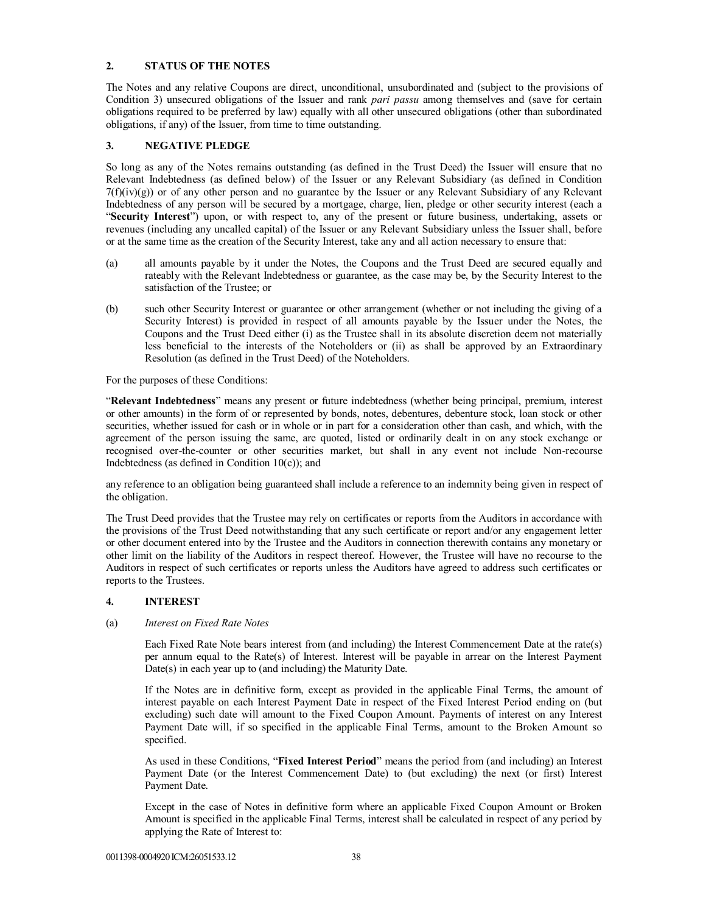## 2. STATUS OF THE NOTES

The Notes and any relative Coupons are direct, unconditional, unsubordinated and (subject to the provisions of Condition 3) unsecured obligations of the Issuer and rank *pari passu* among themselves and (save for certain obligations required to be preferred by law) equally with all other unsecured obligations (other than subordinated obligations, if any) of the Issuer, from time to time outstanding.

## 3. NEGATIVE PLEDGE

So long as any of the Notes remains outstanding (as defined in the Trust Deed) the Issuer will ensure that no Relevant Indebtedness (as defined below) of the Issuer or any Relevant Subsidiary (as defined in Condition 7(f)(iv)(g)) or of any other person and no guarantee by the Issuer or any Relevant Subsidiary of any Relevant Indebtedness of any person will be secured by a mortgage, charge, lien, pledge or other security interest (each a "**Security Interest**") upon, or with respect to, any of the present or future business, undertaking, assets or revenues (including any uncalled capital) of the Issuer or any Relevant Subsidiary unless the Issuer shall, before or at the same time as the creation of the Security Interest, take any and all action necessary to ensure that:

(a) all amounts payable by it under the Notes, the Coupons and the Trust Deed are secured equally and rateably with the Relevant Indebtedness or guarantee, as the case may be, by the Security Interest to the satisfaction of the Trustee; or

(b) such other Security Interest or guarantee or other arrangement (whether or not including the giving of a Security Interest) is provided in respect of all amounts payable by the Issuer under the Notes, the Coupons and the Trust Deed either (i) as the Trustee shall in its absolute discretion deem not materially less beneficial to the interests of the Noteholders or (ii) as shall be approved by an Extraordinary Resolution (as defined in the Trust Deed) of the Noteholders.

For the purposes of these Conditions:

"**Relevant Indebtedness**" means any present or future indebtedness (whether being principal, premium, interest or other amounts) in the form of or represented by bonds, notes, debentures, debenture stock, loan stock or other securities, whether issued for cash or in whole or in part for a consideration other than cash, and which, with the agreement of the person issuing the same, are quoted, listed or ordinarily dealt in on any stock exchange or recognised over-the-counter or other securities market, but shall in any event not include Non-recourse Indebtedness (as defined in Condition 10(c)); and

any reference to an obligation being guaranteed shall include a reference to an indemnity being given in respect of the obligation.

The Trust Deed provides that the Trustee may rely on certificates or reports from the Auditors in accordance with the provisions of the Trust Deed notwithstanding that any such certificate or report and/or any engagement letter or other document entered into by the Trustee and the Auditors in connection therewith contains any monetary or other limit on the liability of the Auditors in respect thereof. However, the Trustee will have no recourse to the Auditors in respect of such certificates or reports unless the Auditors have agreed to address such certificates or reports to the Trustees.

## 4. INTEREST

(a) *Interest on Fixed Rate Notes*

Each Fixed Rate Note bears interest from (and including) the Interest Commencement Date at the rate(s) per annum equal to the Rate(s) of Interest. Interest will be payable in arrear on the Interest Payment Date(s) in each year up to (and including) the Maturity Date.

If the Notes are in definitive form, except as provided in the applicable Final Terms, the amount of interest payable on each Interest Payment Date in respect of the Fixed Interest Period ending on (but excluding) such date will amount to the Fixed Coupon Amount. Payments of interest on any Interest Payment Date will, if so specified in the applicable Final Terms, amount to the Broken Amount so specified.

As used in these Conditions, "**Fixed Interest Period**" means the period from (and including) an Interest Payment Date (or the Interest Commencement Date) to (but excluding) the next (or first) Interest Payment Date.

Except in the case of Notes in definitive form where an applicable Fixed Coupon Amount or Broken Amount is specified in the applicable Final Terms, interest shall be calculated in respect of any period by applying the Rate of Interest to: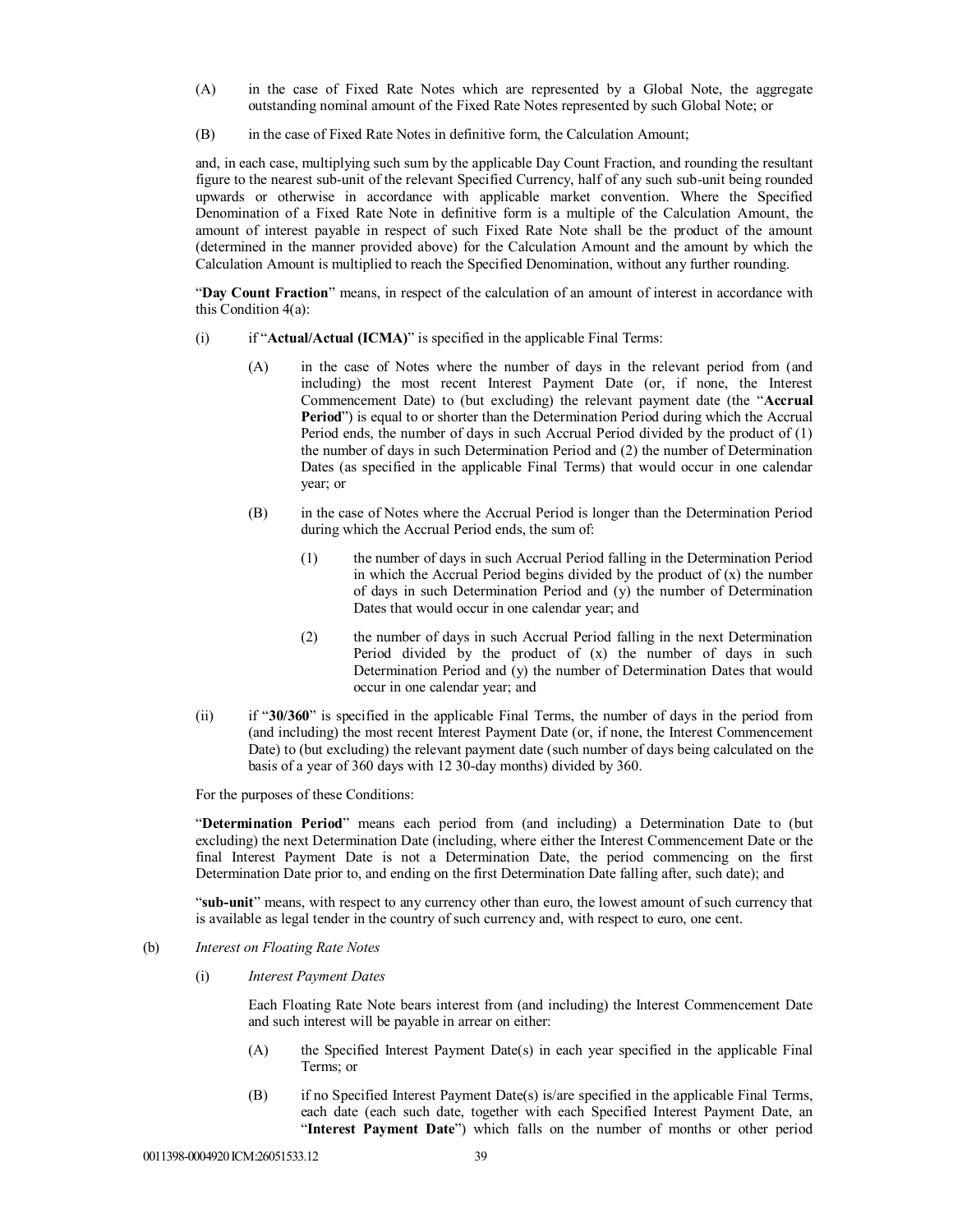(A) in the case of Fixed Rate Notes which are represented by a Global Note, the aggregate outstanding nominal amount of the Fixed Rate Notes represented by such Global Note; or

(B) in the case of Fixed Rate Notes in definitive form, the Calculation Amount;

and, in each case, multiplying such sum by the applicable Day Count Fraction, and rounding the resultant figure to the nearest sub-unit of the relevant Specified Currency, half of any such sub-unit being rounded upwards or otherwise in accordance with applicable market convention. Where the Specified Denomination of a Fixed Rate Note in definitive form is a multiple of the Calculation Amount, the amount of interest payable in respect of such Fixed Rate Note shall be the product of the amount (determined in the manner provided above) for the Calculation Amount and the amount by which the Calculation Amount is multiplied to reach the Specified Denomination, without any further rounding.

"**Day Count Fraction**" means, in respect of the calculation of an amount of interest in accordance with this Condition 4(a):

(i) if "**Actual/Actual (ICMA)**" is specified in the applicable Final Terms:

   (A) in the case of Notes where the number of days in the relevant period from (and including) the most recent Interest Payment Date (or, if none, the Interest Commencement Date) to (but excluding) the relevant payment date (the "**Accrual Period**") is equal to or shorter than the Determination Period during which the Accrual Period ends, the number of days in such Accrual Period divided by the product of (1) the number of days in such Determination Period and (2) the number of Determination Dates (as specified in the applicable Final Terms) that would occur in one calendar year; or

   (B) in the case of Notes where the Accrual Period is longer than the Determination Period during which the Accrual Period ends, the sum of:

      (1) the number of days in such Accrual Period falling in the Determination Period in which the Accrual Period begins divided by the product of (x) the number of days in such Determination Period and (y) the number of Determination Dates that would occur in one calendar year; and

      (2) the number of days in such Accrual Period falling in the next Determination Period divided by the product of (x) the number of days in such Determination Period and (y) the number of Determination Dates that would occur in one calendar year; and

(ii) if "**30/360**" is specified in the applicable Final Terms, the number of days in the period from (and including) the most recent Interest Payment Date (or, if none, the Interest Commencement Date) to (but excluding) the relevant payment date (such number of days being calculated on the basis of a year of 360 days with 12 30-day months) divided by 360.

For the purposes of these Conditions:

"**Determination Period**" means each period from (and including) a Determination Date to (but excluding) the next Determination Date (including, where either the Interest Commencement Date or the final Interest Payment Date is not a Determination Date, the period commencing on the first Determination Date prior to, and ending on the first Determination Date falling after, such date); and

"**sub-unit**" means, with respect to any currency other than euro, the lowest amount of such currency that is available as legal tender in the country of such currency and, with respect to euro, one cent.

(b) *Interest on Floating Rate Notes*

   (i) *Interest Payment Dates*

   Each Floating Rate Note bears interest from (and including) the Interest Commencement Date and such interest will be payable in arrear on either:

   (A) the Specified Interest Payment Date(s) in each year specified in the applicable Final Terms; or

   (B) if no Specified Interest Payment Date(s) is/are specified in the applicable Final Terms, each date (each such date, together with each Specified Interest Payment Date, an "**Interest Payment Date**") which falls on the number of months or other period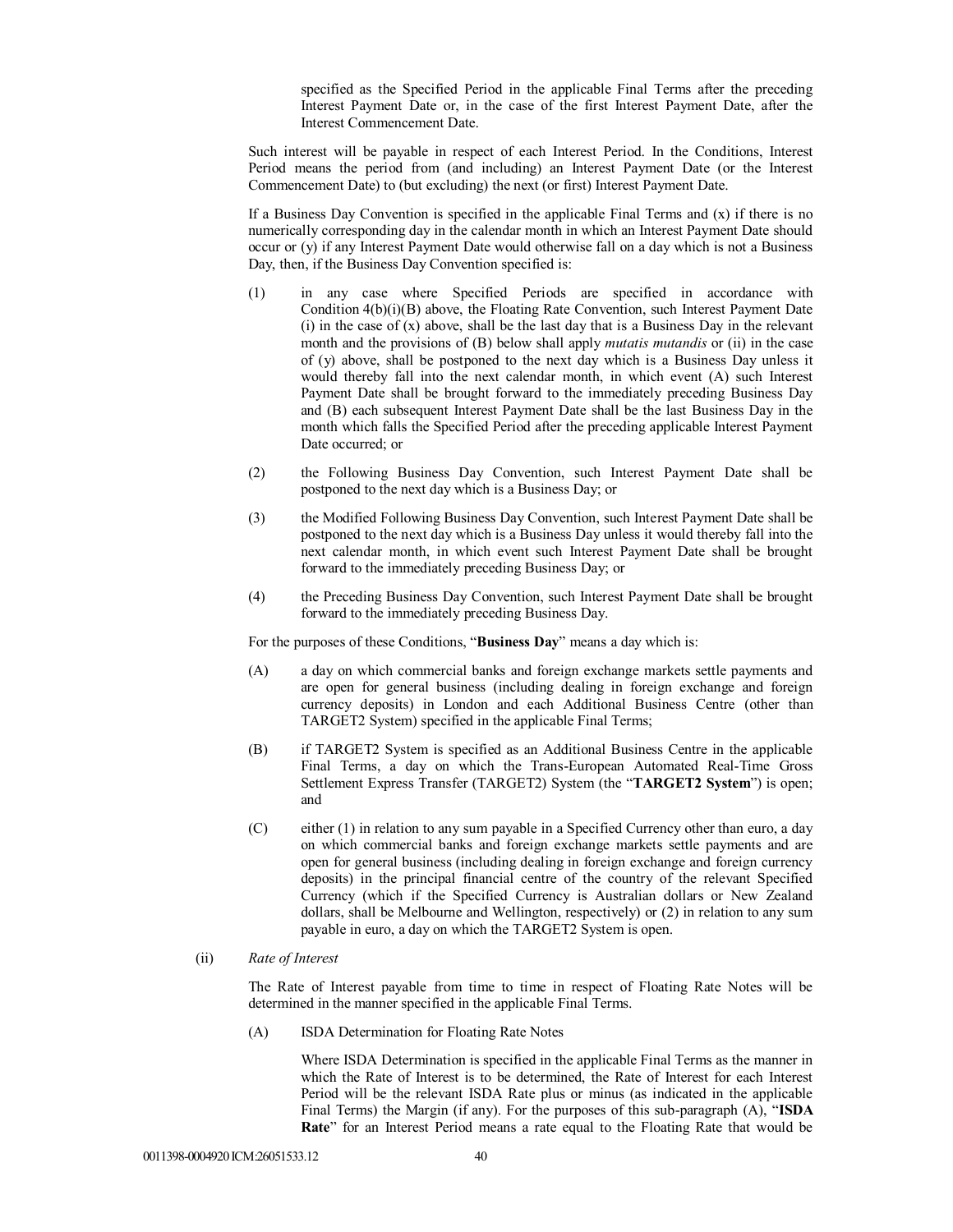specified as the Specified Period in the applicable Final Terms after the preceding Interest Payment Date or, in the case of the first Interest Payment Date, after the Interest Commencement Date.

Such interest will be payable in respect of each Interest Period. In the Conditions, Interest Period means the period from (and including) an Interest Payment Date (or the Interest Commencement Date) to (but excluding) the next (or first) Interest Payment Date.

If a Business Day Convention is specified in the applicable Final Terms and (x) if there is no numerically corresponding day in the calendar month in which an Interest Payment Date should occur or (y) if any Interest Payment Date would otherwise fall on a day which is not a Business Day, then, if the Business Day Convention specified is:

(1) in any case where Specified Periods are specified in accordance with Condition 4(b)(i)(B) above, the Floating Rate Convention, such Interest Payment Date (i) in the case of (x) above, shall be the last day that is a Business Day in the relevant month and the provisions of (B) below shall apply *mutatis mutandis* or (ii) in the case of (y) above, shall be postponed to the next day which is a Business Day unless it would thereby fall into the next calendar month, in which event (A) such Interest Payment Date shall be brought forward to the immediately preceding Business Day and (B) each subsequent Interest Payment Date shall be the last Business Day in the month which falls the Specified Period after the preceding applicable Interest Payment Date occurred; or

(2) the Following Business Day Convention, such Interest Payment Date shall be postponed to the next day which is a Business Day; or

(3) the Modified Following Business Day Convention, such Interest Payment Date shall be postponed to the next day which is a Business Day unless it would thereby fall into the next calendar month, in which event such Interest Payment Date shall be brought forward to the immediately preceding Business Day; or

(4) the Preceding Business Day Convention, such Interest Payment Date shall be brought forward to the immediately preceding Business Day.

For the purposes of these Conditions, "**Business Day**" means a day which is:

(A) a day on which commercial banks and foreign exchange markets settle payments and are open for general business (including dealing in foreign exchange and foreign currency deposits) in London and each Additional Business Centre (other than TARGET2 System) specified in the applicable Final Terms;

(B) if TARGET2 System is specified as an Additional Business Centre in the applicable Final Terms, a day on which the Trans-European Automated Real-Time Gross Settlement Express Transfer (TARGET2) System (the "**TARGET2 System**") is open; and

(C) either (1) in relation to any sum payable in a Specified Currency other than euro, a day on which commercial banks and foreign exchange markets settle payments and are open for general business (including dealing in foreign exchange and foreign currency deposits) in the principal financial centre of the country of the relevant Specified Currency (which if the Specified Currency is Australian dollars or New Zealand dollars, shall be Melbourne and Wellington, respectively) or (2) in relation to any sum payable in euro, a day on which the TARGET2 System is open.

(ii) *Rate of Interest*

The Rate of Interest payable from time to time in respect of Floating Rate Notes will be determined in the manner specified in the applicable Final Terms.

(A) ISDA Determination for Floating Rate Notes

Where ISDA Determination is specified in the applicable Final Terms as the manner in which the Rate of Interest is to be determined, the Rate of Interest for each Interest Period will be the relevant ISDA Rate plus or minus (as indicated in the applicable Final Terms) the Margin (if any). For the purposes of this sub-paragraph (A), "**ISDA Rate**" for an Interest Period means a rate equal to the Floating Rate that would be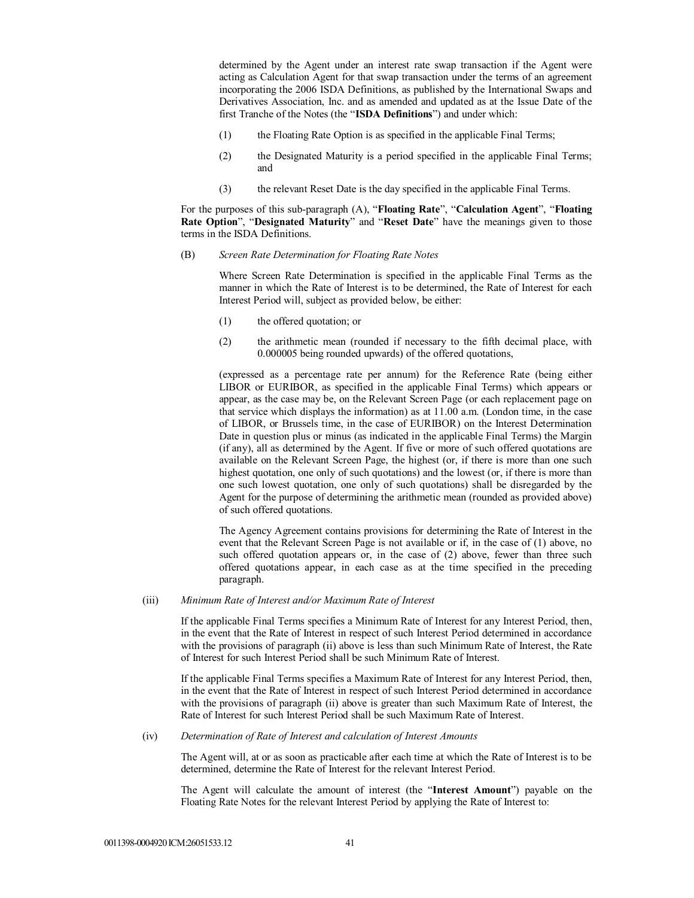determined by the Agent under an interest rate swap transaction if the Agent were acting as Calculation Agent for that swap transaction under the terms of an agreement incorporating the 2006 ISDA Definitions, as published by the International Swaps and Derivatives Association, Inc. and as amended and updated as at the Issue Date of the first Tranche of the Notes (the "**ISDA Definitions**") and under which:

(1) the Floating Rate Option is as specified in the applicable Final Terms;

(2) the Designated Maturity is a period specified in the applicable Final Terms; and

(3) the relevant Reset Date is the day specified in the applicable Final Terms.

For the purposes of this sub-paragraph (A), "**Floating Rate**", "**Calculation Agent**", "**Floating Rate Option**", "**Designated Maturity**" and "**Reset Date**" have the meanings given to those terms in the ISDA Definitions.

(B) *Screen Rate Determination for Floating Rate Notes*

Where Screen Rate Determination is specified in the applicable Final Terms as the manner in which the Rate of Interest is to be determined, the Rate of Interest for each Interest Period will, subject as provided below, be either:

(1) the offered quotation; or

(2) the arithmetic mean (rounded if necessary to the fifth decimal place, with 0.000005 being rounded upwards) of the offered quotations,

(expressed as a percentage rate per annum) for the Reference Rate (being either LIBOR or EURIBOR, as specified in the applicable Final Terms) which appears or appear, as the case may be, on the Relevant Screen Page (or each replacement page on that service which displays the information) as at 11.00 a.m. (London time, in the case of LIBOR, or Brussels time, in the case of EURIBOR) on the Interest Determination Date in question plus or minus (as indicated in the applicable Final Terms) the Margin (if any), all as determined by the Agent. If five or more of such offered quotations are available on the Relevant Screen Page, the highest (or, if there is more than one such highest quotation, one only of such quotations) and the lowest (or, if there is more than one such lowest quotation, one only of such quotations) shall be disregarded by the Agent for the purpose of determining the arithmetic mean (rounded as provided above) of such offered quotations.

The Agency Agreement contains provisions for determining the Rate of Interest in the event that the Relevant Screen Page is not available or if, in the case of (1) above, no such offered quotation appears or, in the case of (2) above, fewer than three such offered quotations appear, in each case as at the time specified in the preceding paragraph.

(iii) *Minimum Rate of Interest and/or Maximum Rate of Interest*

If the applicable Final Terms specifies a Minimum Rate of Interest for any Interest Period, then, in the event that the Rate of Interest in respect of such Interest Period determined in accordance with the provisions of paragraph (ii) above is less than such Minimum Rate of Interest, the Rate of Interest for such Interest Period shall be such Minimum Rate of Interest.

If the applicable Final Terms specifies a Maximum Rate of Interest for any Interest Period, then, in the event that the Rate of Interest in respect of such Interest Period determined in accordance with the provisions of paragraph (ii) above is greater than such Maximum Rate of Interest, the Rate of Interest for such Interest Period shall be such Maximum Rate of Interest.

(iv) *Determination of Rate of Interest and calculation of Interest Amounts*

The Agent will, at or as soon as practicable after each time at which the Rate of Interest is to be determined, determine the Rate of Interest for the relevant Interest Period.

The Agent will calculate the amount of interest (the "**Interest Amount**") payable on the Floating Rate Notes for the relevant Interest Period by applying the Rate of Interest to: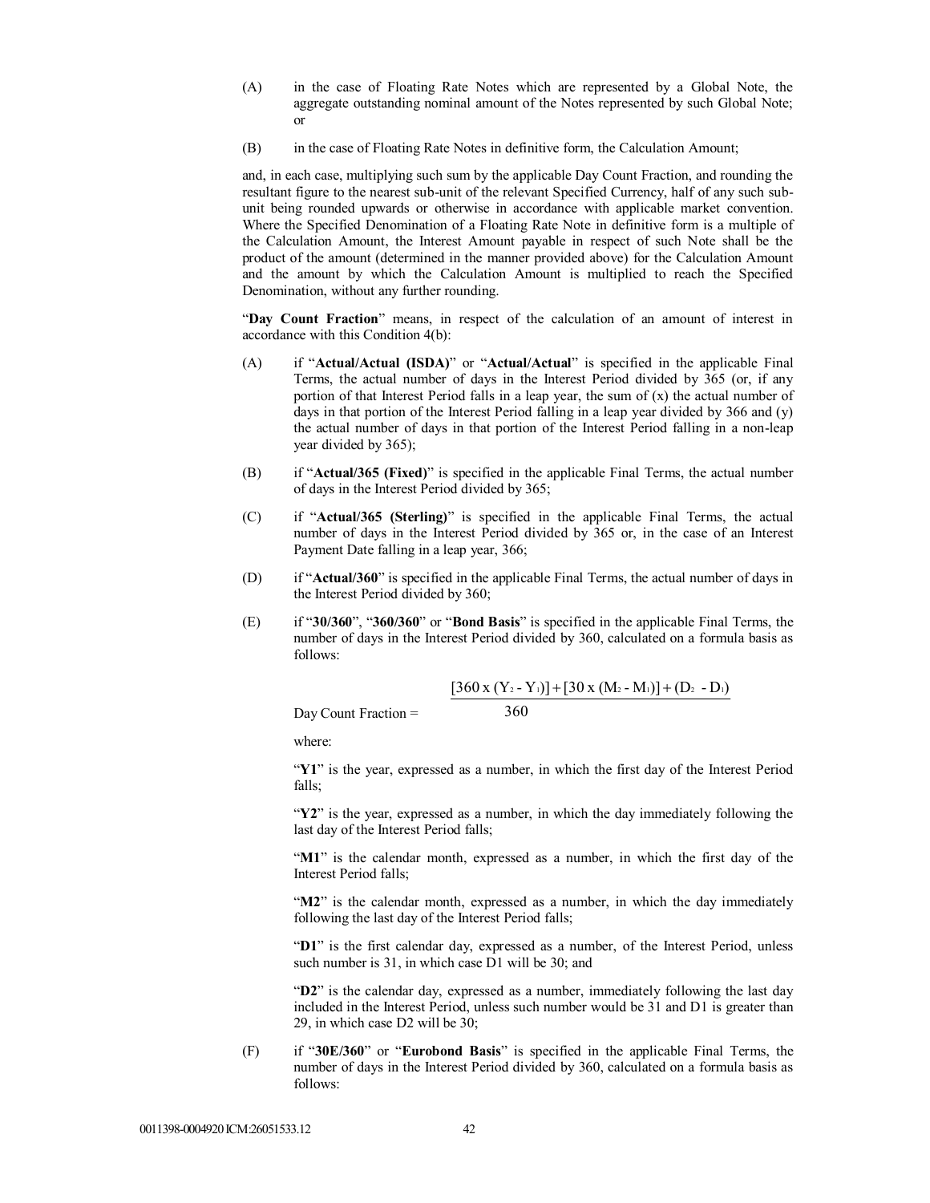(A) in the case of Floating Rate Notes which are represented by a Global Note, the aggregate outstanding nominal amount of the Notes represented by such Global Note; or

(B) in the case of Floating Rate Notes in definitive form, the Calculation Amount;

and, in each case, multiplying such sum by the applicable Day Count Fraction, and rounding the resultant figure to the nearest sub-unit of the relevant Specified Currency, half of any such sub-unit being rounded upwards or otherwise in accordance with applicable market convention. Where the Specified Denomination of a Floating Rate Note in definitive form is a multiple of the Calculation Amount, the Interest Amount payable in respect of such Note shall be the product of the amount (determined in the manner provided above) for the Calculation Amount and the amount by which the Calculation Amount is multiplied to reach the Specified Denomination, without any further rounding.

"**Day Count Fraction**" means, in respect of the calculation of an amount of interest in accordance with this Condition 4(b):

(A) if "**Actual/Actual (ISDA)**" or "**Actual/Actual**" is specified in the applicable Final Terms, the actual number of days in the Interest Period divided by 365 (or, if any portion of that Interest Period falls in a leap year, the sum of (x) the actual number of days in that portion of the Interest Period falling in a leap year divided by 366 and (y) the actual number of days in that portion of the Interest Period falling in a non-leap year divided by 365);

(B) if "**Actual/365 (Fixed)**" is specified in the applicable Final Terms, the actual number of days in the Interest Period divided by 365;

(C) if "**Actual/365 (Sterling)**" is specified in the applicable Final Terms, the actual number of days in the Interest Period divided by 365 or, in the case of an Interest Payment Date falling in a leap year, 366;

(D) if "**Actual/360**" is specified in the applicable Final Terms, the actual number of days in the Interest Period divided by 360;

(E) if "**30/360**", "**360/360**" or "**Bond Basis**" is specified in the applicable Final Terms, the number of days in the Interest Period divided by 360, calculated on a formula basis as follows:

$$\text{Day Count Fraction} = \frac{[360 \times (Y_2 - Y_1)] + [30 \times (M_2 - M_1)] + (D_2 - D_1)}{360}$$

where:

"**Y1**" is the year, expressed as a number, in which the first day of the Interest Period falls;

"**Y2**" is the year, expressed as a number, in which the day immediately following the last day of the Interest Period falls;

"**M1**" is the calendar month, expressed as a number, in which the first day of the Interest Period falls;

"**M2**" is the calendar month, expressed as a number, in which the day immediately following the last day of the Interest Period falls;

"**D1**" is the first calendar day, expressed as a number, of the Interest Period, unless such number is 31, in which case D1 will be 30; and

"**D2**" is the calendar day, expressed as a number, immediately following the last day included in the Interest Period, unless such number would be 31 and D1 is greater than 29, in which case D2 will be 30;

(F) if "**30E/360**" or "**Eurobond Basis**" is specified in the applicable Final Terms, the number of days in the Interest Period divided by 360, calculated on a formula basis as follows: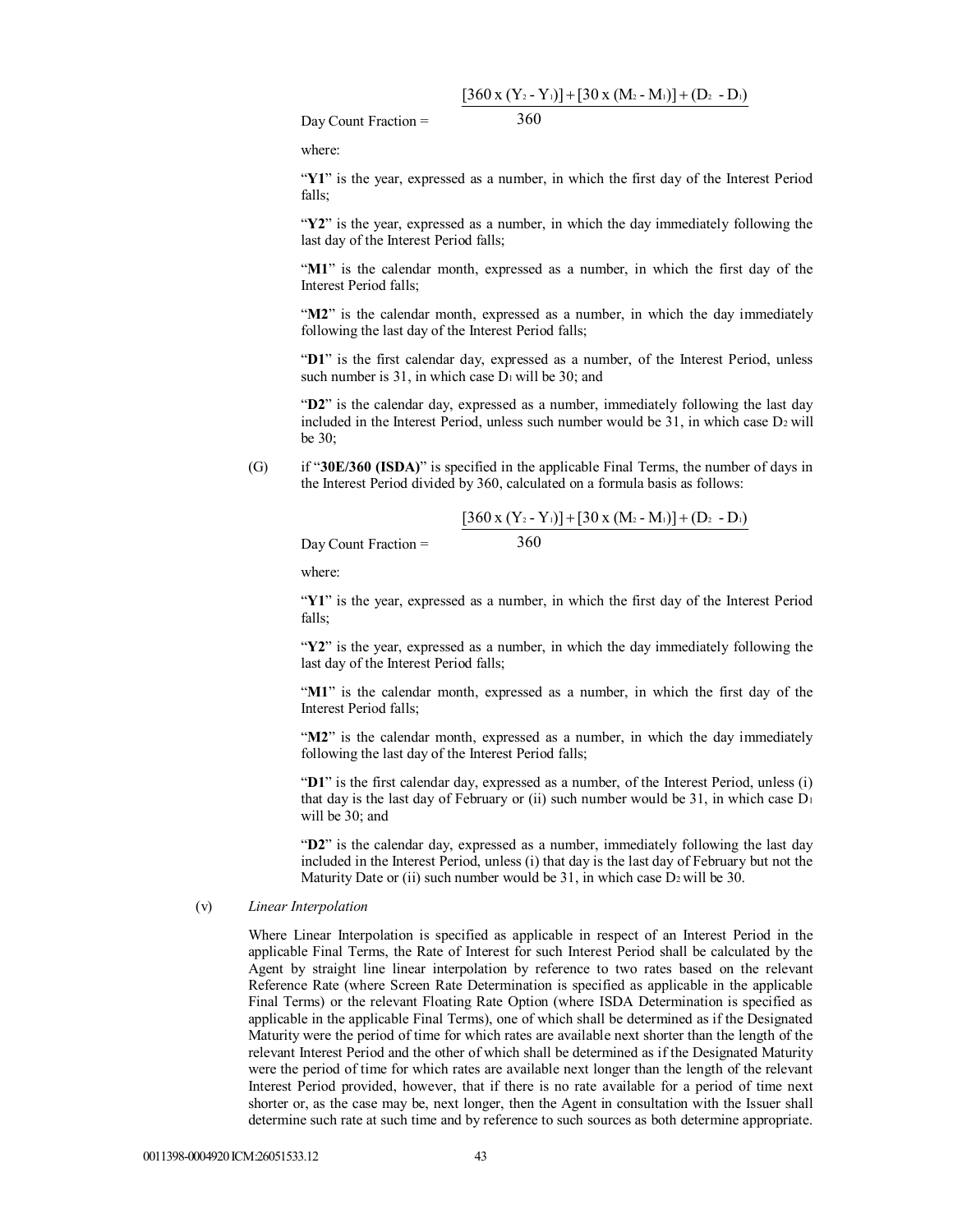$$\text{Day Count Fraction} = \frac{[360 \times (Y_2 - Y_1)] + [30 \times (M_2 - M_1)] + (D_2 - D_1)}{360}$$

where:

"**Y1**" is the year, expressed as a number, in which the first day of the Interest Period falls;

"**Y2**" is the year, expressed as a number, in which the day immediately following the last day of the Interest Period falls;

"**M1**" is the calendar month, expressed as a number, in which the first day of the Interest Period falls;

"**M2**" is the calendar month, expressed as a number, in which the day immediately following the last day of the Interest Period falls;

"**D1**" is the first calendar day, expressed as a number, of the Interest Period, unless such number is 31, in which case $D_1$ will be 30; and

"**D2**" is the calendar day, expressed as a number, immediately following the last day included in the Interest Period, unless such number would be 31, in which case $D_2$ will be 30;

(G) if "**30E/360 (ISDA)**" is specified in the applicable Final Terms, the number of days in the Interest Period divided by 360, calculated on a formula basis as follows:

$$\text{Day Count Fraction} = \frac{[360 \times (Y_2 - Y_1)] + [30 \times (M_2 - M_1)] + (D_2 - D_1)}{360}$$

where:

"**Y1**" is the year, expressed as a number, in which the first day of the Interest Period falls;

"**Y2**" is the year, expressed as a number, in which the day immediately following the last day of the Interest Period falls;

"**M1**" is the calendar month, expressed as a number, in which the first day of the Interest Period falls;

"**M2**" is the calendar month, expressed as a number, in which the day immediately following the last day of the Interest Period falls;

"**D1**" is the first calendar day, expressed as a number, of the Interest Period, unless (i) that day is the last day of February or (ii) such number would be 31, in which case $D_1$ will be 30; and

"**D2**" is the calendar day, expressed as a number, immediately following the last day included in the Interest Period, unless (i) that day is the last day of February but not the Maturity Date or (ii) such number would be 31, in which case $D_2$ will be 30.

(v) *Linear Interpolation*

Where Linear Interpolation is specified as applicable in respect of an Interest Period in the applicable Final Terms, the Rate of Interest for such Interest Period shall be calculated by the Agent by straight line linear interpolation by reference to two rates based on the relevant Reference Rate (where Screen Rate Determination is specified as applicable in the applicable Final Terms) or the relevant Floating Rate Option (where ISDA Determination is specified as applicable in the applicable Final Terms), one of which shall be determined as if the Designated Maturity were the period of time for which rates are available next shorter than the length of the relevant Interest Period and the other of which shall be determined as if the Designated Maturity were the period of time for which rates are available next longer than the length of the relevant Interest Period provided, however, that if there is no rate available for a period of time next shorter or, as the case may be, next longer, then the Agent in consultation with the Issuer shall determine such rate at such time and by reference to such sources as both determine appropriate.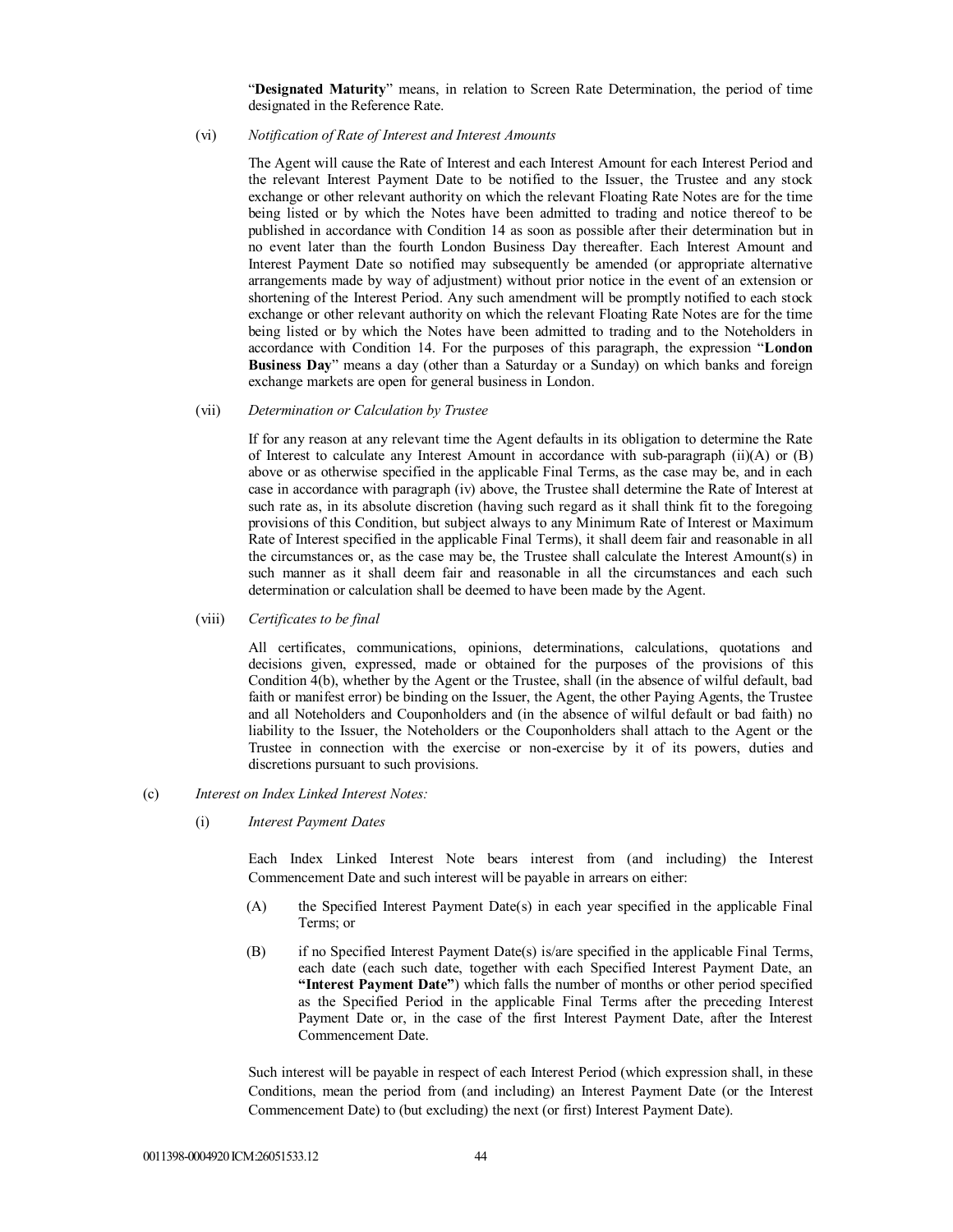"**Designated Maturity**" means, in relation to Screen Rate Determination, the period of time designated in the Reference Rate.

(vi) *Notification of Rate of Interest and Interest Amounts*

The Agent will cause the Rate of Interest and each Interest Amount for each Interest Period and the relevant Interest Payment Date to be notified to the Issuer, the Trustee and any stock exchange or other relevant authority on which the relevant Floating Rate Notes are for the time being listed or by which the Notes have been admitted to trading and notice thereof to be published in accordance with Condition 14 as soon as possible after their determination but in no event later than the fourth London Business Day thereafter. Each Interest Amount and Interest Payment Date so notified may subsequently be amended (or appropriate alternative arrangements made by way of adjustment) without prior notice in the event of an extension or shortening of the Interest Period. Any such amendment will be promptly notified to each stock exchange or other relevant authority on which the relevant Floating Rate Notes are for the time being listed or by which the Notes have been admitted to trading and to the Noteholders in accordance with Condition 14. For the purposes of this paragraph, the expression "**London Business Day**" means a day (other than a Saturday or a Sunday) on which banks and foreign exchange markets are open for general business in London.

(vii) *Determination or Calculation by Trustee*

If for any reason at any relevant time the Agent defaults in its obligation to determine the Rate of Interest to calculate any Interest Amount in accordance with sub-paragraph (ii)(A) or (B) above or as otherwise specified in the applicable Final Terms, as the case may be, and in each case in accordance with paragraph (iv) above, the Trustee shall determine the Rate of Interest at such rate as, in its absolute discretion (having such regard as it shall think fit to the foregoing provisions of this Condition, but subject always to any Minimum Rate of Interest or Maximum Rate of Interest specified in the applicable Final Terms), it shall deem fair and reasonable in all the circumstances or, as the case may be, the Trustee shall calculate the Interest Amount(s) in such manner as it shall deem fair and reasonable in all the circumstances and each such determination or calculation shall be deemed to have been made by the Agent.

(viii) *Certificates to be final*

All certificates, communications, opinions, determinations, calculations, quotations and decisions given, expressed, made or obtained for the purposes of the provisions of this Condition 4(b), whether by the Agent or the Trustee, shall (in the absence of wilful default, bad faith or manifest error) be binding on the Issuer, the Agent, the other Paying Agents, the Trustee and all Noteholders and Couponholders and (in the absence of wilful default or bad faith) no liability to the Issuer, the Noteholders or the Couponholders shall attach to the Agent or the Trustee in connection with the exercise or non-exercise by it of its powers, duties and discretions pursuant to such provisions.

(c) *Interest on Index Linked Interest Notes:*

(i) *Interest Payment Dates*

Each Index Linked Interest Note bears interest from (and including) the Interest Commencement Date and such interest will be payable in arrears on either:

(A) the Specified Interest Payment Date(s) in each year specified in the applicable Final Terms; or

(B) if no Specified Interest Payment Date(s) is/are specified in the applicable Final Terms, each date (each such date, together with each Specified Interest Payment Date, an **"Interest Payment Date"**) which falls the number of months or other period specified as the Specified Period in the applicable Final Terms after the preceding Interest Payment Date or, in the case of the first Interest Payment Date, after the Interest Commencement Date.

Such interest will be payable in respect of each Interest Period (which expression shall, in these Conditions, mean the period from (and including) an Interest Payment Date (or the Interest Commencement Date) to (but excluding) the next (or first) Interest Payment Date).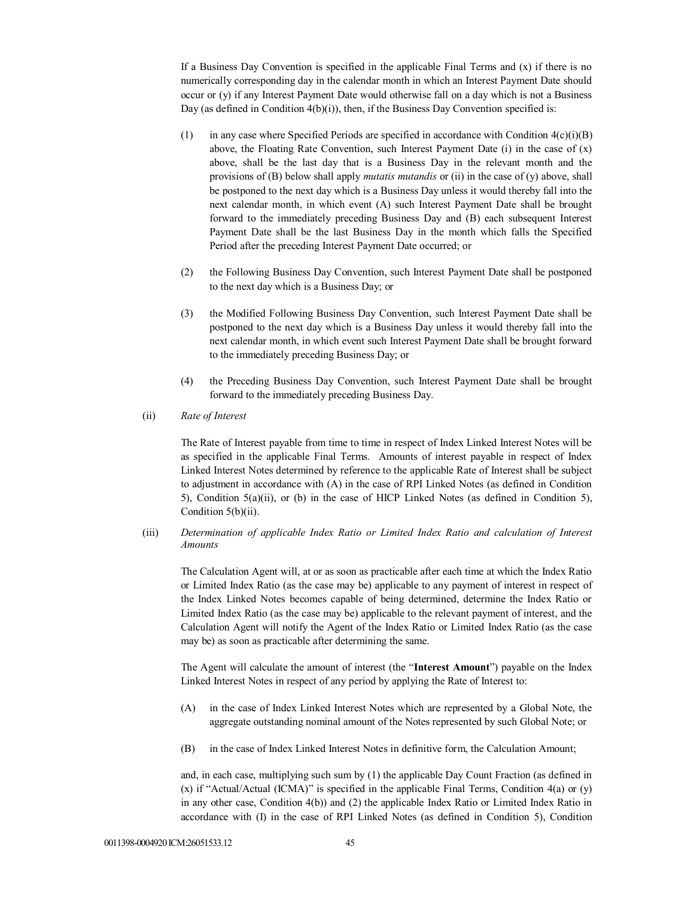If a Business Day Convention is specified in the applicable Final Terms and (x) if there is no numerically corresponding day in the calendar month in which an Interest Payment Date should occur or (y) if any Interest Payment Date would otherwise fall on a day which is not a Business Day (as defined in Condition 4(b)(i)), then, if the Business Day Convention specified is:

(1) in any case where Specified Periods are specified in accordance with Condition 4(c)(i)(B) above, the Floating Rate Convention, such Interest Payment Date (i) in the case of (x) above, shall be the last day that is a Business Day in the relevant month and the provisions of (B) below shall apply *mutatis mutandis* or (ii) in the case of (y) above, shall be postponed to the next day which is a Business Day unless it would thereby fall into the next calendar month, in which event (A) such Interest Payment Date shall be brought forward to the immediately preceding Business Day and (B) each subsequent Interest Payment Date shall be the last Business Day in the month which falls the Specified Period after the preceding Interest Payment Date occurred; or

(2) the Following Business Day Convention, such Interest Payment Date shall be postponed to the next day which is a Business Day; or

(3) the Modified Following Business Day Convention, such Interest Payment Date shall be postponed to the next day which is a Business Day unless it would thereby fall into the next calendar month, in which event such Interest Payment Date shall be brought forward to the immediately preceding Business Day; or

(4) the Preceding Business Day Convention, such Interest Payment Date shall be brought forward to the immediately preceding Business Day.

(ii) *Rate of Interest*

The Rate of Interest payable from time to time in respect of Index Linked Interest Notes will be as specified in the applicable Final Terms. Amounts of interest payable in respect of Index Linked Interest Notes determined by reference to the applicable Rate of Interest shall be subject to adjustment in accordance with (A) in the case of RPI Linked Notes (as defined in Condition 5), Condition 5(a)(ii), or (b) in the case of HICP Linked Notes (as defined in Condition 5), Condition 5(b)(ii).

(iii) *Determination of applicable Index Ratio or Limited Index Ratio and calculation of Interest Amounts*

The Calculation Agent will, at or as soon as practicable after each time at which the Index Ratio or Limited Index Ratio (as the case may be) applicable to any payment of interest in respect of the Index Linked Notes becomes capable of being determined, determine the Index Ratio or Limited Index Ratio (as the case may be) applicable to the relevant payment of interest, and the Calculation Agent will notify the Agent of the Index Ratio or Limited Index Ratio (as the case may be) as soon as practicable after determining the same.

The Agent will calculate the amount of interest (the "**Interest Amount**") payable on the Index Linked Interest Notes in respect of any period by applying the Rate of Interest to:

(A) in the case of Index Linked Interest Notes which are represented by a Global Note, the aggregate outstanding nominal amount of the Notes represented by such Global Note; or

(B) in the case of Index Linked Interest Notes in definitive form, the Calculation Amount;

and, in each case, multiplying such sum by (1) the applicable Day Count Fraction (as defined in (x) if "Actual/Actual (ICMA)" is specified in the applicable Final Terms, Condition 4(a) or (y) in any other case, Condition 4(b)) and (2) the applicable Index Ratio or Limited Index Ratio in accordance with (I) in the case of RPI Linked Notes (as defined in Condition 5), Condition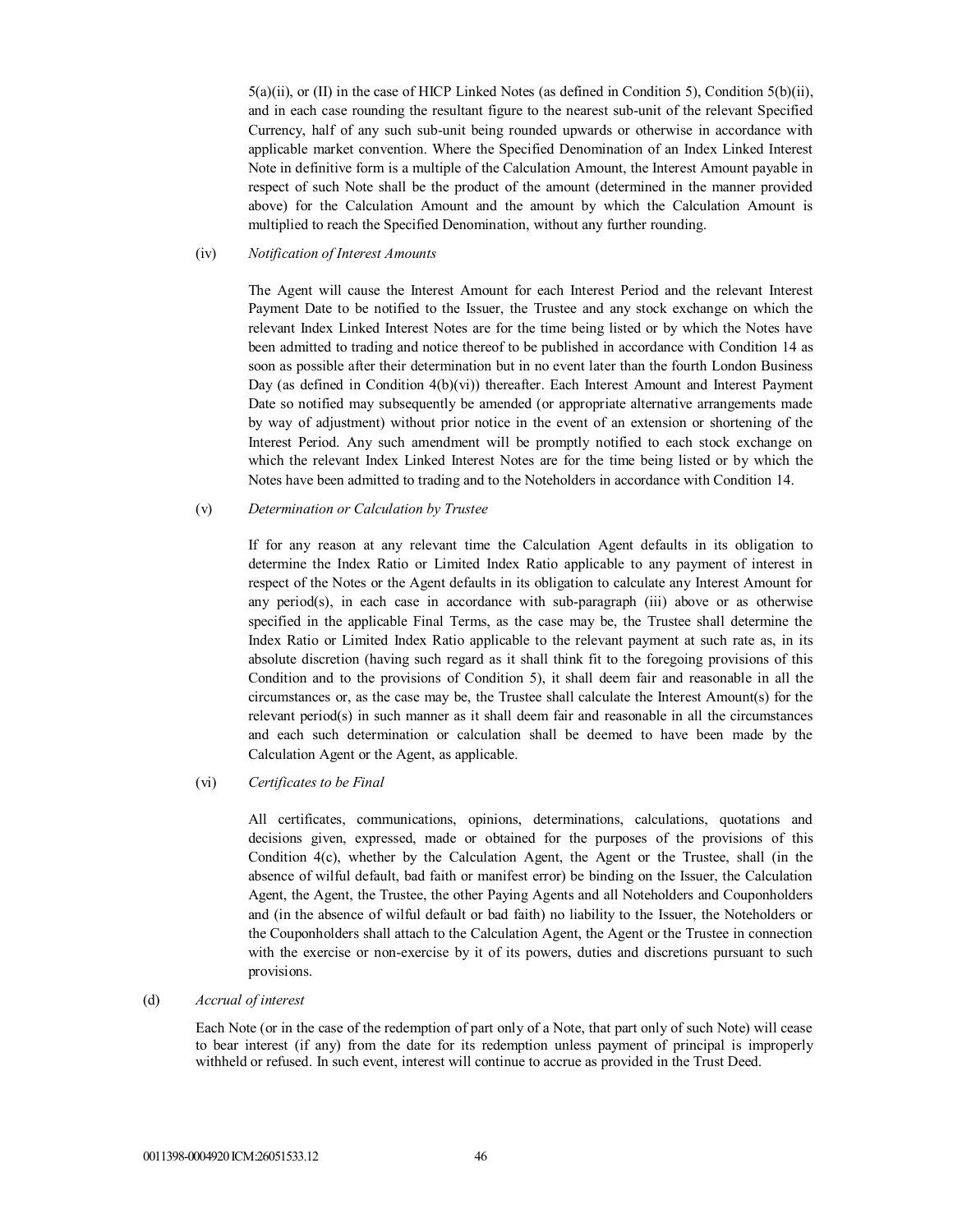5(a)(ii), or (II) in the case of HICP Linked Notes (as defined in Condition 5), Condition 5(b)(ii), and in each case rounding the resultant figure to the nearest sub-unit of the relevant Specified Currency, half of any such sub-unit being rounded upwards or otherwise in accordance with applicable market convention. Where the Specified Denomination of an Index Linked Interest Note in definitive form is a multiple of the Calculation Amount, the Interest Amount payable in respect of such Note shall be the product of the amount (determined in the manner provided above) for the Calculation Amount and the amount by which the Calculation Amount is multiplied to reach the Specified Denomination, without any further rounding.

(iv) *Notification of Interest Amounts*

The Agent will cause the Interest Amount for each Interest Period and the relevant Interest Payment Date to be notified to the Issuer, the Trustee and any stock exchange on which the relevant Index Linked Interest Notes are for the time being listed or by which the Notes have been admitted to trading and notice thereof to be published in accordance with Condition 14 as soon as possible after their determination but in no event later than the fourth London Business Day (as defined in Condition 4(b)(vi)) thereafter. Each Interest Amount and Interest Payment Date so notified may subsequently be amended (or appropriate alternative arrangements made by way of adjustment) without prior notice in the event of an extension or shortening of the Interest Period. Any such amendment will be promptly notified to each stock exchange on which the relevant Index Linked Interest Notes are for the time being listed or by which the Notes have been admitted to trading and to the Noteholders in accordance with Condition 14.

(v) *Determination or Calculation by Trustee*

If for any reason at any relevant time the Calculation Agent defaults in its obligation to determine the Index Ratio or Limited Index Ratio applicable to any payment of interest in respect of the Notes or the Agent defaults in its obligation to calculate any Interest Amount for any period(s), in each case in accordance with sub-paragraph (iii) above or as otherwise specified in the applicable Final Terms, as the case may be, the Trustee shall determine the Index Ratio or Limited Index Ratio applicable to the relevant payment at such rate as, in its absolute discretion (having such regard as it shall think fit to the foregoing provisions of this Condition and to the provisions of Condition 5), it shall deem fair and reasonable in all the circumstances or, as the case may be, the Trustee shall calculate the Interest Amount(s) for the relevant period(s) in such manner as it shall deem fair and reasonable in all the circumstances and each such determination or calculation shall be deemed to have been made by the Calculation Agent or the Agent, as applicable.

(vi) *Certificates to be Final*

All certificates, communications, opinions, determinations, calculations, quotations and decisions given, expressed, made or obtained for the purposes of the provisions of this Condition 4(c), whether by the Calculation Agent, the Agent or the Trustee, shall (in the absence of wilful default, bad faith or manifest error) be binding on the Issuer, the Calculation Agent, the Agent, the Trustee, the other Paying Agents and all Noteholders and Couponholders and (in the absence of wilful default or bad faith) no liability to the Issuer, the Noteholders or the Couponholders shall attach to the Calculation Agent, the Agent or the Trustee in connection with the exercise or non-exercise by it of its powers, duties and discretions pursuant to such provisions.

(d) *Accrual of interest*

Each Note (or in the case of the redemption of part only of a Note, that part only of such Note) will cease to bear interest (if any) from the date for its redemption unless payment of principal is improperly withheld or refused. In such event, interest will continue to accrue as provided in the Trust Deed.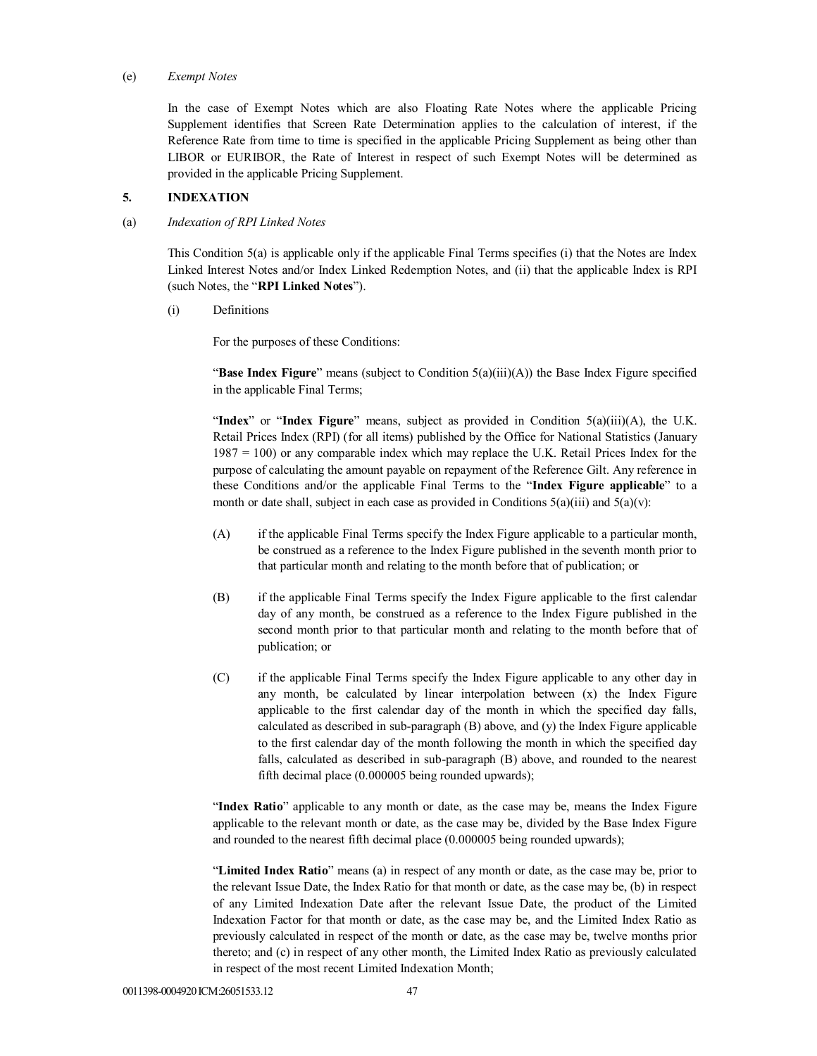(e) *Exempt Notes*

In the case of Exempt Notes which are also Floating Rate Notes where the applicable Pricing Supplement identifies that Screen Rate Determination applies to the calculation of interest, if the Reference Rate from time to time is specified in the applicable Pricing Supplement as being other than LIBOR or EURIBOR, the Rate of Interest in respect of such Exempt Notes will be determined as provided in the applicable Pricing Supplement.

## 5. INDEXATION

(a) *Indexation of RPI Linked Notes*

This Condition 5(a) is applicable only if the applicable Final Terms specifies (i) that the Notes are Index Linked Interest Notes and/or Index Linked Redemption Notes, and (ii) that the applicable Index is RPI (such Notes, the "**RPI Linked Notes**").

(i) Definitions

For the purposes of these Conditions:

"**Base Index Figure**" means (subject to Condition 5(a)(iii)(A)) the Base Index Figure specified in the applicable Final Terms;

"**Index**" or "**Index Figure**" means, subject as provided in Condition 5(a)(iii)(A), the U.K. Retail Prices Index (RPI) (for all items) published by the Office for National Statistics (January 1987 = 100) or any comparable index which may replace the U.K. Retail Prices Index for the purpose of calculating the amount payable on repayment of the Reference Gilt. Any reference in these Conditions and/or the applicable Final Terms to the "**Index Figure applicable**" to a month or date shall, subject in each case as provided in Conditions 5(a)(iii) and 5(a)(v):

(A) if the applicable Final Terms specify the Index Figure applicable to a particular month, be construed as a reference to the Index Figure published in the seventh month prior to that particular month and relating to the month before that of publication; or

(B) if the applicable Final Terms specify the Index Figure applicable to the first calendar day of any month, be construed as a reference to the Index Figure published in the second month prior to that particular month and relating to the month before that of publication; or

(C) if the applicable Final Terms specify the Index Figure applicable to any other day in any month, be calculated by linear interpolation between (x) the Index Figure applicable to the first calendar day of the month in which the specified day falls, calculated as described in sub-paragraph (B) above, and (y) the Index Figure applicable to the first calendar day of the month following the month in which the specified day falls, calculated as described in sub-paragraph (B) above, and rounded to the nearest fifth decimal place (0.000005 being rounded upwards);

"**Index Ratio**" applicable to any month or date, as the case may be, means the Index Figure applicable to the relevant month or date, as the case may be, divided by the Base Index Figure and rounded to the nearest fifth decimal place (0.000005 being rounded upwards);

"**Limited Index Ratio**" means (a) in respect of any month or date, as the case may be, prior to the relevant Issue Date, the Index Ratio for that month or date, as the case may be, (b) in respect of any Limited Indexation Date after the relevant Issue Date, the product of the Limited Indexation Factor for that month or date, as the case may be, and the Limited Index Ratio as previously calculated in respect of the month or date, as the case may be, twelve months prior thereto; and (c) in respect of any other month, the Limited Index Ratio as previously calculated in respect of the most recent Limited Indexation Month;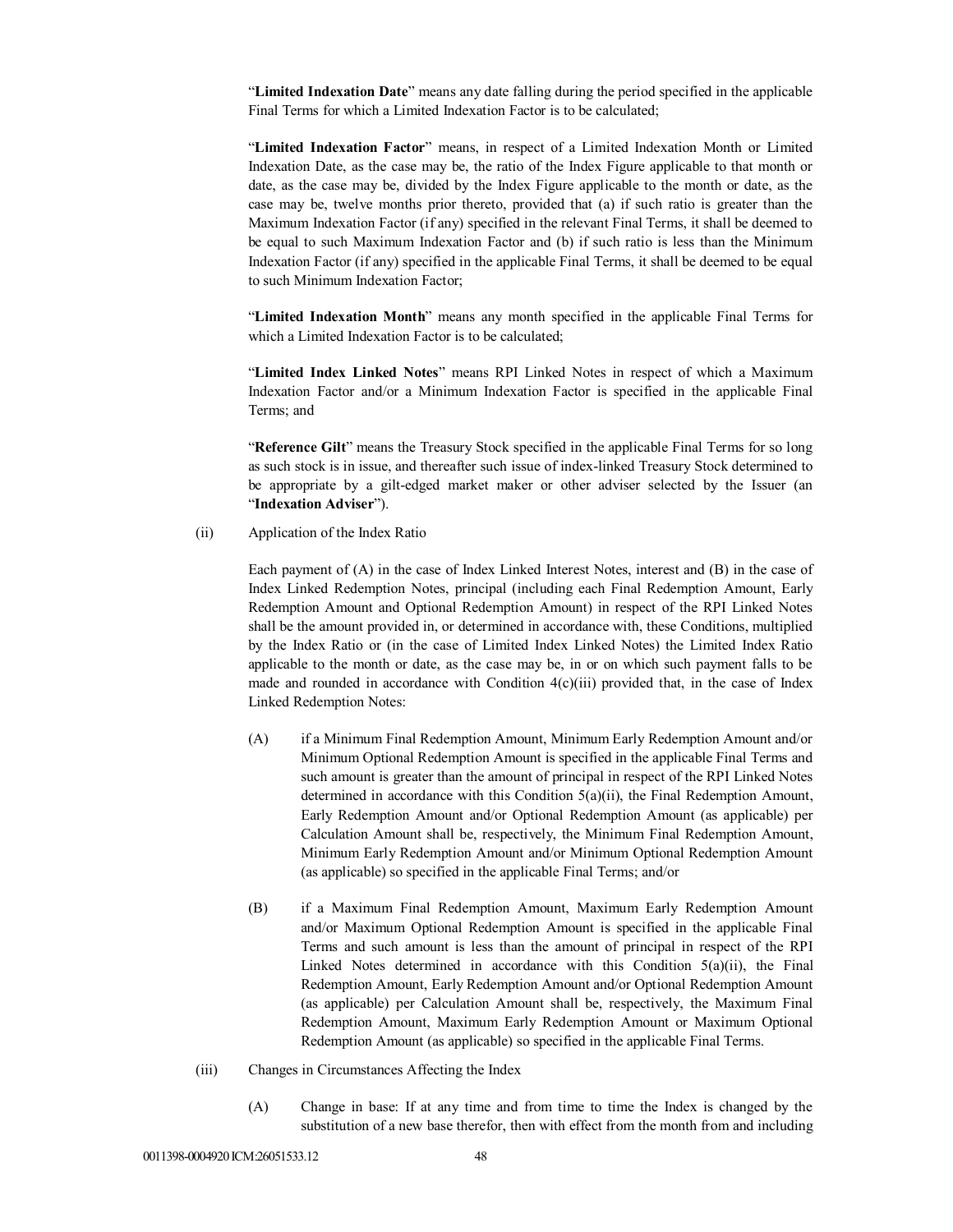"**Limited Indexation Date**" means any date falling during the period specified in the applicable Final Terms for which a Limited Indexation Factor is to be calculated;

"**Limited Indexation Factor**" means, in respect of a Limited Indexation Month or Limited Indexation Date, as the case may be, the ratio of the Index Figure applicable to that month or date, as the case may be, divided by the Index Figure applicable to the month or date, as the case may be, twelve months prior thereto, provided that (a) if such ratio is greater than the Maximum Indexation Factor (if any) specified in the relevant Final Terms, it shall be deemed to be equal to such Maximum Indexation Factor and (b) if such ratio is less than the Minimum Indexation Factor (if any) specified in the applicable Final Terms, it shall be deemed to be equal to such Minimum Indexation Factor;

"**Limited Indexation Month**" means any month specified in the applicable Final Terms for which a Limited Indexation Factor is to be calculated;

"**Limited Index Linked Notes**" means RPI Linked Notes in respect of which a Maximum Indexation Factor and/or a Minimum Indexation Factor is specified in the applicable Final Terms; and

"**Reference Gilt**" means the Treasury Stock specified in the applicable Final Terms for so long as such stock is in issue, and thereafter such issue of index-linked Treasury Stock determined to be appropriate by a gilt-edged market maker or other adviser selected by the Issuer (an "**Indexation Adviser**").

(ii) Application of the Index Ratio

Each payment of (A) in the case of Index Linked Interest Notes, interest and (B) in the case of Index Linked Redemption Notes, principal (including each Final Redemption Amount, Early Redemption Amount and Optional Redemption Amount) in respect of the RPI Linked Notes shall be the amount provided in, or determined in accordance with, these Conditions, multiplied by the Index Ratio or (in the case of Limited Index Linked Notes) the Limited Index Ratio applicable to the month or date, as the case may be, in or on which such payment falls to be made and rounded in accordance with Condition 4(c)(iii) provided that, in the case of Index Linked Redemption Notes:

(A) if a Minimum Final Redemption Amount, Minimum Early Redemption Amount and/or Minimum Optional Redemption Amount is specified in the applicable Final Terms and such amount is greater than the amount of principal in respect of the RPI Linked Notes determined in accordance with this Condition 5(a)(ii), the Final Redemption Amount, Early Redemption Amount and/or Optional Redemption Amount (as applicable) per Calculation Amount shall be, respectively, the Minimum Final Redemption Amount, Minimum Early Redemption Amount and/or Minimum Optional Redemption Amount (as applicable) so specified in the applicable Final Terms; and/or

(B) if a Maximum Final Redemption Amount, Maximum Early Redemption Amount and/or Maximum Optional Redemption Amount is specified in the applicable Final Terms and such amount is less than the amount of principal in respect of the RPI Linked Notes determined in accordance with this Condition 5(a)(ii), the Final Redemption Amount, Early Redemption Amount and/or Optional Redemption Amount (as applicable) per Calculation Amount shall be, respectively, the Maximum Final Redemption Amount, Maximum Early Redemption Amount or Maximum Optional Redemption Amount (as applicable) so specified in the applicable Final Terms.

(iii) Changes in Circumstances Affecting the Index

(A) Change in base: If at any time and from time to time the Index is changed by the substitution of a new base therefor, then with effect from the month from and including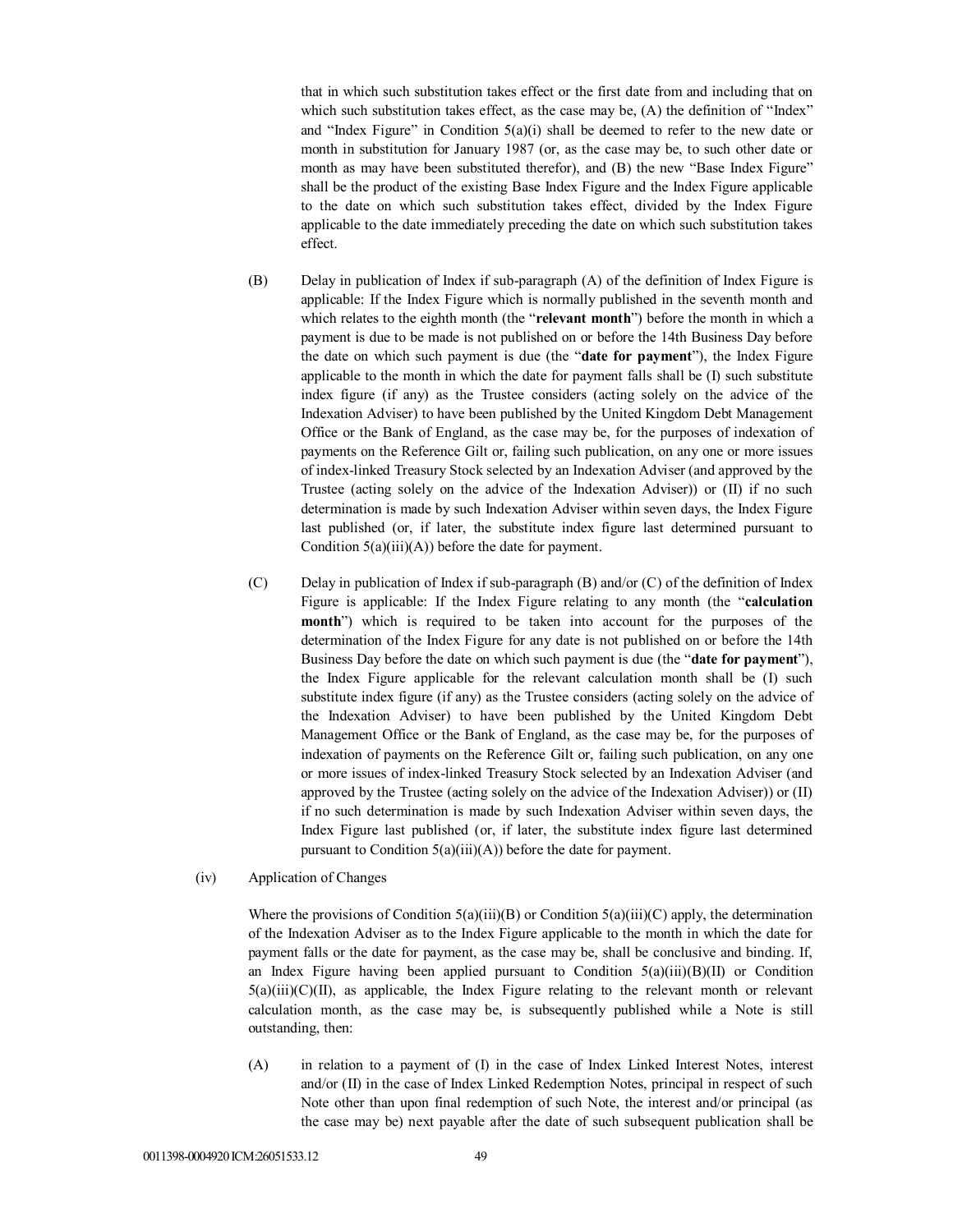that in which such substitution takes effect or the first date from and including that on which such substitution takes effect, as the case may be, (A) the definition of "Index" and "Index Figure" in Condition 5(a)(i) shall be deemed to refer to the new date or month in substitution for January 1987 (or, as the case may be, to such other date or month as may have been substituted therefor), and (B) the new "Base Index Figure" shall be the product of the existing Base Index Figure and the Index Figure applicable to the date on which such substitution takes effect, divided by the Index Figure applicable to the date immediately preceding the date on which such substitution takes effect.

(B) Delay in publication of Index if sub-paragraph (A) of the definition of Index Figure is applicable: If the Index Figure which is normally published in the seventh month and which relates to the eighth month (the "**relevant month**") before the month in which a payment is due to be made is not published on or before the 14th Business Day before the date on which such payment is due (the "**date for payment**"), the Index Figure applicable to the month in which the date for payment falls shall be (I) such substitute index figure (if any) as the Trustee considers (acting solely on the advice of the Indexation Adviser) to have been published by the United Kingdom Debt Management Office or the Bank of England, as the case may be, for the purposes of indexation of payments on the Reference Gilt or, failing such publication, on any one or more issues of index-linked Treasury Stock selected by an Indexation Adviser (and approved by the Trustee (acting solely on the advice of the Indexation Adviser)) or (II) if no such determination is made by such Indexation Adviser within seven days, the Index Figure last published (or, if later, the substitute index figure last determined pursuant to Condition 5(a)(iii)(A)) before the date for payment.

(C) Delay in publication of Index if sub-paragraph (B) and/or (C) of the definition of Index Figure is applicable: If the Index Figure relating to any month (the "**calculation month**") which is required to be taken into account for the purposes of the determination of the Index Figure for any date is not published on or before the 14th Business Day before the date on which such payment is due (the "**date for payment**"), the Index Figure applicable for the relevant calculation month shall be (I) such substitute index figure (if any) as the Trustee considers (acting solely on the advice of the Indexation Adviser) to have been published by the United Kingdom Debt Management Office or the Bank of England, as the case may be, for the purposes of indexation of payments on the Reference Gilt or, failing such publication, on any one or more issues of index-linked Treasury Stock selected by an Indexation Adviser (and approved by the Trustee (acting solely on the advice of the Indexation Adviser)) or (II) if no such determination is made by such Indexation Adviser within seven days, the Index Figure last published (or, if later, the substitute index figure last determined pursuant to Condition 5(a)(iii)(A)) before the date for payment.

(iv) Application of Changes

Where the provisions of Condition 5(a)(iii)(B) or Condition 5(a)(iii)(C) apply, the determination of the Indexation Adviser as to the Index Figure applicable to the month in which the date for payment falls or the date for payment, as the case may be, shall be conclusive and binding. If, an Index Figure having been applied pursuant to Condition 5(a)(iii)(B)(II) or Condition 5(a)(iii)(C)(II), as applicable, the Index Figure relating to the relevant month or relevant calculation month, as the case may be, is subsequently published while a Note is still outstanding, then:

(A) in relation to a payment of (I) in the case of Index Linked Interest Notes, interest and/or (II) in the case of Index Linked Redemption Notes, principal in respect of such Note other than upon final redemption of such Note, the interest and/or principal (as the case may be) next payable after the date of such subsequent publication shall be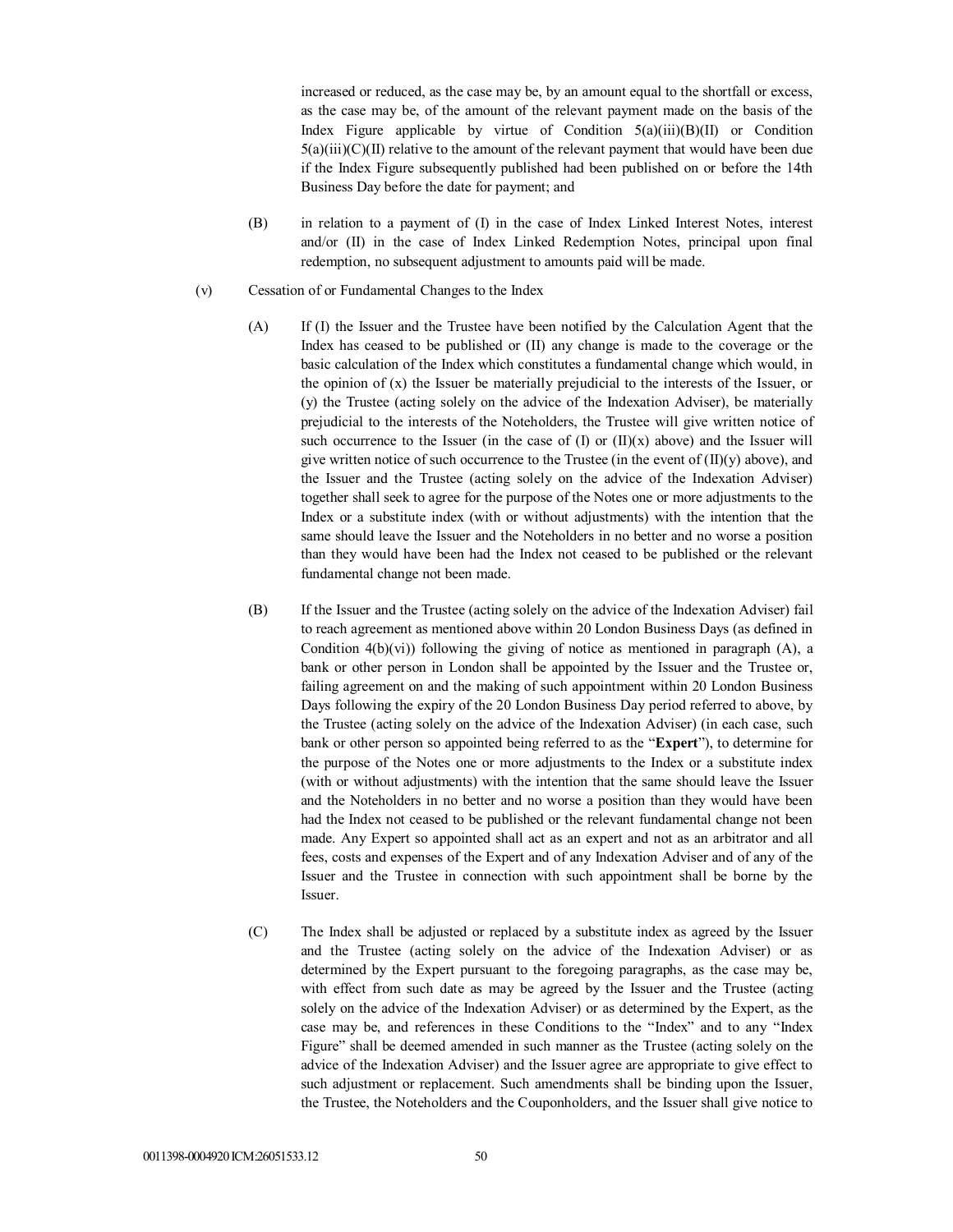increased or reduced, as the case may be, by an amount equal to the shortfall or excess, as the case may be, of the amount of the relevant payment made on the basis of the Index Figure applicable by virtue of Condition 5(a)(iii)(B)(II) or Condition 5(a)(iii)(C)(II) relative to the amount of the relevant payment that would have been due if the Index Figure subsequently published had been published on or before the 14th Business Day before the date for payment; and

(B) in relation to a payment of (I) in the case of Index Linked Interest Notes, interest and/or (II) in the case of Index Linked Redemption Notes, principal upon final redemption, no subsequent adjustment to amounts paid will be made.

(v) Cessation of or Fundamental Changes to the Index

(A) If (I) the Issuer and the Trustee have been notified by the Calculation Agent that the Index has ceased to be published or (II) any change is made to the coverage or the basic calculation of the Index which constitutes a fundamental change which would, in the opinion of (x) the Issuer be materially prejudicial to the interests of the Issuer, or (y) the Trustee (acting solely on the advice of the Indexation Adviser), be materially prejudicial to the interests of the Noteholders, the Trustee will give written notice of such occurrence to the Issuer (in the case of (I) or (II)(x) above) and the Issuer will give written notice of such occurrence to the Trustee (in the event of (II)(y) above), and the Issuer and the Trustee (acting solely on the advice of the Indexation Adviser) together shall seek to agree for the purpose of the Notes one or more adjustments to the Index or a substitute index (with or without adjustments) with the intention that the same should leave the Issuer and the Noteholders in no better and no worse a position than they would have been had the Index not ceased to be published or the relevant fundamental change not been made.

(B) If the Issuer and the Trustee (acting solely on the advice of the Indexation Adviser) fail to reach agreement as mentioned above within 20 London Business Days (as defined in Condition 4(b)(vi)) following the giving of notice as mentioned in paragraph (A), a bank or other person in London shall be appointed by the Issuer and the Trustee or, failing agreement on and the making of such appointment within 20 London Business Days following the expiry of the 20 London Business Day period referred to above, by the Trustee (acting solely on the advice of the Indexation Adviser) (in each case, such bank or other person so appointed being referred to as the "**Expert**"), to determine for the purpose of the Notes one or more adjustments to the Index or a substitute index (with or without adjustments) with the intention that the same should leave the Issuer and the Noteholders in no better and no worse a position than they would have been had the Index not ceased to be published or the relevant fundamental change not been made. Any Expert so appointed shall act as an expert and not as an arbitrator and all fees, costs and expenses of the Expert and of any Indexation Adviser and of any of the Issuer and the Trustee in connection with such appointment shall be borne by the Issuer.

(C) The Index shall be adjusted or replaced by a substitute index as agreed by the Issuer and the Trustee (acting solely on the advice of the Indexation Adviser) or as determined by the Expert pursuant to the foregoing paragraphs, as the case may be, with effect from such date as may be agreed by the Issuer and the Trustee (acting solely on the advice of the Indexation Adviser) or as determined by the Expert, as the case may be, and references in these Conditions to the "Index" and to any "Index Figure" shall be deemed amended in such manner as the Trustee (acting solely on the advice of the Indexation Adviser) and the Issuer agree are appropriate to give effect to such adjustment or replacement. Such amendments shall be binding upon the Issuer, the Trustee, the Noteholders and the Couponholders, and the Issuer shall give notice to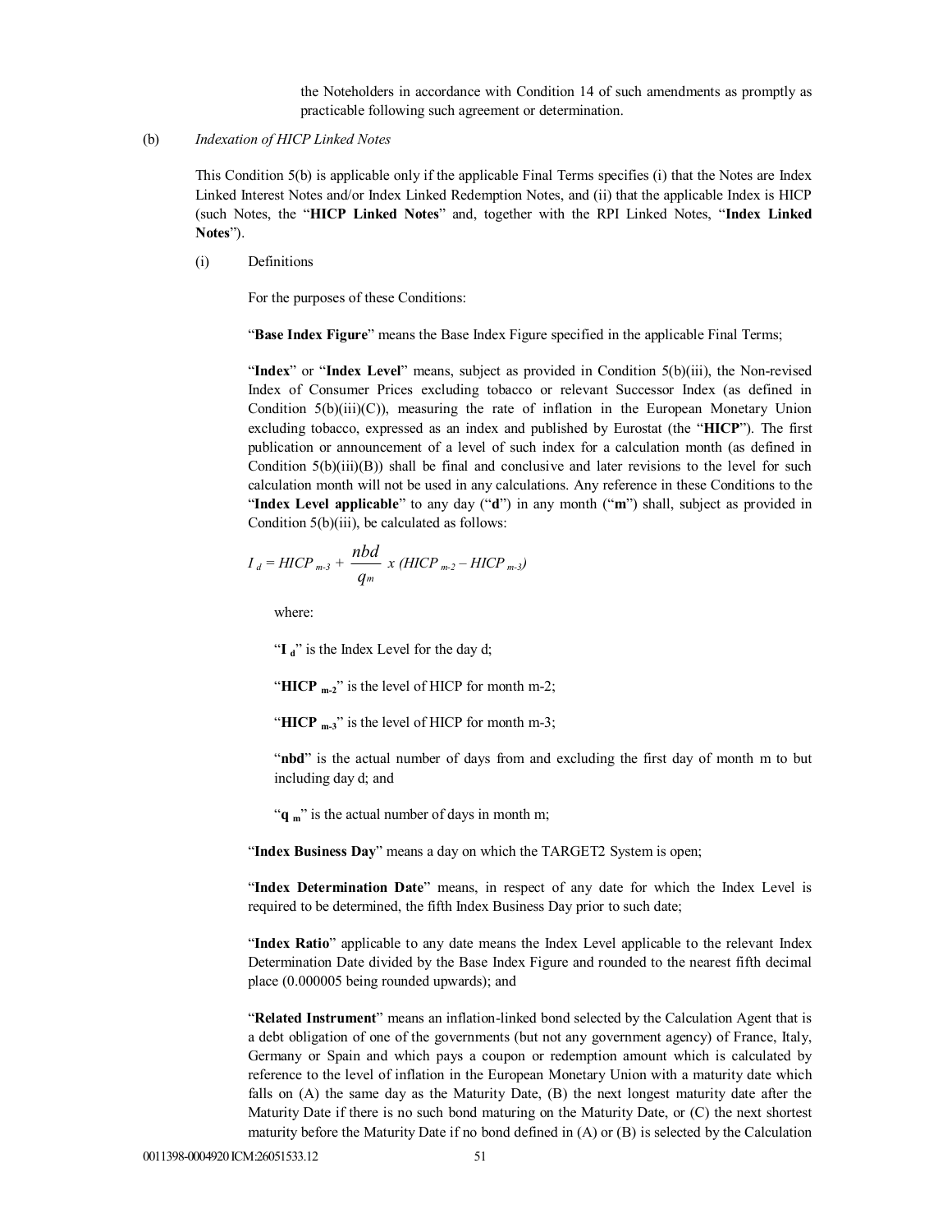the Noteholders in accordance with Condition 14 of such amendments as promptly as practicable following such agreement or determination.

(b) *Indexation of HICP Linked Notes*

This Condition 5(b) is applicable only if the applicable Final Terms specifies (i) that the Notes are Index Linked Interest Notes and/or Index Linked Redemption Notes, and (ii) that the applicable Index is HICP (such Notes, the "**HICP Linked Notes**" and, together with the RPI Linked Notes, "**Index Linked Notes**").

(i) Definitions

For the purposes of these Conditions:

"**Base Index Figure**" means the Base Index Figure specified in the applicable Final Terms;

"**Index**" or "**Index Level**" means, subject as provided in Condition 5(b)(iii), the Non-revised Index of Consumer Prices excluding tobacco or relevant Successor Index (as defined in Condition 5(b)(iii)(C)), measuring the rate of inflation in the European Monetary Union excluding tobacco, expressed as an index and published by Eurostat (the "**HICP**"). The first publication or announcement of a level of such index for a calculation month (as defined in Condition 5(b)(iii)(B)) shall be final and conclusive and later revisions to the level for such calculation month will not be used in any calculations. Any reference in these Conditions to the "**Index Level applicable**" to any day ("**d**") in any month ("**m**") shall, subject as provided in Condition 5(b)(iii), be calculated as follows:

$$I_d = HICP_{m-3} + \frac{nbd}{q_m} \times (HICP_{m-2} - HICP_{m-3})$$

where:

"$I_d$" is the Index Level for the day d;

"$HICP_{m-2}$" is the level of HICP for month m-2;

"$HICP_{m-3}$" is the level of HICP for month m-3;

"**nbd**" is the actual number of days from and excluding the first day of month m to but including day d; and

"$q_m$" is the actual number of days in month m;

"**Index Business Day**" means a day on which the TARGET2 System is open;

"**Index Determination Date**" means, in respect of any date for which the Index Level is required to be determined, the fifth Index Business Day prior to such date;

"**Index Ratio**" applicable to any date means the Index Level applicable to the relevant Index Determination Date divided by the Base Index Figure and rounded to the nearest fifth decimal place (0.000005 being rounded upwards); and

"**Related Instrument**" means an inflation-linked bond selected by the Calculation Agent that is a debt obligation of one of the governments (but not any government agency) of France, Italy, Germany or Spain and which pays a coupon or redemption amount which is calculated by reference to the level of inflation in the European Monetary Union with a maturity date which falls on (A) the same day as the Maturity Date, (B) the next longest maturity date after the Maturity Date if there is no such bond maturing on the Maturity Date, or (C) the next shortest maturity before the Maturity Date if no bond defined in (A) or (B) is selected by the Calculation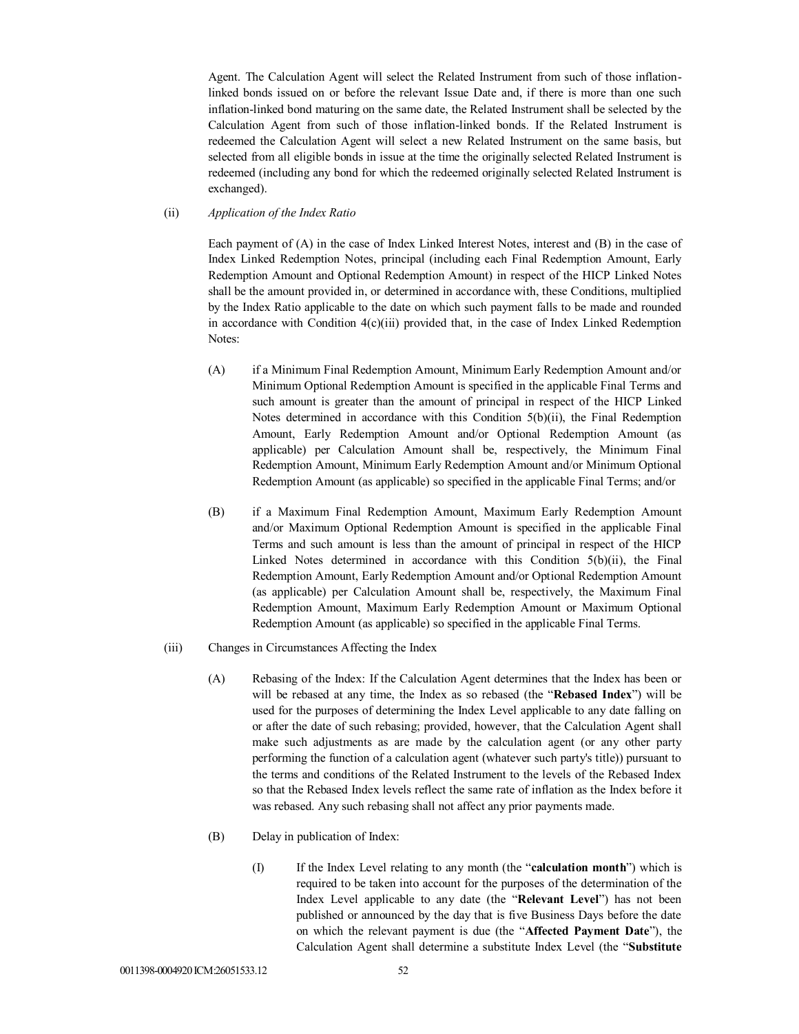Agent. The Calculation Agent will select the Related Instrument from such of those inflation-linked bonds issued on or before the relevant Issue Date and, if there is more than one such inflation-linked bond maturing on the same date, the Related Instrument shall be selected by the Calculation Agent from such of those inflation-linked bonds. If the Related Instrument is redeemed the Calculation Agent will select a new Related Instrument on the same basis, but selected from all eligible bonds in issue at the time the originally selected Related Instrument is redeemed (including any bond for which the redeemed originally selected Related Instrument is exchanged).

(ii) *Application of the Index Ratio*

Each payment of (A) in the case of Index Linked Interest Notes, interest and (B) in the case of Index Linked Redemption Notes, principal (including each Final Redemption Amount, Early Redemption Amount and Optional Redemption Amount) in respect of the HICP Linked Notes shall be the amount provided in, or determined in accordance with, these Conditions, multiplied by the Index Ratio applicable to the date on which such payment falls to be made and rounded in accordance with Condition 4(c)(iii) provided that, in the case of Index Linked Redemption Notes:

(A) if a Minimum Final Redemption Amount, Minimum Early Redemption Amount and/or Minimum Optional Redemption Amount is specified in the applicable Final Terms and such amount is greater than the amount of principal in respect of the HICP Linked Notes determined in accordance with this Condition 5(b)(ii), the Final Redemption Amount, Early Redemption Amount and/or Optional Redemption Amount (as applicable) per Calculation Amount shall be, respectively, the Minimum Final Redemption Amount, Minimum Early Redemption Amount and/or Minimum Optional Redemption Amount (as applicable) so specified in the applicable Final Terms; and/or

(B) if a Maximum Final Redemption Amount, Maximum Early Redemption Amount and/or Maximum Optional Redemption Amount is specified in the applicable Final Terms and such amount is less than the amount of principal in respect of the HICP Linked Notes determined in accordance with this Condition 5(b)(ii), the Final Redemption Amount, Early Redemption Amount and/or Optional Redemption Amount (as applicable) per Calculation Amount shall be, respectively, the Maximum Final Redemption Amount, Maximum Early Redemption Amount or Maximum Optional Redemption Amount (as applicable) so specified in the applicable Final Terms.

(iii) Changes in Circumstances Affecting the Index

(A) Rebasing of the Index: If the Calculation Agent determines that the Index has been or will be rebased at any time, the Index as so rebased (the "**Rebased Index**") will be used for the purposes of determining the Index Level applicable to any date falling on or after the date of such rebasing; provided, however, that the Calculation Agent shall make such adjustments as are made by the calculation agent (or any other party performing the function of a calculation agent (whatever such party's title)) pursuant to the terms and conditions of the Related Instrument to the levels of the Rebased Index so that the Rebased Index levels reflect the same rate of inflation as the Index before it was rebased. Any such rebasing shall not affect any prior payments made.

(B) Delay in publication of Index:

(I) If the Index Level relating to any month (the "**calculation month**") which is required to be taken into account for the purposes of the determination of the Index Level applicable to any date (the "**Relevant Level**") has not been published or announced by the day that is five Business Days before the date on which the relevant payment is due (the "**Affected Payment Date**"), the Calculation Agent shall determine a substitute Index Level (the "**Substitute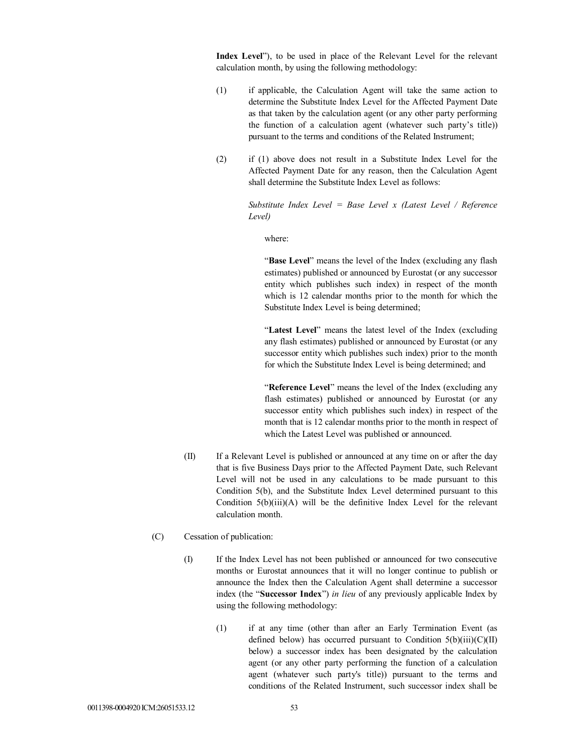**Index Level**"), to be used in place of the Relevant Level for the relevant calculation month, by using the following methodology:

(1) if applicable, the Calculation Agent will take the same action to determine the Substitute Index Level for the Affected Payment Date as that taken by the calculation agent (or any other party performing the function of a calculation agent (whatever such party's title)) pursuant to the terms and conditions of the Related Instrument;

(2) if (1) above does not result in a Substitute Index Level for the Affected Payment Date for any reason, then the Calculation Agent shall determine the Substitute Index Level as follows:

*Substitute Index Level = Base Level x (Latest Level / Reference Level)*

where:

"**Base Level**" means the level of the Index (excluding any flash estimates) published or announced by Eurostat (or any successor entity which publishes such index) in respect of the month which is 12 calendar months prior to the month for which the Substitute Index Level is being determined;

"**Latest Level**" means the latest level of the Index (excluding any flash estimates) published or announced by Eurostat (or any successor entity which publishes such index) prior to the month for which the Substitute Index Level is being determined; and

"**Reference Level**" means the level of the Index (excluding any flash estimates) published or announced by Eurostat (or any successor entity which publishes such index) in respect of the month that is 12 calendar months prior to the month in respect of which the Latest Level was published or announced.

(II) If a Relevant Level is published or announced at any time on or after the day that is five Business Days prior to the Affected Payment Date, such Relevant Level will not be used in any calculations to be made pursuant to this Condition 5(b), and the Substitute Index Level determined pursuant to this Condition 5(b)(iii)(A) will be the definitive Index Level for the relevant calculation month.

(C) Cessation of publication:

(I) If the Index Level has not been published or announced for two consecutive months or Eurostat announces that it will no longer continue to publish or announce the Index then the Calculation Agent shall determine a successor index (the "**Successor Index**") *in lieu* of any previously applicable Index by using the following methodology:

(1) if at any time (other than after an Early Termination Event (as defined below) has occurred pursuant to Condition 5(b)(iii)(C)(II) below) a successor index has been designated by the calculation agent (or any other party performing the function of a calculation agent (whatever such party's title)) pursuant to the terms and conditions of the Related Instrument, such successor index shall be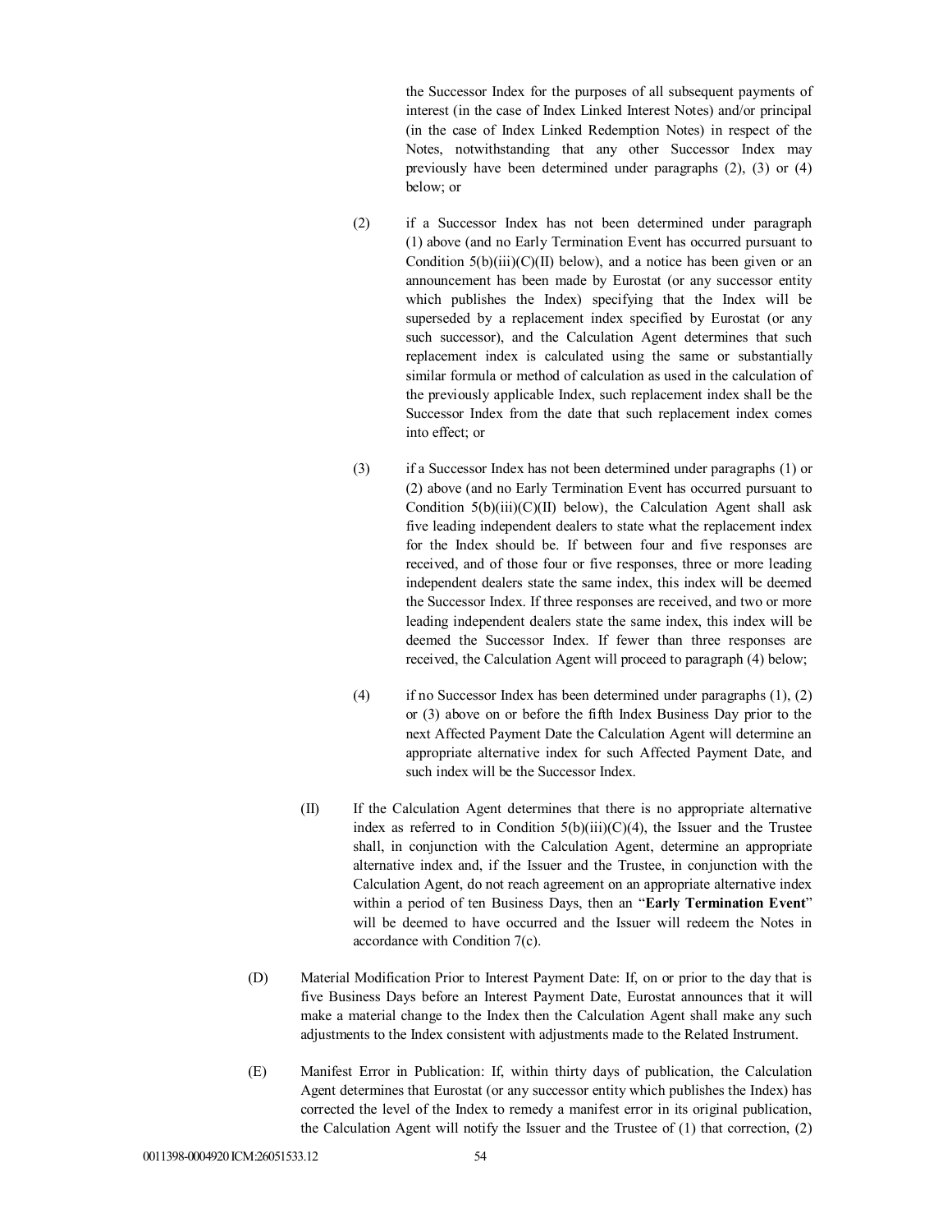the Successor Index for the purposes of all subsequent payments of interest (in the case of Index Linked Interest Notes) and/or principal (in the case of Index Linked Redemption Notes) in respect of the Notes, notwithstanding that any other Successor Index may previously have been determined under paragraphs (2), (3) or (4) below; or

(2) if a Successor Index has not been determined under paragraph (1) above (and no Early Termination Event has occurred pursuant to Condition 5(b)(iii)(C)(II) below), and a notice has been given or an announcement has been made by Eurostat (or any successor entity which publishes the Index) specifying that the Index will be superseded by a replacement index specified by Eurostat (or any such successor), and the Calculation Agent determines that such replacement index is calculated using the same or substantially similar formula or method of calculation as used in the calculation of the previously applicable Index, such replacement index shall be the Successor Index from the date that such replacement index comes into effect; or

(3) if a Successor Index has not been determined under paragraphs (1) or (2) above (and no Early Termination Event has occurred pursuant to Condition 5(b)(iii)(C)(II) below), the Calculation Agent shall ask five leading independent dealers to state what the replacement index for the Index should be. If between four and five responses are received, and of those four or five responses, three or more leading independent dealers state the same index, this index will be deemed the Successor Index. If three responses are received, and two or more leading independent dealers state the same index, this index will be deemed the Successor Index. If fewer than three responses are received, the Calculation Agent will proceed to paragraph (4) below;

(4) if no Successor Index has been determined under paragraphs (1), (2) or (3) above on or before the fifth Index Business Day prior to the next Affected Payment Date the Calculation Agent will determine an appropriate alternative index for such Affected Payment Date, and such index will be the Successor Index.

(II) If the Calculation Agent determines that there is no appropriate alternative index as referred to in Condition 5(b)(iii)(C)(4), the Issuer and the Trustee shall, in conjunction with the Calculation Agent, determine an appropriate alternative index and, if the Issuer and the Trustee, in conjunction with the Calculation Agent, do not reach agreement on an appropriate alternative index within a period of ten Business Days, then an "**Early Termination Event**" will be deemed to have occurred and the Issuer will redeem the Notes in accordance with Condition 7(c).

(D) Material Modification Prior to Interest Payment Date: If, on or prior to the day that is five Business Days before an Interest Payment Date, Eurostat announces that it will make a material change to the Index then the Calculation Agent shall make any such adjustments to the Index consistent with adjustments made to the Related Instrument.

(E) Manifest Error in Publication: If, within thirty days of publication, the Calculation Agent determines that Eurostat (or any successor entity which publishes the Index) has corrected the level of the Index to remedy a manifest error in its original publication, the Calculation Agent will notify the Issuer and the Trustee of (1) that correction, (2)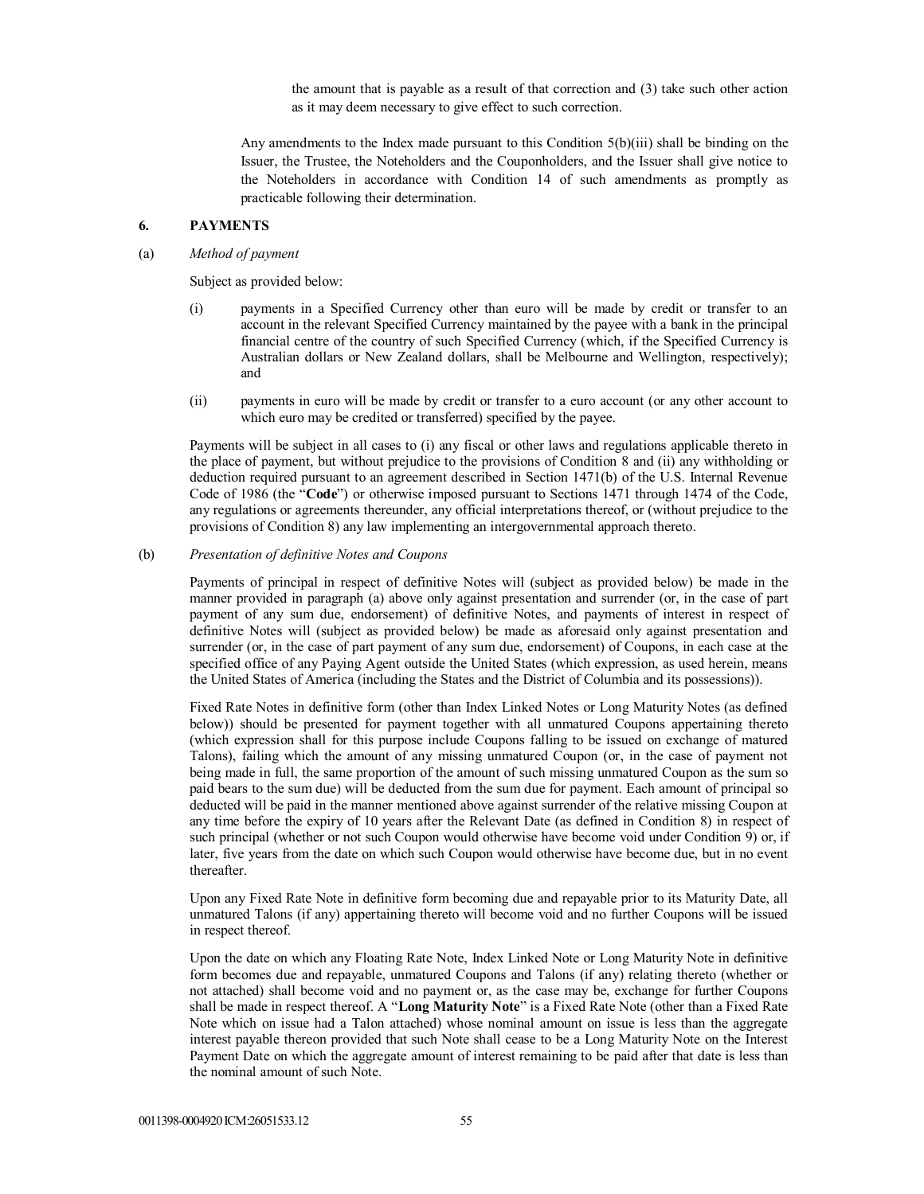the amount that is payable as a result of that correction and (3) take such other action as it may deem necessary to give effect to such correction.

Any amendments to the Index made pursuant to this Condition 5(b)(iii) shall be binding on the Issuer, the Trustee, the Noteholders and the Couponholders, and the Issuer shall give notice to the Noteholders in accordance with Condition 14 of such amendments as promptly as practicable following their determination.

## 6. PAYMENTS

(a) *Method of payment*

Subject as provided below:

(i) payments in a Specified Currency other than euro will be made by credit or transfer to an account in the relevant Specified Currency maintained by the payee with a bank in the principal financial centre of the country of such Specified Currency (which, if the Specified Currency is Australian dollars or New Zealand dollars, shall be Melbourne and Wellington, respectively); and

(ii) payments in euro will be made by credit or transfer to a euro account (or any other account to which euro may be credited or transferred) specified by the payee.

Payments will be subject in all cases to (i) any fiscal or other laws and regulations applicable thereto in the place of payment, but without prejudice to the provisions of Condition 8 and (ii) any withholding or deduction required pursuant to an agreement described in Section 1471(b) of the U.S. Internal Revenue Code of 1986 (the "**Code**") or otherwise imposed pursuant to Sections 1471 through 1474 of the Code, any regulations or agreements thereunder, any official interpretations thereof, or (without prejudice to the provisions of Condition 8) any law implementing an intergovernmental approach thereto.

(b) *Presentation of definitive Notes and Coupons*

Payments of principal in respect of definitive Notes will (subject as provided below) be made in the manner provided in paragraph (a) above only against presentation and surrender (or, in the case of part payment of any sum due, endorsement) of definitive Notes, and payments of interest in respect of definitive Notes will (subject as provided below) be made as aforesaid only against presentation and surrender (or, in the case of part payment of any sum due, endorsement) of Coupons, in each case at the specified office of any Paying Agent outside the United States (which expression, as used herein, means the United States of America (including the States and the District of Columbia and its possessions)).

Fixed Rate Notes in definitive form (other than Index Linked Notes or Long Maturity Notes (as defined below)) should be presented for payment together with all unmatured Coupons appertaining thereto (which expression shall for this purpose include Coupons falling to be issued on exchange of matured Talons), failing which the amount of any missing unmatured Coupon (or, in the case of payment not being made in full, the same proportion of the amount of such missing unmatured Coupon as the sum so paid bears to the sum due) will be deducted from the sum due for payment. Each amount of principal so deducted will be paid in the manner mentioned above against surrender of the relative missing Coupon at any time before the expiry of 10 years after the Relevant Date (as defined in Condition 8) in respect of such principal (whether or not such Coupon would otherwise have become void under Condition 9) or, if later, five years from the date on which such Coupon would otherwise have become due, but in no event thereafter.

Upon any Fixed Rate Note in definitive form becoming due and repayable prior to its Maturity Date, all unmatured Talons (if any) appertaining thereto will become void and no further Coupons will be issued in respect thereof.

Upon the date on which any Floating Rate Note, Index Linked Note or Long Maturity Note in definitive form becomes due and repayable, unmatured Coupons and Talons (if any) relating thereto (whether or not attached) shall become void and no payment or, as the case may be, exchange for further Coupons shall be made in respect thereof. A "**Long Maturity Note**" is a Fixed Rate Note (other than a Fixed Rate Note which on issue had a Talon attached) whose nominal amount on issue is less than the aggregate interest payable thereon provided that such Note shall cease to be a Long Maturity Note on the Interest Payment Date on which the aggregate amount of interest remaining to be paid after that date is less than the nominal amount of such Note.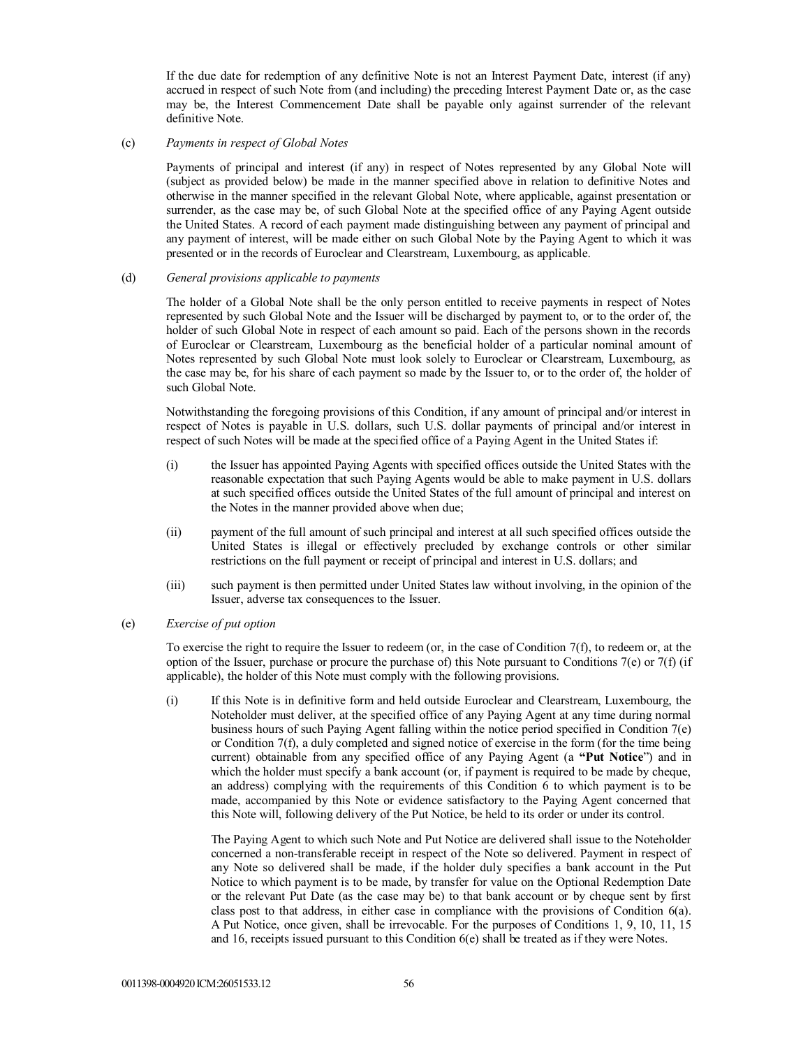If the due date for redemption of any definitive Note is not an Interest Payment Date, interest (if any) accrued in respect of such Note from (and including) the preceding Interest Payment Date or, as the case may be, the Interest Commencement Date shall be payable only against surrender of the relevant definitive Note.

(c) *Payments in respect of Global Notes*

Payments of principal and interest (if any) in respect of Notes represented by any Global Note will (subject as provided below) be made in the manner specified above in relation to definitive Notes and otherwise in the manner specified in the relevant Global Note, where applicable, against presentation or surrender, as the case may be, of such Global Note at the specified office of any Paying Agent outside the United States. A record of each payment made distinguishing between any payment of principal and any payment of interest, will be made either on such Global Note by the Paying Agent to which it was presented or in the records of Euroclear and Clearstream, Luxembourg, as applicable.

(d) *General provisions applicable to payments*

The holder of a Global Note shall be the only person entitled to receive payments in respect of Notes represented by such Global Note and the Issuer will be discharged by payment to, or to the order of, the holder of such Global Note in respect of each amount so paid. Each of the persons shown in the records of Euroclear or Clearstream, Luxembourg as the beneficial holder of a particular nominal amount of Notes represented by such Global Note must look solely to Euroclear or Clearstream, Luxembourg, as the case may be, for his share of each payment so made by the Issuer to, or to the order of, the holder of such Global Note.

Notwithstanding the foregoing provisions of this Condition, if any amount of principal and/or interest in respect of Notes is payable in U.S. dollars, such U.S. dollar payments of principal and/or interest in respect of such Notes will be made at the specified office of a Paying Agent in the United States if:

(i) the Issuer has appointed Paying Agents with specified offices outside the United States with the reasonable expectation that such Paying Agents would be able to make payment in U.S. dollars at such specified offices outside the United States of the full amount of principal and interest on the Notes in the manner provided above when due;

(ii) payment of the full amount of such principal and interest at all such specified offices outside the United States is illegal or effectively precluded by exchange controls or other similar restrictions on the full payment or receipt of principal and interest in U.S. dollars; and

(iii) such payment is then permitted under United States law without involving, in the opinion of the Issuer, adverse tax consequences to the Issuer.

(e) *Exercise of put option*

To exercise the right to require the Issuer to redeem (or, in the case of Condition 7(f), to redeem or, at the option of the Issuer, purchase or procure the purchase of) this Note pursuant to Conditions 7(e) or 7(f) (if applicable), the holder of this Note must comply with the following provisions.

(i) If this Note is in definitive form and held outside Euroclear and Clearstream, Luxembourg, the Noteholder must deliver, at the specified office of any Paying Agent at any time during normal business hours of such Paying Agent falling within the notice period specified in Condition 7(e) or Condition 7(f), a duly completed and signed notice of exercise in the form (for the time being current) obtainable from any specified office of any Paying Agent (a **"Put Notice"**) and in which the holder must specify a bank account (or, if payment is required to be made by cheque, an address) complying with the requirements of this Condition 6 to which payment is to be made, accompanied by this Note or evidence satisfactory to the Paying Agent concerned that this Note will, following delivery of the Put Notice, be held to its order or under its control.

The Paying Agent to which such Note and Put Notice are delivered shall issue to the Noteholder concerned a non-transferable receipt in respect of the Note so delivered. Payment in respect of any Note so delivered shall be made, if the holder duly specifies a bank account in the Put Notice to which payment is to be made, by transfer for value on the Optional Redemption Date or the relevant Put Date (as the case may be) to that bank account or by cheque sent by first class post to that address, in either case in compliance with the provisions of Condition 6(a). A Put Notice, once given, shall be irrevocable. For the purposes of Conditions 1, 9, 10, 11, 15 and 16, receipts issued pursuant to this Condition 6(e) shall be treated as if they were Notes.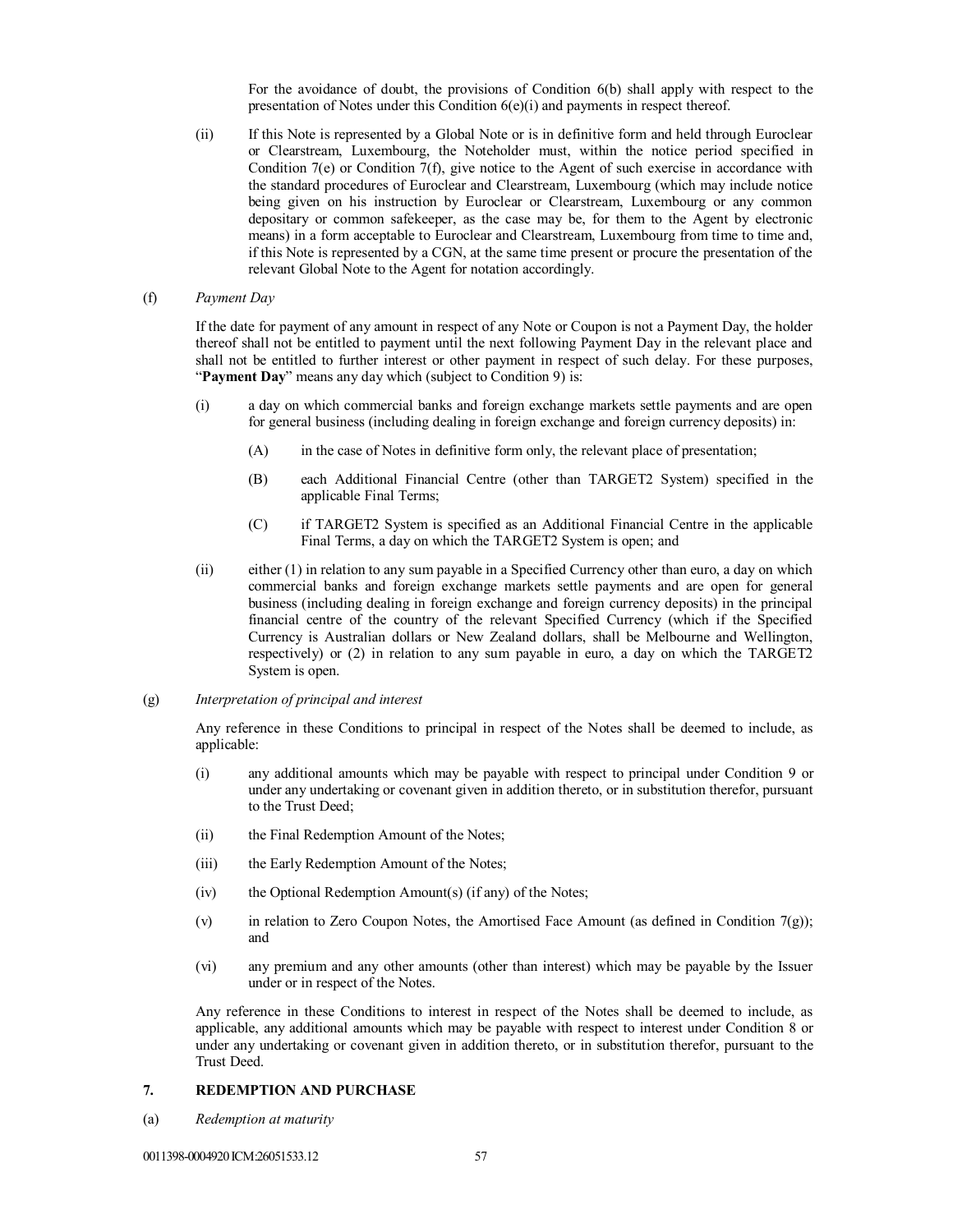For the avoidance of doubt, the provisions of Condition 6(b) shall apply with respect to the presentation of Notes under this Condition 6(e)(i) and payments in respect thereof.

(ii) If this Note is represented by a Global Note or is in definitive form and held through Euroclear or Clearstream, Luxembourg, the Noteholder must, within the notice period specified in Condition 7(e) or Condition 7(f), give notice to the Agent of such exercise in accordance with the standard procedures of Euroclear and Clearstream, Luxembourg (which may include notice being given on his instruction by Euroclear or Clearstream, Luxembourg or any common depositary or common safekeeper, as the case may be, for them to the Agent by electronic means) in a form acceptable to Euroclear and Clearstream, Luxembourg from time to time and, if this Note is represented by a CGN, at the same time present or procure the presentation of the relevant Global Note to the Agent for notation accordingly.

(f) *Payment Day*

If the date for payment of any amount in respect of any Note or Coupon is not a Payment Day, the holder thereof shall not be entitled to payment until the next following Payment Day in the relevant place and shall not be entitled to further interest or other payment in respect of such delay. For these purposes, "**Payment Day**" means any day which (subject to Condition 9) is:

(i) a day on which commercial banks and foreign exchange markets settle payments and are open for general business (including dealing in foreign exchange and foreign currency deposits) in:

(A) in the case of Notes in definitive form only, the relevant place of presentation;

(B) each Additional Financial Centre (other than TARGET2 System) specified in the applicable Final Terms;

(C) if TARGET2 System is specified as an Additional Financial Centre in the applicable Final Terms, a day on which the TARGET2 System is open; and

(ii) either (1) in relation to any sum payable in a Specified Currency other than euro, a day on which commercial banks and foreign exchange markets settle payments and are open for general business (including dealing in foreign exchange and foreign currency deposits) in the principal financial centre of the country of the relevant Specified Currency (which if the Specified Currency is Australian dollars or New Zealand dollars, shall be Melbourne and Wellington, respectively) or (2) in relation to any sum payable in euro, a day on which the TARGET2 System is open.

(g) *Interpretation of principal and interest*

Any reference in these Conditions to principal in respect of the Notes shall be deemed to include, as applicable:

(i) any additional amounts which may be payable with respect to principal under Condition 9 or under any undertaking or covenant given in addition thereto, or in substitution therefor, pursuant to the Trust Deed;

(ii) the Final Redemption Amount of the Notes;

(iii) the Early Redemption Amount of the Notes;

(iv) the Optional Redemption Amount(s) (if any) of the Notes;

(v) in relation to Zero Coupon Notes, the Amortised Face Amount (as defined in Condition 7(g)); and

(vi) any premium and any other amounts (other than interest) which may be payable by the Issuer under or in respect of the Notes.

Any reference in these Conditions to interest in respect of the Notes shall be deemed to include, as applicable, any additional amounts which may be payable with respect to interest under Condition 8 or under any undertaking or covenant given in addition thereto, or in substitution therefor, pursuant to the Trust Deed.

## 7. REDEMPTION AND PURCHASE

(a) *Redemption at maturity*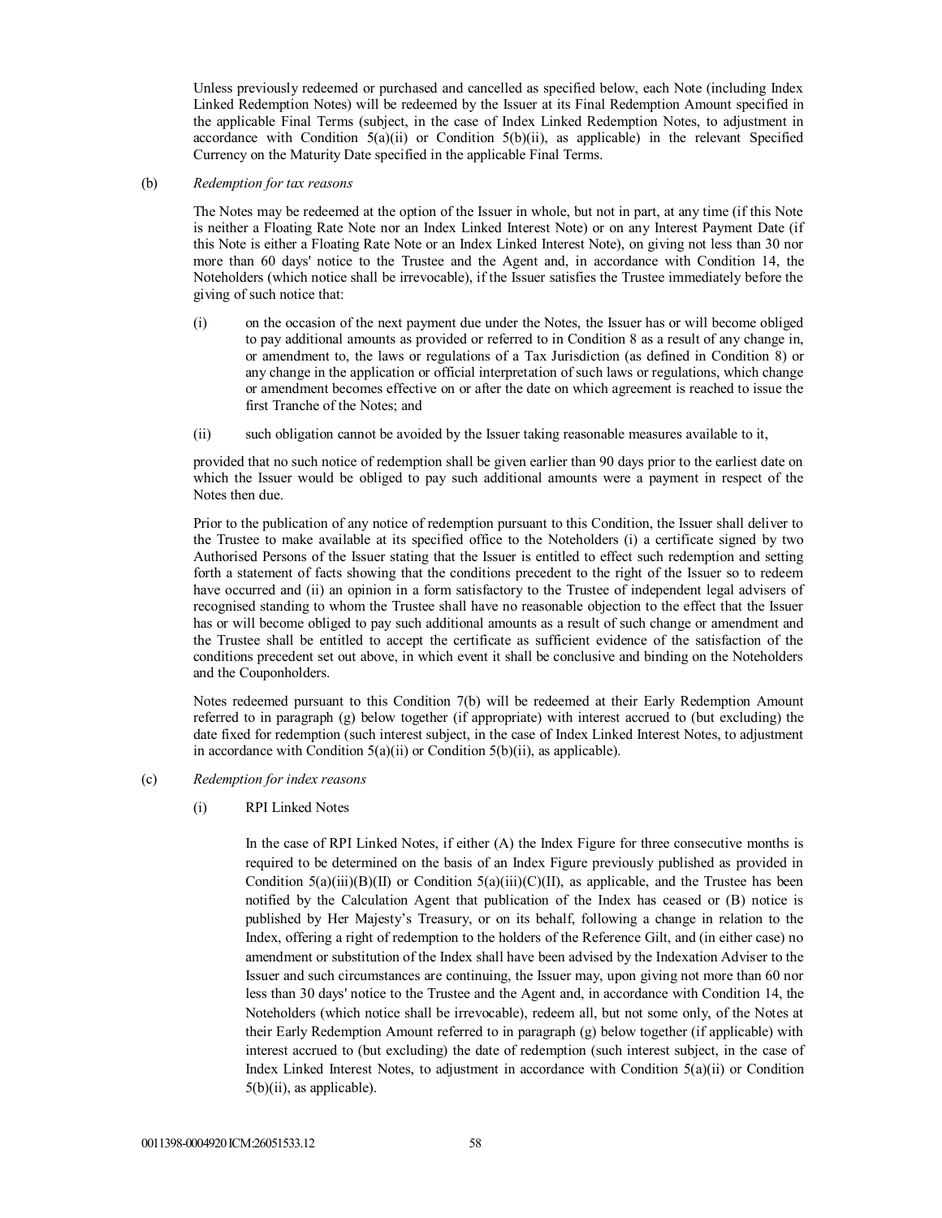Unless previously redeemed or purchased and cancelled as specified below, each Note (including Index Linked Redemption Notes) will be redeemed by the Issuer at its Final Redemption Amount specified in the applicable Final Terms (subject, in the case of Index Linked Redemption Notes, to adjustment in accordance with Condition 5(a)(ii) or Condition 5(b)(ii), as applicable) in the relevant Specified Currency on the Maturity Date specified in the applicable Final Terms.

(b) *Redemption for tax reasons*

The Notes may be redeemed at the option of the Issuer in whole, but not in part, at any time (if this Note is neither a Floating Rate Note nor an Index Linked Interest Note) or on any Interest Payment Date (if this Note is either a Floating Rate Note or an Index Linked Interest Note), on giving not less than 30 nor more than 60 days' notice to the Trustee and the Agent and, in accordance with Condition 14, the Noteholders (which notice shall be irrevocable), if the Issuer satisfies the Trustee immediately before the giving of such notice that:

(i) on the occasion of the next payment due under the Notes, the Issuer has or will become obliged to pay additional amounts as provided or referred to in Condition 8 as a result of any change in, or amendment to, the laws or regulations of a Tax Jurisdiction (as defined in Condition 8) or any change in the application or official interpretation of such laws or regulations, which change or amendment becomes effective on or after the date on which agreement is reached to issue the first Tranche of the Notes; and

(ii) such obligation cannot be avoided by the Issuer taking reasonable measures available to it,

provided that no such notice of redemption shall be given earlier than 90 days prior to the earliest date on which the Issuer would be obliged to pay such additional amounts were a payment in respect of the Notes then due.

Prior to the publication of any notice of redemption pursuant to this Condition, the Issuer shall deliver to the Trustee to make available at its specified office to the Noteholders (i) a certificate signed by two Authorised Persons of the Issuer stating that the Issuer is entitled to effect such redemption and setting forth a statement of facts showing that the conditions precedent to the right of the Issuer so to redeem have occurred and (ii) an opinion in a form satisfactory to the Trustee of independent legal advisers of recognised standing to whom the Trustee shall have no reasonable objection to the effect that the Issuer has or will become obliged to pay such additional amounts as a result of such change or amendment and the Trustee shall be entitled to accept the certificate as sufficient evidence of the satisfaction of the conditions precedent set out above, in which event it shall be conclusive and binding on the Noteholders and the Couponholders.

Notes redeemed pursuant to this Condition 7(b) will be redeemed at their Early Redemption Amount referred to in paragraph (g) below together (if appropriate) with interest accrued to (but excluding) the date fixed for redemption (such interest subject, in the case of Index Linked Interest Notes, to adjustment in accordance with Condition 5(a)(ii) or Condition 5(b)(ii), as applicable).

(c) *Redemption for index reasons*

(i) RPI Linked Notes

In the case of RPI Linked Notes, if either (A) the Index Figure for three consecutive months is required to be determined on the basis of an Index Figure previously published as provided in Condition 5(a)(iii)(B)(II) or Condition 5(a)(iii)(C)(II), as applicable, and the Trustee has been notified by the Calculation Agent that publication of the Index has ceased or (B) notice is published by Her Majesty's Treasury, or on its behalf, following a change in relation to the Index, offering a right of redemption to the holders of the Reference Gilt, and (in either case) no amendment or substitution of the Index shall have been advised by the Indexation Adviser to the Issuer and such circumstances are continuing, the Issuer may, upon giving not more than 60 nor less than 30 days' notice to the Trustee and the Agent and, in accordance with Condition 14, the Noteholders (which notice shall be irrevocable), redeem all, but not some only, of the Notes at their Early Redemption Amount referred to in paragraph (g) below together (if applicable) with interest accrued to (but excluding) the date of redemption (such interest subject, in the case of Index Linked Interest Notes, to adjustment in accordance with Condition 5(a)(ii) or Condition 5(b)(ii), as applicable).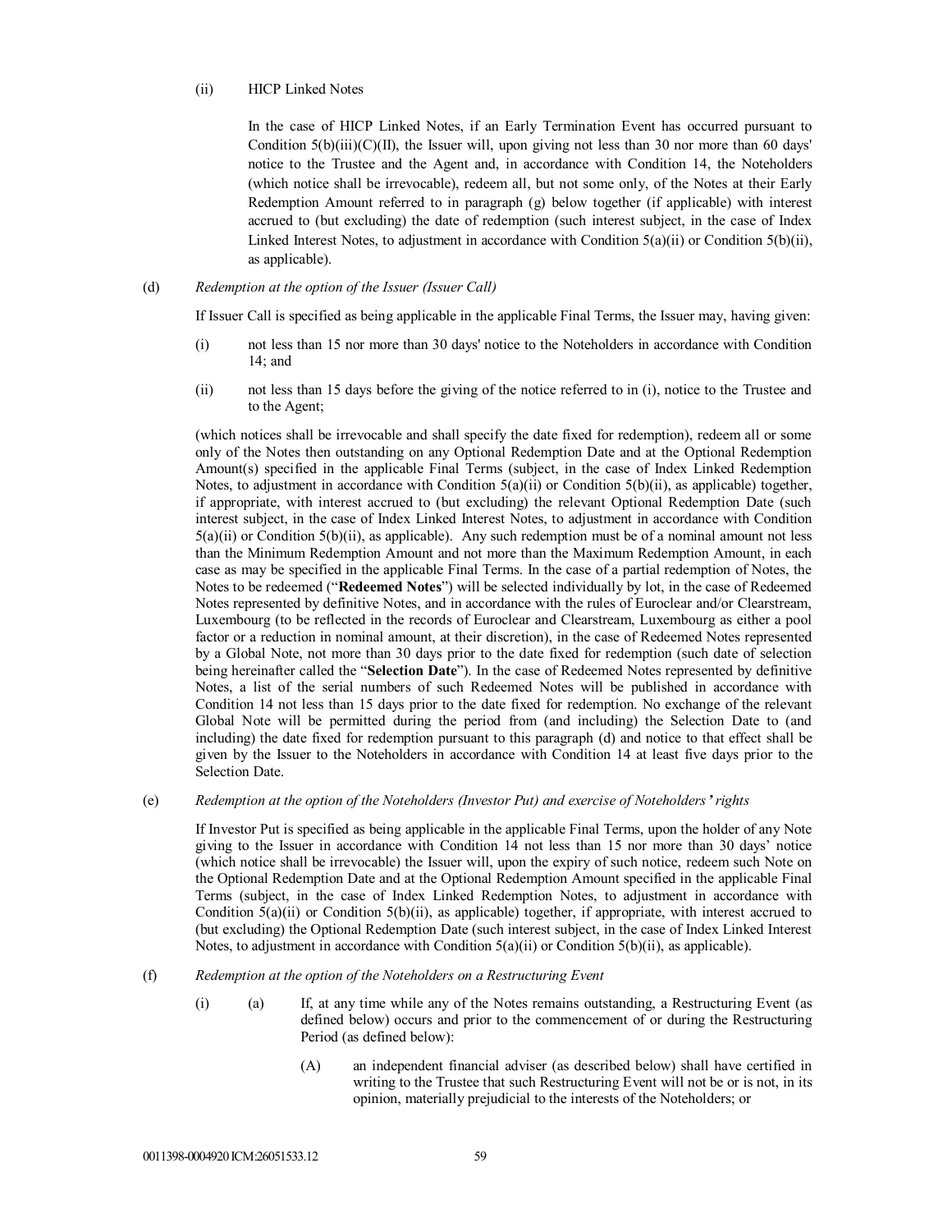(ii) HICP Linked Notes

In the case of HICP Linked Notes, if an Early Termination Event has occurred pursuant to Condition 5(b)(iii)(C)(II), the Issuer will, upon giving not less than 30 nor more than 60 days' notice to the Trustee and the Agent and, in accordance with Condition 14, the Noteholders (which notice shall be irrevocable), redeem all, but not some only, of the Notes at their Early Redemption Amount referred to in paragraph (g) below together (if applicable) with interest accrued to (but excluding) the date of redemption (such interest subject, in the case of Index Linked Interest Notes, to adjustment in accordance with Condition 5(a)(ii) or Condition 5(b)(ii), as applicable).

(d) *Redemption at the option of the Issuer (Issuer Call)*

If Issuer Call is specified as being applicable in the applicable Final Terms, the Issuer may, having given:

(i) not less than 15 nor more than 30 days' notice to the Noteholders in accordance with Condition 14; and

(ii) not less than 15 days before the giving of the notice referred to in (i), notice to the Trustee and to the Agent;

(which notices shall be irrevocable and shall specify the date fixed for redemption), redeem all or some only of the Notes then outstanding on any Optional Redemption Date and at the Optional Redemption Amount(s) specified in the applicable Final Terms (subject, in the case of Index Linked Redemption Notes, to adjustment in accordance with Condition 5(a)(ii) or Condition 5(b)(ii), as applicable) together, if appropriate, with interest accrued to (but excluding) the relevant Optional Redemption Date (such interest subject, in the case of Index Linked Interest Notes, to adjustment in accordance with Condition 5(a)(ii) or Condition 5(b)(ii), as applicable). Any such redemption must be of a nominal amount not less than the Minimum Redemption Amount and not more than the Maximum Redemption Amount, in each case as may be specified in the applicable Final Terms. In the case of a partial redemption of Notes, the Notes to be redeemed ("**Redeemed Notes**") will be selected individually by lot, in the case of Redeemed Notes represented by definitive Notes, and in accordance with the rules of Euroclear and/or Clearstream, Luxembourg (to be reflected in the records of Euroclear and Clearstream, Luxembourg as either a pool factor or a reduction in nominal amount, at their discretion), in the case of Redeemed Notes represented by a Global Note, not more than 30 days prior to the date fixed for redemption (such date of selection being hereinafter called the "**Selection Date**"). In the case of Redeemed Notes represented by definitive Notes, a list of the serial numbers of such Redeemed Notes will be published in accordance with Condition 14 not less than 15 days prior to the date fixed for redemption. No exchange of the relevant Global Note will be permitted during the period from (and including) the Selection Date to (and including) the date fixed for redemption pursuant to this paragraph (d) and notice to that effect shall be given by the Issuer to the Noteholders in accordance with Condition 14 at least five days prior to the Selection Date.

(e) *Redemption at the option of the Noteholders (Investor Put) and exercise of Noteholders' rights*

If Investor Put is specified as being applicable in the applicable Final Terms, upon the holder of any Note giving to the Issuer in accordance with Condition 14 not less than 15 nor more than 30 days' notice (which notice shall be irrevocable) the Issuer will, upon the expiry of such notice, redeem such Note on the Optional Redemption Date and at the Optional Redemption Amount specified in the applicable Final Terms (subject, in the case of Index Linked Redemption Notes, to adjustment in accordance with Condition 5(a)(ii) or Condition 5(b)(ii), as applicable) together, if appropriate, with interest accrued to (but excluding) the Optional Redemption Date (such interest subject, in the case of Index Linked Interest Notes, to adjustment in accordance with Condition 5(a)(ii) or Condition 5(b)(ii), as applicable).

(f) *Redemption at the option of the Noteholders on a Restructuring Event*

(i) (a) If, at any time while any of the Notes remains outstanding, a Restructuring Event (as defined below) occurs and prior to the commencement of or during the Restructuring Period (as defined below):

(A) an independent financial adviser (as described below) shall have certified in writing to the Trustee that such Restructuring Event will not be or is not, in its opinion, materially prejudicial to the interests of the Noteholders; or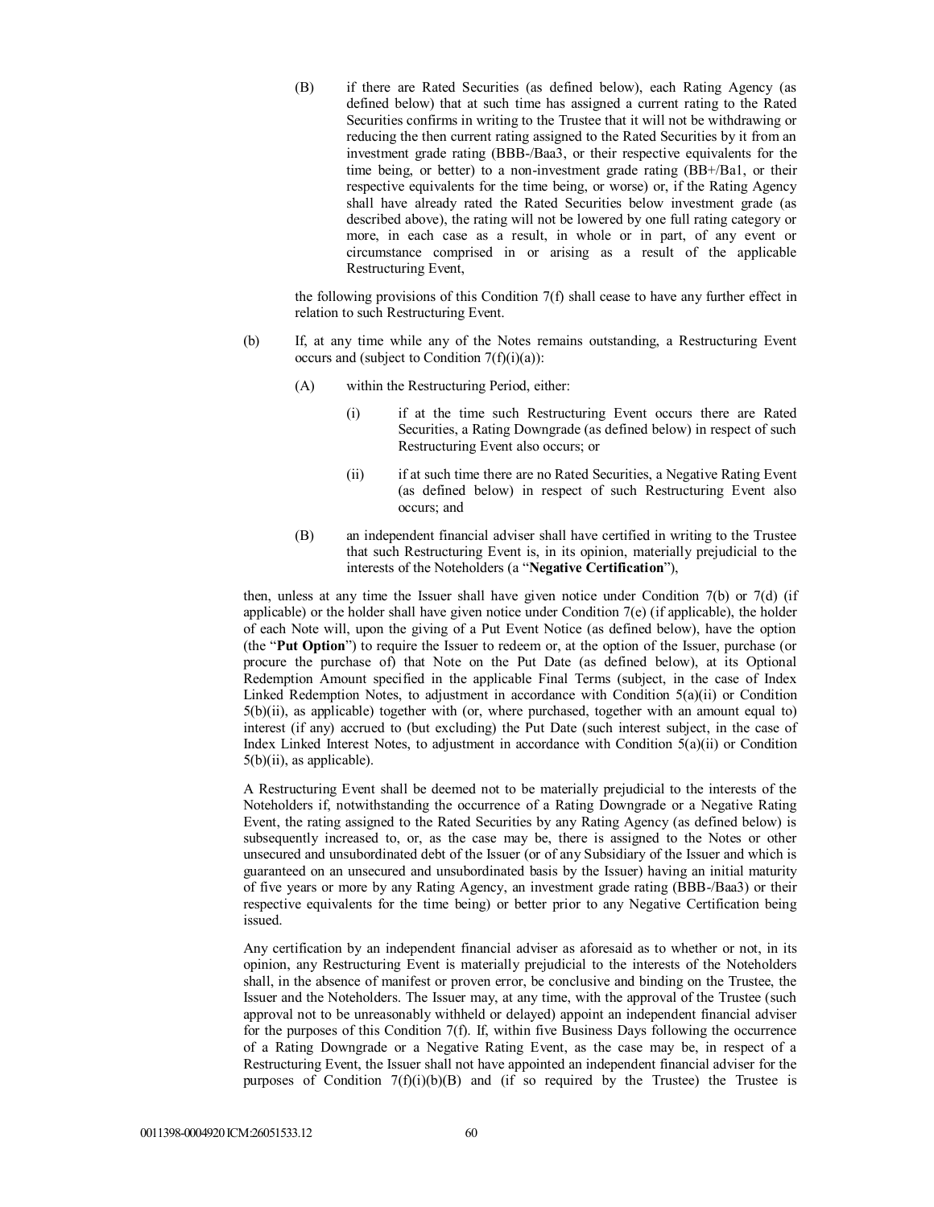(B) if there are Rated Securities (as defined below), each Rating Agency (as defined below) that at such time has assigned a current rating to the Rated Securities confirms in writing to the Trustee that it will not be withdrawing or reducing the then current rating assigned to the Rated Securities by it from an investment grade rating (BBB-/Baa3, or their respective equivalents for the time being, or better) to a non-investment grade rating (BB+/Ba1, or their respective equivalents for the time being, or worse) or, if the Rating Agency shall have already rated the Rated Securities below investment grade (as described above), the rating will not be lowered by one full rating category or more, in each case as a result, in whole or in part, of any event or circumstance comprised in or arising as a result of the applicable Restructuring Event,

the following provisions of this Condition 7(f) shall cease to have any further effect in relation to such Restructuring Event.

(b) If, at any time while any of the Notes remains outstanding, a Restructuring Event occurs and (subject to Condition 7(f)(i)(a)):

(A) within the Restructuring Period, either:

(i) if at the time such Restructuring Event occurs there are Rated Securities, a Rating Downgrade (as defined below) in respect of such Restructuring Event also occurs; or

(ii) if at such time there are no Rated Securities, a Negative Rating Event (as defined below) in respect of such Restructuring Event also occurs; and

(B) an independent financial adviser shall have certified in writing to the Trustee that such Restructuring Event is, in its opinion, materially prejudicial to the interests of the Noteholders (a "**Negative Certification**"),

then, unless at any time the Issuer shall have given notice under Condition 7(b) or 7(d) (if applicable) or the holder shall have given notice under Condition 7(e) (if applicable), the holder of each Note will, upon the giving of a Put Event Notice (as defined below), have the option (the "**Put Option**") to require the Issuer to redeem or, at the option of the Issuer, purchase (or procure the purchase of) that Note on the Put Date (as defined below), at its Optional Redemption Amount specified in the applicable Final Terms (subject, in the case of Index Linked Redemption Notes, to adjustment in accordance with Condition 5(a)(ii) or Condition 5(b)(ii), as applicable) together with (or, where purchased, together with an amount equal to) interest (if any) accrued to (but excluding) the Put Date (such interest subject, in the case of Index Linked Interest Notes, to adjustment in accordance with Condition 5(a)(ii) or Condition 5(b)(ii), as applicable).

A Restructuring Event shall be deemed not to be materially prejudicial to the interests of the Noteholders if, notwithstanding the occurrence of a Rating Downgrade or a Negative Rating Event, the rating assigned to the Rated Securities by any Rating Agency (as defined below) is subsequently increased to, or, as the case may be, there is assigned to the Notes or other unsecured and unsubordinated debt of the Issuer (or of any Subsidiary of the Issuer and which is guaranteed on an unsecured and unsubordinated basis by the Issuer) having an initial maturity of five years or more by any Rating Agency, an investment grade rating (BBB-/Baa3) or their respective equivalents for the time being) or better prior to any Negative Certification being issued.

Any certification by an independent financial adviser as aforesaid as to whether or not, in its opinion, any Restructuring Event is materially prejudicial to the interests of the Noteholders shall, in the absence of manifest or proven error, be conclusive and binding on the Trustee, the Issuer and the Noteholders. The Issuer may, at any time, with the approval of the Trustee (such approval not to be unreasonably withheld or delayed) appoint an independent financial adviser for the purposes of this Condition 7(f). If, within five Business Days following the occurrence of a Rating Downgrade or a Negative Rating Event, as the case may be, in respect of a Restructuring Event, the Issuer shall not have appointed an independent financial adviser for the purposes of Condition 7(f)(i)(b)(B) and (if so required by the Trustee) the Trustee is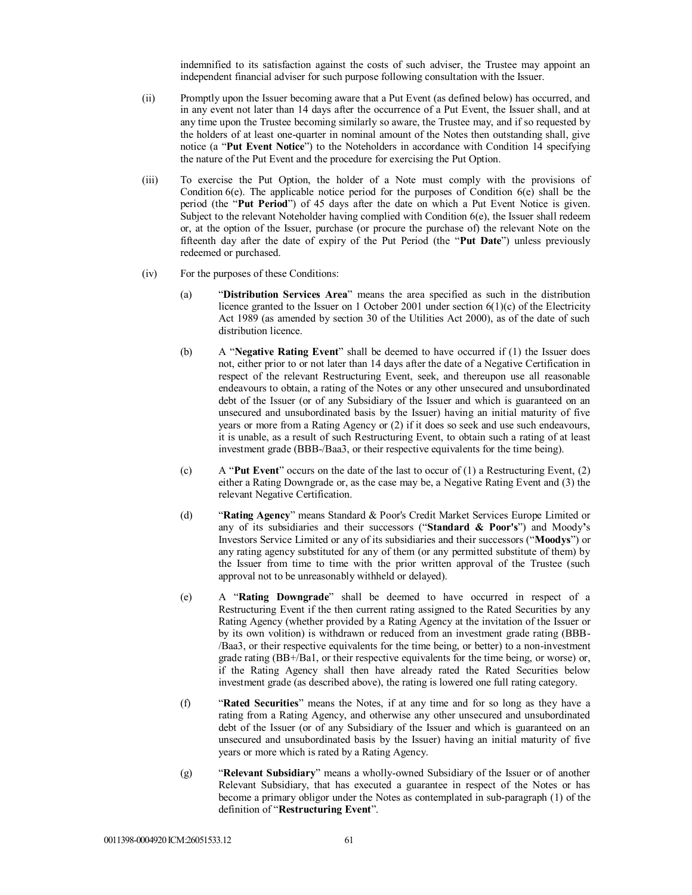indemnified to its satisfaction against the costs of such adviser, the Trustee may appoint an independent financial adviser for such purpose following consultation with the Issuer.

(ii) Promptly upon the Issuer becoming aware that a Put Event (as defined below) has occurred, and in any event not later than 14 days after the occurrence of a Put Event, the Issuer shall, and at any time upon the Trustee becoming similarly so aware, the Trustee may, and if so requested by the holders of at least one-quarter in nominal amount of the Notes then outstanding shall, give notice (a "**Put Event Notice**") to the Noteholders in accordance with Condition 14 specifying the nature of the Put Event and the procedure for exercising the Put Option.

(iii) To exercise the Put Option, the holder of a Note must comply with the provisions of Condition 6(e). The applicable notice period for the purposes of Condition 6(e) shall be the period (the "**Put Period**") of 45 days after the date on which a Put Event Notice is given. Subject to the relevant Noteholder having complied with Condition 6(e), the Issuer shall redeem or, at the option of the Issuer, purchase (or procure the purchase of) the relevant Note on the fifteenth day after the date of expiry of the Put Period (the "**Put Date**") unless previously redeemed or purchased.

(iv) For the purposes of these Conditions:

(a) "**Distribution Services Area**" means the area specified as such in the distribution licence granted to the Issuer on 1 October 2001 under section 6(1)(c) of the Electricity Act 1989 (as amended by section 30 of the Utilities Act 2000), as of the date of such distribution licence.

(b) A "**Negative Rating Event**" shall be deemed to have occurred if (1) the Issuer does not, either prior to or not later than 14 days after the date of a Negative Certification in respect of the relevant Restructuring Event, seek, and thereupon use all reasonable endeavours to obtain, a rating of the Notes or any other unsecured and unsubordinated debt of the Issuer (or of any Subsidiary of the Issuer and which is guaranteed on an unsecured and unsubordinated basis by the Issuer) having an initial maturity of five years or more from a Rating Agency or (2) if it does so seek and use such endeavours, it is unable, as a result of such Restructuring Event, to obtain such a rating of at least investment grade (BBB-/Baa3, or their respective equivalents for the time being).

(c) A "**Put Event**" occurs on the date of the last to occur of (1) a Restructuring Event, (2) either a Rating Downgrade or, as the case may be, a Negative Rating Event and (3) the relevant Negative Certification.

(d) "**Rating Agency**" means Standard & Poor's Credit Market Services Europe Limited or any of its subsidiaries and their successors ("**Standard & Poor's**") and Moody's Investors Service Limited or any of its subsidiaries and their successors ("**Moodys**") or any rating agency substituted for any of them (or any permitted substitute of them) by the Issuer from time to time with the prior written approval of the Trustee (such approval not to be unreasonably withheld or delayed).

(e) A "**Rating Downgrade**" shall be deemed to have occurred in respect of a Restructuring Event if the then current rating assigned to the Rated Securities by any Rating Agency (whether provided by a Rating Agency at the invitation of the Issuer or by its own volition) is withdrawn or reduced from an investment grade rating (BBB-/Baa3, or their respective equivalents for the time being, or better) to a non-investment grade rating (BB+/Ba1, or their respective equivalents for the time being, or worse) or, if the Rating Agency shall then have already rated the Rated Securities below investment grade (as described above), the rating is lowered one full rating category.

(f) "**Rated Securities**" means the Notes, if at any time and for so long as they have a rating from a Rating Agency, and otherwise any other unsecured and unsubordinated debt of the Issuer (or of any Subsidiary of the Issuer and which is guaranteed on an unsecured and unsubordinated basis by the Issuer) having an initial maturity of five years or more which is rated by a Rating Agency.

(g) "**Relevant Subsidiary**" means a wholly-owned Subsidiary of the Issuer or of another Relevant Subsidiary, that has executed a guarantee in respect of the Notes or has become a primary obligor under the Notes as contemplated in sub-paragraph (1) of the definition of "**Restructuring Event**".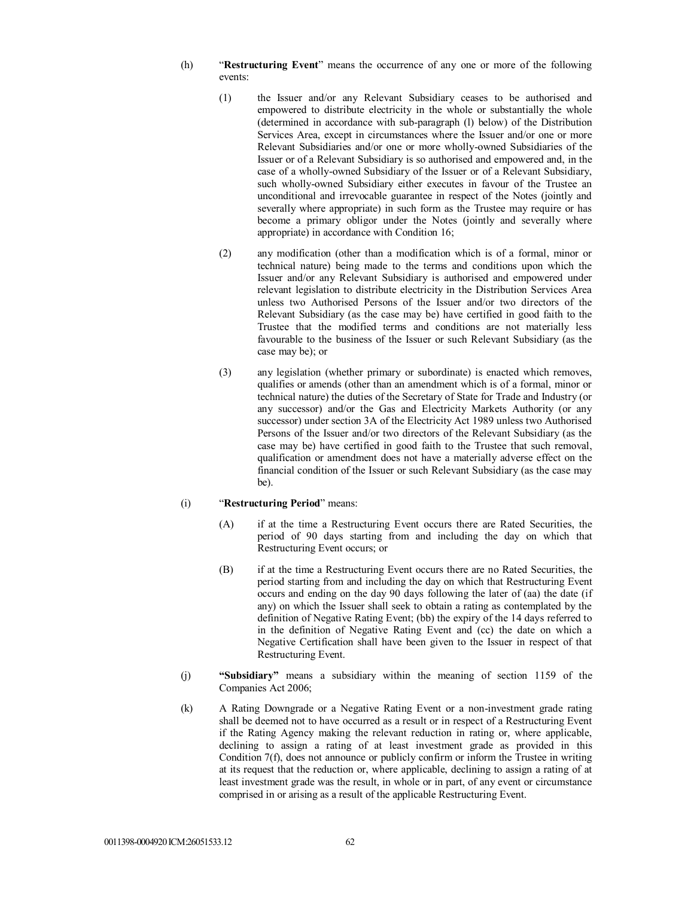(h) "**Restructuring Event**" means the occurrence of any one or more of the following events:

(1) the Issuer and/or any Relevant Subsidiary ceases to be authorised and empowered to distribute electricity in the whole or substantially the whole (determined in accordance with sub-paragraph (l) below) of the Distribution Services Area, except in circumstances where the Issuer and/or one or more Relevant Subsidiaries and/or one or more wholly-owned Subsidiaries of the Issuer or of a Relevant Subsidiary is so authorised and empowered and, in the case of a wholly-owned Subsidiary of the Issuer or of a Relevant Subsidiary, such wholly-owned Subsidiary either executes in favour of the Trustee an unconditional and irrevocable guarantee in respect of the Notes (jointly and severally where appropriate) in such form as the Trustee may require or has become a primary obligor under the Notes (jointly and severally where appropriate) in accordance with Condition 16;

(2) any modification (other than a modification which is of a formal, minor or technical nature) being made to the terms and conditions upon which the Issuer and/or any Relevant Subsidiary is authorised and empowered under relevant legislation to distribute electricity in the Distribution Services Area unless two Authorised Persons of the Issuer and/or two directors of the Relevant Subsidiary (as the case may be) have certified in good faith to the Trustee that the modified terms and conditions are not materially less favourable to the business of the Issuer or such Relevant Subsidiary (as the case may be); or

(3) any legislation (whether primary or subordinate) is enacted which removes, qualifies or amends (other than an amendment which is of a formal, minor or technical nature) the duties of the Secretary of State for Trade and Industry (or any successor) and/or the Gas and Electricity Markets Authority (or any successor) under section 3A of the Electricity Act 1989 unless two Authorised Persons of the Issuer and/or two directors of the Relevant Subsidiary (as the case may be) have certified in good faith to the Trustee that such removal, qualification or amendment does not have a materially adverse effect on the financial condition of the Issuer or such Relevant Subsidiary (as the case may be).

(i) "**Restructuring Period**" means:

(A) if at the time a Restructuring Event occurs there are Rated Securities, the period of 90 days starting from and including the day on which that Restructuring Event occurs; or

(B) if at the time a Restructuring Event occurs there are no Rated Securities, the period starting from and including the day on which that Restructuring Event occurs and ending on the day 90 days following the later of (aa) the date (if any) on which the Issuer shall seek to obtain a rating as contemplated by the definition of Negative Rating Event; (bb) the expiry of the 14 days referred to in the definition of Negative Rating Event and (cc) the date on which a Negative Certification shall have been given to the Issuer in respect of that Restructuring Event.

(j) **"Subsidiary"** means a subsidiary within the meaning of section 1159 of the Companies Act 2006;

(k) A Rating Downgrade or a Negative Rating Event or a non-investment grade rating shall be deemed not to have occurred as a result or in respect of a Restructuring Event if the Rating Agency making the relevant reduction in rating or, where applicable, declining to assign a rating of at least investment grade as provided in this Condition 7(f), does not announce or publicly confirm or inform the Trustee in writing at its request that the reduction or, where applicable, declining to assign a rating of at least investment grade was the result, in whole or in part, of any event or circumstance comprised in or arising as a result of the applicable Restructuring Event.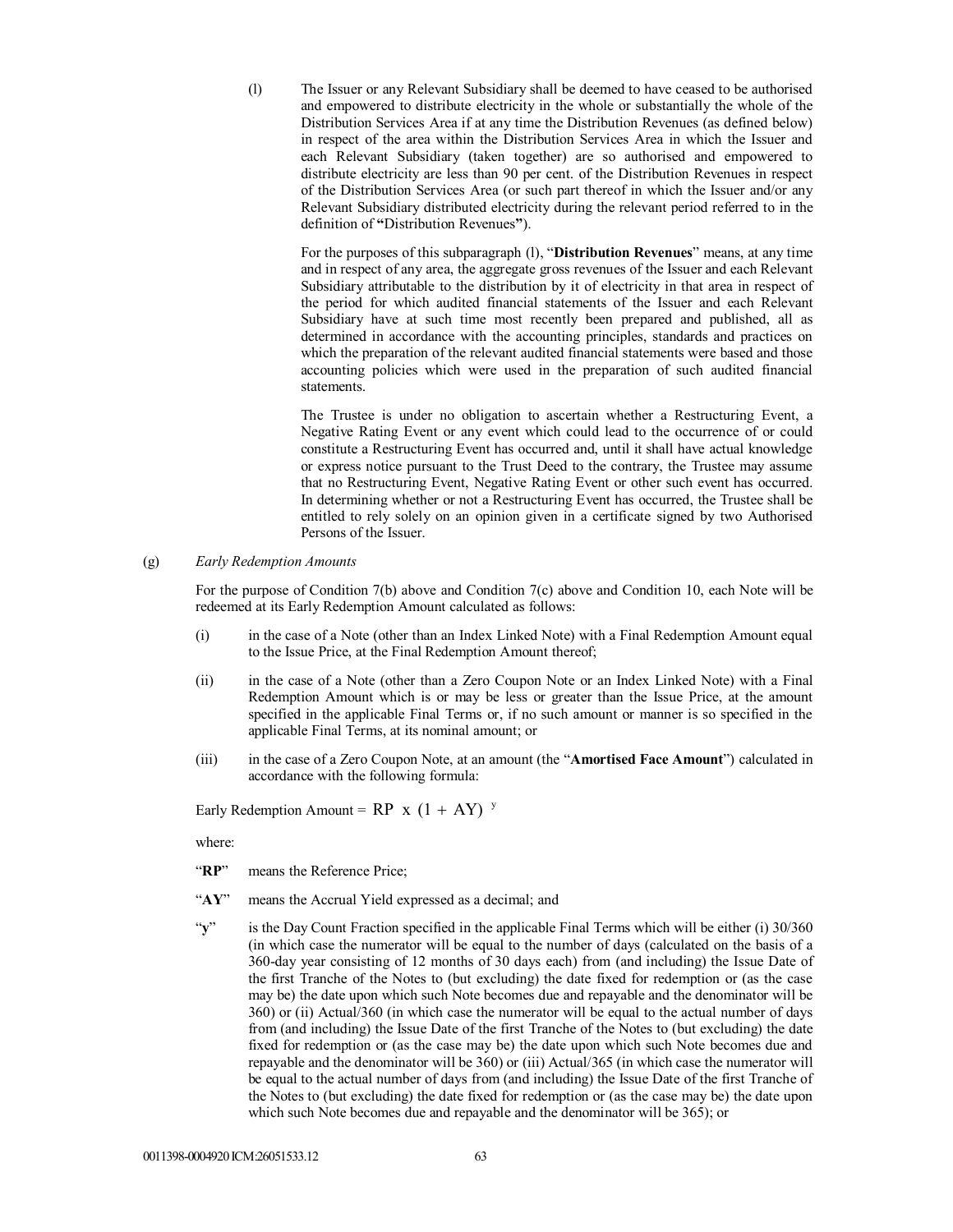(l) The Issuer or any Relevant Subsidiary shall be deemed to have ceased to be authorised and empowered to distribute electricity in the whole or substantially the whole of the Distribution Services Area if at any time the Distribution Revenues (as defined below) in respect of the area within the Distribution Services Area in which the Issuer and each Relevant Subsidiary (taken together) are so authorised and empowered to distribute electricity are less than 90 per cent. of the Distribution Revenues in respect of the Distribution Services Area (or such part thereof in which the Issuer and/or any Relevant Subsidiary distributed electricity during the relevant period referred to in the definition of "Distribution Revenues").

For the purposes of this subparagraph (l), "**Distribution Revenues**" means, at any time and in respect of any area, the aggregate gross revenues of the Issuer and each Relevant Subsidiary attributable to the distribution by it of electricity in that area in respect of the period for which audited financial statements of the Issuer and each Relevant Subsidiary have at such time most recently been prepared and published, all as determined in accordance with the accounting principles, standards and practices on which the preparation of the relevant audited financial statements were based and those accounting policies which were used in the preparation of such audited financial statements.

The Trustee is under no obligation to ascertain whether a Restructuring Event, a Negative Rating Event or any event which could lead to the occurrence of or could constitute a Restructuring Event has occurred and, until it shall have actual knowledge or express notice pursuant to the Trust Deed to the contrary, the Trustee may assume that no Restructuring Event, Negative Rating Event or other such event has occurred. In determining whether or not a Restructuring Event has occurred, the Trustee shall be entitled to rely solely on an opinion given in a certificate signed by two Authorised Persons of the Issuer.

(g) *Early Redemption Amounts*

For the purpose of Condition 7(b) above and Condition 7(c) above and Condition 10, each Note will be redeemed at its Early Redemption Amount calculated as follows:

(i) in the case of a Note (other than an Index Linked Note) with a Final Redemption Amount equal to the Issue Price, at the Final Redemption Amount thereof;

(ii) in the case of a Note (other than a Zero Coupon Note or an Index Linked Note) with a Final Redemption Amount which is or may be less or greater than the Issue Price, at the amount specified in the applicable Final Terms or, if no such amount or manner is so specified in the applicable Final Terms, at its nominal amount; or

(iii) in the case of a Zero Coupon Note, at an amount (the "**Amortised Face Amount**") calculated in accordance with the following formula:

Early Redemption Amount = $RP \times (1 + AY)^{y}$

where:

"**RP**" means the Reference Price;

"**AY**" means the Accrual Yield expressed as a decimal; and

"**y**" is the Day Count Fraction specified in the applicable Final Terms which will be either (i) 30/360 (in which case the numerator will be equal to the number of days (calculated on the basis of a 360-day year consisting of 12 months of 30 days each) from (and including) the Issue Date of the first Tranche of the Notes to (but excluding) the date fixed for redemption or (as the case may be) the date upon which such Note becomes due and repayable and the denominator will be 360) or (ii) Actual/360 (in which case the numerator will be equal to the actual number of days from (and including) the Issue Date of the first Tranche of the Notes to (but excluding) the date fixed for redemption or (as the case may be) the date upon which such Note becomes due and repayable and the denominator will be 360) or (iii) Actual/365 (in which case the numerator will be equal to the actual number of days from (and including) the Issue Date of the first Tranche of the Notes to (but excluding) the date fixed for redemption or (as the case may be) the date upon which such Note becomes due and repayable and the denominator will be 365); or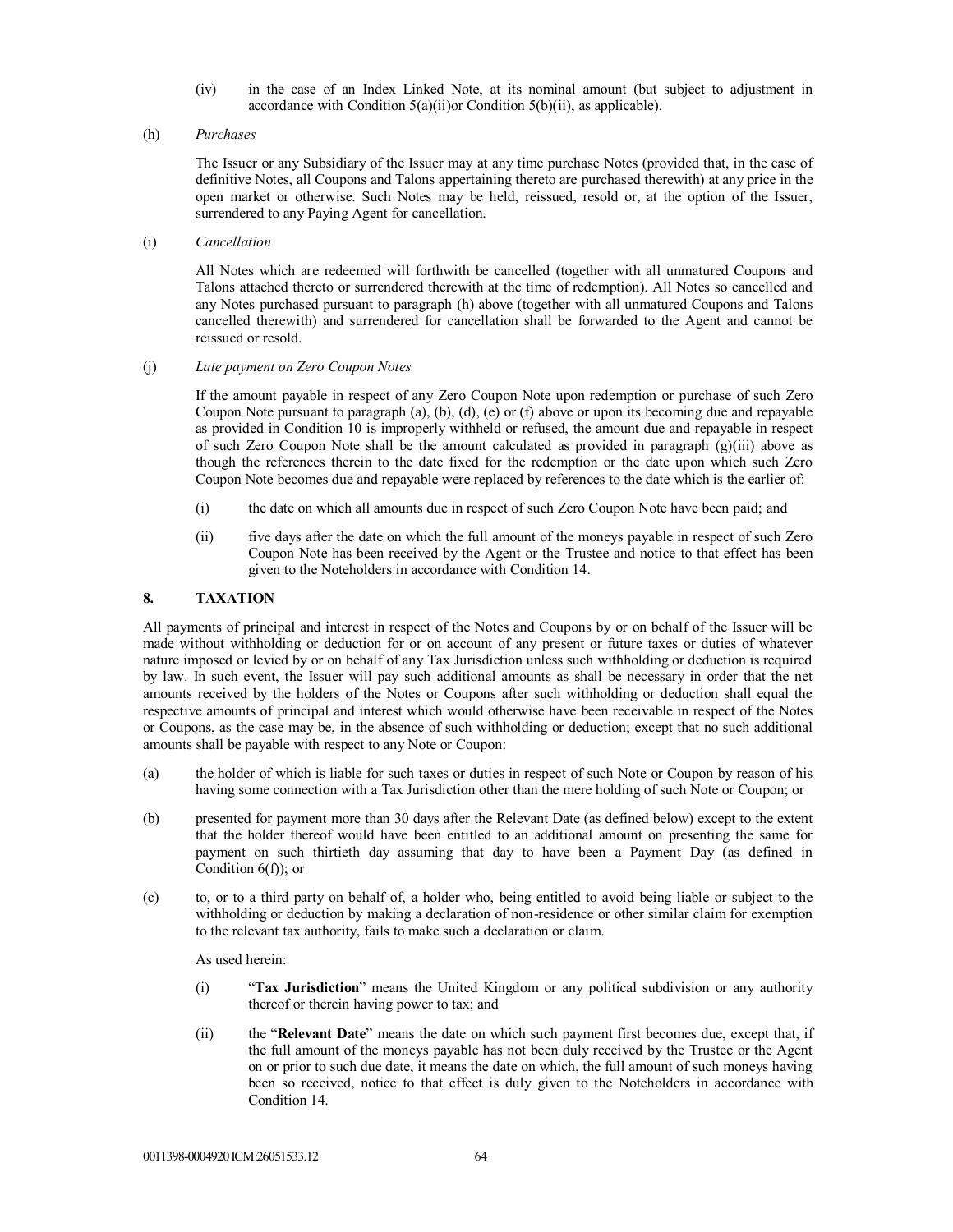(iv) in the case of an Index Linked Note, at its nominal amount (but subject to adjustment in accordance with Condition 5(a)(ii)or Condition 5(b)(ii), as applicable).

(h) *Purchases*

The Issuer or any Subsidiary of the Issuer may at any time purchase Notes (provided that, in the case of definitive Notes, all Coupons and Talons appertaining thereto are purchased therewith) at any price in the open market or otherwise. Such Notes may be held, reissued, resold or, at the option of the Issuer, surrendered to any Paying Agent for cancellation.

(i) *Cancellation*

All Notes which are redeemed will forthwith be cancelled (together with all unmatured Coupons and Talons attached thereto or surrendered therewith at the time of redemption). All Notes so cancelled and any Notes purchased pursuant to paragraph (h) above (together with all unmatured Coupons and Talons cancelled therewith) and surrendered for cancellation shall be forwarded to the Agent and cannot be reissued or resold.

(j) *Late payment on Zero Coupon Notes*

If the amount payable in respect of any Zero Coupon Note upon redemption or purchase of such Zero Coupon Note pursuant to paragraph (a), (b), (d), (e) or (f) above or upon its becoming due and repayable as provided in Condition 10 is improperly withheld or refused, the amount due and repayable in respect of such Zero Coupon Note shall be the amount calculated as provided in paragraph (g)(iii) above as though the references therein to the date fixed for the redemption or the date upon which such Zero Coupon Note becomes due and repayable were replaced by references to the date which is the earlier of:

(i) the date on which all amounts due in respect of such Zero Coupon Note have been paid; and

(ii) five days after the date on which the full amount of the moneys payable in respect of such Zero Coupon Note has been received by the Agent or the Trustee and notice to that effect has been given to the Noteholders in accordance with Condition 14.

## 8. TAXATION

All payments of principal and interest in respect of the Notes and Coupons by or on behalf of the Issuer will be made without withholding or deduction for or on account of any present or future taxes or duties of whatever nature imposed or levied by or on behalf of any Tax Jurisdiction unless such withholding or deduction is required by law. In such event, the Issuer will pay such additional amounts as shall be necessary in order that the net amounts received by the holders of the Notes or Coupons after such withholding or deduction shall equal the respective amounts of principal and interest which would otherwise have been receivable in respect of the Notes or Coupons, as the case may be, in the absence of such withholding or deduction; except that no such additional amounts shall be payable with respect to any Note or Coupon:

(a) the holder of which is liable for such taxes or duties in respect of such Note or Coupon by reason of his having some connection with a Tax Jurisdiction other than the mere holding of such Note or Coupon; or

(b) presented for payment more than 30 days after the Relevant Date (as defined below) except to the extent that the holder thereof would have been entitled to an additional amount on presenting the same for payment on such thirtieth day assuming that day to have been a Payment Day (as defined in Condition 6(f)); or

(c) to, or to a third party on behalf of, a holder who, being entitled to avoid being liable or subject to the withholding or deduction by making a declaration of non-residence or other similar claim for exemption to the relevant tax authority, fails to make such a declaration or claim.

As used herein:

(i) "**Tax Jurisdiction**" means the United Kingdom or any political subdivision or any authority thereof or therein having power to tax; and

(ii) the "**Relevant Date**" means the date on which such payment first becomes due, except that, if the full amount of the moneys payable has not been duly received by the Trustee or the Agent on or prior to such due date, it means the date on which, the full amount of such moneys having been so received, notice to that effect is duly given to the Noteholders in accordance with Condition 14.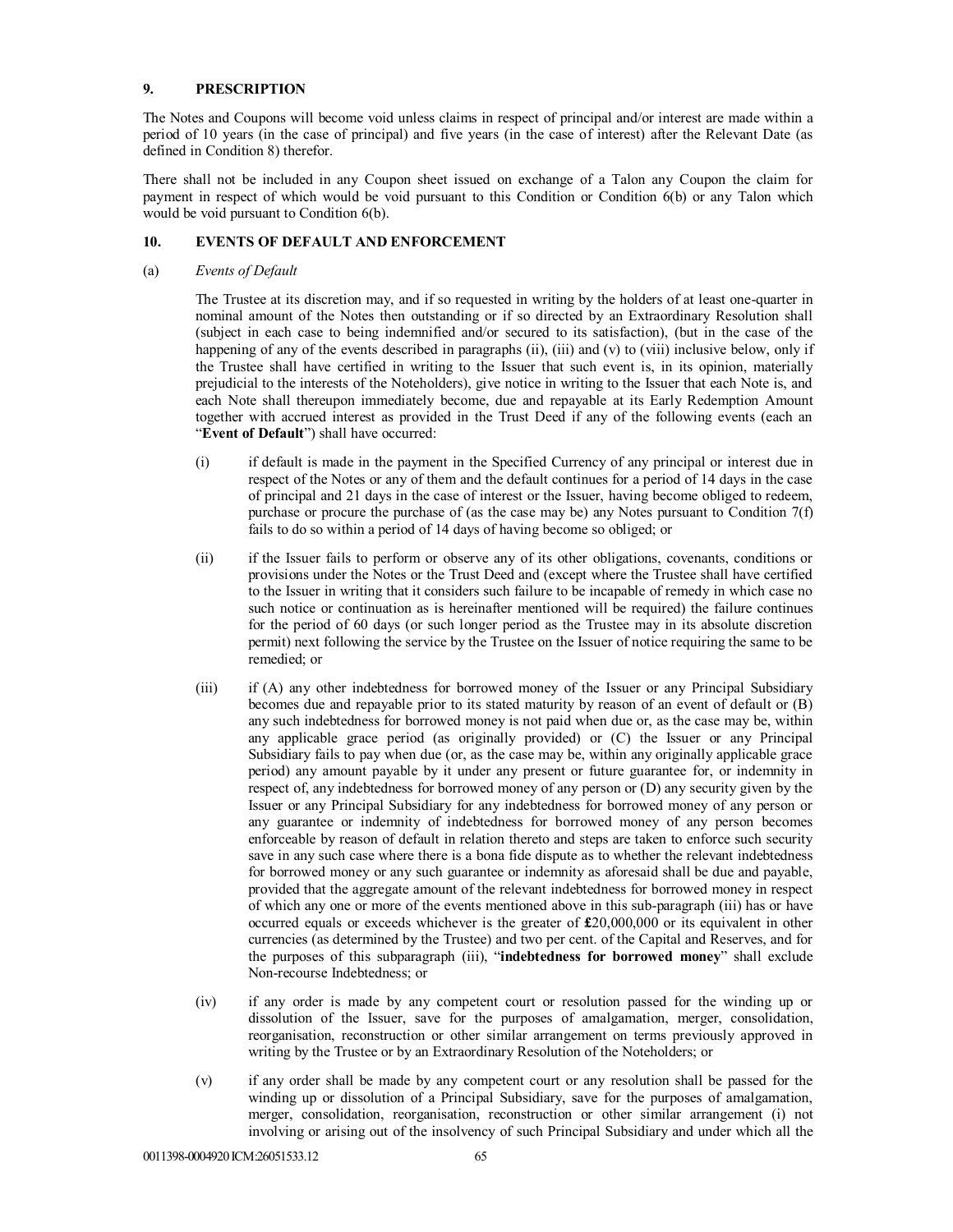## 9. PRESCRIPTION

The Notes and Coupons will become void unless claims in respect of principal and/or interest are made within a period of 10 years (in the case of principal) and five years (in the case of interest) after the Relevant Date (as defined in Condition 8) therefor.

There shall not be included in any Coupon sheet issued on exchange of a Talon any Coupon the claim for payment in respect of which would be void pursuant to this Condition or Condition 6(b) or any Talon which would be void pursuant to Condition 6(b).

## 10. EVENTS OF DEFAULT AND ENFORCEMENT

(a) *Events of Default*

The Trustee at its discretion may, and if so requested in writing by the holders of at least one-quarter in nominal amount of the Notes then outstanding or if so directed by an Extraordinary Resolution shall (subject in each case to being indemnified and/or secured to its satisfaction), (but in the case of the happening of any of the events described in paragraphs (ii), (iii) and (v) to (viii) inclusive below, only if the Trustee shall have certified in writing to the Issuer that such event is, in its opinion, materially prejudicial to the interests of the Noteholders), give notice in writing to the Issuer that each Note is, and each Note shall thereupon immediately become, due and repayable at its Early Redemption Amount together with accrued interest as provided in the Trust Deed if any of the following events (each an "**Event of Default**") shall have occurred:

(i) if default is made in the payment in the Specified Currency of any principal or interest due in respect of the Notes or any of them and the default continues for a period of 14 days in the case of principal and 21 days in the case of interest or the Issuer, having become obliged to redeem, purchase or procure the purchase of (as the case may be) any Notes pursuant to Condition 7(f) fails to do so within a period of 14 days of having become so obliged; or

(ii) if the Issuer fails to perform or observe any of its other obligations, covenants, conditions or provisions under the Notes or the Trust Deed and (except where the Trustee shall have certified to the Issuer in writing that it considers such failure to be incapable of remedy in which case no such notice or continuation as is hereinafter mentioned will be required) the failure continues for the period of 60 days (or such longer period as the Trustee may in its absolute discretion permit) next following the service by the Trustee on the Issuer of notice requiring the same to be remedied; or

(iii) if (A) any other indebtedness for borrowed money of the Issuer or any Principal Subsidiary becomes due and repayable prior to its stated maturity by reason of an event of default or (B) any such indebtedness for borrowed money is not paid when due or, as the case may be, within any applicable grace period (as originally provided) or (C) the Issuer or any Principal Subsidiary fails to pay when due (or, as the case may be, within any originally applicable grace period) any amount payable by it under any present or future guarantee for, or indemnity in respect of, any indebtedness for borrowed money of any person or (D) any security given by the Issuer or any Principal Subsidiary for any indebtedness for borrowed money of any person or any guarantee or indemnity of indebtedness for borrowed money of any person becomes enforceable by reason of default in relation thereto and steps are taken to enforce such security save in any such case where there is a bona fide dispute as to whether the relevant indebtedness for borrowed money or any such guarantee or indemnity as aforesaid shall be due and payable, provided that the aggregate amount of the relevant indebtedness for borrowed money in respect of which any one or more of the events mentioned above in this sub-paragraph (iii) has or have occurred equals or exceeds whichever is the greater of £20,000,000 or its equivalent in other currencies (as determined by the Trustee) and two per cent. of the Capital and Reserves, and for the purposes of this subparagraph (iii), "**indebtedness for borrowed money**" shall exclude Non-recourse Indebtedness; or

(iv) if any order is made by any competent court or resolution passed for the winding up or dissolution of the Issuer, save for the purposes of amalgamation, merger, consolidation, reorganisation, reconstruction or other similar arrangement on terms previously approved in writing by the Trustee or by an Extraordinary Resolution of the Noteholders; or

(v) if any order shall be made by any competent court or any resolution shall be passed for the winding up or dissolution of a Principal Subsidiary, save for the purposes of amalgamation, merger, consolidation, reorganisation, reconstruction or other similar arrangement (i) not involving or arising out of the insolvency of such Principal Subsidiary and under which all the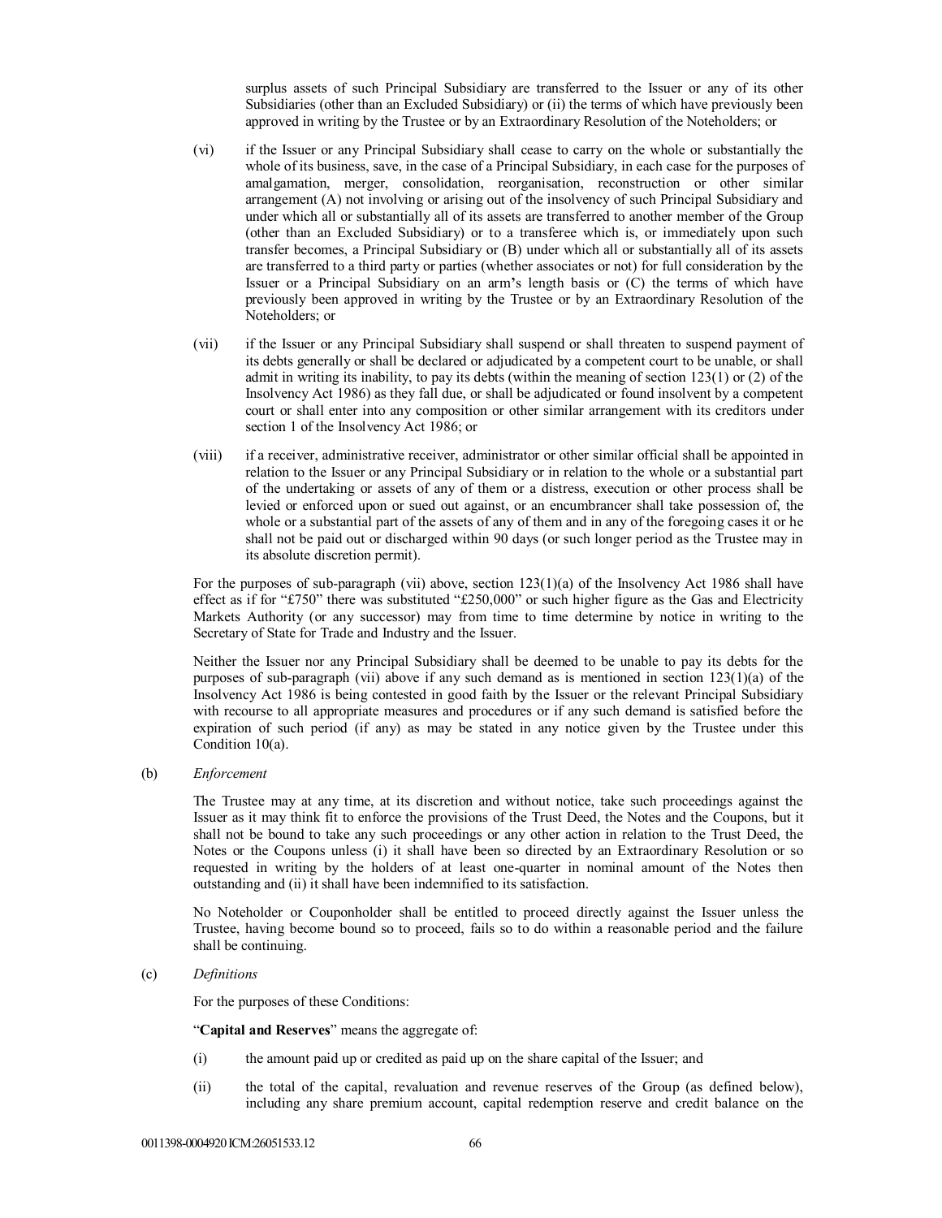surplus assets of such Principal Subsidiary are transferred to the Issuer or any of its other Subsidiaries (other than an Excluded Subsidiary) or (ii) the terms of which have previously been approved in writing by the Trustee or by an Extraordinary Resolution of the Noteholders; or

(vi) if the Issuer or any Principal Subsidiary shall cease to carry on the whole or substantially the whole of its business, save, in the case of a Principal Subsidiary, in each case for the purposes of amalgamation, merger, consolidation, reorganisation, reconstruction or other similar arrangement (A) not involving or arising out of the insolvency of such Principal Subsidiary and under which all or substantially all of its assets are transferred to another member of the Group (other than an Excluded Subsidiary) or to a transferee which is, or immediately upon such transfer becomes, a Principal Subsidiary or (B) under which all or substantially all of its assets are transferred to a third party or parties (whether associates or not) for full consideration by the Issuer or a Principal Subsidiary on an arm's length basis or (C) the terms of which have previously been approved in writing by the Trustee or by an Extraordinary Resolution of the Noteholders; or

(vii) if the Issuer or any Principal Subsidiary shall suspend or shall threaten to suspend payment of its debts generally or shall be declared or adjudicated by a competent court to be unable, or shall admit in writing its inability, to pay its debts (within the meaning of section 123(1) or (2) of the Insolvency Act 1986) as they fall due, or shall be adjudicated or found insolvent by a competent court or shall enter into any composition or other similar arrangement with its creditors under section 1 of the Insolvency Act 1986; or

(viii) if a receiver, administrative receiver, administrator or other similar official shall be appointed in relation to the Issuer or any Principal Subsidiary or in relation to the whole or a substantial part of the undertaking or assets of any of them or a distress, execution or other process shall be levied or enforced upon or sued out against, or an encumbrancer shall take possession of, the whole or a substantial part of the assets of any of them and in any of the foregoing cases it or he shall not be paid out or discharged within 90 days (or such longer period as the Trustee may in its absolute discretion permit).

For the purposes of sub-paragraph (vii) above, section 123(1)(a) of the Insolvency Act 1986 shall have effect as if for "£750" there was substituted "£250,000" or such higher figure as the Gas and Electricity Markets Authority (or any successor) may from time to time determine by notice in writing to the Secretary of State for Trade and Industry and the Issuer.

Neither the Issuer nor any Principal Subsidiary shall be deemed to be unable to pay its debts for the purposes of sub-paragraph (vii) above if any such demand as is mentioned in section 123(1)(a) of the Insolvency Act 1986 is being contested in good faith by the Issuer or the relevant Principal Subsidiary with recourse to all appropriate measures and procedures or if any such demand is satisfied before the expiration of such period (if any) as may be stated in any notice given by the Trustee under this Condition 10(a).

(b) *Enforcement*

The Trustee may at any time, at its discretion and without notice, take such proceedings against the Issuer as it may think fit to enforce the provisions of the Trust Deed, the Notes and the Coupons, but it shall not be bound to take any such proceedings or any other action in relation to the Trust Deed, the Notes or the Coupons unless (i) it shall have been so directed by an Extraordinary Resolution or so requested in writing by the holders of at least one-quarter in nominal amount of the Notes then outstanding and (ii) it shall have been indemnified to its satisfaction.

No Noteholder or Couponholder shall be entitled to proceed directly against the Issuer unless the Trustee, having become bound so to proceed, fails so to do within a reasonable period and the failure shall be continuing.

(c) *Definitions*

For the purposes of these Conditions:

"**Capital and Reserves**" means the aggregate of:

(i) the amount paid up or credited as paid up on the share capital of the Issuer; and

(ii) the total of the capital, revaluation and revenue reserves of the Group (as defined below), including any share premium account, capital redemption reserve and credit balance on the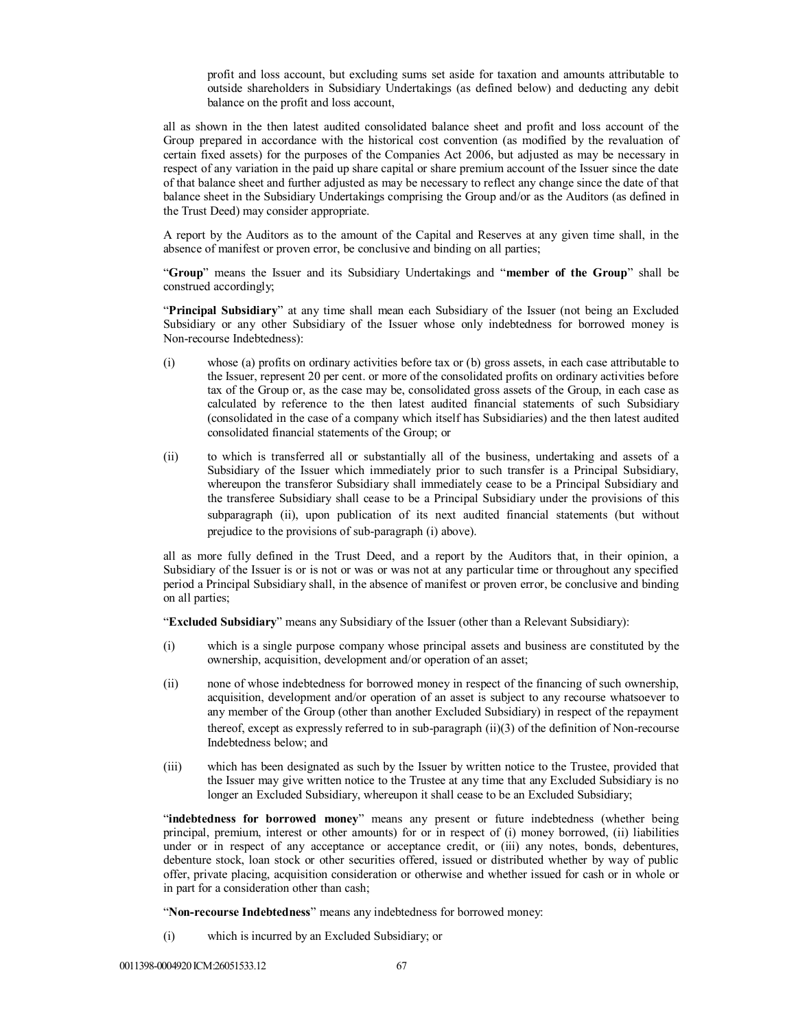profit and loss account, but excluding sums set aside for taxation and amounts attributable to outside shareholders in Subsidiary Undertakings (as defined below) and deducting any debit balance on the profit and loss account,

all as shown in the then latest audited consolidated balance sheet and profit and loss account of the Group prepared in accordance with the historical cost convention (as modified by the revaluation of certain fixed assets) for the purposes of the Companies Act 2006, but adjusted as may be necessary in respect of any variation in the paid up share capital or share premium account of the Issuer since the date of that balance sheet and further adjusted as may be necessary to reflect any change since the date of that balance sheet in the Subsidiary Undertakings comprising the Group and/or as the Auditors (as defined in the Trust Deed) may consider appropriate.

A report by the Auditors as to the amount of the Capital and Reserves at any given time shall, in the absence of manifest or proven error, be conclusive and binding on all parties;

"**Group**" means the Issuer and its Subsidiary Undertakings and "**member of the Group**" shall be construed accordingly;

"**Principal Subsidiary**" at any time shall mean each Subsidiary of the Issuer (not being an Excluded Subsidiary or any other Subsidiary of the Issuer whose only indebtedness for borrowed money is Non-recourse Indebtedness):

(i) whose (a) profits on ordinary activities before tax or (b) gross assets, in each case attributable to the Issuer, represent 20 per cent. or more of the consolidated profits on ordinary activities before tax of the Group or, as the case may be, consolidated gross assets of the Group, in each case as calculated by reference to the then latest audited financial statements of such Subsidiary (consolidated in the case of a company which itself has Subsidiaries) and the then latest audited consolidated financial statements of the Group; or

(ii) to which is transferred all or substantially all of the business, undertaking and assets of a Subsidiary of the Issuer which immediately prior to such transfer is a Principal Subsidiary, whereupon the transferor Subsidiary shall immediately cease to be a Principal Subsidiary and the transferee Subsidiary shall cease to be a Principal Subsidiary under the provisions of this subparagraph (ii), upon publication of its next audited financial statements (but without prejudice to the provisions of sub-paragraph (i) above).

all as more fully defined in the Trust Deed, and a report by the Auditors that, in their opinion, a Subsidiary of the Issuer is or is not or was or was not at any particular time or throughout any specified period a Principal Subsidiary shall, in the absence of manifest or proven error, be conclusive and binding on all parties;

"**Excluded Subsidiary**" means any Subsidiary of the Issuer (other than a Relevant Subsidiary):

(i) which is a single purpose company whose principal assets and business are constituted by the ownership, acquisition, development and/or operation of an asset;

(ii) none of whose indebtedness for borrowed money in respect of the financing of such ownership, acquisition, development and/or operation of an asset is subject to any recourse whatsoever to any member of the Group (other than another Excluded Subsidiary) in respect of the repayment thereof, except as expressly referred to in sub-paragraph (ii)(3) of the definition of Non-recourse Indebtedness below; and

(iii) which has been designated as such by the Issuer by written notice to the Trustee, provided that the Issuer may give written notice to the Trustee at any time that any Excluded Subsidiary is no longer an Excluded Subsidiary, whereupon it shall cease to be an Excluded Subsidiary;

"**indebtedness for borrowed money**" means any present or future indebtedness (whether being principal, premium, interest or other amounts) for or in respect of (i) money borrowed, (ii) liabilities under or in respect of any acceptance or acceptance credit, or (iii) any notes, bonds, debentures, debenture stock, loan stock or other securities offered, issued or distributed whether by way of public offer, private placing, acquisition consideration or otherwise and whether issued for cash or in whole or in part for a consideration other than cash;

"**Non-recourse Indebtedness**" means any indebtedness for borrowed money:

(i) which is incurred by an Excluded Subsidiary; or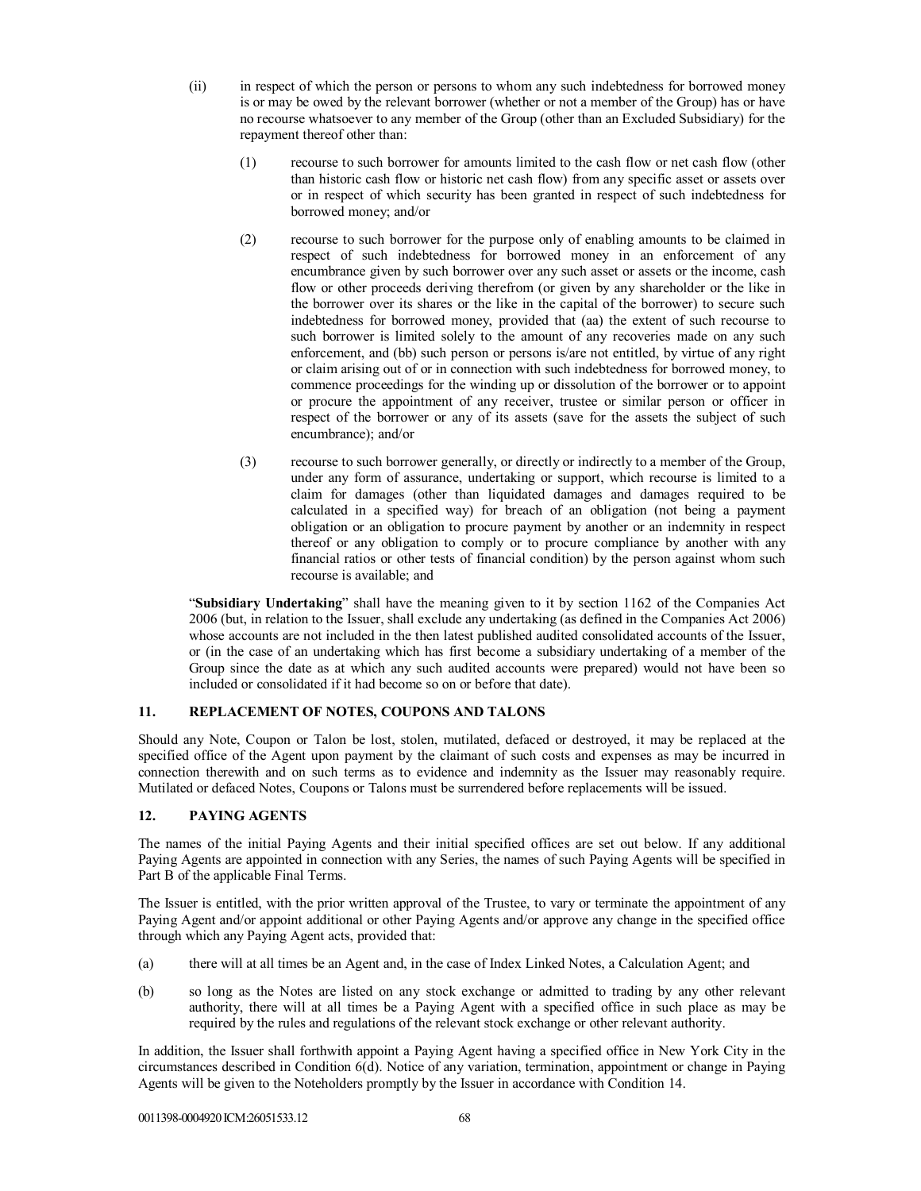(ii) in respect of which the person or persons to whom any such indebtedness for borrowed money is or may be owed by the relevant borrower (whether or not a member of the Group) has or have no recourse whatsoever to any member of the Group (other than an Excluded Subsidiary) for the repayment thereof other than:

(1) recourse to such borrower for amounts limited to the cash flow or net cash flow (other than historic cash flow or historic net cash flow) from any specific asset or assets over or in respect of which security has been granted in respect of such indebtedness for borrowed money; and/or

(2) recourse to such borrower for the purpose only of enabling amounts to be claimed in respect of such indebtedness for borrowed money in an enforcement of any encumbrance given by such borrower over any such asset or assets or the income, cash flow or other proceeds deriving therefrom (or given by any shareholder or the like in the borrower over its shares or the like in the capital of the borrower) to secure such indebtedness for borrowed money, provided that (aa) the extent of such recourse to such borrower is limited solely to the amount of any recoveries made on any such enforcement, and (bb) such person or persons is/are not entitled, by virtue of any right or claim arising out of or in connection with such indebtedness for borrowed money, to commence proceedings for the winding up or dissolution of the borrower or to appoint or procure the appointment of any receiver, trustee or similar person or officer in respect of the borrower or any of its assets (save for the assets the subject of such encumbrance); and/or

(3) recourse to such borrower generally, or directly or indirectly to a member of the Group, under any form of assurance, undertaking or support, which recourse is limited to a claim for damages (other than liquidated damages and damages required to be calculated in a specified way) for breach of an obligation (not being a payment obligation or an obligation to procure payment by another or an indemnity in respect thereof or any obligation to comply or to procure compliance by another with any financial ratios or other tests of financial condition) by the person against whom such recourse is available; and

"**Subsidiary Undertaking**" shall have the meaning given to it by section 1162 of the Companies Act 2006 (but, in relation to the Issuer, shall exclude any undertaking (as defined in the Companies Act 2006) whose accounts are not included in the then latest published audited consolidated accounts of the Issuer, or (in the case of an undertaking which has first become a subsidiary undertaking of a member of the Group since the date as at which any such audited accounts were prepared) would not have been so included or consolidated if it had become so on or before that date).

## 11. REPLACEMENT OF NOTES, COUPONS AND TALONS

Should any Note, Coupon or Talon be lost, stolen, mutilated, defaced or destroyed, it may be replaced at the specified office of the Agent upon payment by the claimant of such costs and expenses as may be incurred in connection therewith and on such terms as to evidence and indemnity as the Issuer may reasonably require. Mutilated or defaced Notes, Coupons or Talons must be surrendered before replacements will be issued.

## 12. PAYING AGENTS

The names of the initial Paying Agents and their initial specified offices are set out below. If any additional Paying Agents are appointed in connection with any Series, the names of such Paying Agents will be specified in Part B of the applicable Final Terms.

The Issuer is entitled, with the prior written approval of the Trustee, to vary or terminate the appointment of any Paying Agent and/or appoint additional or other Paying Agents and/or approve any change in the specified office through which any Paying Agent acts, provided that:

(a) there will at all times be an Agent and, in the case of Index Linked Notes, a Calculation Agent; and

(b) so long as the Notes are listed on any stock exchange or admitted to trading by any other relevant authority, there will at all times be a Paying Agent with a specified office in such place as may be required by the rules and regulations of the relevant stock exchange or other relevant authority.

In addition, the Issuer shall forthwith appoint a Paying Agent having a specified office in New York City in the circumstances described in Condition 6(d). Notice of any variation, termination, appointment or change in Paying Agents will be given to the Noteholders promptly by the Issuer in accordance with Condition 14.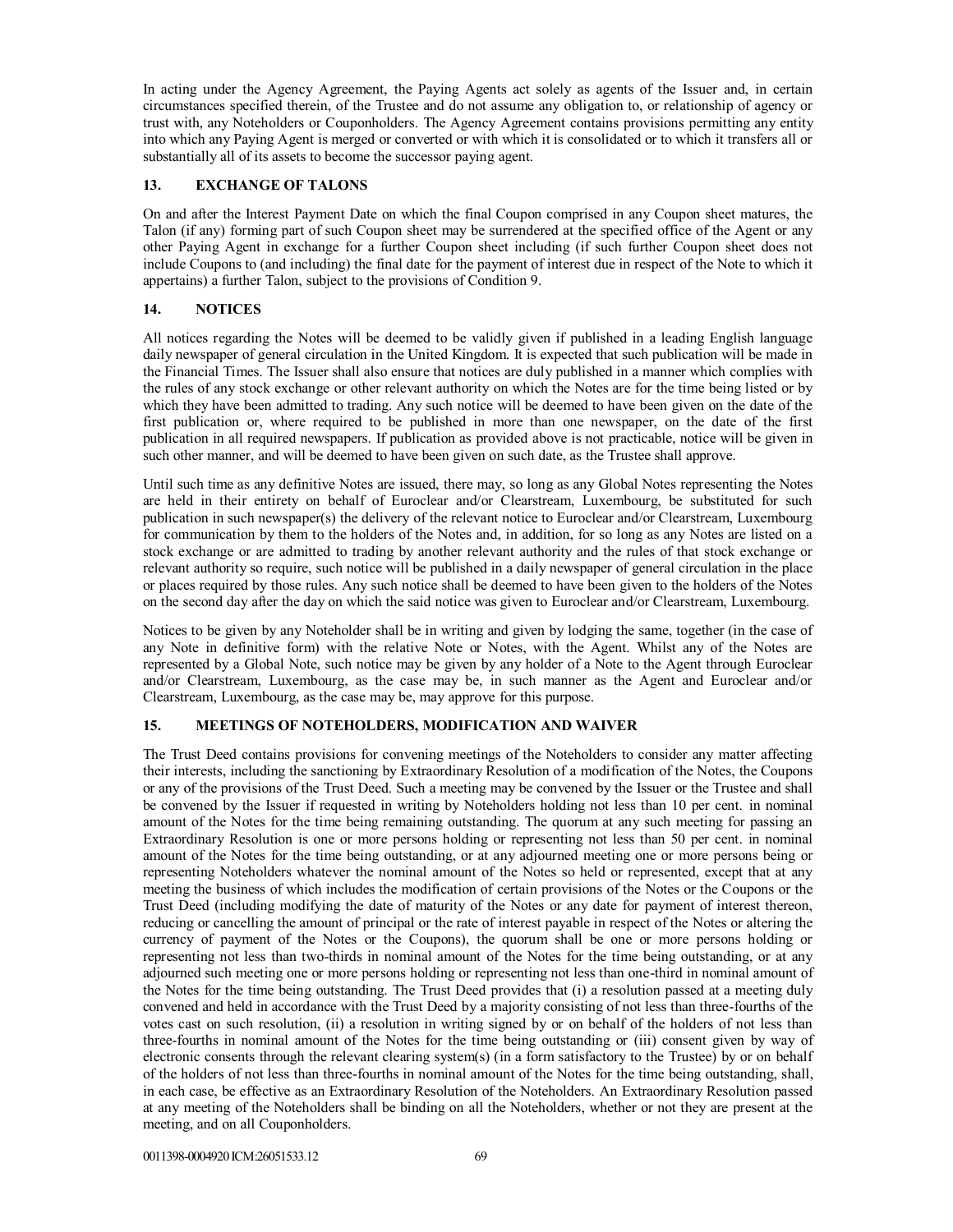In acting under the Agency Agreement, the Paying Agents act solely as agents of the Issuer and, in certain circumstances specified therein, of the Trustee and do not assume any obligation to, or relationship of agency or trust with, any Noteholders or Couponholders. The Agency Agreement contains provisions permitting any entity into which any Paying Agent is merged or converted or with which it is consolidated or to which it transfers all or substantially all of its assets to become the successor paying agent.

## 13. EXCHANGE OF TALONS

On and after the Interest Payment Date on which the final Coupon comprised in any Coupon sheet matures, the Talon (if any) forming part of such Coupon sheet may be surrendered at the specified office of the Agent or any other Paying Agent in exchange for a further Coupon sheet including (if such further Coupon sheet does not include Coupons to (and including) the final date for the payment of interest due in respect of the Note to which it appertains) a further Talon, subject to the provisions of Condition 9.

## 14. NOTICES

All notices regarding the Notes will be deemed to be validly given if published in a leading English language daily newspaper of general circulation in the United Kingdom. It is expected that such publication will be made in the Financial Times. The Issuer shall also ensure that notices are duly published in a manner which complies with the rules of any stock exchange or other relevant authority on which the Notes are for the time being listed or by which they have been admitted to trading. Any such notice will be deemed to have been given on the date of the first publication or, where required to be published in more than one newspaper, on the date of the first publication in all required newspapers. If publication as provided above is not practicable, notice will be given in such other manner, and will be deemed to have been given on such date, as the Trustee shall approve.

Until such time as any definitive Notes are issued, there may, so long as any Global Notes representing the Notes are held in their entirety on behalf of Euroclear and/or Clearstream, Luxembourg, be substituted for such publication in such newspaper(s) the delivery of the relevant notice to Euroclear and/or Clearstream, Luxembourg for communication by them to the holders of the Notes and, in addition, for so long as any Notes are listed on a stock exchange or are admitted to trading by another relevant authority and the rules of that stock exchange or relevant authority so require, such notice will be published in a daily newspaper of general circulation in the place or places required by those rules. Any such notice shall be deemed to have been given to the holders of the Notes on the second day after the day on which the said notice was given to Euroclear and/or Clearstream, Luxembourg.

Notices to be given by any Noteholder shall be in writing and given by lodging the same, together (in the case of any Note in definitive form) with the relative Note or Notes, with the Agent. Whilst any of the Notes are represented by a Global Note, such notice may be given by any holder of a Note to the Agent through Euroclear and/or Clearstream, Luxembourg, as the case may be, in such manner as the Agent and Euroclear and/or Clearstream, Luxembourg, as the case may be, may approve for this purpose.

## 15. MEETINGS OF NOTEHOLDERS, MODIFICATION AND WAIVER

The Trust Deed contains provisions for convening meetings of the Noteholders to consider any matter affecting their interests, including the sanctioning by Extraordinary Resolution of a modification of the Notes, the Coupons or any of the provisions of the Trust Deed. Such a meeting may be convened by the Issuer or the Trustee and shall be convened by the Issuer if requested in writing by Noteholders holding not less than 10 per cent. in nominal amount of the Notes for the time being remaining outstanding. The quorum at any such meeting for passing an Extraordinary Resolution is one or more persons holding or representing not less than 50 per cent. in nominal amount of the Notes for the time being outstanding, or at any adjourned meeting one or more persons being or representing Noteholders whatever the nominal amount of the Notes so held or represented, except that at any meeting the business of which includes the modification of certain provisions of the Notes or the Coupons or the Trust Deed (including modifying the date of maturity of the Notes or any date for payment of interest thereon, reducing or cancelling the amount of principal or the rate of interest payable in respect of the Notes or altering the currency of payment of the Notes or the Coupons), the quorum shall be one or more persons holding or representing not less than two-thirds in nominal amount of the Notes for the time being outstanding, or at any adjourned such meeting one or more persons holding or representing not less than one-third in nominal amount of the Notes for the time being outstanding. The Trust Deed provides that (i) a resolution passed at a meeting duly convened and held in accordance with the Trust Deed by a majority consisting of not less than three-fourths of the votes cast on such resolution, (ii) a resolution in writing signed by or on behalf of the holders of not less than three-fourths in nominal amount of the Notes for the time being outstanding or (iii) consent given by way of electronic consents through the relevant clearing system(s) (in a form satisfactory to the Trustee) by or on behalf of the holders of not less than three-fourths in nominal amount of the Notes for the time being outstanding, shall, in each case, be effective as an Extraordinary Resolution of the Noteholders. An Extraordinary Resolution passed at any meeting of the Noteholders shall be binding on all the Noteholders, whether or not they are present at the meeting, and on all Couponholders.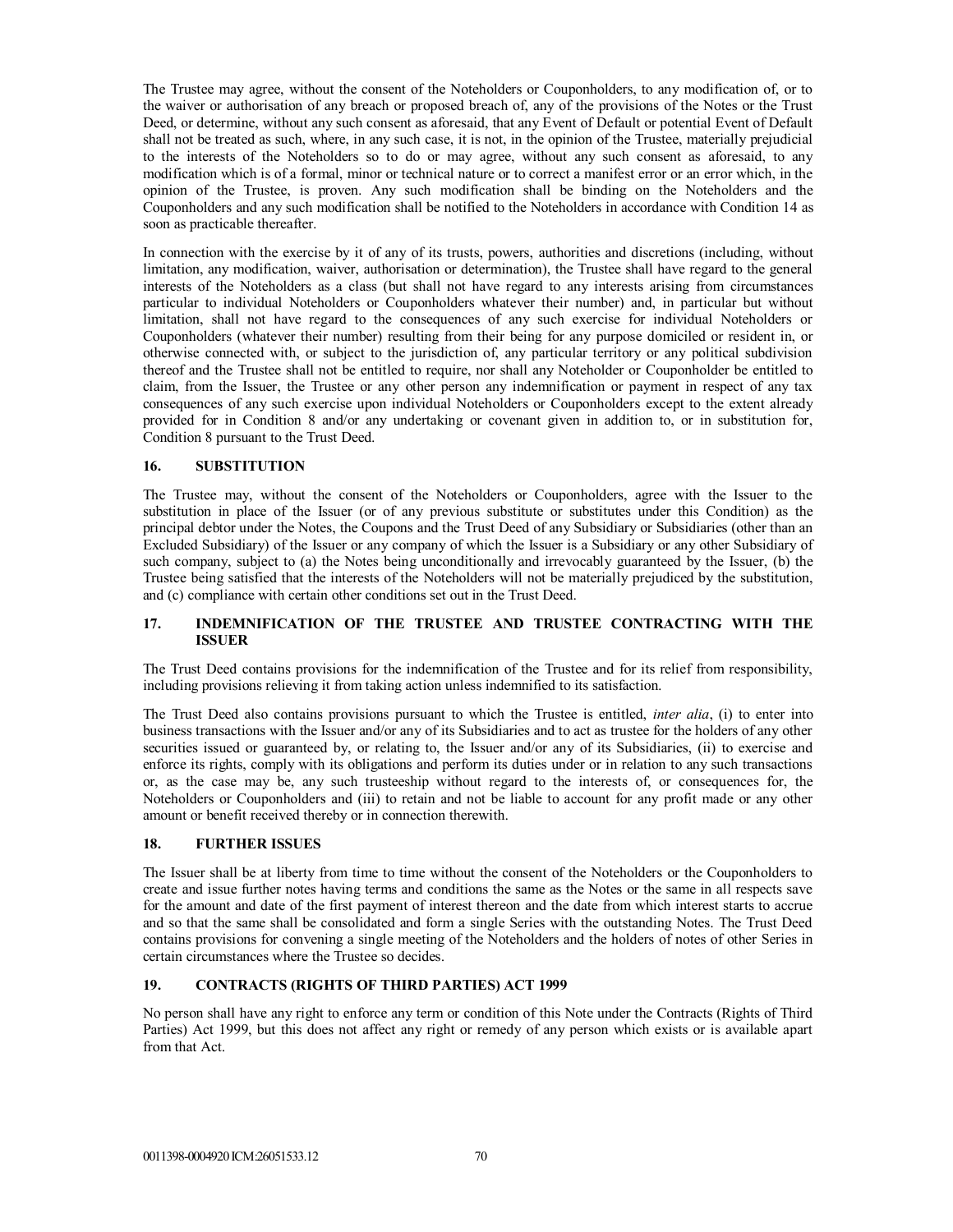The Trustee may agree, without the consent of the Noteholders or Couponholders, to any modification of, or to the waiver or authorisation of any breach or proposed breach of, any of the provisions of the Notes or the Trust Deed, or determine, without any such consent as aforesaid, that any Event of Default or potential Event of Default shall not be treated as such, where, in any such case, it is not, in the opinion of the Trustee, materially prejudicial to the interests of the Noteholders so to do or may agree, without any such consent as aforesaid, to any modification which is of a formal, minor or technical nature or to correct a manifest error or an error which, in the opinion of the Trustee, is proven. Any such modification shall be binding on the Noteholders and the Couponholders and any such modification shall be notified to the Noteholders in accordance with Condition 14 as soon as practicable thereafter.

In connection with the exercise by it of any of its trusts, powers, authorities and discretions (including, without limitation, any modification, waiver, authorisation or determination), the Trustee shall have regard to the general interests of the Noteholders as a class (but shall not have regard to any interests arising from circumstances particular to individual Noteholders or Couponholders whatever their number) and, in particular but without limitation, shall not have regard to the consequences of any such exercise for individual Noteholders or Couponholders (whatever their number) resulting from their being for any purpose domiciled or resident in, or otherwise connected with, or subject to the jurisdiction of, any particular territory or any political subdivision thereof and the Trustee shall not be entitled to require, nor shall any Noteholder or Couponholder be entitled to claim, from the Issuer, the Trustee or any other person any indemnification or payment in respect of any tax consequences of any such exercise upon individual Noteholders or Couponholders except to the extent already provided for in Condition 8 and/or any undertaking or covenant given in addition to, or in substitution for, Condition 8 pursuant to the Trust Deed.

## 16. SUBSTITUTION

The Trustee may, without the consent of the Noteholders or Couponholders, agree with the Issuer to the substitution in place of the Issuer (or of any previous substitute or substitutes under this Condition) as the principal debtor under the Notes, the Coupons and the Trust Deed of any Subsidiary or Subsidiaries (other than an Excluded Subsidiary) of the Issuer or any company of which the Issuer is a Subsidiary or any other Subsidiary of such company, subject to (a) the Notes being unconditionally and irrevocably guaranteed by the Issuer, (b) the Trustee being satisfied that the interests of the Noteholders will not be materially prejudiced by the substitution, and (c) compliance with certain other conditions set out in the Trust Deed.

## 17. INDEMNIFICATION OF THE TRUSTEE AND TRUSTEE CONTRACTING WITH THE ISSUER

The Trust Deed contains provisions for the indemnification of the Trustee and for its relief from responsibility, including provisions relieving it from taking action unless indemnified to its satisfaction.

The Trust Deed also contains provisions pursuant to which the Trustee is entitled, *inter alia*, (i) to enter into business transactions with the Issuer and/or any of its Subsidiaries and to act as trustee for the holders of any other securities issued or guaranteed by, or relating to, the Issuer and/or any of its Subsidiaries, (ii) to exercise and enforce its rights, comply with its obligations and perform its duties under or in relation to any such transactions or, as the case may be, any such trusteeship without regard to the interests of, or consequences for, the Noteholders or Couponholders and (iii) to retain and not be liable to account for any profit made or any other amount or benefit received thereby or in connection therewith.

## 18. FURTHER ISSUES

The Issuer shall be at liberty from time to time without the consent of the Noteholders or the Couponholders to create and issue further notes having terms and conditions the same as the Notes or the same in all respects save for the amount and date of the first payment of interest thereon and the date from which interest starts to accrue and so that the same shall be consolidated and form a single Series with the outstanding Notes. The Trust Deed contains provisions for convening a single meeting of the Noteholders and the holders of notes of other Series in certain circumstances where the Trustee so decides.

## 19. CONTRACTS (RIGHTS OF THIRD PARTIES) ACT 1999

No person shall have any right to enforce any term or condition of this Note under the Contracts (Rights of Third Parties) Act 1999, but this does not affect any right or remedy of any person which exists or is available apart from that Act.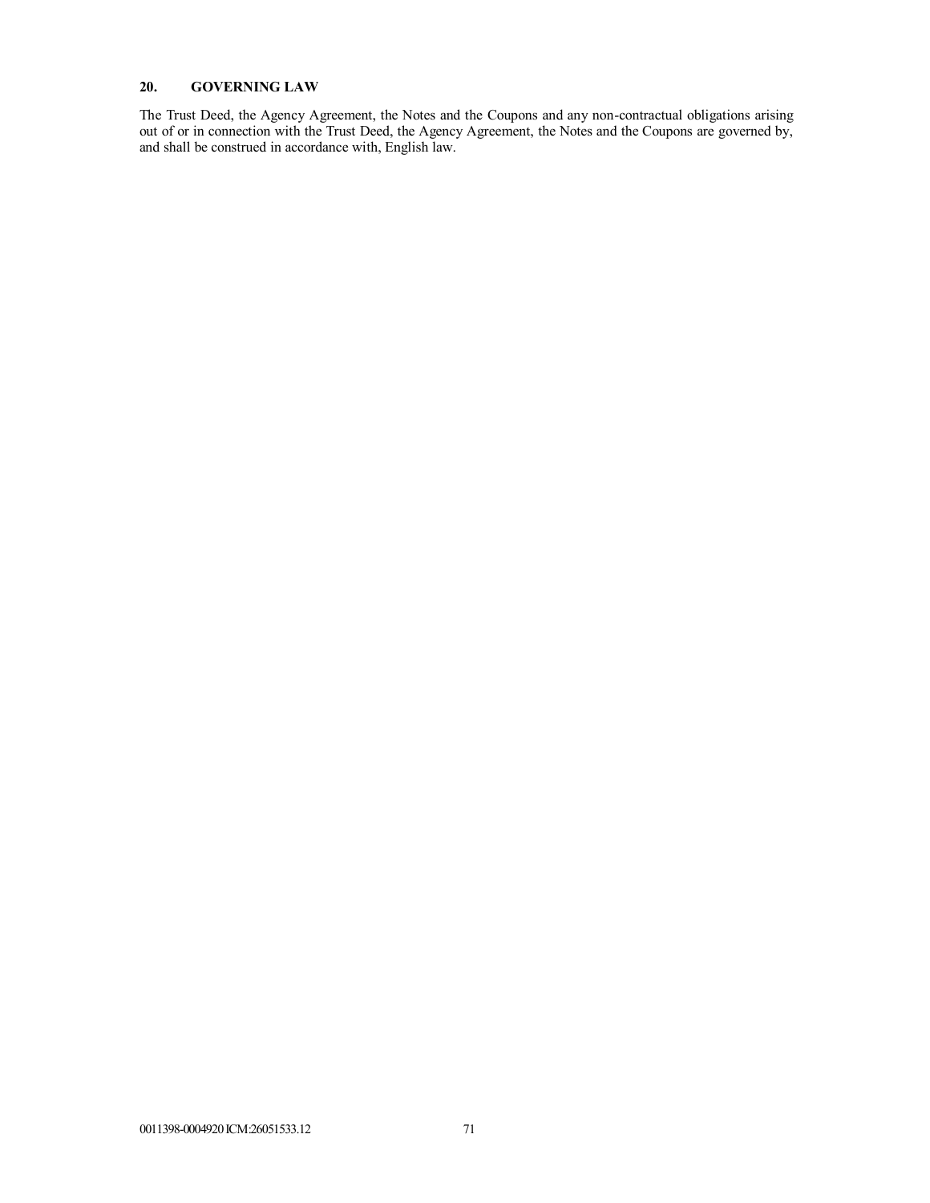## 20. GOVERNING LAW

The Trust Deed, the Agency Agreement, the Notes and the Coupons and any non-contractual obligations arising out of or in connection with the Trust Deed, the Agency Agreement, the Notes and the Coupons are governed by, and shall be construed in accordance with, English law.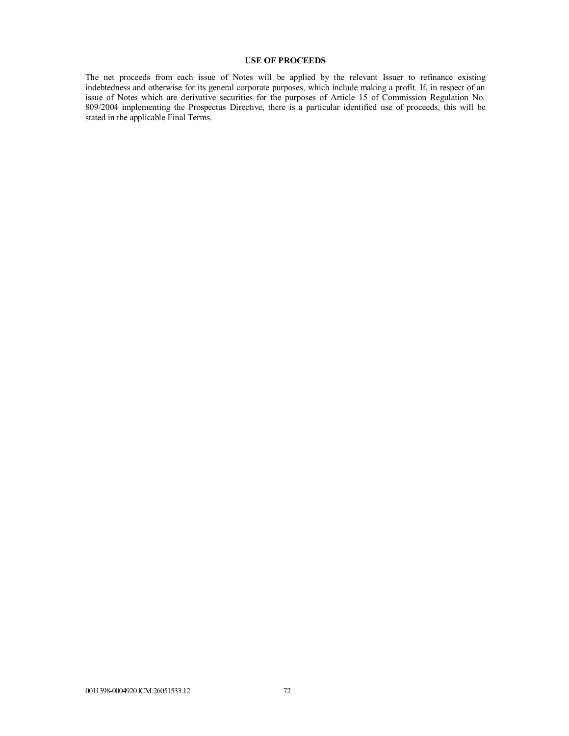## USE OF PROCEEDS

The net proceeds from each issue of Notes will be applied by the relevant Issuer to refinance existing indebtedness and otherwise for its general corporate purposes, which include making a profit. If, in respect of an issue of Notes which are derivative securities for the purposes of Article 15 of Commission Regulation No. 809/2004 implementing the Prospectus Directive, there is a particular identified use of proceeds, this will be stated in the applicable Final Terms.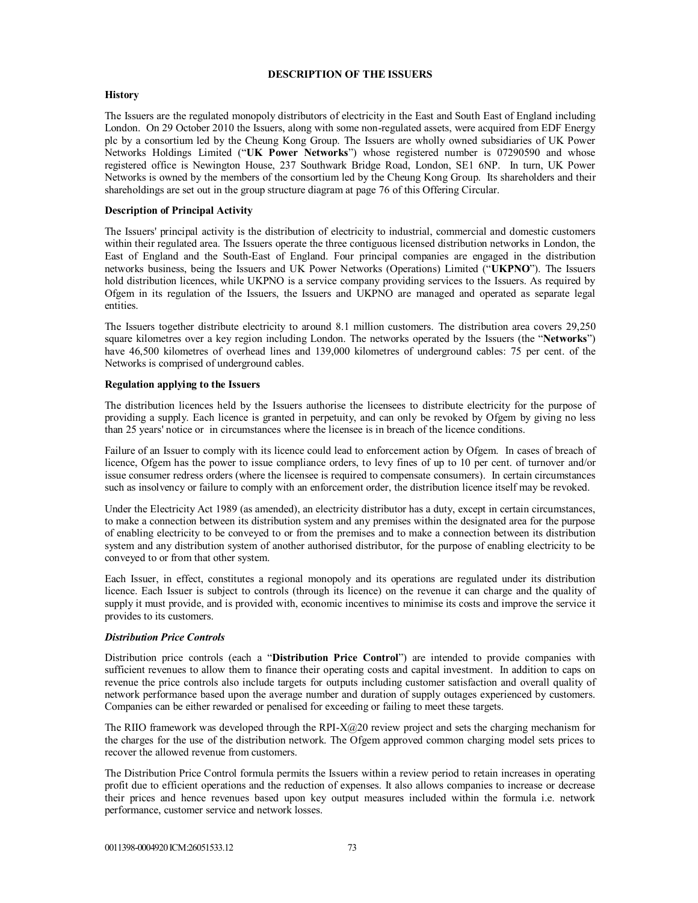## DESCRIPTION OF THE ISSUERS

**History**

The Issuers are the regulated monopoly distributors of electricity in the East and South East of England including London. On 29 October 2010 the Issuers, along with some non-regulated assets, were acquired from EDF Energy plc by a consortium led by the Cheung Kong Group. The Issuers are wholly owned subsidiaries of UK Power Networks Holdings Limited ("**UK Power Networks**") whose registered number is 07290590 and whose registered office is Newington House, 237 Southwark Bridge Road, London, SE1 6NP. In turn, UK Power Networks is owned by the members of the consortium led by the Cheung Kong Group. Its shareholders and their shareholdings are set out in the group structure diagram at page 76 of this Offering Circular.

**Description of Principal Activity**

The Issuers' principal activity is the distribution of electricity to industrial, commercial and domestic customers within their regulated area. The Issuers operate the three contiguous licensed distribution networks in London, the East of England and the South-East of England. Four principal companies are engaged in the distribution networks business, being the Issuers and UK Power Networks (Operations) Limited ("**UKPNO**"). The Issuers hold distribution licences, while UKPNO is a service company providing services to the Issuers. As required by Ofgem in its regulation of the Issuers, the Issuers and UKPNO are managed and operated as separate legal entities.

The Issuers together distribute electricity to around 8.1 million customers. The distribution area covers 29,250 square kilometres over a key region including London. The networks operated by the Issuers (the "**Networks**") have 46,500 kilometres of overhead lines and 139,000 kilometres of underground cables: 75 per cent. of the Networks is comprised of underground cables.

**Regulation applying to the Issuers**

The distribution licences held by the Issuers authorise the licensees to distribute electricity for the purpose of providing a supply. Each licence is granted in perpetuity, and can only be revoked by Ofgem by giving no less than 25 years' notice or in circumstances where the licensee is in breach of the licence conditions.

Failure of an Issuer to comply with its licence could lead to enforcement action by Ofgem. In cases of breach of licence, Ofgem has the power to issue compliance orders, to levy fines of up to 10 per cent. of turnover and/or issue consumer redress orders (where the licensee is required to compensate consumers). In certain circumstances such as insolvency or failure to comply with an enforcement order, the distribution licence itself may be revoked.

Under the Electricity Act 1989 (as amended), an electricity distributor has a duty, except in certain circumstances, to make a connection between its distribution system and any premises within the designated area for the purpose of enabling electricity to be conveyed to or from the premises and to make a connection between its distribution system and any distribution system of another authorised distributor, for the purpose of enabling electricity to be conveyed to or from that other system.

Each Issuer, in effect, constitutes a regional monopoly and its operations are regulated under its distribution licence. Each Issuer is subject to controls (through its licence) on the revenue it can charge and the quality of supply it must provide, and is provided with, economic incentives to minimise its costs and improve the service it provides to its customers.

***Distribution Price Controls***

Distribution price controls (each a "**Distribution Price Control**") are intended to provide companies with sufficient revenues to allow them to finance their operating costs and capital investment. In addition to caps on revenue the price controls also include targets for outputs including customer satisfaction and overall quality of network performance based upon the average number and duration of supply outages experienced by customers. Companies can be either rewarded or penalised for exceeding or failing to meet these targets.

The RIIO framework was developed through the RPI-X@20 review project and sets the charging mechanism for the charges for the use of the distribution network. The Ofgem approved common charging model sets prices to recover the allowed revenue from customers.

The Distribution Price Control formula permits the Issuers within a review period to retain increases in operating profit due to efficient operations and the reduction of expenses. It also allows companies to increase or decrease their prices and hence revenues based upon key output measures included within the formula i.e. network performance, customer service and network losses.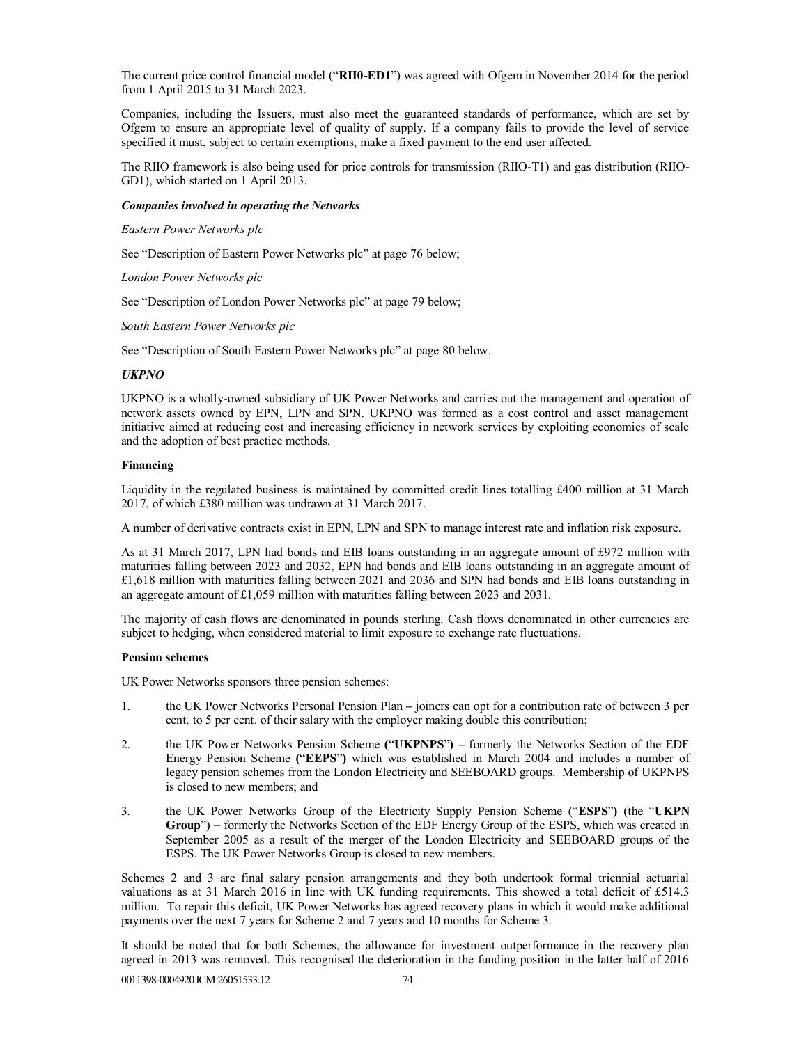The current price control financial model ("**RII0-ED1**") was agreed with Ofgem in November 2014 for the period from 1 April 2015 to 31 March 2023.

Companies, including the Issuers, must also meet the guaranteed standards of performance, which are set by Ofgem to ensure an appropriate level of quality of supply. If a company fails to provide the level of service specified it must, subject to certain exemptions, make a fixed payment to the end user affected.

The RIIO framework is also being used for price controls for transmission (RIIO-T1) and gas distribution (RIIO-GD1), which started on 1 April 2013.

***Companies involved in operating the Networks***

*Eastern Power Networks plc*

See "Description of Eastern Power Networks plc" at page 76 below;

*London Power Networks plc*

See "Description of London Power Networks plc" at page 79 below;

*South Eastern Power Networks plc*

See "Description of South Eastern Power Networks plc" at page 80 below.

***UKPNO***

UKPNO is a wholly-owned subsidiary of UK Power Networks and carries out the management and operation of network assets owned by EPN, LPN and SPN. UKPNO was formed as a cost control and asset management initiative aimed at reducing cost and increasing efficiency in network services by exploiting economies of scale and the adoption of best practice methods.

**Financing**

Liquidity in the regulated business is maintained by committed credit lines totalling £400 million at 31 March 2017, of which £380 million was undrawn at 31 March 2017.

A number of derivative contracts exist in EPN, LPN and SPN to manage interest rate and inflation risk exposure.

As at 31 March 2017, LPN had bonds and EIB loans outstanding in an aggregate amount of £972 million with maturities falling between 2023 and 2032, EPN had bonds and EIB loans outstanding in an aggregate amount of £1,618 million with maturities falling between 2021 and 2036 and SPN had bonds and EIB loans outstanding in an aggregate amount of £1,059 million with maturities falling between 2023 and 2031.

The majority of cash flows are denominated in pounds sterling. Cash flows denominated in other currencies are subject to hedging, when considered material to limit exposure to exchange rate fluctuations.

**Pension schemes**

UK Power Networks sponsors three pension schemes:

1. the UK Power Networks Personal Pension Plan **–** joiners can opt for a contribution rate of between 3 per cent. to 5 per cent. of their salary with the employer making double this contribution;

2. the UK Power Networks Pension Scheme **(**"**UKPNPS**"**) –** formerly the Networks Section of the EDF Energy Pension Scheme **(**"**EEPS**"**)** which was established in March 2004 and includes a number of legacy pension schemes from the London Electricity and SEEBOARD groups. Membership of UKPNPS is closed to new members; and

3. the UK Power Networks Group of the Electricity Supply Pension Scheme **(**"**ESPS**"**)** (the "**UKPN Group**") – formerly the Networks Section of the EDF Energy Group of the ESPS, which was created in September 2005 as a result of the merger of the London Electricity and SEEBOARD groups of the ESPS. The UK Power Networks Group is closed to new members.

Schemes 2 and 3 are final salary pension arrangements and they both undertook formal triennial actuarial valuations as at 31 March 2016 in line with UK funding requirements. This showed a total deficit of £514.3 million. To repair this deficit, UK Power Networks has agreed recovery plans in which it would make additional payments over the next 7 years for Scheme 2 and 7 years and 10 months for Scheme 3.

It should be noted that for both Schemes, the allowance for investment outperformance in the recovery plan agreed in 2013 was removed. This recognised the deterioration in the funding position in the latter half of 2016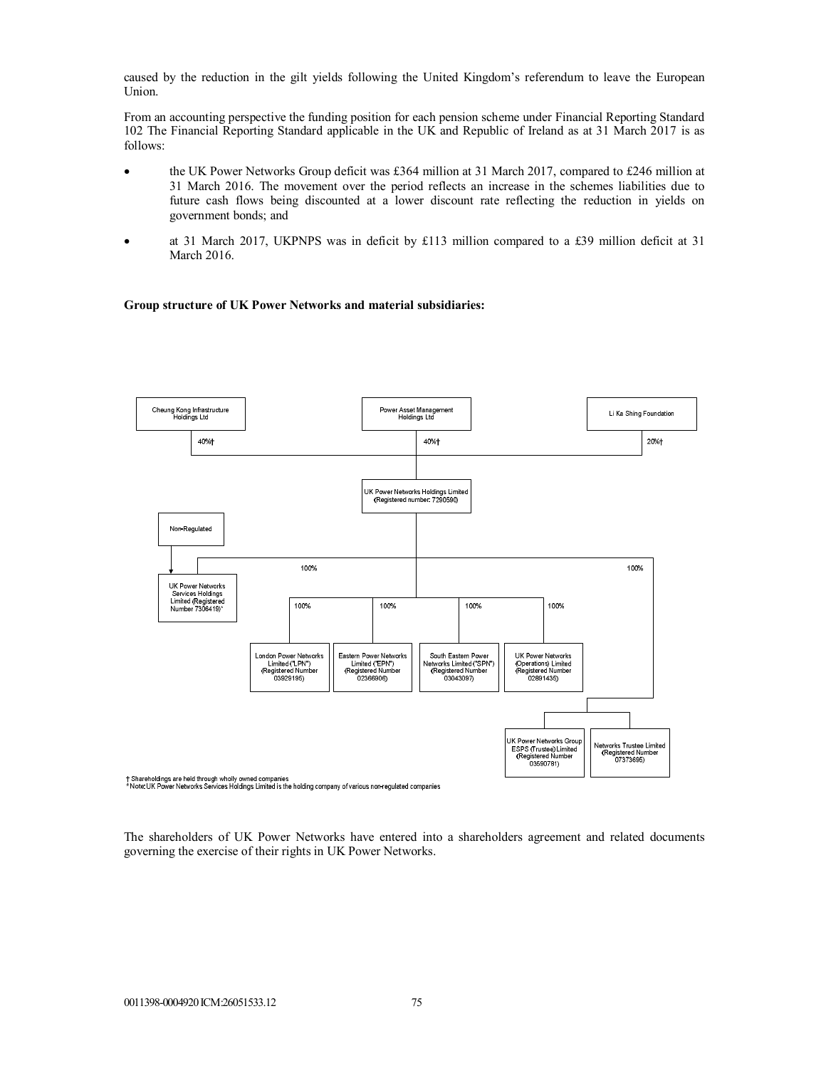caused by the reduction in the gilt yields following the United Kingdom's referendum to leave the European Union.

From an accounting perspective the funding position for each pension scheme under Financial Reporting Standard 102 The Financial Reporting Standard applicable in the UK and Republic of Ireland as at 31 March 2017 is as follows:

- the UK Power Networks Group deficit was £364 million at 31 March 2017, compared to £246 million at 31 March 2016. The movement over the period reflects an increase in the schemes liabilities due to future cash flows being discounted at a lower discount rate reflecting the reduction in yields on government bonds; and
- at 31 March 2017, UKPNPS was in deficit by £113 million compared to a £39 million deficit at 31 March 2016.

**Group structure of UK Power Networks and material subsidiaries:**

Cheung Kong Infrastructure Holdings Ltd

Power Asset Management Holdings Ltd

Li Ka Shing Foundation

40%†

40%†

20%†

UK Power Networks Holdings Limited (Registered number: 7290590)

Non-Regulated

100%

100%

UK Power Networks Services Holdings Limited (Registered Number 7306419)*

100%

100%

100%

100%

London Power Networks Limited ("LPN") (Registered Number 03929195)

Eastern Power Networks Limited ("EPN") (Registered Number 02366906)

South Eastern Power Networks Limited ("SPN") (Registered Number 03043097)

UK Power Networks (Operations) Limited (Registered Number 02891435)

UK Power Networks Group ESPS (Trustee) Limited (Registered Number 03590781)

Networks Trustee Limited (Registered Number 07373695)

† Shareholdings are held through wholly owned companies
* Note: UK Power Networks Services Holdings Limited is the holding company of various non-regulated companies

The shareholders of UK Power Networks have entered into a shareholders agreement and related documents governing the exercise of their rights in UK Power Networks.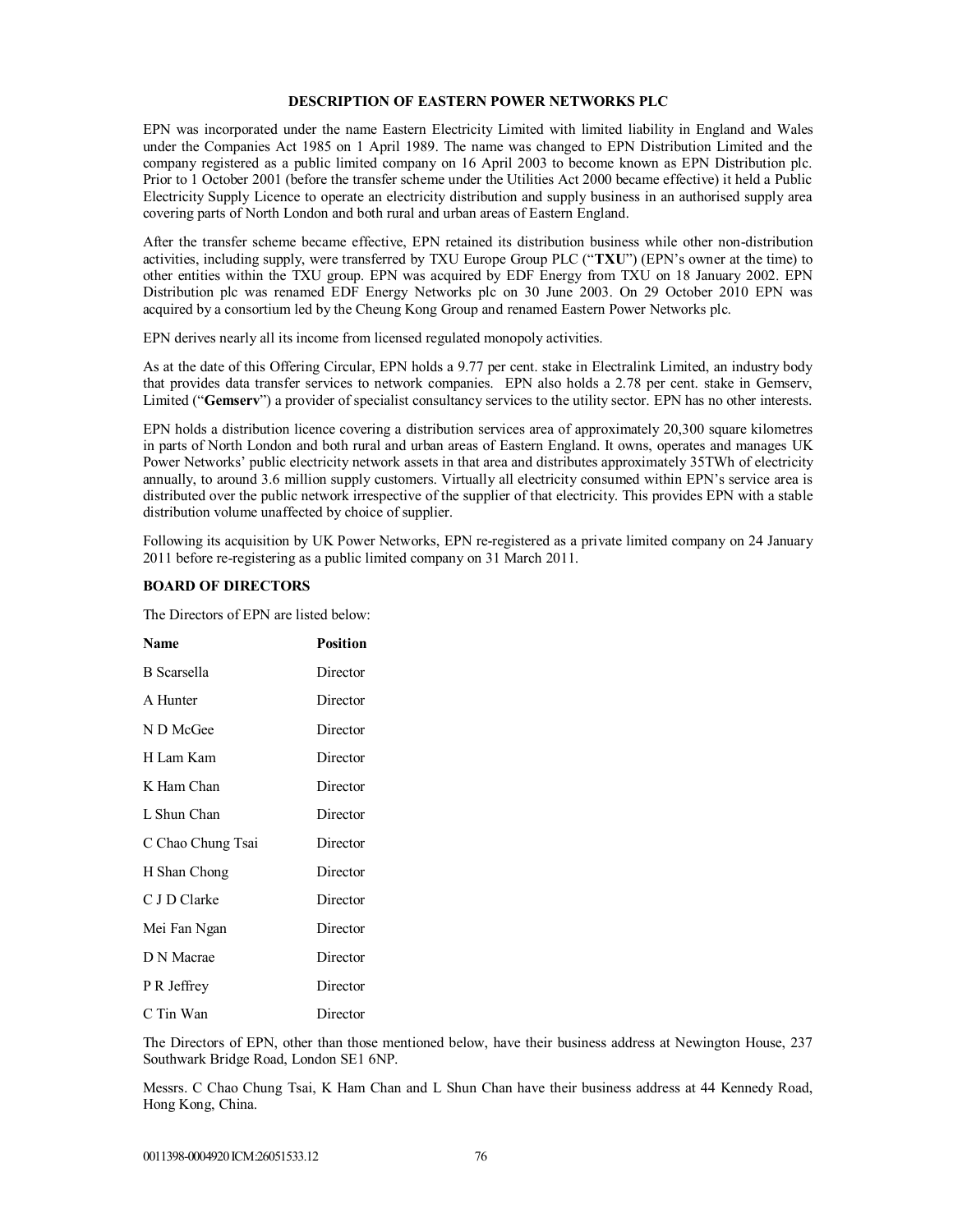## DESCRIPTION OF EASTERN POWER NETWORKS PLC

EPN was incorporated under the name Eastern Electricity Limited with limited liability in England and Wales under the Companies Act 1985 on 1 April 1989. The name was changed to EPN Distribution Limited and the company registered as a public limited company on 16 April 2003 to become known as EPN Distribution plc. Prior to 1 October 2001 (before the transfer scheme under the Utilities Act 2000 became effective) it held a Public Electricity Supply Licence to operate an electricity distribution and supply business in an authorised supply area covering parts of North London and both rural and urban areas of Eastern England.

After the transfer scheme became effective, EPN retained its distribution business while other non-distribution activities, including supply, were transferred by TXU Europe Group PLC ("**TXU**") (EPN's owner at the time) to other entities within the TXU group. EPN was acquired by EDF Energy from TXU on 18 January 2002. EPN Distribution plc was renamed EDF Energy Networks plc on 30 June 2003. On 29 October 2010 EPN was acquired by a consortium led by the Cheung Kong Group and renamed Eastern Power Networks plc.

EPN derives nearly all its income from licensed regulated monopoly activities.

As at the date of this Offering Circular, EPN holds a 9.77 per cent. stake in Electralink Limited, an industry body that provides data transfer services to network companies. EPN also holds a 2.78 per cent. stake in Gemserv, Limited ("**Gemserv**") a provider of specialist consultancy services to the utility sector. EPN has no other interests.

EPN holds a distribution licence covering a distribution services area of approximately 20,300 square kilometres in parts of North London and both rural and urban areas of Eastern England. It owns, operates and manages UK Power Networks' public electricity network assets in that area and distributes approximately 35TWh of electricity annually, to around 3.6 million supply customers. Virtually all electricity consumed within EPN's service area is distributed over the public network irrespective of the supplier of that electricity. This provides EPN with a stable distribution volume unaffected by choice of supplier.

Following its acquisition by UK Power Networks, EPN re-registered as a private limited company on 24 January 2011 before re-registering as a public limited company on 31 March 2011.

### BOARD OF DIRECTORS

The Directors of EPN are listed below:

| Name | Position |
|---|---|
| B Scarsella | Director |
| A Hunter | Director |
| N D McGee | Director |
| H Lam Kam | Director |
| K Ham Chan | Director |
| L Shun Chan | Director |
| C Chao Chung Tsai | Director |
| H Shan Chong | Director |
| C J D Clarke | Director |
| Mei Fan Ngan | Director |
| D N Macrae | Director |
| P R Jeffrey | Director |
| C Tin Wan | Director |

The Directors of EPN, other than those mentioned below, have their business address at Newington House, 237 Southwark Bridge Road, London SE1 6NP.

Messrs. C Chao Chung Tsai, K Ham Chan and L Shun Chan have their business address at 44 Kennedy Road, Hong Kong, China.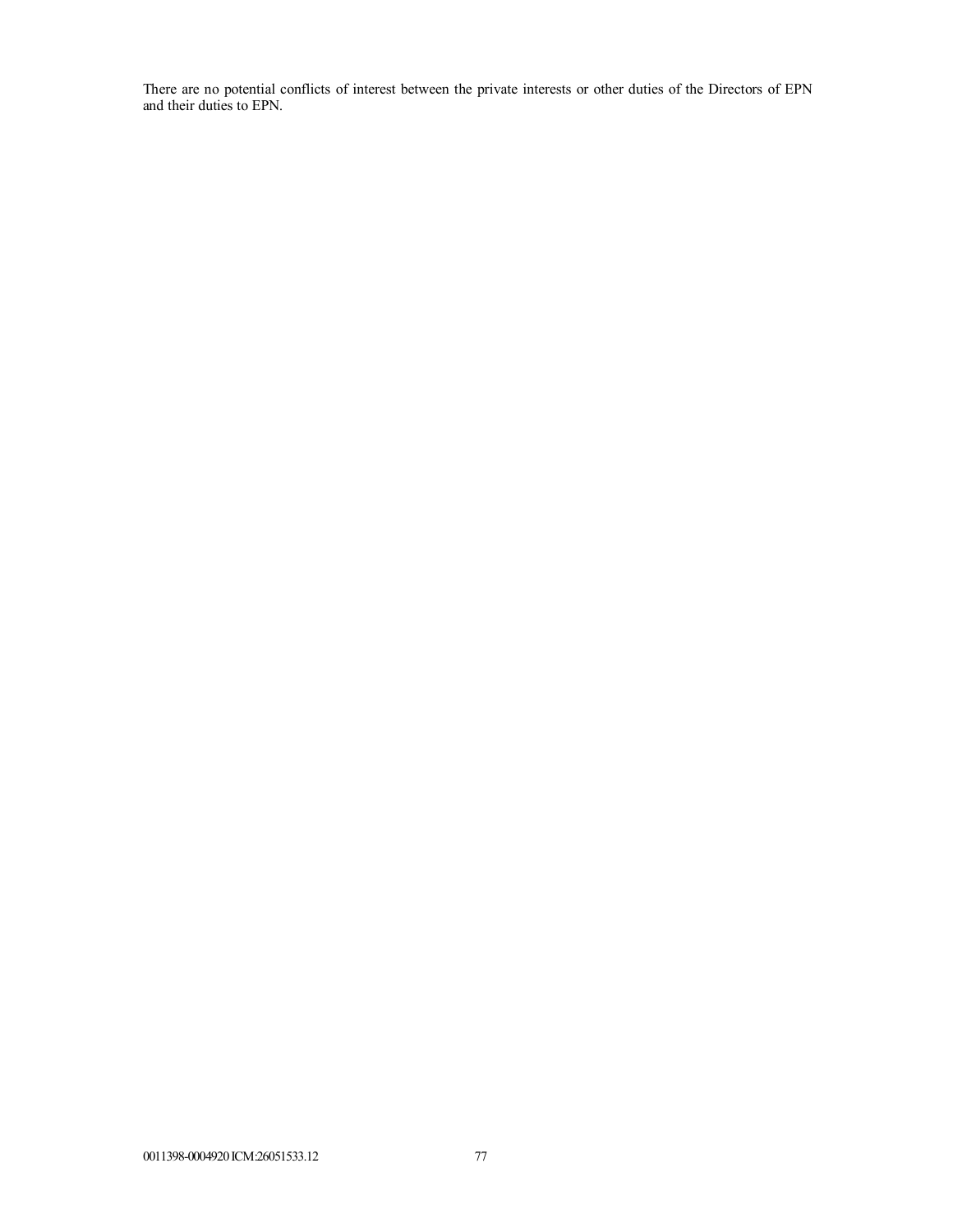There are no potential conflicts of interest between the private interests or other duties of the Directors of EPN and their duties to EPN.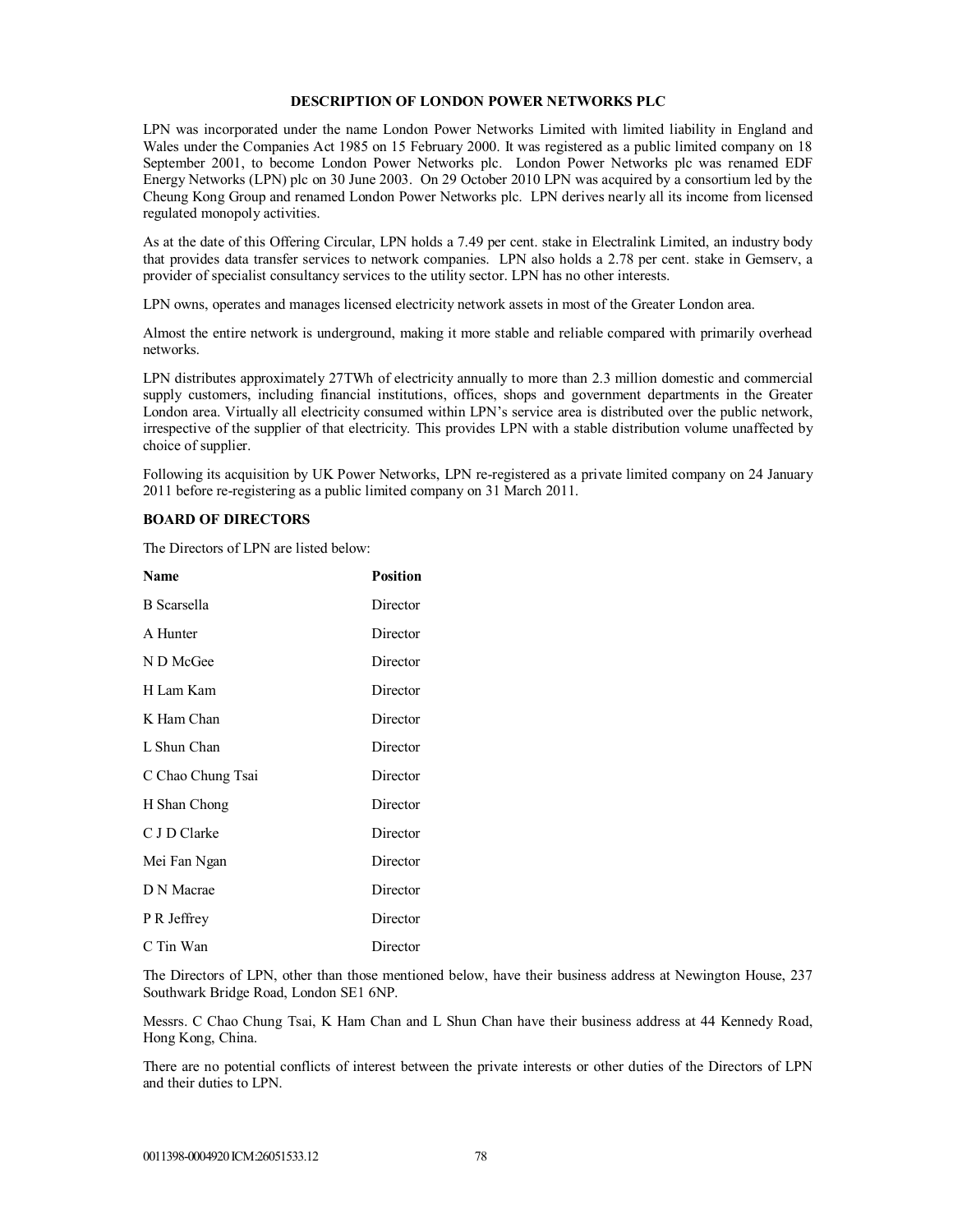## DESCRIPTION OF LONDON POWER NETWORKS PLC

LPN was incorporated under the name London Power Networks Limited with limited liability in England and Wales under the Companies Act 1985 on 15 February 2000. It was registered as a public limited company on 18 September 2001, to become London Power Networks plc. London Power Networks plc was renamed EDF Energy Networks (LPN) plc on 30 June 2003. On 29 October 2010 LPN was acquired by a consortium led by the Cheung Kong Group and renamed London Power Networks plc. LPN derives nearly all its income from licensed regulated monopoly activities.

As at the date of this Offering Circular, LPN holds a 7.49 per cent. stake in Electralink Limited, an industry body that provides data transfer services to network companies. LPN also holds a 2.78 per cent. stake in Gemserv, a provider of specialist consultancy services to the utility sector. LPN has no other interests.

LPN owns, operates and manages licensed electricity network assets in most of the Greater London area.

Almost the entire network is underground, making it more stable and reliable compared with primarily overhead networks.

LPN distributes approximately 27TWh of electricity annually to more than 2.3 million domestic and commercial supply customers, including financial institutions, offices, shops and government departments in the Greater London area. Virtually all electricity consumed within LPN's service area is distributed over the public network, irrespective of the supplier of that electricity. This provides LPN with a stable distribution volume unaffected by choice of supplier.

Following its acquisition by UK Power Networks, LPN re-registered as a private limited company on 24 January 2011 before re-registering as a public limited company on 31 March 2011.

### BOARD OF DIRECTORS

The Directors of LPN are listed below:

| Name | Position |
|---|---|
| B Scarsella | Director |
| A Hunter | Director |
| N D McGee | Director |
| H Lam Kam | Director |
| K Ham Chan | Director |
| L Shun Chan | Director |
| C Chao Chung Tsai | Director |
| H Shan Chong | Director |
| C J D Clarke | Director |
| Mei Fan Ngan | Director |
| D N Macrae | Director |
| P R Jeffrey | Director |
| C Tin Wan | Director |

The Directors of LPN, other than those mentioned below, have their business address at Newington House, 237 Southwark Bridge Road, London SE1 6NP.

Messrs. C Chao Chung Tsai, K Ham Chan and L Shun Chan have their business address at 44 Kennedy Road, Hong Kong, China.

There are no potential conflicts of interest between the private interests or other duties of the Directors of LPN and their duties to LPN.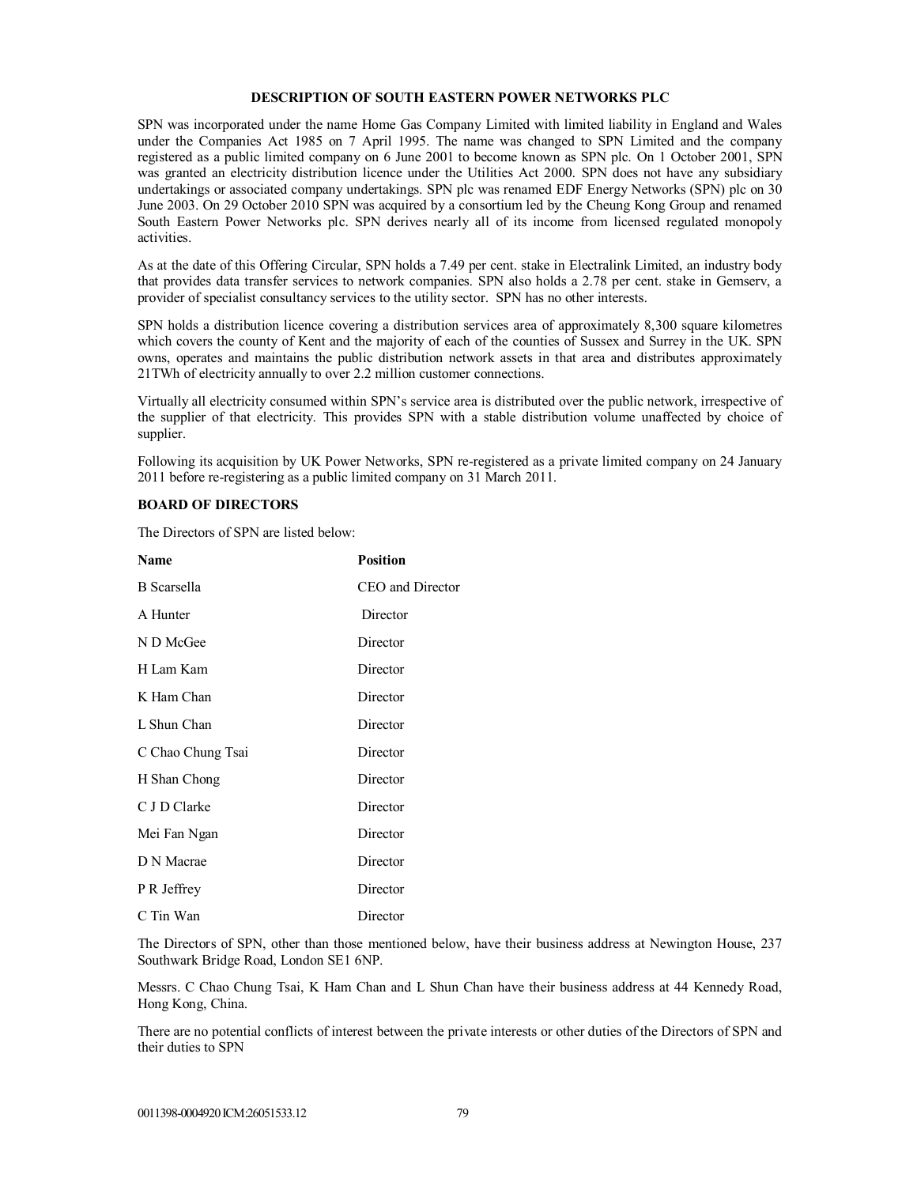## DESCRIPTION OF SOUTH EASTERN POWER NETWORKS PLC

SPN was incorporated under the name Home Gas Company Limited with limited liability in England and Wales under the Companies Act 1985 on 7 April 1995. The name was changed to SPN Limited and the company registered as a public limited company on 6 June 2001 to become known as SPN plc. On 1 October 2001, SPN was granted an electricity distribution licence under the Utilities Act 2000. SPN does not have any subsidiary undertakings or associated company undertakings. SPN plc was renamed EDF Energy Networks (SPN) plc on 30 June 2003. On 29 October 2010 SPN was acquired by a consortium led by the Cheung Kong Group and renamed South Eastern Power Networks plc. SPN derives nearly all of its income from licensed regulated monopoly activities.

As at the date of this Offering Circular, SPN holds a 7.49 per cent. stake in Electralink Limited, an industry body that provides data transfer services to network companies. SPN also holds a 2.78 per cent. stake in Gemserv, a provider of specialist consultancy services to the utility sector. SPN has no other interests.

SPN holds a distribution licence covering a distribution services area of approximately 8,300 square kilometres which covers the county of Kent and the majority of each of the counties of Sussex and Surrey in the UK. SPN owns, operates and maintains the public distribution network assets in that area and distributes approximately 21TWh of electricity annually to over 2.2 million customer connections.

Virtually all electricity consumed within SPN's service area is distributed over the public network, irrespective of the supplier of that electricity. This provides SPN with a stable distribution volume unaffected by choice of supplier.

Following its acquisition by UK Power Networks, SPN re-registered as a private limited company on 24 January 2011 before re-registering as a public limited company on 31 March 2011.

### BOARD OF DIRECTORS

The Directors of SPN are listed below:

| Name | Position |
|---|---|
| B Scarsella | CEO and Director |
| A Hunter | Director |
| N D McGee | Director |
| H Lam Kam | Director |
| K Ham Chan | Director |
| L Shun Chan | Director |
| C Chao Chung Tsai | Director |
| H Shan Chong | Director |
| C J D Clarke | Director |
| Mei Fan Ngan | Director |
| D N Macrae | Director |
| P R Jeffrey | Director |
| C Tin Wan | Director |

The Directors of SPN, other than those mentioned below, have their business address at Newington House, 237 Southwark Bridge Road, London SE1 6NP.

Messrs. C Chao Chung Tsai, K Ham Chan and L Shun Chan have their business address at 44 Kennedy Road, Hong Kong, China.

There are no potential conflicts of interest between the private interests or other duties of the Directors of SPN and their duties to SPN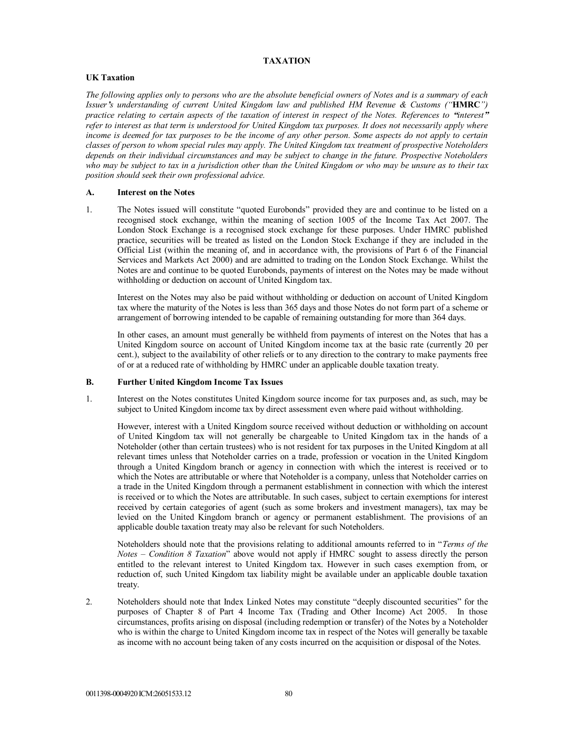# TAXATION

## UK Taxation

*The following applies only to persons who are the absolute beneficial owners of Notes and is a summary of each Issuer's understanding of current United Kingdom law and published HM Revenue & Customs ("***HMRC***") practice relating to certain aspects of the taxation of interest in respect of the Notes. References to "interest" refer to interest as that term is understood for United Kingdom tax purposes. It does not necessarily apply where income is deemed for tax purposes to be the income of any other person. Some aspects do not apply to certain classes of person to whom special rules may apply. The United Kingdom tax treatment of prospective Noteholders depends on their individual circumstances and may be subject to change in the future. Prospective Noteholders who may be subject to tax in a jurisdiction other than the United Kingdom or who may be unsure as to their tax position should seek their own professional advice.*

### A. Interest on the Notes

1. The Notes issued will constitute "quoted Eurobonds" provided they are and continue to be listed on a recognised stock exchange, within the meaning of section 1005 of the Income Tax Act 2007. The London Stock Exchange is a recognised stock exchange for these purposes. Under HMRC published practice, securities will be treated as listed on the London Stock Exchange if they are included in the Official List (within the meaning of, and in accordance with, the provisions of Part 6 of the Financial Services and Markets Act 2000) and are admitted to trading on the London Stock Exchange. Whilst the Notes are and continue to be quoted Eurobonds, payments of interest on the Notes may be made without withholding or deduction on account of United Kingdom tax.

   Interest on the Notes may also be paid without withholding or deduction on account of United Kingdom tax where the maturity of the Notes is less than 365 days and those Notes do not form part of a scheme or arrangement of borrowing intended to be capable of remaining outstanding for more than 364 days.

   In other cases, an amount must generally be withheld from payments of interest on the Notes that has a United Kingdom source on account of United Kingdom income tax at the basic rate (currently 20 per cent.), subject to the availability of other reliefs or to any direction to the contrary to make payments free of or at a reduced rate of withholding by HMRC under an applicable double taxation treaty.

### B. Further United Kingdom Income Tax Issues

1. Interest on the Notes constitutes United Kingdom source income for tax purposes and, as such, may be subject to United Kingdom income tax by direct assessment even where paid without withholding.

   However, interest with a United Kingdom source received without deduction or withholding on account of United Kingdom tax will not generally be chargeable to United Kingdom tax in the hands of a Noteholder (other than certain trustees) who is not resident for tax purposes in the United Kingdom at all relevant times unless that Noteholder carries on a trade, profession or vocation in the United Kingdom through a United Kingdom branch or agency in connection with which the interest is received or to which the Notes are attributable or where that Noteholder is a company, unless that Noteholder carries on a trade in the United Kingdom through a permanent establishment in connection with which the interest is received or to which the Notes are attributable. In such cases, subject to certain exemptions for interest received by certain categories of agent (such as some brokers and investment managers), tax may be levied on the United Kingdom branch or agency or permanent establishment. The provisions of an applicable double taxation treaty may also be relevant for such Noteholders.

   Noteholders should note that the provisions relating to additional amounts referred to in "*Terms of the Notes – Condition 8 Taxation*" above would not apply if HMRC sought to assess directly the person entitled to the relevant interest to United Kingdom tax. However in such cases exemption from, or reduction of, such United Kingdom tax liability might be available under an applicable double taxation treaty.

2. Noteholders should note that Index Linked Notes may constitute "deeply discounted securities" for the purposes of Chapter 8 of Part 4 Income Tax (Trading and Other Income) Act 2005. In those circumstances, profits arising on disposal (including redemption or transfer) of the Notes by a Noteholder who is within the charge to United Kingdom income tax in respect of the Notes will generally be taxable as income with no account being taken of any costs incurred on the acquisition or disposal of the Notes.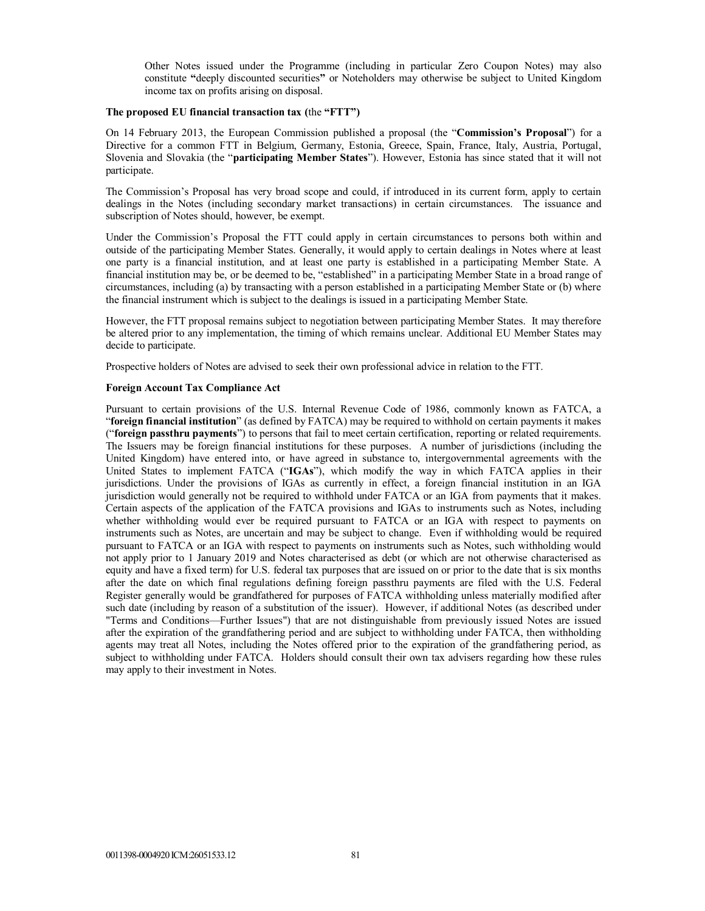Other Notes issued under the Programme (including in particular Zero Coupon Notes) may also constitute **"**deeply discounted securities**"** or Noteholders may otherwise be subject to United Kingdom income tax on profits arising on disposal.

**The proposed EU financial transaction tax (**the **"FTT")**

On 14 February 2013, the European Commission published a proposal (the "**Commission's Proposal**") for a Directive for a common FTT in Belgium, Germany, Estonia, Greece, Spain, France, Italy, Austria, Portugal, Slovenia and Slovakia (the "**participating Member States**"). However, Estonia has since stated that it will not participate.

The Commission's Proposal has very broad scope and could, if introduced in its current form, apply to certain dealings in the Notes (including secondary market transactions) in certain circumstances. The issuance and subscription of Notes should, however, be exempt.

Under the Commission's Proposal the FTT could apply in certain circumstances to persons both within and outside of the participating Member States. Generally, it would apply to certain dealings in Notes where at least one party is a financial institution, and at least one party is established in a participating Member State. A financial institution may be, or be deemed to be, "established" in a participating Member State in a broad range of circumstances, including (a) by transacting with a person established in a participating Member State or (b) where the financial instrument which is subject to the dealings is issued in a participating Member State.

However, the FTT proposal remains subject to negotiation between participating Member States. It may therefore be altered prior to any implementation, the timing of which remains unclear. Additional EU Member States may decide to participate.

Prospective holders of Notes are advised to seek their own professional advice in relation to the FTT.

**Foreign Account Tax Compliance Act**

Pursuant to certain provisions of the U.S. Internal Revenue Code of 1986, commonly known as FATCA, a "**foreign financial institution**" (as defined by FATCA) may be required to withhold on certain payments it makes ("**foreign passthru payments**") to persons that fail to meet certain certification, reporting or related requirements. The Issuers may be foreign financial institutions for these purposes. A number of jurisdictions (including the United Kingdom) have entered into, or have agreed in substance to, intergovernmental agreements with the United States to implement FATCA ("**IGAs**"), which modify the way in which FATCA applies in their jurisdictions. Under the provisions of IGAs as currently in effect, a foreign financial institution in an IGA jurisdiction would generally not be required to withhold under FATCA or an IGA from payments that it makes. Certain aspects of the application of the FATCA provisions and IGAs to instruments such as Notes, including whether withholding would ever be required pursuant to FATCA or an IGA with respect to payments on instruments such as Notes, are uncertain and may be subject to change. Even if withholding would be required pursuant to FATCA or an IGA with respect to payments on instruments such as Notes, such withholding would not apply prior to 1 January 2019 and Notes characterised as debt (or which are not otherwise characterised as equity and have a fixed term) for U.S. federal tax purposes that are issued on or prior to the date that is six months after the date on which final regulations defining foreign passthru payments are filed with the U.S. Federal Register generally would be grandfathered for purposes of FATCA withholding unless materially modified after such date (including by reason of a substitution of the issuer). However, if additional Notes (as described under "Terms and Conditions—Further Issues") that are not distinguishable from previously issued Notes are issued after the expiration of the grandfathering period and are subject to withholding under FATCA, then withholding agents may treat all Notes, including the Notes offered prior to the expiration of the grandfathering period, as subject to withholding under FATCA. Holders should consult their own tax advisers regarding how these rules may apply to their investment in Notes.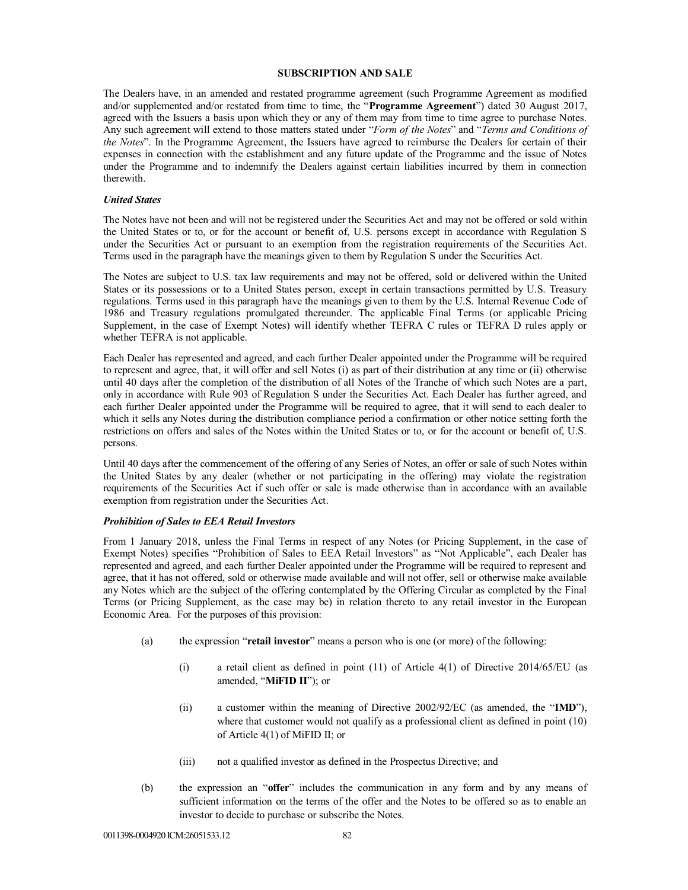## SUBSCRIPTION AND SALE

The Dealers have, in an amended and restated programme agreement (such Programme Agreement as modified and/or supplemented and/or restated from time to time, the "**Programme Agreement**") dated 30 August 2017, agreed with the Issuers a basis upon which they or any of them may from time to time agree to purchase Notes. Any such agreement will extend to those matters stated under "*Form of the Notes*" and "*Terms and Conditions of the Notes*". In the Programme Agreement, the Issuers have agreed to reimburse the Dealers for certain of their expenses in connection with the establishment and any future update of the Programme and the issue of Notes under the Programme and to indemnify the Dealers against certain liabilities incurred by them in connection therewith.

### *United States*

The Notes have not been and will not be registered under the Securities Act and may not be offered or sold within the United States or to, or for the account or benefit of, U.S. persons except in accordance with Regulation S under the Securities Act or pursuant to an exemption from the registration requirements of the Securities Act. Terms used in the paragraph have the meanings given to them by Regulation S under the Securities Act.

The Notes are subject to U.S. tax law requirements and may not be offered, sold or delivered within the United States or its possessions or to a United States person, except in certain transactions permitted by U.S. Treasury regulations. Terms used in this paragraph have the meanings given to them by the U.S. Internal Revenue Code of 1986 and Treasury regulations promulgated thereunder. The applicable Final Terms (or applicable Pricing Supplement, in the case of Exempt Notes) will identify whether TEFRA C rules or TEFRA D rules apply or whether TEFRA is not applicable.

Each Dealer has represented and agreed, and each further Dealer appointed under the Programme will be required to represent and agree, that, it will offer and sell Notes (i) as part of their distribution at any time or (ii) otherwise until 40 days after the completion of the distribution of all Notes of the Tranche of which such Notes are a part, only in accordance with Rule 903 of Regulation S under the Securities Act. Each Dealer has further agreed, and each further Dealer appointed under the Programme will be required to agree, that it will send to each dealer to which it sells any Notes during the distribution compliance period a confirmation or other notice setting forth the restrictions on offers and sales of the Notes within the United States or to, or for the account or benefit of, U.S. persons.

Until 40 days after the commencement of the offering of any Series of Notes, an offer or sale of such Notes within the United States by any dealer (whether or not participating in the offering) may violate the registration requirements of the Securities Act if such offer or sale is made otherwise than in accordance with an available exemption from registration under the Securities Act.

### *Prohibition of Sales to EEA Retail Investors*

From 1 January 2018, unless the Final Terms in respect of any Notes (or Pricing Supplement, in the case of Exempt Notes) specifies "Prohibition of Sales to EEA Retail Investors" as "Not Applicable", each Dealer has represented and agreed, and each further Dealer appointed under the Programme will be required to represent and agree, that it has not offered, sold or otherwise made available and will not offer, sell or otherwise make available any Notes which are the subject of the offering contemplated by the Offering Circular as completed by the Final Terms (or Pricing Supplement, as the case may be) in relation thereto to any retail investor in the European Economic Area. For the purposes of this provision:

(a) the expression "**retail investor**" means a person who is one (or more) of the following:

  (i) a retail client as defined in point (11) of Article 4(1) of Directive 2014/65/EU (as amended, "**MiFID II**"); or

  (ii) a customer within the meaning of Directive 2002/92/EC (as amended, the "**IMD**"), where that customer would not qualify as a professional client as defined in point (10) of Article 4(1) of MiFID II; or

  (iii) not a qualified investor as defined in the Prospectus Directive; and

(b) the expression an "**offer**" includes the communication in any form and by any means of sufficient information on the terms of the offer and the Notes to be offered so as to enable an investor to decide to purchase or subscribe the Notes.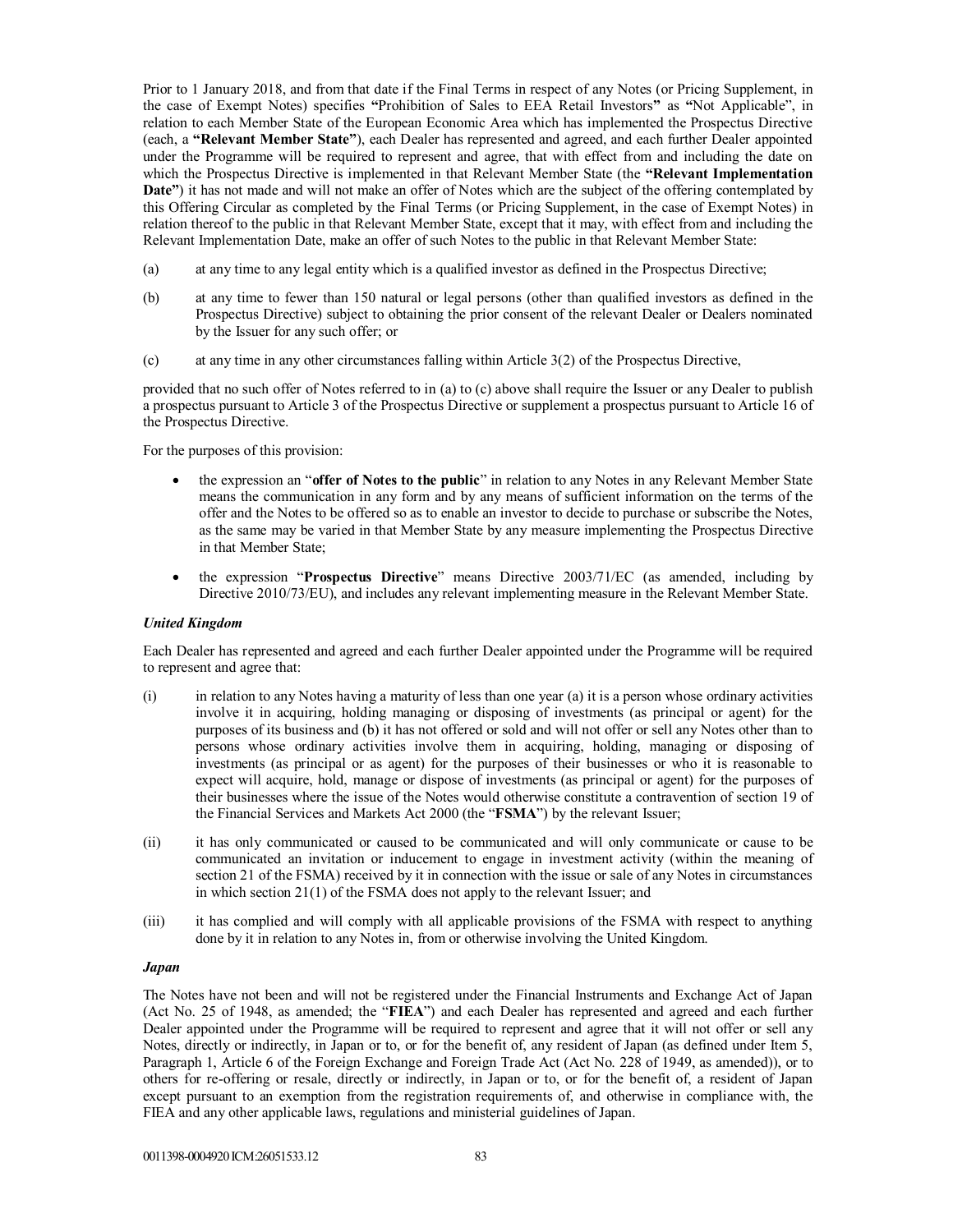Prior to 1 January 2018, and from that date if the Final Terms in respect of any Notes (or Pricing Supplement, in the case of Exempt Notes) specifies **"**Prohibition of Sales to EEA Retail Investors**"** as **"**Not Applicable", in relation to each Member State of the European Economic Area which has implemented the Prospectus Directive (each, a **"Relevant Member State"**), each Dealer has represented and agreed, and each further Dealer appointed under the Programme will be required to represent and agree, that with effect from and including the date on which the Prospectus Directive is implemented in that Relevant Member State (the **"Relevant Implementation Date"**) it has not made and will not make an offer of Notes which are the subject of the offering contemplated by this Offering Circular as completed by the Final Terms (or Pricing Supplement, in the case of Exempt Notes) in relation thereof to the public in that Relevant Member State, except that it may, with effect from and including the Relevant Implementation Date, make an offer of such Notes to the public in that Relevant Member State:

(a) at any time to any legal entity which is a qualified investor as defined in the Prospectus Directive;

(b) at any time to fewer than 150 natural or legal persons (other than qualified investors as defined in the Prospectus Directive) subject to obtaining the prior consent of the relevant Dealer or Dealers nominated by the Issuer for any such offer; or

(c) at any time in any other circumstances falling within Article 3(2) of the Prospectus Directive,

provided that no such offer of Notes referred to in (a) to (c) above shall require the Issuer or any Dealer to publish a prospectus pursuant to Article 3 of the Prospectus Directive or supplement a prospectus pursuant to Article 16 of the Prospectus Directive.

For the purposes of this provision:

- the expression an "**offer of Notes to the public**" in relation to any Notes in any Relevant Member State means the communication in any form and by any means of sufficient information on the terms of the offer and the Notes to be offered so as to enable an investor to decide to purchase or subscribe the Notes, as the same may be varied in that Member State by any measure implementing the Prospectus Directive in that Member State;
- the expression "**Prospectus Directive**" means Directive 2003/71/EC (as amended, including by Directive 2010/73/EU), and includes any relevant implementing measure in the Relevant Member State.

***United Kingdom***

Each Dealer has represented and agreed and each further Dealer appointed under the Programme will be required to represent and agree that:

(i) in relation to any Notes having a maturity of less than one year (a) it is a person whose ordinary activities involve it in acquiring, holding managing or disposing of investments (as principal or agent) for the purposes of its business and (b) it has not offered or sold and will not offer or sell any Notes other than to persons whose ordinary activities involve them in acquiring, holding, managing or disposing of investments (as principal or as agent) for the purposes of their businesses or who it is reasonable to expect will acquire, hold, manage or dispose of investments (as principal or agent) for the purposes of their businesses where the issue of the Notes would otherwise constitute a contravention of section 19 of the Financial Services and Markets Act 2000 (the "**FSMA**") by the relevant Issuer;

(ii) it has only communicated or caused to be communicated and will only communicate or cause to be communicated an invitation or inducement to engage in investment activity (within the meaning of section 21 of the FSMA) received by it in connection with the issue or sale of any Notes in circumstances in which section 21(1) of the FSMA does not apply to the relevant Issuer; and

(iii) it has complied and will comply with all applicable provisions of the FSMA with respect to anything done by it in relation to any Notes in, from or otherwise involving the United Kingdom.

***Japan***

The Notes have not been and will not be registered under the Financial Instruments and Exchange Act of Japan (Act No. 25 of 1948, as amended; the "**FIEA**") and each Dealer has represented and agreed and each further Dealer appointed under the Programme will be required to represent and agree that it will not offer or sell any Notes, directly or indirectly, in Japan or to, or for the benefit of, any resident of Japan (as defined under Item 5, Paragraph 1, Article 6 of the Foreign Exchange and Foreign Trade Act (Act No. 228 of 1949, as amended)), or to others for re-offering or resale, directly or indirectly, in Japan or to, or for the benefit of, a resident of Japan except pursuant to an exemption from the registration requirements of, and otherwise in compliance with, the FIEA and any other applicable laws, regulations and ministerial guidelines of Japan.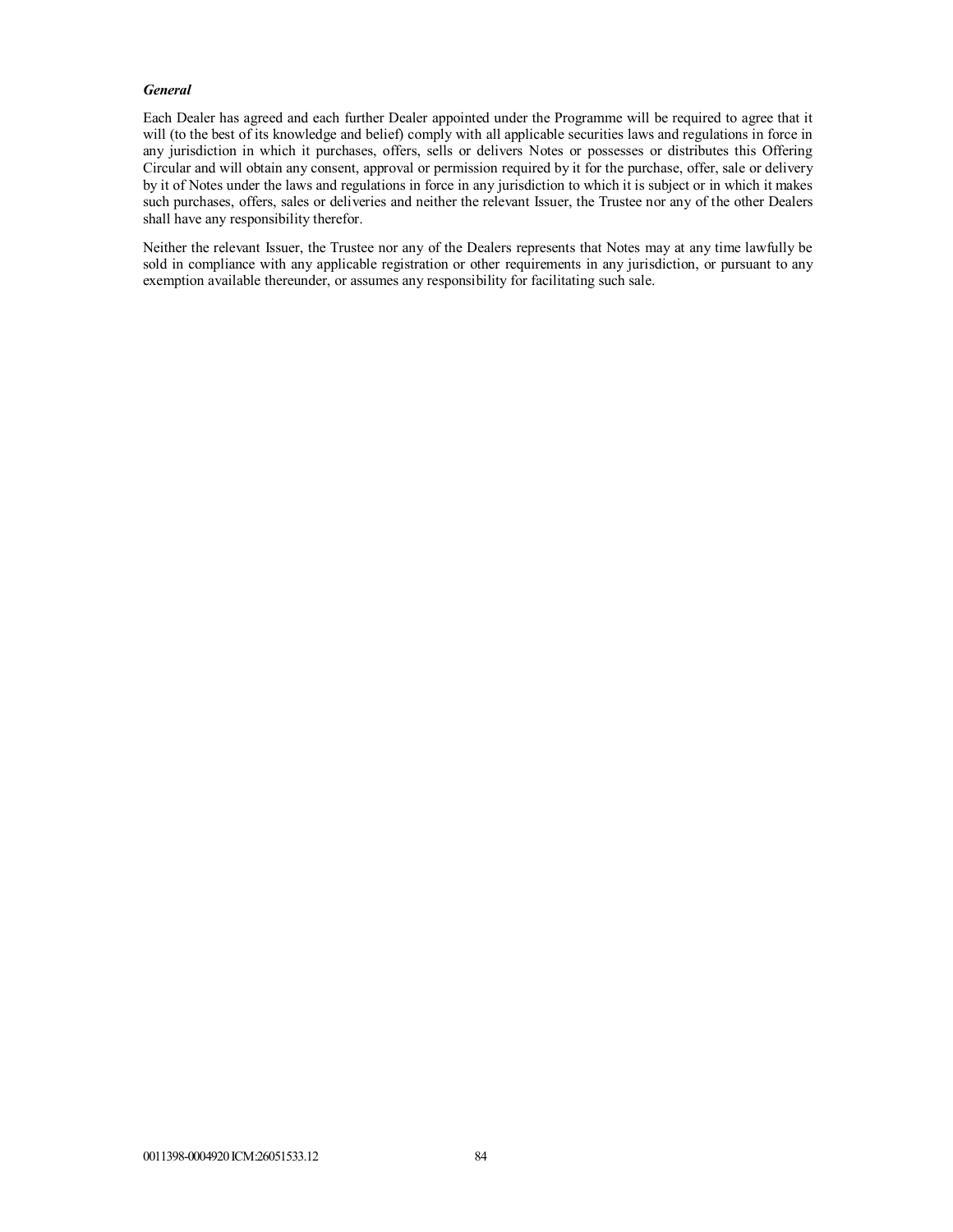***General***

Each Dealer has agreed and each further Dealer appointed under the Programme will be required to agree that it will (to the best of its knowledge and belief) comply with all applicable securities laws and regulations in force in any jurisdiction in which it purchases, offers, sells or delivers Notes or possesses or distributes this Offering Circular and will obtain any consent, approval or permission required by it for the purchase, offer, sale or delivery by it of Notes under the laws and regulations in force in any jurisdiction to which it is subject or in which it makes such purchases, offers, sales or deliveries and neither the relevant Issuer, the Trustee nor any of the other Dealers shall have any responsibility therefor.

Neither the relevant Issuer, the Trustee nor any of the Dealers represents that Notes may at any time lawfully be sold in compliance with any applicable registration or other requirements in any jurisdiction, or pursuant to any exemption available thereunder, or assumes any responsibility for facilitating such sale.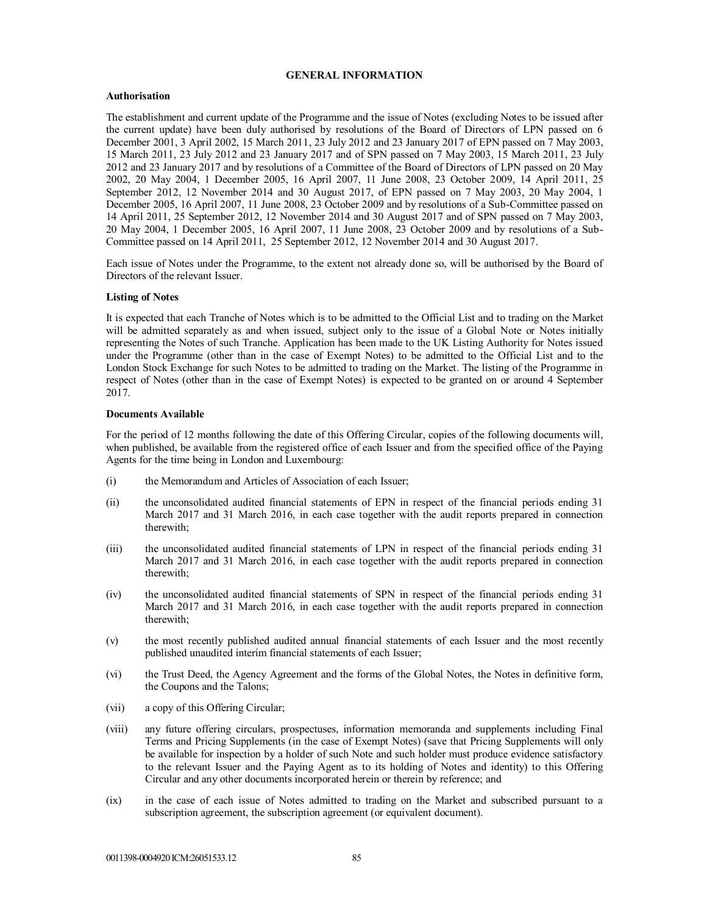## GENERAL INFORMATION

### Authorisation

The establishment and current update of the Programme and the issue of Notes (excluding Notes to be issued after the current update) have been duly authorised by resolutions of the Board of Directors of LPN passed on 6 December 2001, 3 April 2002, 15 March 2011, 23 July 2012 and 23 January 2017 of EPN passed on 7 May 2003, 15 March 2011, 23 July 2012 and 23 January 2017 and of SPN passed on 7 May 2003, 15 March 2011, 23 July 2012 and 23 January 2017 and by resolutions of a Committee of the Board of Directors of LPN passed on 20 May 2002, 20 May 2004, 1 December 2005, 16 April 2007, 11 June 2008, 23 October 2009, 14 April 2011, 25 September 2012, 12 November 2014 and 30 August 2017, of EPN passed on 7 May 2003, 20 May 2004, 1 December 2005, 16 April 2007, 11 June 2008, 23 October 2009 and by resolutions of a Sub-Committee passed on 14 April 2011, 25 September 2012, 12 November 2014 and 30 August 2017 and of SPN passed on 7 May 2003, 20 May 2004, 1 December 2005, 16 April 2007, 11 June 2008, 23 October 2009 and by resolutions of a Sub-Committee passed on 14 April 2011, 25 September 2012, 12 November 2014 and 30 August 2017.

Each issue of Notes under the Programme, to the extent not already done so, will be authorised by the Board of Directors of the relevant Issuer.

### Listing of Notes

It is expected that each Tranche of Notes which is to be admitted to the Official List and to trading on the Market will be admitted separately as and when issued, subject only to the issue of a Global Note or Notes initially representing the Notes of such Tranche. Application has been made to the UK Listing Authority for Notes issued under the Programme (other than in the case of Exempt Notes) to be admitted to the Official List and to the London Stock Exchange for such Notes to be admitted to trading on the Market. The listing of the Programme in respect of Notes (other than in the case of Exempt Notes) is expected to be granted on or around 4 September 2017.

### Documents Available

For the period of 12 months following the date of this Offering Circular, copies of the following documents will, when published, be available from the registered office of each Issuer and from the specified office of the Paying Agents for the time being in London and Luxembourg:

(i) the Memorandum and Articles of Association of each Issuer;

(ii) the unconsolidated audited financial statements of EPN in respect of the financial periods ending 31 March 2017 and 31 March 2016, in each case together with the audit reports prepared in connection therewith;

(iii) the unconsolidated audited financial statements of LPN in respect of the financial periods ending 31 March 2017 and 31 March 2016, in each case together with the audit reports prepared in connection therewith;

(iv) the unconsolidated audited financial statements of SPN in respect of the financial periods ending 31 March 2017 and 31 March 2016, in each case together with the audit reports prepared in connection therewith;

(v) the most recently published audited annual financial statements of each Issuer and the most recently published unaudited interim financial statements of each Issuer;

(vi) the Trust Deed, the Agency Agreement and the forms of the Global Notes, the Notes in definitive form, the Coupons and the Talons;

(vii) a copy of this Offering Circular;

(viii) any future offering circulars, prospectuses, information memoranda and supplements including Final Terms and Pricing Supplements (in the case of Exempt Notes) (save that Pricing Supplements will only be available for inspection by a holder of such Note and such holder must produce evidence satisfactory to the relevant Issuer and the Paying Agent as to its holding of Notes and identity) to this Offering Circular and any other documents incorporated herein or therein by reference; and

(ix) in the case of each issue of Notes admitted to trading on the Market and subscribed pursuant to a subscription agreement, the subscription agreement (or equivalent document).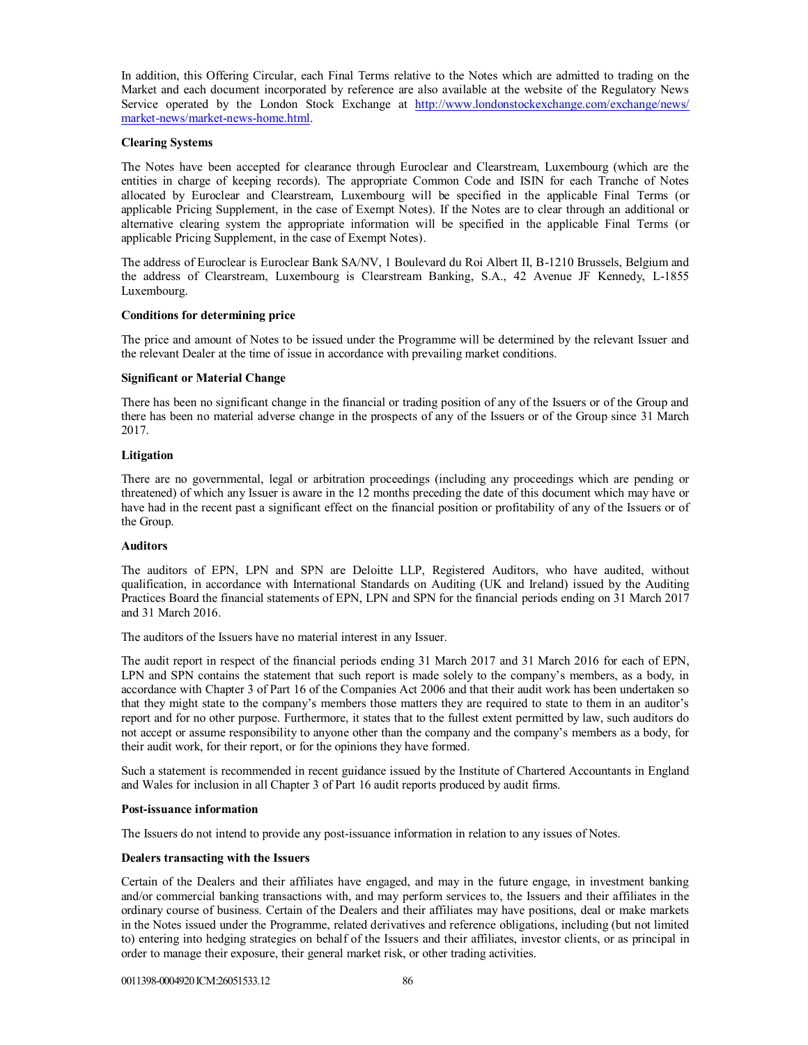In addition, this Offering Circular, each Final Terms relative to the Notes which are admitted to trading on the Market and each document incorporated by reference are also available at the website of the Regulatory News Service operated by the London Stock Exchange at http://www.londonstockexchange.com/exchange/news/market-news/market-news-home.html.

**Clearing Systems**

The Notes have been accepted for clearance through Euroclear and Clearstream, Luxembourg (which are the entities in charge of keeping records). The appropriate Common Code and ISIN for each Tranche of Notes allocated by Euroclear and Clearstream, Luxembourg will be specified in the applicable Final Terms (or applicable Pricing Supplement, in the case of Exempt Notes). If the Notes are to clear through an additional or alternative clearing system the appropriate information will be specified in the applicable Final Terms (or applicable Pricing Supplement, in the case of Exempt Notes).

The address of Euroclear is Euroclear Bank SA/NV, 1 Boulevard du Roi Albert II, B-1210 Brussels, Belgium and the address of Clearstream, Luxembourg is Clearstream Banking, S.A., 42 Avenue JF Kennedy, L-1855 Luxembourg.

**Conditions for determining price**

The price and amount of Notes to be issued under the Programme will be determined by the relevant Issuer and the relevant Dealer at the time of issue in accordance with prevailing market conditions.

**Significant or Material Change**

There has been no significant change in the financial or trading position of any of the Issuers or of the Group and there has been no material adverse change in the prospects of any of the Issuers or of the Group since 31 March 2017.

**Litigation**

There are no governmental, legal or arbitration proceedings (including any proceedings which are pending or threatened) of which any Issuer is aware in the 12 months preceding the date of this document which may have or have had in the recent past a significant effect on the financial position or profitability of any of the Issuers or of the Group.

**Auditors**

The auditors of EPN, LPN and SPN are Deloitte LLP, Registered Auditors, who have audited, without qualification, in accordance with International Standards on Auditing (UK and Ireland) issued by the Auditing Practices Board the financial statements of EPN, LPN and SPN for the financial periods ending on 31 March 2017 and 31 March 2016.

The auditors of the Issuers have no material interest in any Issuer.

The audit report in respect of the financial periods ending 31 March 2017 and 31 March 2016 for each of EPN, LPN and SPN contains the statement that such report is made solely to the company's members, as a body, in accordance with Chapter 3 of Part 16 of the Companies Act 2006 and that their audit work has been undertaken so that they might state to the company's members those matters they are required to state to them in an auditor's report and for no other purpose. Furthermore, it states that to the fullest extent permitted by law, such auditors do not accept or assume responsibility to anyone other than the company and the company's members as a body, for their audit work, for their report, or for the opinions they have formed.

Such a statement is recommended in recent guidance issued by the Institute of Chartered Accountants in England and Wales for inclusion in all Chapter 3 of Part 16 audit reports produced by audit firms.

**Post-issuance information**

The Issuers do not intend to provide any post-issuance information in relation to any issues of Notes.

**Dealers transacting with the Issuers**

Certain of the Dealers and their affiliates have engaged, and may in the future engage, in investment banking and/or commercial banking transactions with, and may perform services to, the Issuers and their affiliates in the ordinary course of business. Certain of the Dealers and their affiliates may have positions, deal or make markets in the Notes issued under the Programme, related derivatives and reference obligations, including (but not limited to) entering into hedging strategies on behalf of the Issuers and their affiliates, investor clients, or as principal in order to manage their exposure, their general market risk, or other trading activities.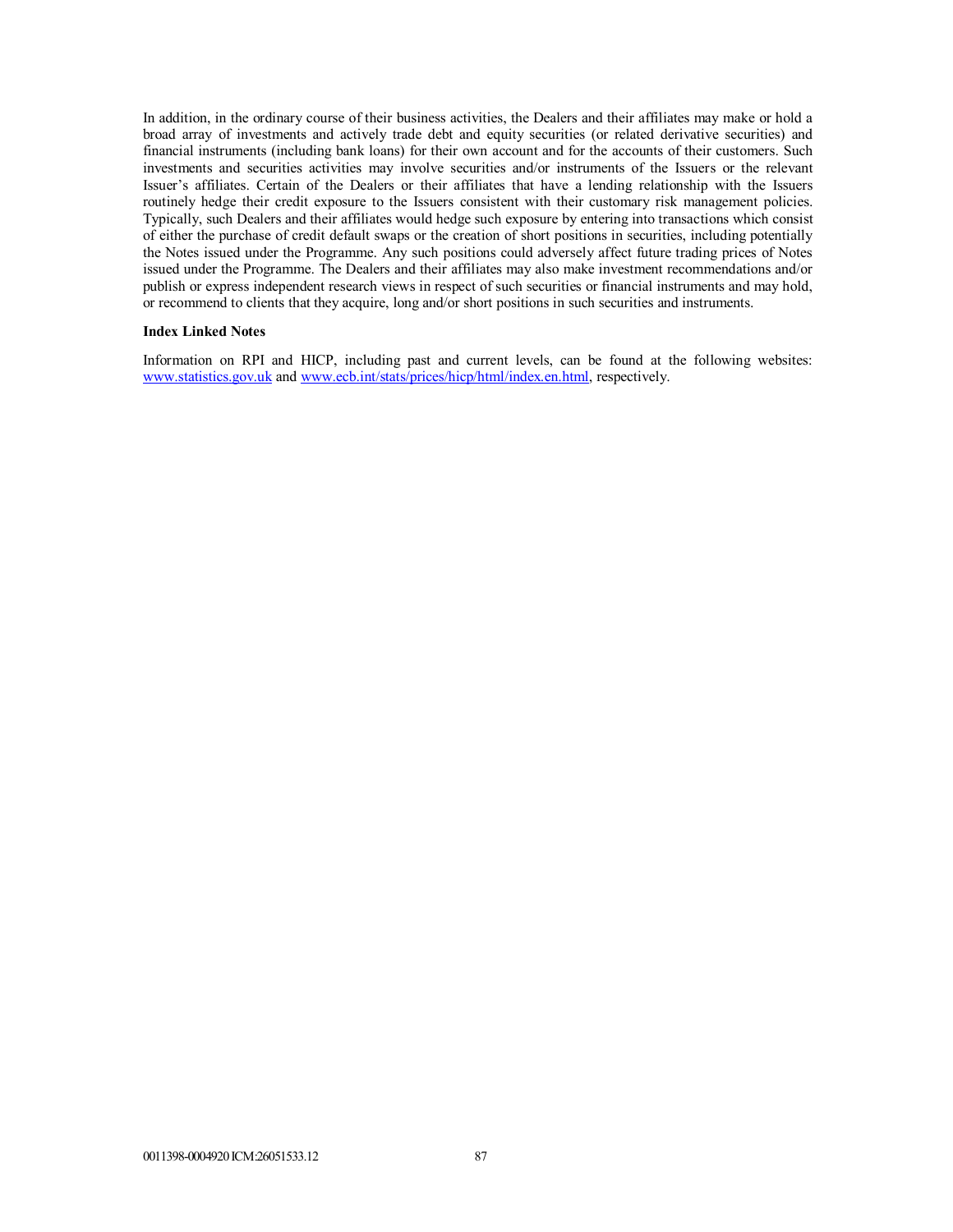In addition, in the ordinary course of their business activities, the Dealers and their affiliates may make or hold a broad array of investments and actively trade debt and equity securities (or related derivative securities) and financial instruments (including bank loans) for their own account and for the accounts of their customers. Such investments and securities activities may involve securities and/or instruments of the Issuers or the relevant Issuer's affiliates. Certain of the Dealers or their affiliates that have a lending relationship with the Issuers routinely hedge their credit exposure to the Issuers consistent with their customary risk management policies. Typically, such Dealers and their affiliates would hedge such exposure by entering into transactions which consist of either the purchase of credit default swaps or the creation of short positions in securities, including potentially the Notes issued under the Programme. Any such positions could adversely affect future trading prices of Notes issued under the Programme. The Dealers and their affiliates may also make investment recommendations and/or publish or express independent research views in respect of such securities or financial instruments and may hold, or recommend to clients that they acquire, long and/or short positions in such securities and instruments.

**Index Linked Notes**

Information on RPI and HICP, including past and current levels, can be found at the following websites: www.statistics.gov.uk and www.ecb.int/stats/prices/hicp/html/index.en.html, respectively.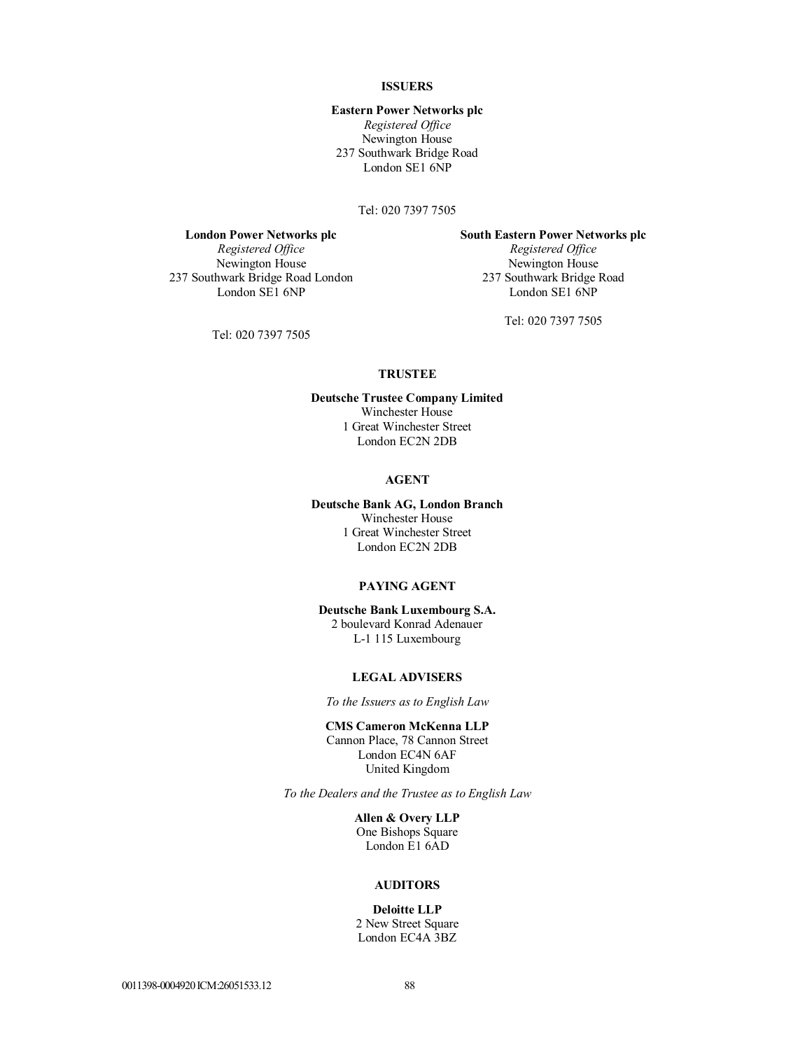## ISSUERS

**Eastern Power Networks plc**
*Registered Office*
Newington House
237 Southwark Bridge Road
London SE1 6NP

Tel: 020 7397 7505

**London Power Networks plc**
*Registered Office*
Newington House
237 Southwark Bridge Road London
London SE1 6NP

Tel: 020 7397 7505

**South Eastern Power Networks plc**
*Registered Office*
Newington House
237 Southwark Bridge Road
London SE1 6NP

Tel: 020 7397 7505

## TRUSTEE

**Deutsche Trustee Company Limited**
Winchester House
1 Great Winchester Street
London EC2N 2DB

## AGENT

**Deutsche Bank AG, London Branch**
Winchester House
1 Great Winchester Street
London EC2N 2DB

## PAYING AGENT

**Deutsche Bank Luxembourg S.A.**
2 boulevard Konrad Adenauer
L-1 115 Luxembourg

## LEGAL ADVISERS

*To the Issuers as to English Law*

**CMS Cameron McKenna LLP**
Cannon Place, 78 Cannon Street
London EC4N 6AF
United Kingdom

*To the Dealers and the Trustee as to English Law*

**Allen & Overy LLP**
One Bishops Square
London E1 6AD

## AUDITORS

**Deloitte LLP**
2 New Street Square
London EC4A 3BZ

0011398-0004920 ICM:26051533.12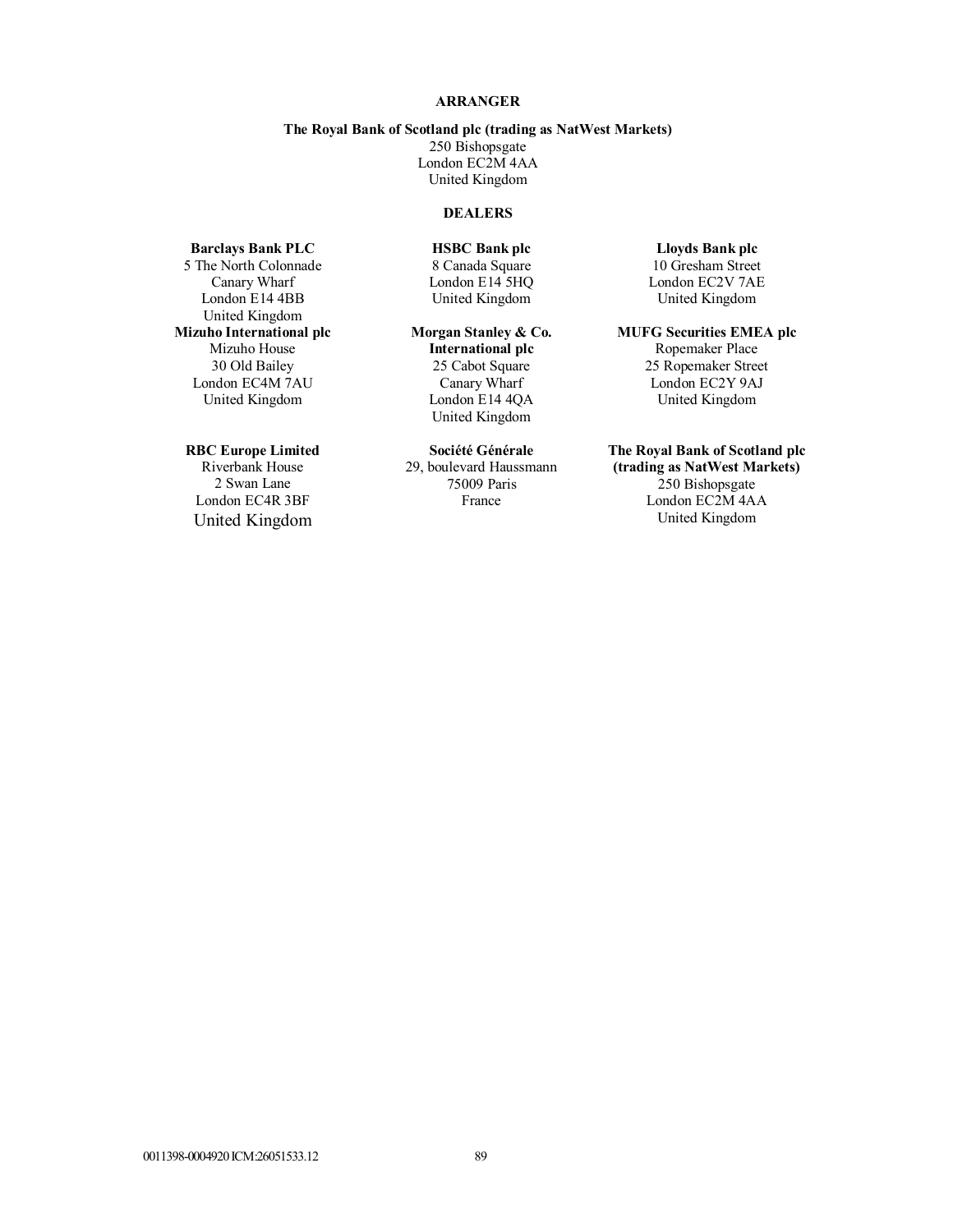**ARRANGER**

**The Royal Bank of Scotland plc (trading as NatWest Markets)**
250 Bishopsgate
London EC2M 4AA
United Kingdom

**DEALERS**

**Barclays Bank PLC**
5 The North Colonnade
Canary Wharf
London E14 4BB
United Kingdom

**HSBC Bank plc**
8 Canada Square
London E14 5HQ
United Kingdom

**Lloyds Bank plc**
10 Gresham Street
London EC2V 7AE
United Kingdom

**Mizuho International plc**
Mizuho House
30 Old Bailey
London EC4M 7AU
United Kingdom

**Morgan Stanley & Co. International plc**
25 Cabot Square
Canary Wharf
London E14 4QA
United Kingdom

**MUFG Securities EMEA plc**
Ropemaker Place
25 Ropemaker Street
London EC2Y 9AJ
United Kingdom

**RBC Europe Limited**
Riverbank House
2 Swan Lane
London EC4R 3BF
United Kingdom

**Société Générale**
29, boulevard Haussmann
75009 Paris
France

**The Royal Bank of Scotland plc (trading as NatWest Markets)**
250 Bishopsgate
London EC2M 4AA
United Kingdom

0011398-0004920 ICM:26051533.12